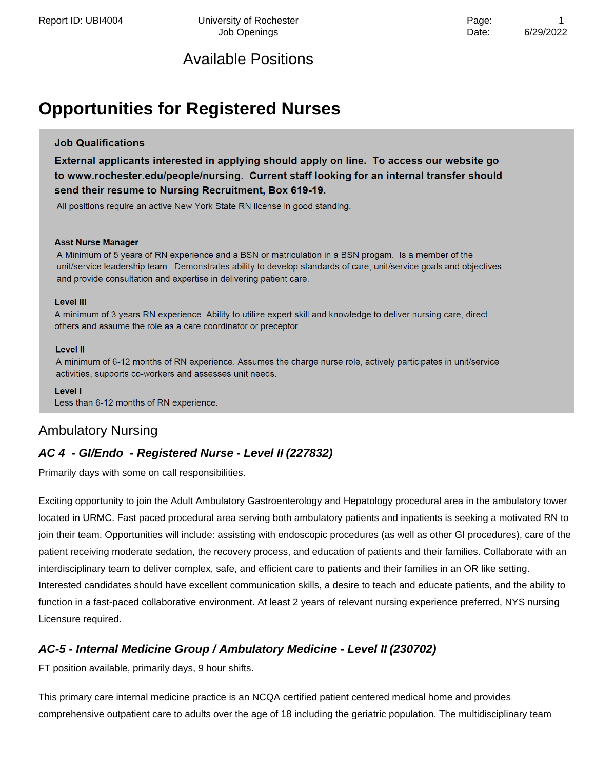# Available Positions

# Opportunities for Registered Nurses

**Job Qualifications**

**External applicants interested in applying should apply on line. To access our website go to www.rochester.edu/people/nursing. Current staff looking for an internal transfer should send their resume to Nursing Recruitment, Box 619-19.**

All positions require an active New York State RN license in good standing.

**Asst Nurse Manager**

A Minimum of 5 years of RN experience and a BSN or matriculation in a BSN progam. Is a member of the unit/service leadership team. Demonstrates ability to develop standards of care, unit/service goals and objectives and provide consultation and expertise in delivering patient care.

**Level III**

A minimum of 3 years RN experience. Ability to utilize expert skill and knowledge to deliver nursing care, direct others and assume the role as a care coordinator or preceptor.

**Level II**

A minimum of 6-12 months of RN experience. Assumes the charge nurse role, actively participates in unit/service activities, supports co-workers and assesses unit needs.

**Level I**

Less than 6-12 months of RN experience.

## Ambulatory Nursing

### *AC 4 - GI/Endo - Registered Nurse - Level II (227832)*

Primarily days with some on call responsibilities.

Exciting opportunity to join the Adult Ambulatory Gastroenterology and Hepatology procedural area in the ambulatory tower located in URMC. Fast paced procedural area serving both ambulatory patients and inpatients is seeking a motivated RN to join their team. Opportunities will include: assisting with endoscopic procedures (as well as other GI procedures), care of the patient receiving moderate sedation, the recovery process, and education of patients and their families. Collaborate with an interdisciplinary team to deliver complex, safe, and efficient care to patients and their families in an OR like setting. Interested candidates should have excellent communication skills, a desire to teach and educate patients, and the ability to function in a fast-paced collaborative environment. At least 2 years of relevant nursing experience preferred, NYS nursing Licensure required.

### *AC-5 - Internal Medicine Group / Ambulatory Medicine - Level II (230702)*

FT position available, primarily days, 9 hour shifts.

This primary care internal medicine practice is an NCQA certified patient centered medical home and provides comprehensive outpatient care to adults over the age of 18 including the geriatric population. The multidisciplinary team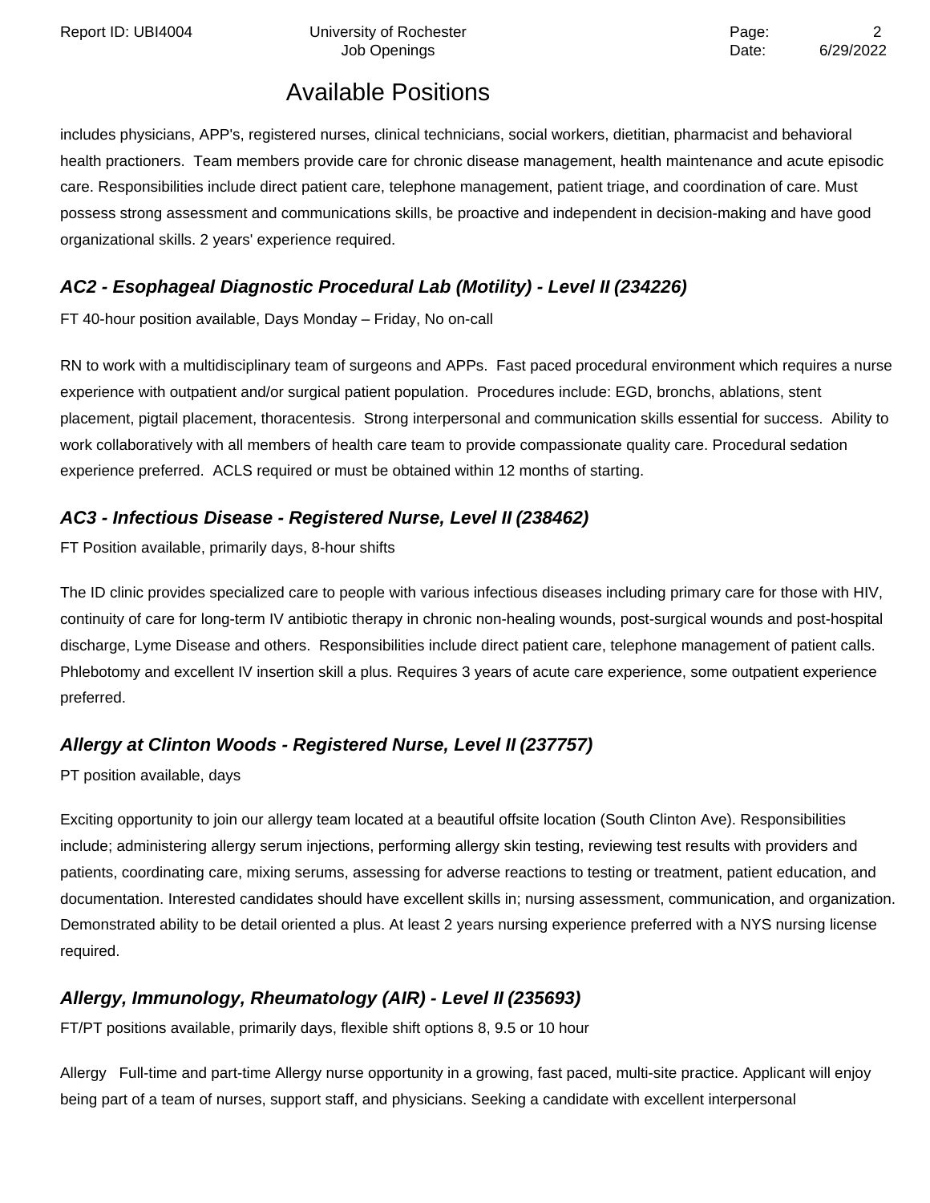## Available Positions

includes physicians, APP's, registered nurses, clinical technicians, social workers, dietitian, pharmacist and behavioral health practioners. Team members provide care for chronic disease management, health maintenance and acute episodic care. Responsibilities include direct patient care, telephone management, patient triage, and coordination of care. Must possess strong assessment and communications skills, be proactive and independent in decision-making and have good organizational skills. 2 years' experience required.

### *AC2 - Esophageal Diagnostic Procedural Lab (Motility) - Level II (234226)*

FT 40-hour position available, Days Monday – Friday, No on-call

RN to work with a multidisciplinary team of surgeons and APPs. Fast paced procedural environment which requires a nurse experience with outpatient and/or surgical patient population. Procedures include: EGD, bronchs, ablations, stent placement, pigtail placement, thoracentesis. Strong interpersonal and communication skills essential for success. Ability to work collaboratively with all members of health care team to provide compassionate quality care. Procedural sedation experience preferred. ACLS required or must be obtained within 12 months of starting.

### *AC3 - Infectious Disease - Registered Nurse, Level II (238462)*

FT Position available, primarily days, 8-hour shifts

The ID clinic provides specialized care to people with various infectious diseases including primary care for those with HIV, continuity of care for long-term IV antibiotic therapy in chronic non-healing wounds, post-surgical wounds and post-hospital discharge, Lyme Disease and others. Responsibilities include direct patient care, telephone management of patient calls. Phlebotomy and excellent IV insertion skill a plus. Requires 3 years of acute care experience, some outpatient experience preferred.

### *Allergy at Clinton Woods - Registered Nurse, Level II (237757)*

PT position available, days

Exciting opportunity to join our allergy team located at a beautiful offsite location (South Clinton Ave). Responsibilities include; administering allergy serum injections, performing allergy skin testing, reviewing test results with providers and patients, coordinating care, mixing serums, assessing for adverse reactions to testing or treatment, patient education, and documentation. Interested candidates should have excellent skills in; nursing assessment, communication, and organization. Demonstrated ability to be detail oriented a plus. At least 2 years nursing experience preferred with a NYS nursing license required.

### *Allergy, Immunology, Rheumatology (AIR) - Level II (235693)*

FT/PT positions available, primarily days, flexible shift options 8, 9.5 or 10 hour

Allergy Full-time and part-time Allergy nurse opportunity in a growing, fast paced, multi-site practice. Applicant will enjoy being part of a team of nurses, support staff, and physicians. Seeking a candidate with excellent interpersonal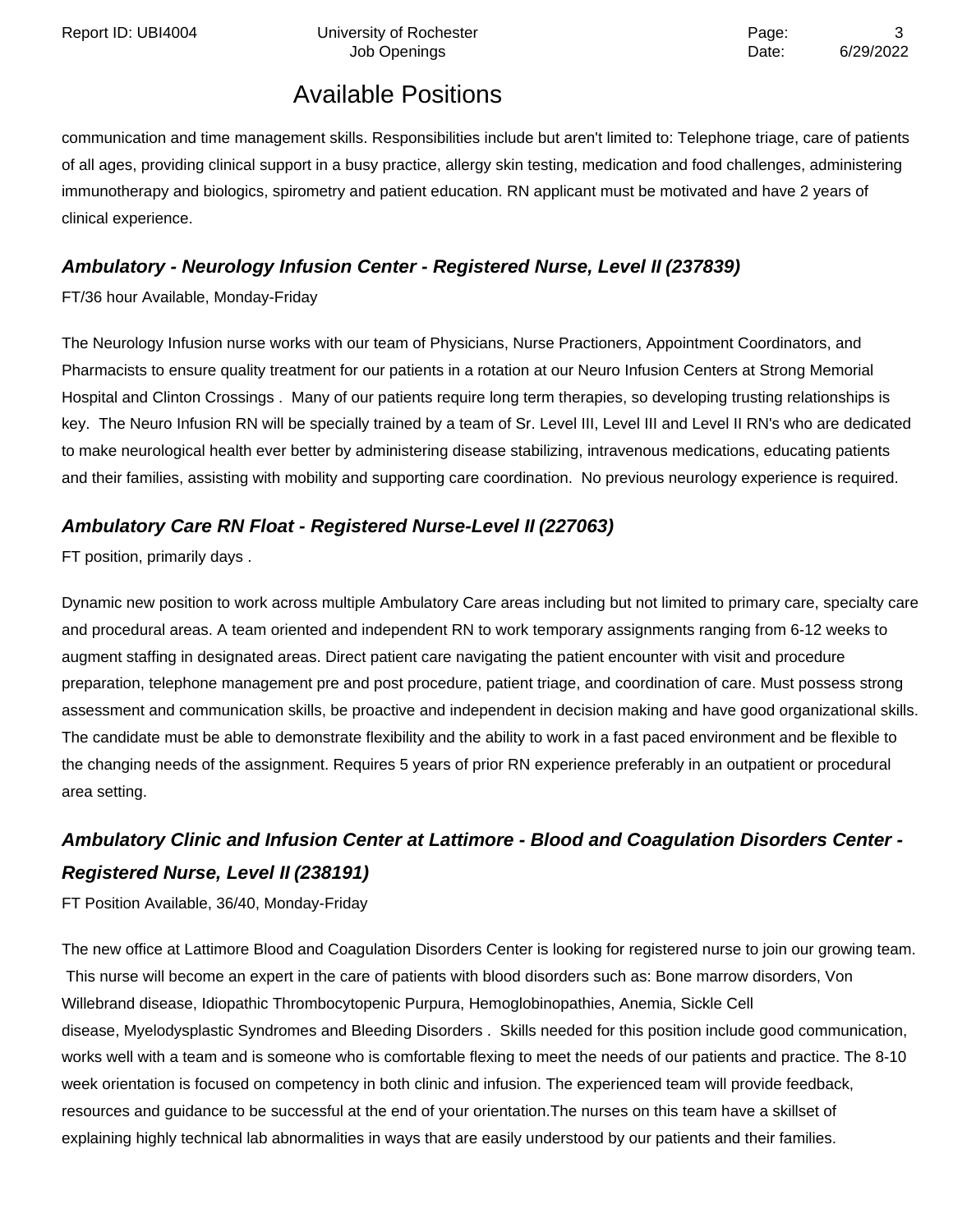communication and time management skills. Responsibilities include but aren't limited to: Telephone triage, care of patients of all ages, providing clinical support in a busy practice, allergy skin testing, medication and food challenges, administering immunotherapy and biologics, spirometry and patient education. RN applicant must be motivated and have 2 years of clinical experience.

### *Ambulatory - Neurology Infusion Center - Registered Nurse, Level II (237839)*

FT/36 hour Available, Monday-Friday

The Neurology Infusion nurse works with our team of Physicians, Nurse Practioners, Appointment Coordinators, and Pharmacists to ensure quality treatment for our patients in a rotation at our Neuro Infusion Centers at Strong Memorial Hospital and Clinton Crossings . Many of our patients require long term therapies, so developing trusting relationships is key. The Neuro Infusion RN will be specially trained by a team of Sr. Level III, Level III and Level II RN's who are dedicated to make neurological health ever better by administering disease stabilizing, intravenous medications, educating patients and their families, assisting with mobility and supporting care coordination. No previous neurology experience is required.

### *Ambulatory Care RN Float - Registered Nurse-Level II (227063)*

FT position, primarily days .

Dynamic new position to work across multiple Ambulatory Care areas including but not limited to primary care, specialty care and procedural areas. A team oriented and independent RN to work temporary assignments ranging from 6-12 weeks to augment staffing in designated areas. Direct patient care navigating the patient encounter with visit and procedure preparation, telephone management pre and post procedure, patient triage, and coordination of care. Must possess strong assessment and communication skills, be proactive and independent in decision making and have good organizational skills. The candidate must be able to demonstrate flexibility and the ability to work in a fast paced environment and be flexible to the changing needs of the assignment. Requires 5 years of prior RN experience preferably in an outpatient or procedural area setting.

### *Ambulatory Clinic and Infusion Center at Lattimore - Blood and Coagulation Disorders Center - Registered Nurse, Level II (238191)*

FT Position Available, 36/40, Monday-Friday

The new office at Lattimore Blood and Coagulation Disorders Center is looking for registered nurse to join our growing team. This nurse will become an expert in the care of patients with blood disorders such as: Bone marrow disorders, Von Willebrand disease, Idiopathic Thrombocytopenic Purpura, Hemoglobinopathies, Anemia, Sickle Cell disease, Myelodysplastic Syndromes and Bleeding Disorders . Skills needed for this position include good communication, works well with a team and is someone who is comfortable flexing to meet the needs of our patients and practice. The 8-10 week orientation is focused on competency in both clinic and infusion. The experienced team will provide feedback, resources and guidance to be successful at the end of your orientation.The nurses on this team have a skillset of explaining highly technical lab abnormalities in ways that are easily understood by our patients and their families.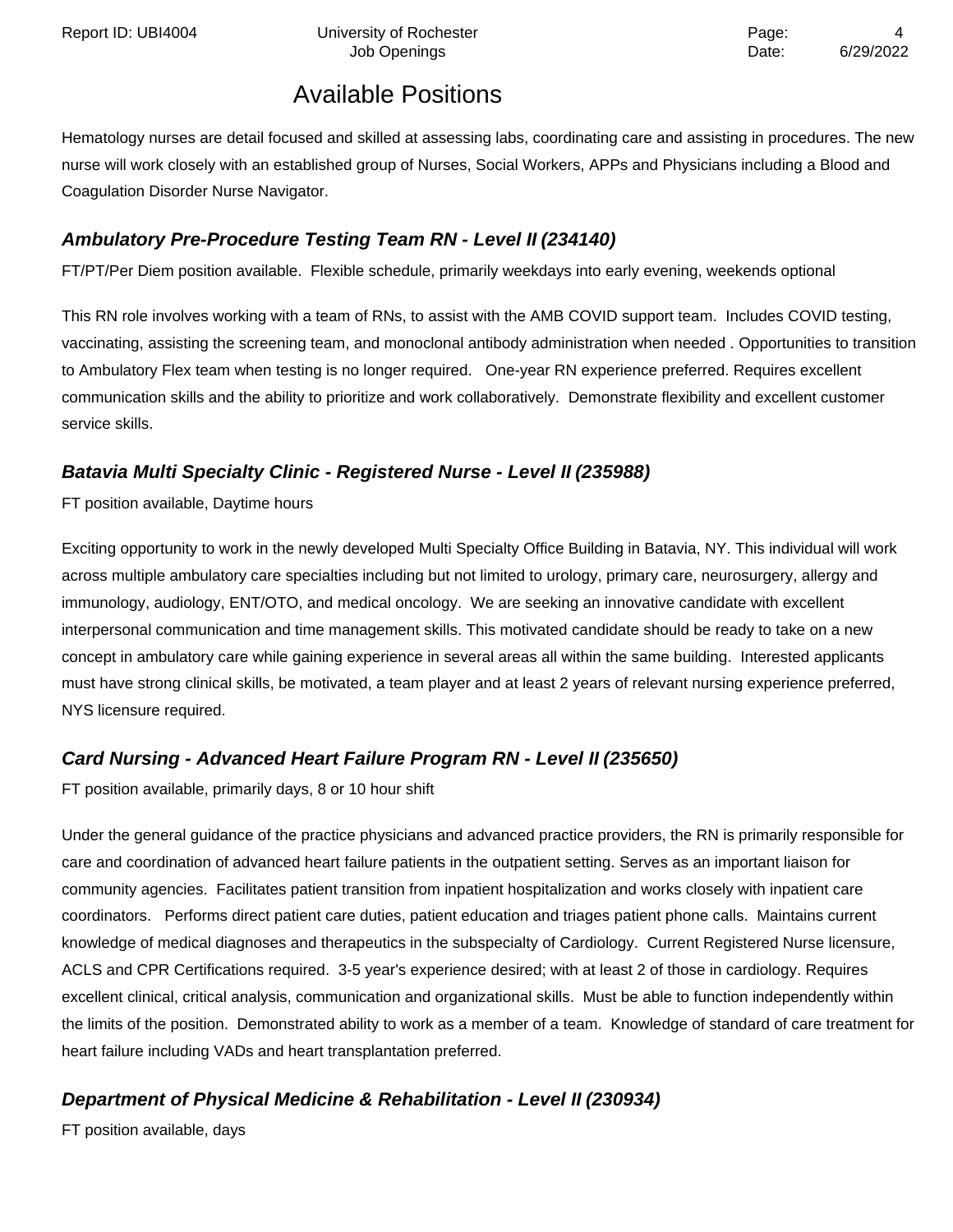## Available Positions

Hematology nurses are detail focused and skilled at assessing labs, coordinating care and assisting in procedures. The new nurse will work closely with an established group of Nurses, Social Workers, APPs and Physicians including a Blood and Coagulation Disorder Nurse Navigator.

### *Ambulatory Pre-Procedure Testing Team RN - Level II (234140)*

FT/PT/Per Diem position available. Flexible schedule, primarily weekdays into early evening, weekends optional

This RN role involves working with a team of RNs, to assist with the AMB COVID support team. Includes COVID testing, vaccinating, assisting the screening team, and monoclonal antibody administration when needed . Opportunities to transition to Ambulatory Flex team when testing is no longer required. One-year RN experience preferred. Requires excellent communication skills and the ability to prioritize and work collaboratively. Demonstrate flexibility and excellent customer service skills.

### *Batavia Multi Specialty Clinic - Registered Nurse - Level II (235988)*

FT position available, Daytime hours

Exciting opportunity to work in the newly developed Multi Specialty Office Building in Batavia, NY. This individual will work across multiple ambulatory care specialties including but not limited to urology, primary care, neurosurgery, allergy and immunology, audiology, ENT/OTO, and medical oncology. We are seeking an innovative candidate with excellent interpersonal communication and time management skills. This motivated candidate should be ready to take on a new concept in ambulatory care while gaining experience in several areas all within the same building. Interested applicants must have strong clinical skills, be motivated, a team player and at least 2 years of relevant nursing experience preferred, NYS licensure required.

### *Card Nursing - Advanced Heart Failure Program RN - Level II (235650)*

FT position available, primarily days, 8 or 10 hour shift

Under the general guidance of the practice physicians and advanced practice providers, the RN is primarily responsible for care and coordination of advanced heart failure patients in the outpatient setting. Serves as an important liaison for community agencies. Facilitates patient transition from inpatient hospitalization and works closely with inpatient care coordinators. Performs direct patient care duties, patient education and triages patient phone calls. Maintains current knowledge of medical diagnoses and therapeutics in the subspecialty of Cardiology. Current Registered Nurse licensure, ACLS and CPR Certifications required. 3-5 year's experience desired; with at least 2 of those in cardiology. Requires excellent clinical, critical analysis, communication and organizational skills. Must be able to function independently within the limits of the position. Demonstrated ability to work as a member of a team. Knowledge of standard of care treatment for heart failure including VADs and heart transplantation preferred.

### *Department of Physical Medicine & Rehabilitation - Level II (230934)*

FT position available, days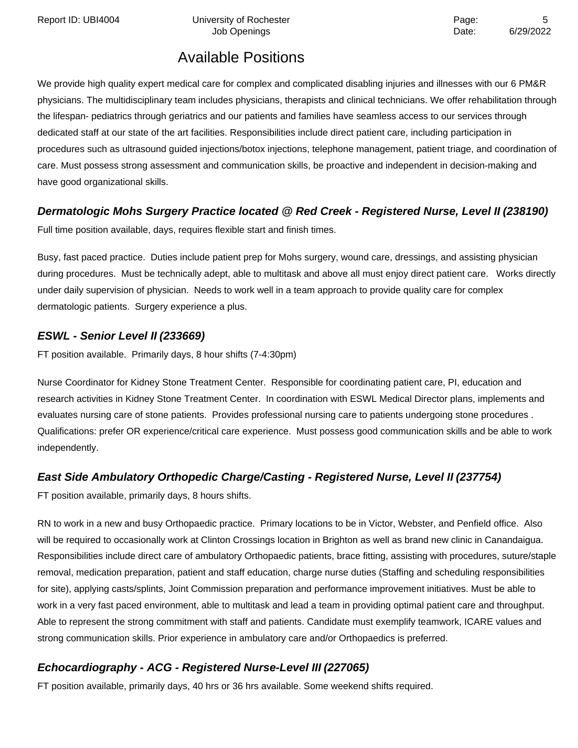## Available Positions

We provide high quality expert medical care for complex and complicated disabling injuries and illnesses with our 6 PM&R physicians. The multidisciplinary team includes physicians, therapists and clinical technicians. We offer rehabilitation through the lifespan- pediatrics through geriatrics and our patients and families have seamless access to our services through dedicated staff at our state of the art facilities. Responsibilities include direct patient care, including participation in procedures such as ultrasound guided injections/botox injections, telephone management, patient triage, and coordination of care. Must possess strong assessment and communication skills, be proactive and independent in decision-making and have good organizational skills.

### *Dermatologic Mohs Surgery Practice located @ Red Creek - Registered Nurse, Level II (238190)*

Full time position available, days, requires flexible start and finish times.

Busy, fast paced practice. Duties include patient prep for Mohs surgery, wound care, dressings, and assisting physician during procedures. Must be technically adept, able to multitask and above all must enjoy direct patient care. Works directly under daily supervision of physician. Needs to work well in a team approach to provide quality care for complex dermatologic patients. Surgery experience a plus.

### *ESWL - Senior Level II (233669)*

FT position available. Primarily days, 8 hour shifts (7-4:30pm)

Nurse Coordinator for Kidney Stone Treatment Center. Responsible for coordinating patient care, PI, education and research activities in Kidney Stone Treatment Center. In coordination with ESWL Medical Director plans, implements and evaluates nursing care of stone patients. Provides professional nursing care to patients undergoing stone procedures . Qualifications: prefer OR experience/critical care experience. Must possess good communication skills and be able to work independently.

### *East Side Ambulatory Orthopedic Charge/Casting - Registered Nurse, Level II (237754)*

FT position available, primarily days, 8 hours shifts.

RN to work in a new and busy Orthopaedic practice. Primary locations to be in Victor, Webster, and Penfield office. Also will be required to occasionally work at Clinton Crossings location in Brighton as well as brand new clinic in Canandaigua. Responsibilities include direct care of ambulatory Orthopaedic patients, brace fitting, assisting with procedures, suture/staple removal, medication preparation, patient and staff education, charge nurse duties (Staffing and scheduling responsibilities for site), applying casts/splints, Joint Commission preparation and performance improvement initiatives. Must be able to work in a very fast paced environment, able to multitask and lead a team in providing optimal patient care and throughput. Able to represent the strong commitment with staff and patients. Candidate must exemplify teamwork, ICARE values and strong communication skills. Prior experience in ambulatory care and/or Orthopaedics is preferred.

### *Echocardiography - ACG - Registered Nurse-Level III (227065)*

FT position available, primarily days, 40 hrs or 36 hrs available. Some weekend shifts required.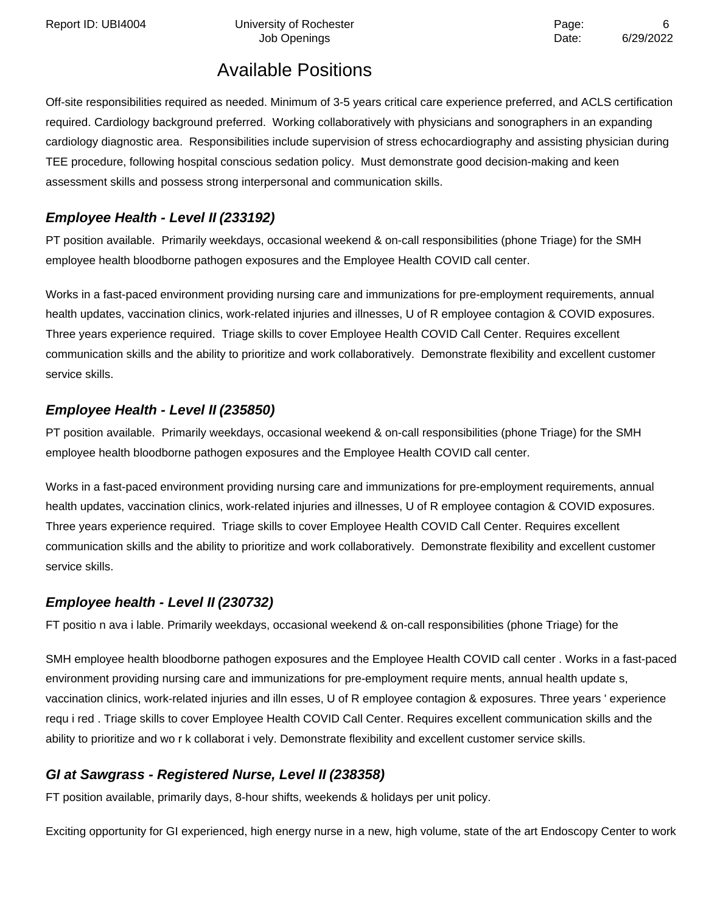## Available Positions

Off-site responsibilities required as needed. Minimum of 3-5 years critical care experience preferred, and ACLS certification required. Cardiology background preferred. Working collaboratively with physicians and sonographers in an expanding cardiology diagnostic area. Responsibilities include supervision of stress echocardiography and assisting physician during TEE procedure, following hospital conscious sedation policy. Must demonstrate good decision-making and keen assessment skills and possess strong interpersonal and communication skills.

### *Employee Health - Level II (233192)*

PT position available. Primarily weekdays, occasional weekend & on-call responsibilities (phone Triage) for the SMH employee health bloodborne pathogen exposures and the Employee Health COVID call center.

Works in a fast-paced environment providing nursing care and immunizations for pre-employment requirements, annual health updates, vaccination clinics, work-related injuries and illnesses, U of R employee contagion & COVID exposures. Three years experience required. Triage skills to cover Employee Health COVID Call Center. Requires excellent communication skills and the ability to prioritize and work collaboratively. Demonstrate flexibility and excellent customer service skills.

### *Employee Health - Level II (235850)*

PT position available. Primarily weekdays, occasional weekend & on-call responsibilities (phone Triage) for the SMH employee health bloodborne pathogen exposures and the Employee Health COVID call center.

Works in a fast-paced environment providing nursing care and immunizations for pre-employment requirements, annual health updates, vaccination clinics, work-related injuries and illnesses, U of R employee contagion & COVID exposures. Three years experience required. Triage skills to cover Employee Health COVID Call Center. Requires excellent communication skills and the ability to prioritize and work collaboratively. Demonstrate flexibility and excellent customer service skills.

### *Employee health - Level II (230732)*

FT positio n ava i lable. Primarily weekdays, occasional weekend & on-call responsibilities (phone Triage) for the

SMH employee health bloodborne pathogen exposures and the Employee Health COVID call center . Works in a fast-paced environment providing nursing care and immunizations for pre-employment require ments, annual health update s, vaccination clinics, work-related injuries and illn esses, U of R employee contagion & exposures. Three years ' experience requ i red . Triage skills to cover Employee Health COVID Call Center. Requires excellent communication skills and the ability to prioritize and wo r k collaborat i vely. Demonstrate flexibility and excellent customer service skills.

### *GI at Sawgrass - Registered Nurse, Level II (238358)*

FT position available, primarily days, 8-hour shifts, weekends & holidays per unit policy.

Exciting opportunity for GI experienced, high energy nurse in a new, high volume, state of the art Endoscopy Center to work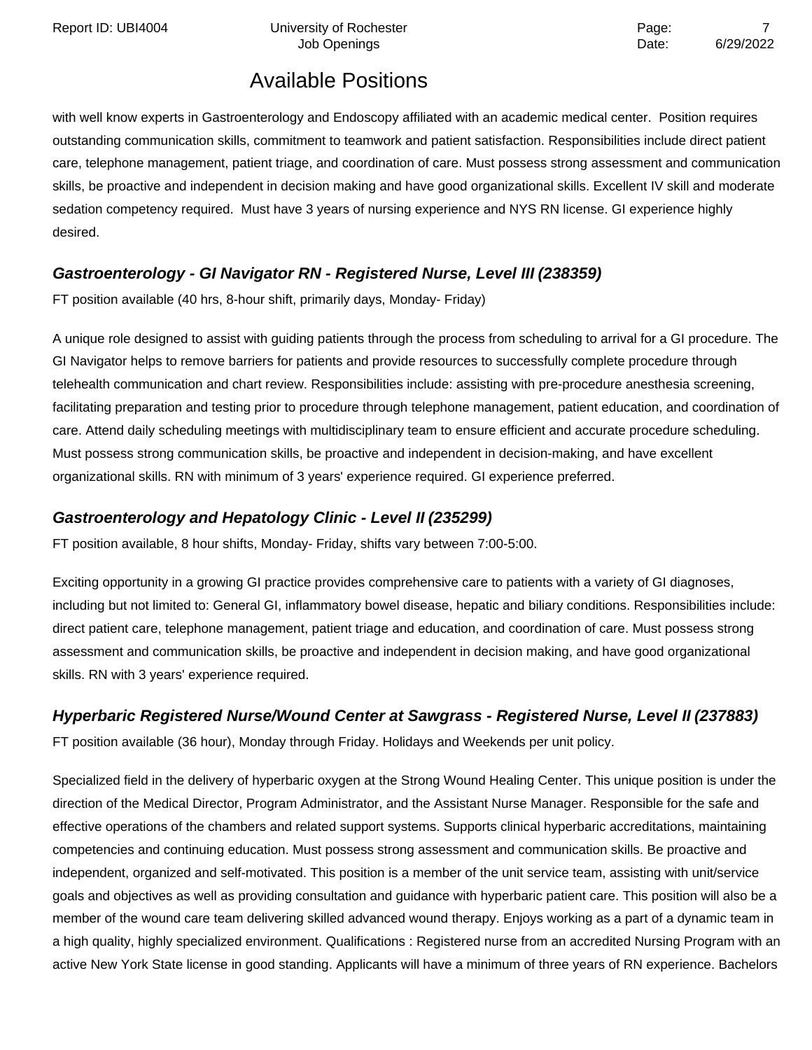## Available Positions

with well know experts in Gastroenterology and Endoscopy affiliated with an academic medical center. Position requires outstanding communication skills, commitment to teamwork and patient satisfaction. Responsibilities include direct patient care, telephone management, patient triage, and coordination of care. Must possess strong assessment and communication skills, be proactive and independent in decision making and have good organizational skills. Excellent IV skill and moderate sedation competency required. Must have 3 years of nursing experience and NYS RN license. GI experience highly desired.

### *Gastroenterology - GI Navigator RN - Registered Nurse, Level III (238359)*

FT position available (40 hrs, 8-hour shift, primarily days, Monday- Friday)

A unique role designed to assist with guiding patients through the process from scheduling to arrival for a GI procedure. The GI Navigator helps to remove barriers for patients and provide resources to successfully complete procedure through telehealth communication and chart review. Responsibilities include: assisting with pre-procedure anesthesia screening, facilitating preparation and testing prior to procedure through telephone management, patient education, and coordination of care. Attend daily scheduling meetings with multidisciplinary team to ensure efficient and accurate procedure scheduling. Must possess strong communication skills, be proactive and independent in decision-making, and have excellent organizational skills. RN with minimum of 3 years' experience required. GI experience preferred.

### *Gastroenterology and Hepatology Clinic - Level II (235299)*

FT position available, 8 hour shifts, Monday- Friday, shifts vary between 7:00-5:00.

Exciting opportunity in a growing GI practice provides comprehensive care to patients with a variety of GI diagnoses, including but not limited to: General GI, inflammatory bowel disease, hepatic and biliary conditions. Responsibilities include: direct patient care, telephone management, patient triage and education, and coordination of care. Must possess strong assessment and communication skills, be proactive and independent in decision making, and have good organizational skills. RN with 3 years' experience required.

### *Hyperbaric Registered Nurse/Wound Center at Sawgrass - Registered Nurse, Level II (237883)*

FT position available (36 hour), Monday through Friday. Holidays and Weekends per unit policy.

Specialized field in the delivery of hyperbaric oxygen at the Strong Wound Healing Center. This unique position is under the direction of the Medical Director, Program Administrator, and the Assistant Nurse Manager. Responsible for the safe and effective operations of the chambers and related support systems. Supports clinical hyperbaric accreditations, maintaining competencies and continuing education. Must possess strong assessment and communication skills. Be proactive and independent, organized and self-motivated. This position is a member of the unit service team, assisting with unit/service goals and objectives as well as providing consultation and guidance with hyperbaric patient care. This position will also be a member of the wound care team delivering skilled advanced wound therapy. Enjoys working as a part of a dynamic team in a high quality, highly specialized environment. Qualifications : Registered nurse from an accredited Nursing Program with an active New York State license in good standing. Applicants will have a minimum of three years of RN experience. Bachelors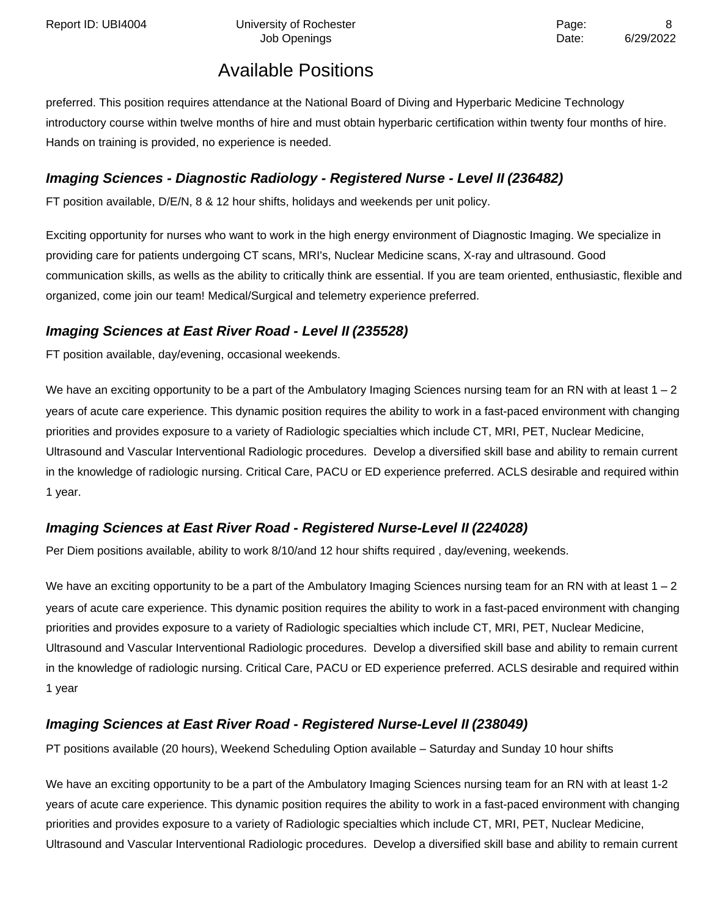preferred. This position requires attendance at the National Board of Diving and Hyperbaric Medicine Technology introductory course within twelve months of hire and must obtain hyperbaric certification within twenty four months of hire. Hands on training is provided, no experience is needed.

### *Imaging Sciences - Diagnostic Radiology - Registered Nurse - Level II (236482)*

FT position available, D/E/N, 8 & 12 hour shifts, holidays and weekends per unit policy.

Exciting opportunity for nurses who want to work in the high energy environment of Diagnostic Imaging. We specialize in providing care for patients undergoing CT scans, MRI's, Nuclear Medicine scans, X-ray and ultrasound. Good communication skills, as wells as the ability to critically think are essential. If you are team oriented, enthusiastic, flexible and organized, come join our team! Medical/Surgical and telemetry experience preferred.

### *Imaging Sciences at East River Road - Level II (235528)*

FT position available, day/evening, occasional weekends.

We have an exciting opportunity to be a part of the Ambulatory Imaging Sciences nursing team for an RN with at least 1 – 2 years of acute care experience. This dynamic position requires the ability to work in a fast-paced environment with changing priorities and provides exposure to a variety of Radiologic specialties which include CT, MRI, PET, Nuclear Medicine, Ultrasound and Vascular Interventional Radiologic procedures.  Develop a diversified skill base and ability to remain current in the knowledge of radiologic nursing. Critical Care, PACU or ED experience preferred. ACLS desirable and required within 1 year.

### *Imaging Sciences at East River Road - Registered Nurse-Level II (224028)*

Per Diem positions available, ability to work 8/10/and 12 hour shifts required , day/evening, weekends.

We have an exciting opportunity to be a part of the Ambulatory Imaging Sciences nursing team for an RN with at least 1 – 2 years of acute care experience. This dynamic position requires the ability to work in a fast-paced environment with changing priorities and provides exposure to a variety of Radiologic specialties which include CT, MRI, PET, Nuclear Medicine, Ultrasound and Vascular Interventional Radiologic procedures.  Develop a diversified skill base and ability to remain current in the knowledge of radiologic nursing. Critical Care, PACU or ED experience preferred. ACLS desirable and required within 1 year

### *Imaging Sciences at East River Road - Registered Nurse-Level II (238049)*

PT positions available (20 hours), Weekend Scheduling Option available – Saturday and Sunday 10 hour shifts

We have an exciting opportunity to be a part of the Ambulatory Imaging Sciences nursing team for an RN with at least 1-2 years of acute care experience. This dynamic position requires the ability to work in a fast-paced environment with changing priorities and provides exposure to a variety of Radiologic specialties which include CT, MRI, PET, Nuclear Medicine, Ultrasound and Vascular Interventional Radiologic procedures.  Develop a diversified skill base and ability to remain current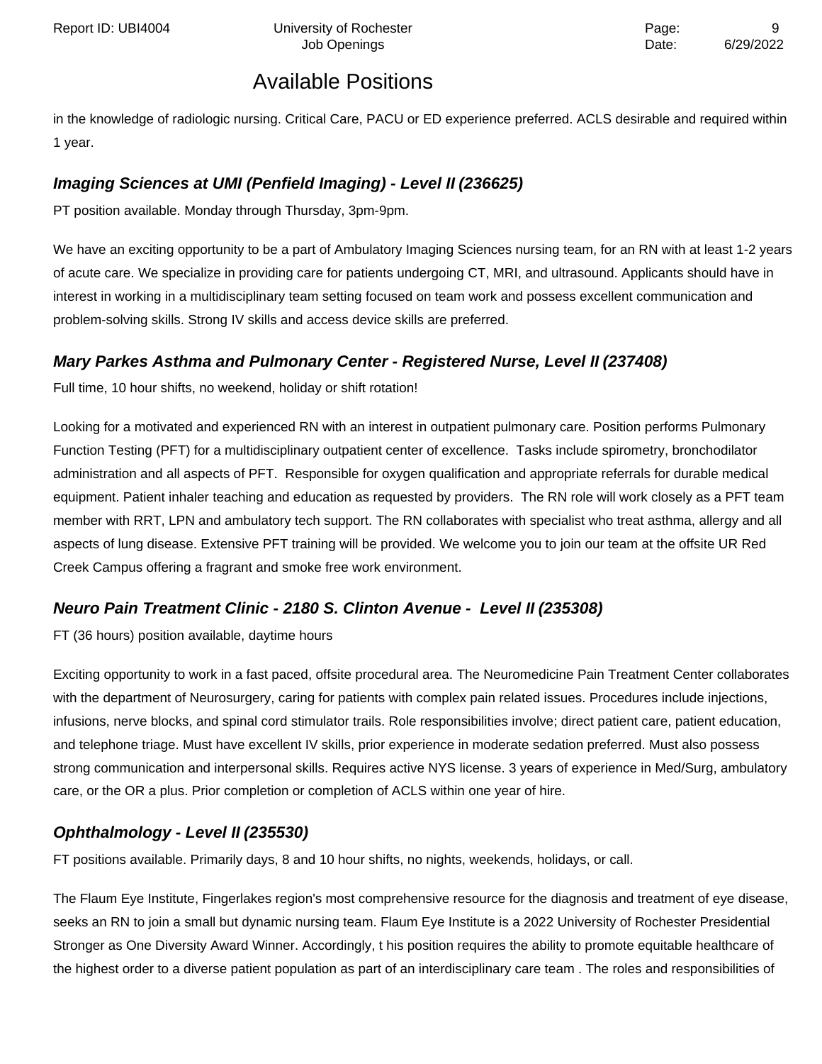in the knowledge of radiologic nursing. Critical Care, PACU or ED experience preferred. ACLS desirable and required within 1 year.

### *Imaging Sciences at UMI (Penfield Imaging) - Level II (236625)*

PT position available. Monday through Thursday, 3pm-9pm.

We have an exciting opportunity to be a part of Ambulatory Imaging Sciences nursing team, for an RN with at least 1-2 years of acute care. We specialize in providing care for patients undergoing CT, MRI, and ultrasound. Applicants should have in interest in working in a multidisciplinary team setting focused on team work and possess excellent communication and problem-solving skills. Strong IV skills and access device skills are preferred.

### *Mary Parkes Asthma and Pulmonary Center - Registered Nurse, Level II (237408)*

Full time, 10 hour shifts, no weekend, holiday or shift rotation!

Looking for a motivated and experienced RN with an interest in outpatient pulmonary care. Position performs Pulmonary Function Testing (PFT) for a multidisciplinary outpatient center of excellence. Tasks include spirometry, bronchodilator administration and all aspects of PFT. Responsible for oxygen qualification and appropriate referrals for durable medical equipment. Patient inhaler teaching and education as requested by providers. The RN role will work closely as a PFT team member with RRT, LPN and ambulatory tech support. The RN collaborates with specialist who treat asthma, allergy and all aspects of lung disease. Extensive PFT training will be provided. We welcome you to join our team at the offsite UR Red Creek Campus offering a fragrant and smoke free work environment.

### *Neuro Pain Treatment Clinic - 2180 S. Clinton Avenue - Level II (235308)*

FT (36 hours) position available, daytime hours

Exciting opportunity to work in a fast paced, offsite procedural area. The Neuromedicine Pain Treatment Center collaborates with the department of Neurosurgery, caring for patients with complex pain related issues. Procedures include injections, infusions, nerve blocks, and spinal cord stimulator trails. Role responsibilities involve; direct patient care, patient education, and telephone triage. Must have excellent IV skills, prior experience in moderate sedation preferred. Must also possess strong communication and interpersonal skills. Requires active NYS license. 3 years of experience in Med/Surg, ambulatory care, or the OR a plus. Prior completion or completion of ACLS within one year of hire.

### *Ophthalmology - Level II (235530)*

FT positions available. Primarily days, 8 and 10 hour shifts, no nights, weekends, holidays, or call.

The Flaum Eye Institute, Fingerlakes region's most comprehensive resource for the diagnosis and treatment of eye disease, seeks an RN to join a small but dynamic nursing team. Flaum Eye Institute is a 2022 University of Rochester Presidential Stronger as One Diversity Award Winner. Accordingly, t his position requires the ability to promote equitable healthcare of the highest order to a diverse patient population as part of an interdisciplinary care team . The roles and responsibilities of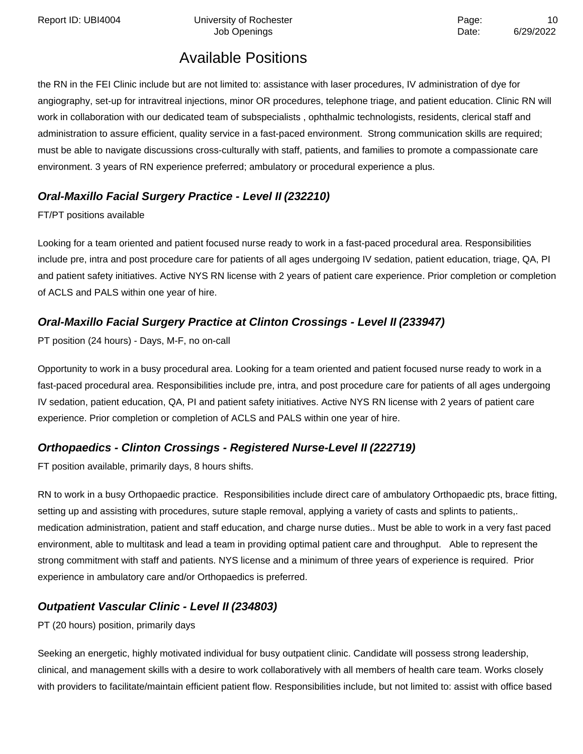## Available Positions

the RN in the FEI Clinic include but are not limited to: assistance with laser procedures, IV administration of dye for angiography, set-up for intravitreal injections, minor OR procedures, telephone triage, and patient education. Clinic RN will work in collaboration with our dedicated team of subspecialists , ophthalmic technologists, residents, clerical staff and administration to assure efficient, quality service in a fast-paced environment. Strong communication skills are required; must be able to navigate discussions cross-culturally with staff, patients, and families to promote a compassionate care environment. 3 years of RN experience preferred; ambulatory or procedural experience a plus.

### *Oral-Maxillo Facial Surgery Practice - Level II (232210)*

FT/PT positions available

Looking for a team oriented and patient focused nurse ready to work in a fast-paced procedural area. Responsibilities include pre, intra and post procedure care for patients of all ages undergoing IV sedation, patient education, triage, QA, PI and patient safety initiatives. Active NYS RN license with 2 years of patient care experience. Prior completion or completion of ACLS and PALS within one year of hire.

### *Oral-Maxillo Facial Surgery Practice at Clinton Crossings - Level II (233947)*

PT position (24 hours) - Days, M-F, no on-call

Opportunity to work in a busy procedural area. Looking for a team oriented and patient focused nurse ready to work in a fast-paced procedural area. Responsibilities include pre, intra, and post procedure care for patients of all ages undergoing IV sedation, patient education, QA, PI and patient safety initiatives. Active NYS RN license with 2 years of patient care experience. Prior completion or completion of ACLS and PALS within one year of hire.

### *Orthopaedics - Clinton Crossings - Registered Nurse-Level II (222719)*

FT position available, primarily days, 8 hours shifts.

RN to work in a busy Orthopaedic practice. Responsibilities include direct care of ambulatory Orthopaedic pts, brace fitting, setting up and assisting with procedures, suture staple removal, applying a variety of casts and splints to patients,. medication administration, patient and staff education, and charge nurse duties.. Must be able to work in a very fast paced environment, able to multitask and lead a team in providing optimal patient care and throughput. Able to represent the strong commitment with staff and patients. NYS license and a minimum of three years of experience is required. Prior experience in ambulatory care and/or Orthopaedics is preferred.

### *Outpatient Vascular Clinic - Level II (234803)*

PT (20 hours) position, primarily days

Seeking an energetic, highly motivated individual for busy outpatient clinic. Candidate will possess strong leadership, clinical, and management skills with a desire to work collaboratively with all members of health care team. Works closely with providers to facilitate/maintain efficient patient flow. Responsibilities include, but not limited to: assist with office based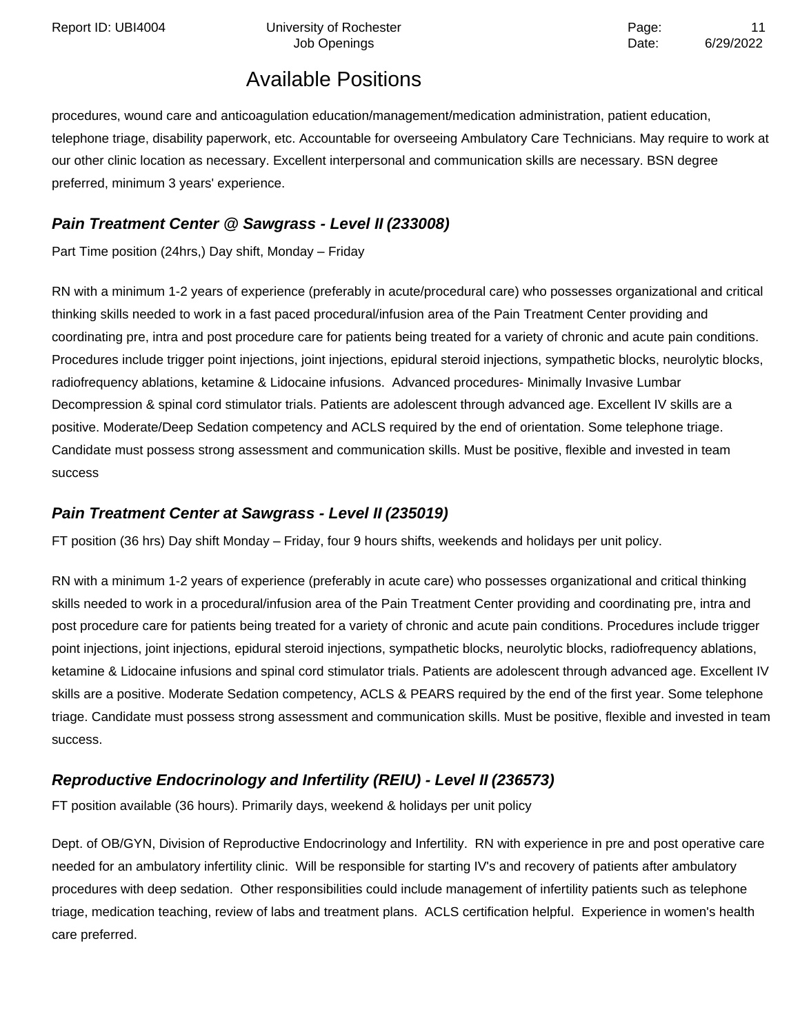## Available Positions

procedures, wound care and anticoagulation education/management/medication administration, patient education, telephone triage, disability paperwork, etc. Accountable for overseeing Ambulatory Care Technicians. May require to work at our other clinic location as necessary. Excellent interpersonal and communication skills are necessary. BSN degree preferred, minimum 3 years' experience.

### *Pain Treatment Center @ Sawgrass - Level II (233008)*

Part Time position (24hrs,) Day shift, Monday – Friday

RN with a minimum 1-2 years of experience (preferably in acute/procedural care) who possesses organizational and critical thinking skills needed to work in a fast paced procedural/infusion area of the Pain Treatment Center providing and coordinating pre, intra and post procedure care for patients being treated for a variety of chronic and acute pain conditions. Procedures include trigger point injections, joint injections, epidural steroid injections, sympathetic blocks, neurolytic blocks, radiofrequency ablations, ketamine & Lidocaine infusions. Advanced procedures- Minimally Invasive Lumbar Decompression & spinal cord stimulator trials. Patients are adolescent through advanced age. Excellent IV skills are a positive. Moderate/Deep Sedation competency and ACLS required by the end of orientation. Some telephone triage. Candidate must possess strong assessment and communication skills. Must be positive, flexible and invested in team success

### *Pain Treatment Center at Sawgrass - Level II (235019)*

FT position (36 hrs) Day shift Monday – Friday, four 9 hours shifts, weekends and holidays per unit policy.

RN with a minimum 1-2 years of experience (preferably in acute care) who possesses organizational and critical thinking skills needed to work in a procedural/infusion area of the Pain Treatment Center providing and coordinating pre, intra and post procedure care for patients being treated for a variety of chronic and acute pain conditions. Procedures include trigger point injections, joint injections, epidural steroid injections, sympathetic blocks, neurolytic blocks, radiofrequency ablations, ketamine & Lidocaine infusions and spinal cord stimulator trials. Patients are adolescent through advanced age. Excellent IV skills are a positive. Moderate Sedation competency, ACLS & PEARS required by the end of the first year. Some telephone triage. Candidate must possess strong assessment and communication skills. Must be positive, flexible and invested in team success.

### *Reproductive Endocrinology and Infertility (REIU) - Level II (236573)*

FT position available (36 hours). Primarily days, weekend & holidays per unit policy

Dept. of OB/GYN, Division of Reproductive Endocrinology and Infertility. RN with experience in pre and post operative care needed for an ambulatory infertility clinic. Will be responsible for starting IV's and recovery of patients after ambulatory procedures with deep sedation. Other responsibilities could include management of infertility patients such as telephone triage, medication teaching, review of labs and treatment plans. ACLS certification helpful. Experience in women's health care preferred.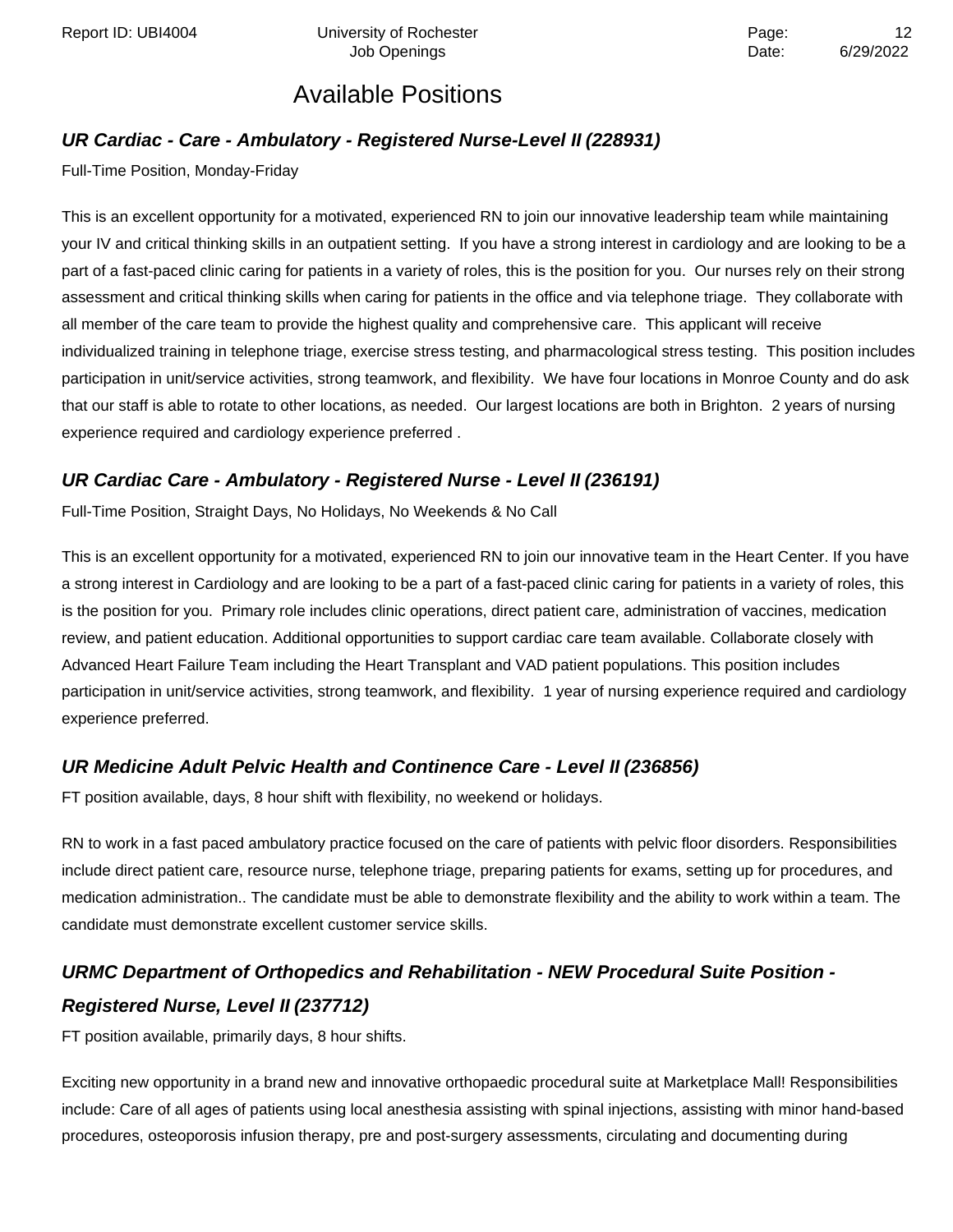## Available Positions

### *UR Cardiac - Care - Ambulatory - Registered Nurse-Level II (228931)*

Full-Time Position, Monday-Friday

This is an excellent opportunity for a motivated, experienced RN to join our innovative leadership team while maintaining your IV and critical thinking skills in an outpatient setting. If you have a strong interest in cardiology and are looking to be a part of a fast-paced clinic caring for patients in a variety of roles, this is the position for you. Our nurses rely on their strong assessment and critical thinking skills when caring for patients in the office and via telephone triage. They collaborate with all member of the care team to provide the highest quality and comprehensive care. This applicant will receive individualized training in telephone triage, exercise stress testing, and pharmacological stress testing. This position includes participation in unit/service activities, strong teamwork, and flexibility. We have four locations in Monroe County and do ask that our staff is able to rotate to other locations, as needed. Our largest locations are both in Brighton. 2 years of nursing experience required and cardiology experience preferred .

### *UR Cardiac Care - Ambulatory - Registered Nurse - Level II (236191)*

Full-Time Position, Straight Days, No Holidays, No Weekends & No Call

This is an excellent opportunity for a motivated, experienced RN to join our innovative team in the Heart Center. If you have a strong interest in Cardiology and are looking to be a part of a fast-paced clinic caring for patients in a variety of roles, this is the position for you. Primary role includes clinic operations, direct patient care, administration of vaccines, medication review, and patient education. Additional opportunities to support cardiac care team available. Collaborate closely with Advanced Heart Failure Team including the Heart Transplant and VAD patient populations. This position includes participation in unit/service activities, strong teamwork, and flexibility. 1 year of nursing experience required and cardiology experience preferred.

### *UR Medicine Adult Pelvic Health and Continence Care - Level II (236856)*

FT position available, days, 8 hour shift with flexibility, no weekend or holidays.

RN to work in a fast paced ambulatory practice focused on the care of patients with pelvic floor disorders. Responsibilities include direct patient care, resource nurse, telephone triage, preparing patients for exams, setting up for procedures, and medication administration.. The candidate must be able to demonstrate flexibility and the ability to work within a team. The candidate must demonstrate excellent customer service skills.

### *URMC Department of Orthopedics and Rehabilitation - NEW Procedural Suite Position - Registered Nurse, Level II (237712)*

FT position available, primarily days, 8 hour shifts.

Exciting new opportunity in a brand new and innovative orthopaedic procedural suite at Marketplace Mall! Responsibilities include: Care of all ages of patients using local anesthesia assisting with spinal injections, assisting with minor hand-based procedures, osteoporosis infusion therapy, pre and post-surgery assessments, circulating and documenting during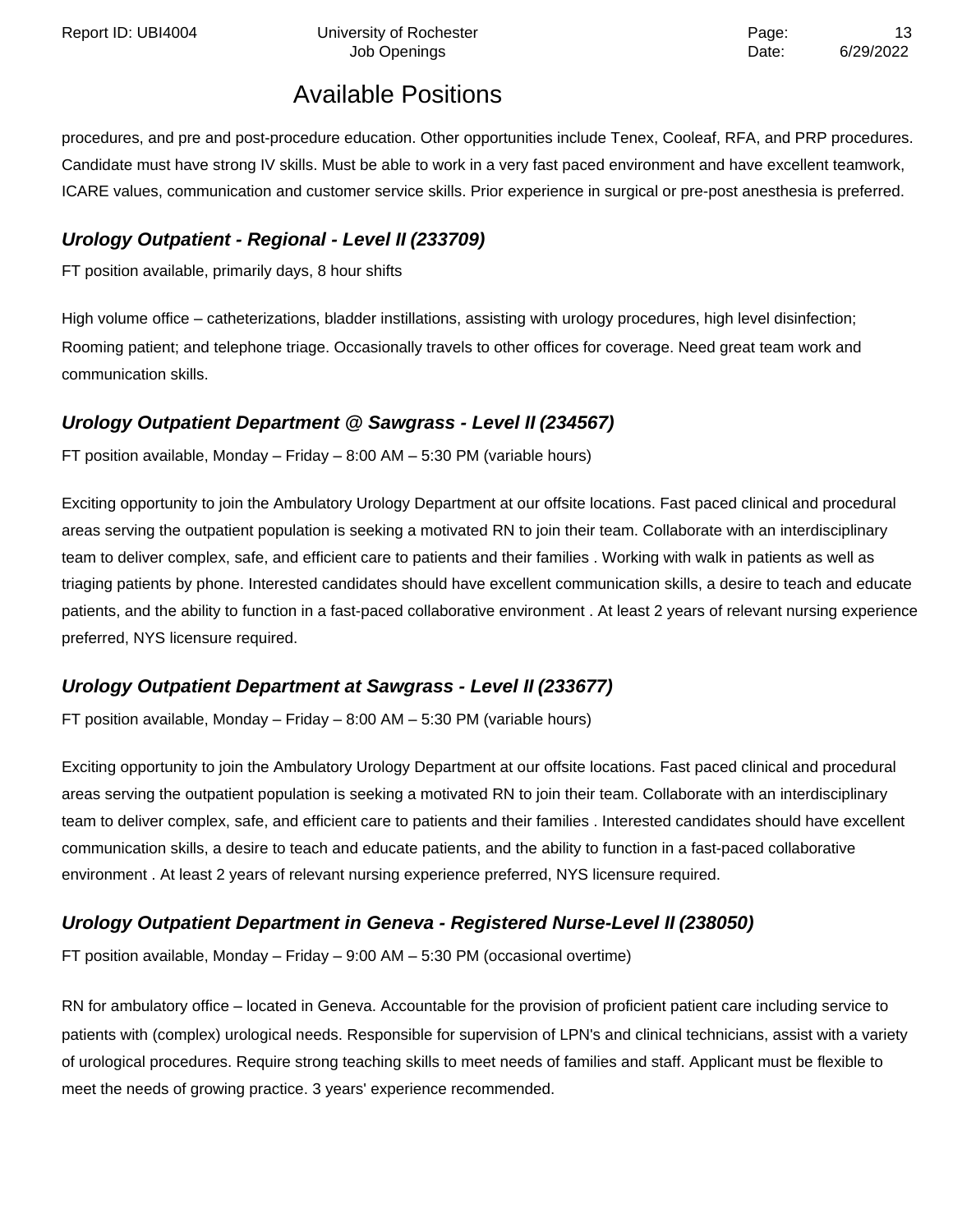## Available Positions

procedures, and pre and post-procedure education. Other opportunities include Tenex, Cooleaf, RFA, and PRP procedures. Candidate must have strong IV skills. Must be able to work in a very fast paced environment and have excellent teamwork, ICARE values, communication and customer service skills. Prior experience in surgical or pre-post anesthesia is preferred.

### *Urology Outpatient - Regional - Level II (233709)*

FT position available, primarily days, 8 hour shifts

High volume office – catheterizations, bladder instillations, assisting with urology procedures, high level disinfection; Rooming patient; and telephone triage. Occasionally travels to other offices for coverage. Need great team work and communication skills.

### *Urology Outpatient Department @ Sawgrass - Level II (234567)*

FT position available, Monday – Friday – 8:00 AM – 5:30 PM (variable hours)

Exciting opportunity to join the Ambulatory Urology Department at our offsite locations. Fast paced clinical and procedural areas serving the outpatient population is seeking a motivated RN to join their team. Collaborate with an interdisciplinary team to deliver complex, safe, and efficient care to patients and their families . Working with walk in patients as well as triaging patients by phone. Interested candidates should have excellent communication skills, a desire to teach and educate patients, and the ability to function in a fast-paced collaborative environment . At least 2 years of relevant nursing experience preferred, NYS licensure required.

### *Urology Outpatient Department at Sawgrass - Level II (233677)*

FT position available, Monday – Friday – 8:00 AM – 5:30 PM (variable hours)

Exciting opportunity to join the Ambulatory Urology Department at our offsite locations. Fast paced clinical and procedural areas serving the outpatient population is seeking a motivated RN to join their team. Collaborate with an interdisciplinary team to deliver complex, safe, and efficient care to patients and their families . Interested candidates should have excellent communication skills, a desire to teach and educate patients, and the ability to function in a fast-paced collaborative environment . At least 2 years of relevant nursing experience preferred, NYS licensure required.

### *Urology Outpatient Department in Geneva - Registered Nurse-Level II (238050)*

FT position available, Monday – Friday – 9:00 AM – 5:30 PM (occasional overtime)

RN for ambulatory office – located in Geneva. Accountable for the provision of proficient patient care including service to patients with (complex) urological needs. Responsible for supervision of LPN's and clinical technicians, assist with a variety of urological procedures. Require strong teaching skills to meet needs of families and staff. Applicant must be flexible to meet the needs of growing practice. 3 years' experience recommended.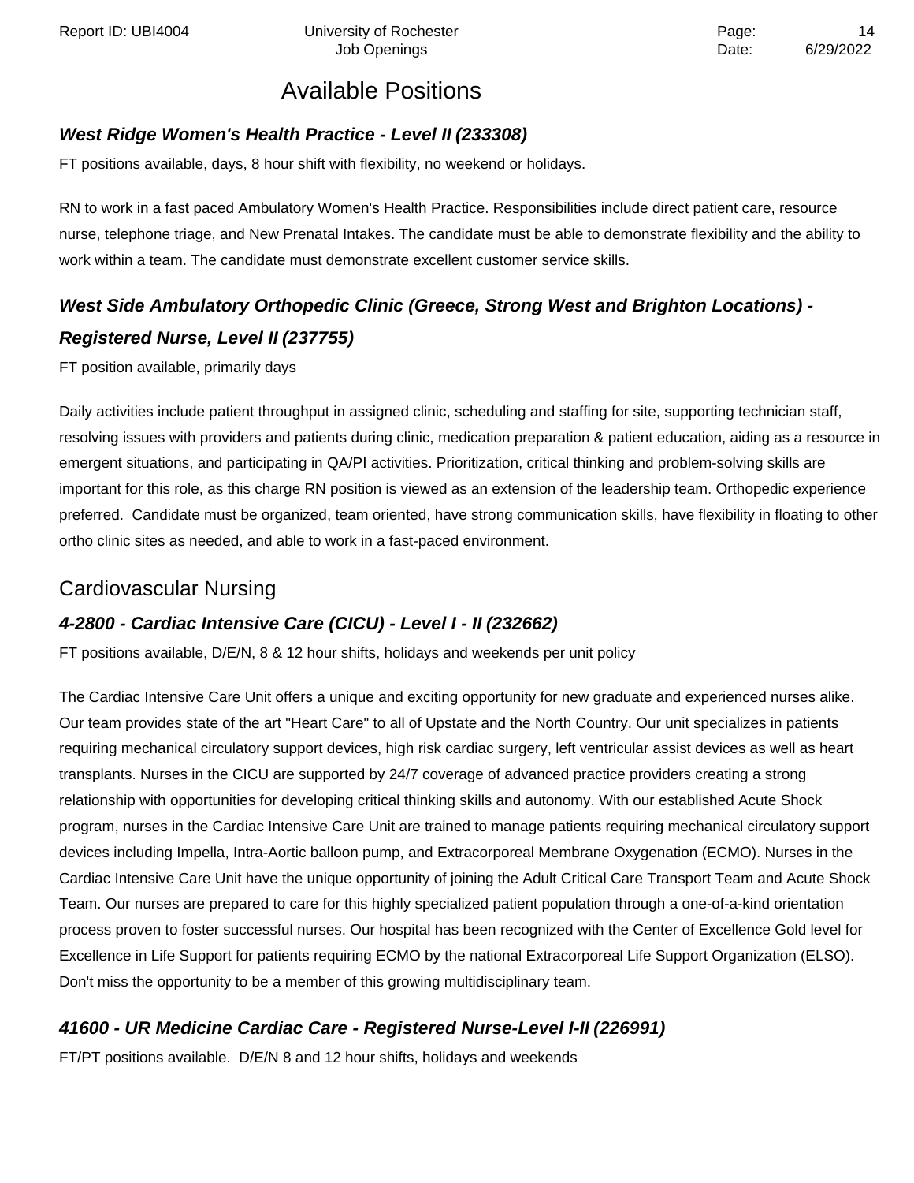# Available Positions

### ***West Ridge Women's Health Practice - Level II (233308)***

FT positions available, days, 8 hour shift with flexibility, no weekend or holidays.

RN to work in a fast paced Ambulatory Women's Health Practice. Responsibilities include direct patient care, resource nurse, telephone triage, and New Prenatal Intakes. The candidate must be able to demonstrate flexibility and the ability to work within a team. The candidate must demonstrate excellent customer service skills.

### ***West Side Ambulatory Orthopedic Clinic (Greece, Strong West and Brighton Locations) - Registered Nurse, Level II (237755)***

FT position available, primarily days

Daily activities include patient throughput in assigned clinic, scheduling and staffing for site, supporting technician staff, resolving issues with providers and patients during clinic, medication preparation & patient education, aiding as a resource in emergent situations, and participating in QA/PI activities. Prioritization, critical thinking and problem-solving skills are important for this role, as this charge RN position is viewed as an extension of the leadership team. Orthopedic experience preferred. Candidate must be organized, team oriented, have strong communication skills, have flexibility in floating to other ortho clinic sites as needed, and able to work in a fast-paced environment.

## Cardiovascular Nursing

### ***4-2800 - Cardiac Intensive Care (CICU) - Level I - II (232662)***

FT positions available, D/E/N, 8 & 12 hour shifts, holidays and weekends per unit policy

The Cardiac Intensive Care Unit offers a unique and exciting opportunity for new graduate and experienced nurses alike. Our team provides state of the art "Heart Care" to all of Upstate and the North Country. Our unit specializes in patients requiring mechanical circulatory support devices, high risk cardiac surgery, left ventricular assist devices as well as heart transplants. Nurses in the CICU are supported by 24/7 coverage of advanced practice providers creating a strong relationship with opportunities for developing critical thinking skills and autonomy. With our established Acute Shock program, nurses in the Cardiac Intensive Care Unit are trained to manage patients requiring mechanical circulatory support devices including Impella, Intra-Aortic balloon pump, and Extracorporeal Membrane Oxygenation (ECMO). Nurses in the Cardiac Intensive Care Unit have the unique opportunity of joining the Adult Critical Care Transport Team and Acute Shock Team. Our nurses are prepared to care for this highly specialized patient population through a one-of-a-kind orientation process proven to foster successful nurses. Our hospital has been recognized with the Center of Excellence Gold level for Excellence in Life Support for patients requiring ECMO by the national Extracorporeal Life Support Organization (ELSO). Don't miss the opportunity to be a member of this growing multidisciplinary team.

### ***41600 - UR Medicine Cardiac Care - Registered Nurse-Level I-II (226991)***

FT/PT positions available. D/E/N 8 and 12 hour shifts, holidays and weekends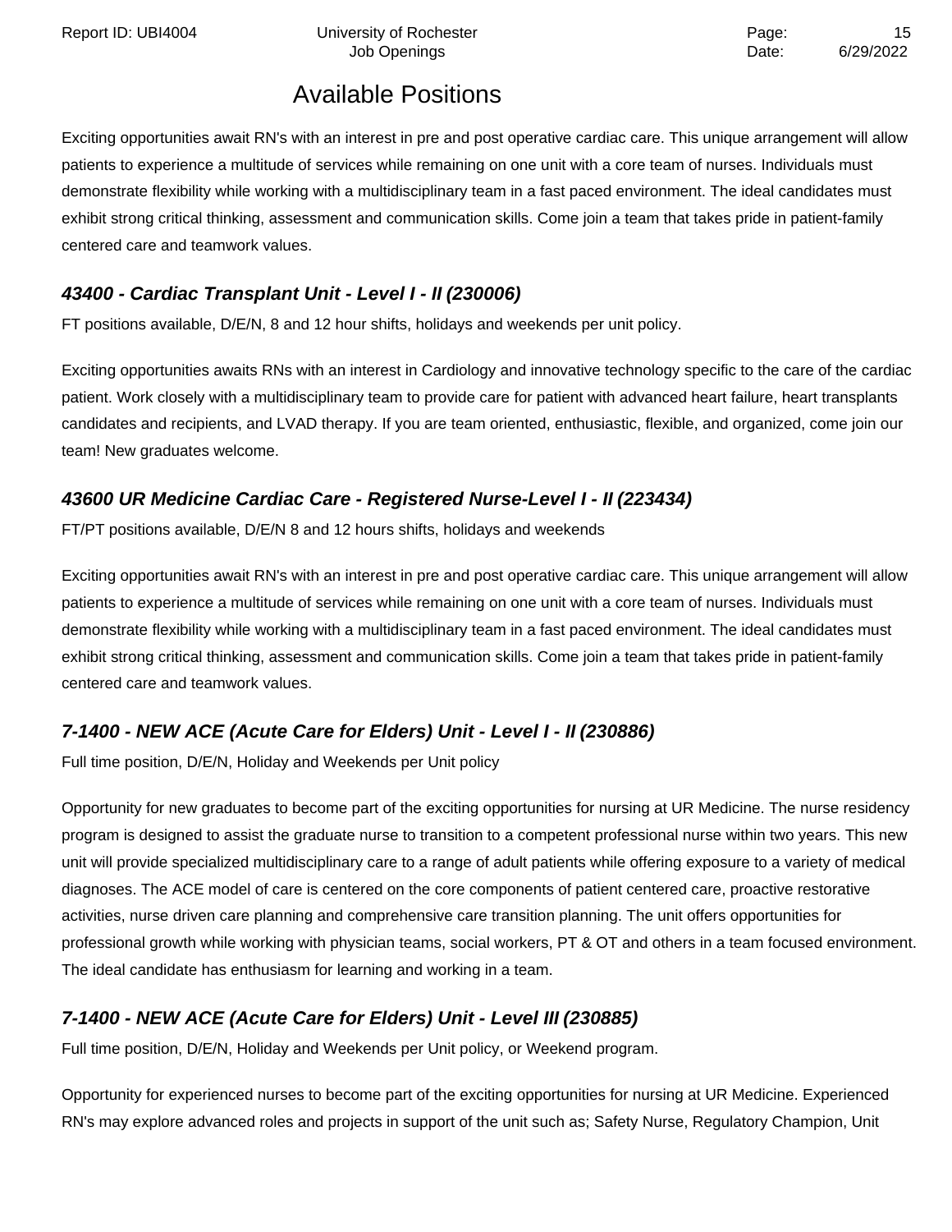# Available Positions

Exciting opportunities await RN's with an interest in pre and post operative cardiac care. This unique arrangement will allow patients to experience a multitude of services while remaining on one unit with a core team of nurses. Individuals must demonstrate flexibility while working with a multidisciplinary team in a fast paced environment. The ideal candidates must exhibit strong critical thinking, assessment and communication skills. Come join a team that takes pride in patient-family centered care and teamwork values.

### *43400 - Cardiac Transplant Unit - Level I - II (230006)*

FT positions available, D/E/N, 8 and 12 hour shifts, holidays and weekends per unit policy.

Exciting opportunities awaits RNs with an interest in Cardiology and innovative technology specific to the care of the cardiac patient. Work closely with a multidisciplinary team to provide care for patient with advanced heart failure, heart transplants candidates and recipients, and LVAD therapy. If you are team oriented, enthusiastic, flexible, and organized, come join our team! New graduates welcome.

### *43600 UR Medicine Cardiac Care - Registered Nurse-Level I - II (223434)*

FT/PT positions available, D/E/N 8 and 12 hours shifts, holidays and weekends

Exciting opportunities await RN's with an interest in pre and post operative cardiac care. This unique arrangement will allow patients to experience a multitude of services while remaining on one unit with a core team of nurses. Individuals must demonstrate flexibility while working with a multidisciplinary team in a fast paced environment. The ideal candidates must exhibit strong critical thinking, assessment and communication skills. Come join a team that takes pride in patient-family centered care and teamwork values.

### *7-1400 - NEW ACE (Acute Care for Elders) Unit - Level I - II (230886)*

Full time position, D/E/N, Holiday and Weekends per Unit policy

Opportunity for new graduates to become part of the exciting opportunities for nursing at UR Medicine. The nurse residency program is designed to assist the graduate nurse to transition to a competent professional nurse within two years. This new unit will provide specialized multidisciplinary care to a range of adult patients while offering exposure to a variety of medical diagnoses. The ACE model of care is centered on the core components of patient centered care, proactive restorative activities, nurse driven care planning and comprehensive care transition planning. The unit offers opportunities for professional growth while working with physician teams, social workers, PT & OT and others in a team focused environment. The ideal candidate has enthusiasm for learning and working in a team.

### *7-1400 - NEW ACE (Acute Care for Elders) Unit - Level III (230885)*

Full time position, D/E/N, Holiday and Weekends per Unit policy, or Weekend program.

Opportunity for experienced nurses to become part of the exciting opportunities for nursing at UR Medicine. Experienced RN's may explore advanced roles and projects in support of the unit such as; Safety Nurse, Regulatory Champion, Unit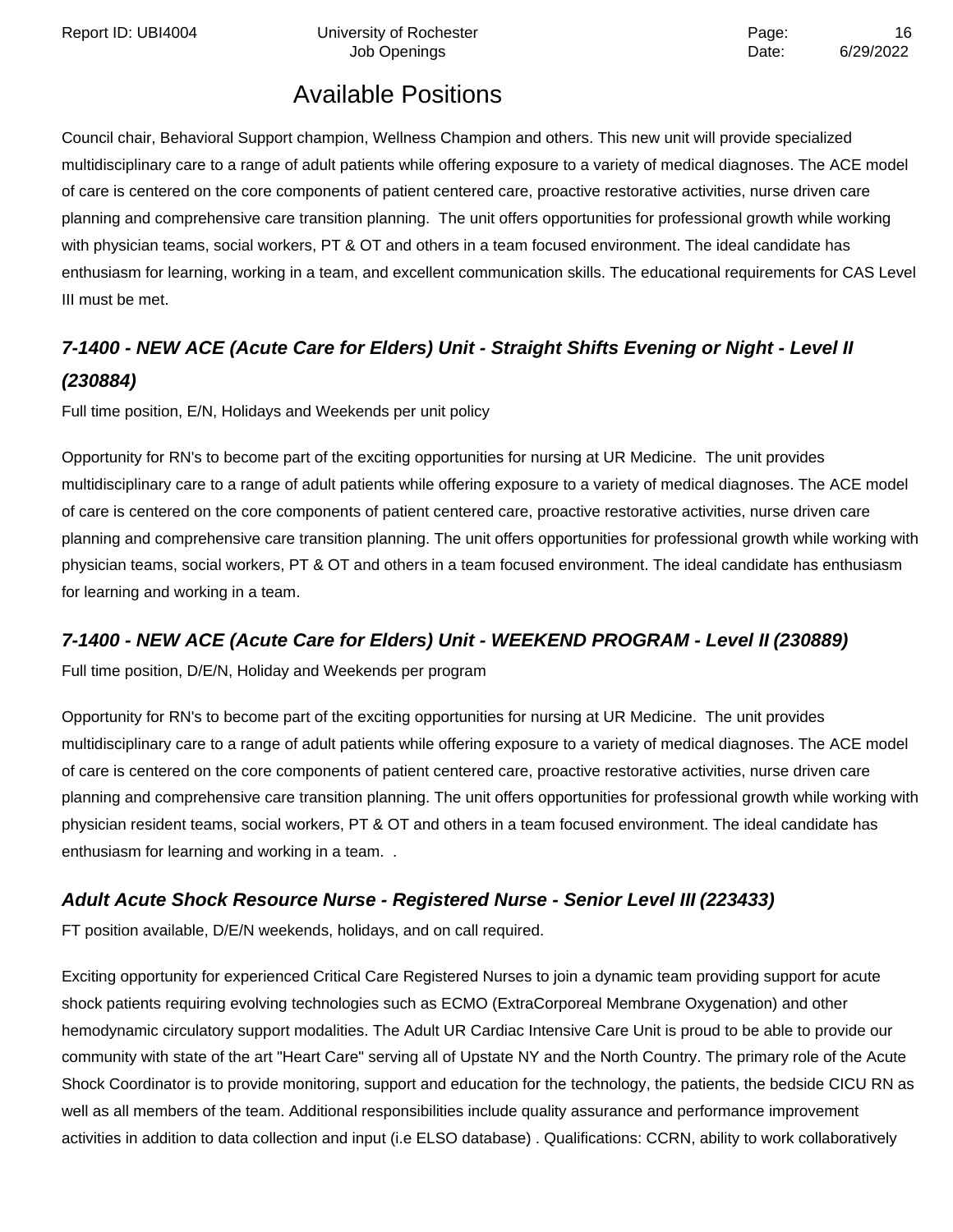Council chair, Behavioral Support champion, Wellness Champion and others. This new unit will provide specialized multidisciplinary care to a range of adult patients while offering exposure to a variety of medical diagnoses. The ACE model of care is centered on the core components of patient centered care, proactive restorative activities, nurse driven care planning and comprehensive care transition planning. The unit offers opportunities for professional growth while working with physician teams, social workers, PT & OT and others in a team focused environment. The ideal candidate has enthusiasm for learning, working in a team, and excellent communication skills. The educational requirements for CAS Level III must be met.

### *7-1400 - NEW ACE (Acute Care for Elders) Unit - Straight Shifts Evening or Night - Level II (230884)*

Full time position, E/N, Holidays and Weekends per unit policy

Opportunity for RN's to become part of the exciting opportunities for nursing at UR Medicine. The unit provides multidisciplinary care to a range of adult patients while offering exposure to a variety of medical diagnoses. The ACE model of care is centered on the core components of patient centered care, proactive restorative activities, nurse driven care planning and comprehensive care transition planning. The unit offers opportunities for professional growth while working with physician teams, social workers, PT & OT and others in a team focused environment. The ideal candidate has enthusiasm for learning and working in a team.

### *7-1400 - NEW ACE (Acute Care for Elders) Unit - WEEKEND PROGRAM - Level II (230889)*

Full time position, D/E/N, Holiday and Weekends per program

Opportunity for RN's to become part of the exciting opportunities for nursing at UR Medicine. The unit provides multidisciplinary care to a range of adult patients while offering exposure to a variety of medical diagnoses. The ACE model of care is centered on the core components of patient centered care, proactive restorative activities, nurse driven care planning and comprehensive care transition planning. The unit offers opportunities for professional growth while working with physician resident teams, social workers, PT & OT and others in a team focused environment. The ideal candidate has enthusiasm for learning and working in a team. .

### *Adult Acute Shock Resource Nurse - Registered Nurse - Senior Level III (223433)*

FT position available, D/E/N weekends, holidays, and on call required.

Exciting opportunity for experienced Critical Care Registered Nurses to join a dynamic team providing support for acute shock patients requiring evolving technologies such as ECMO (ExtraCorporeal Membrane Oxygenation) and other hemodynamic circulatory support modalities. The Adult UR Cardiac Intensive Care Unit is proud to be able to provide our community with state of the art "Heart Care" serving all of Upstate NY and the North Country. The primary role of the Acute Shock Coordinator is to provide monitoring, support and education for the technology, the patients, the bedside CICU RN as well as all members of the team. Additional responsibilities include quality assurance and performance improvement activities in addition to data collection and input (i.e ELSO database) . Qualifications: CCRN, ability to work collaboratively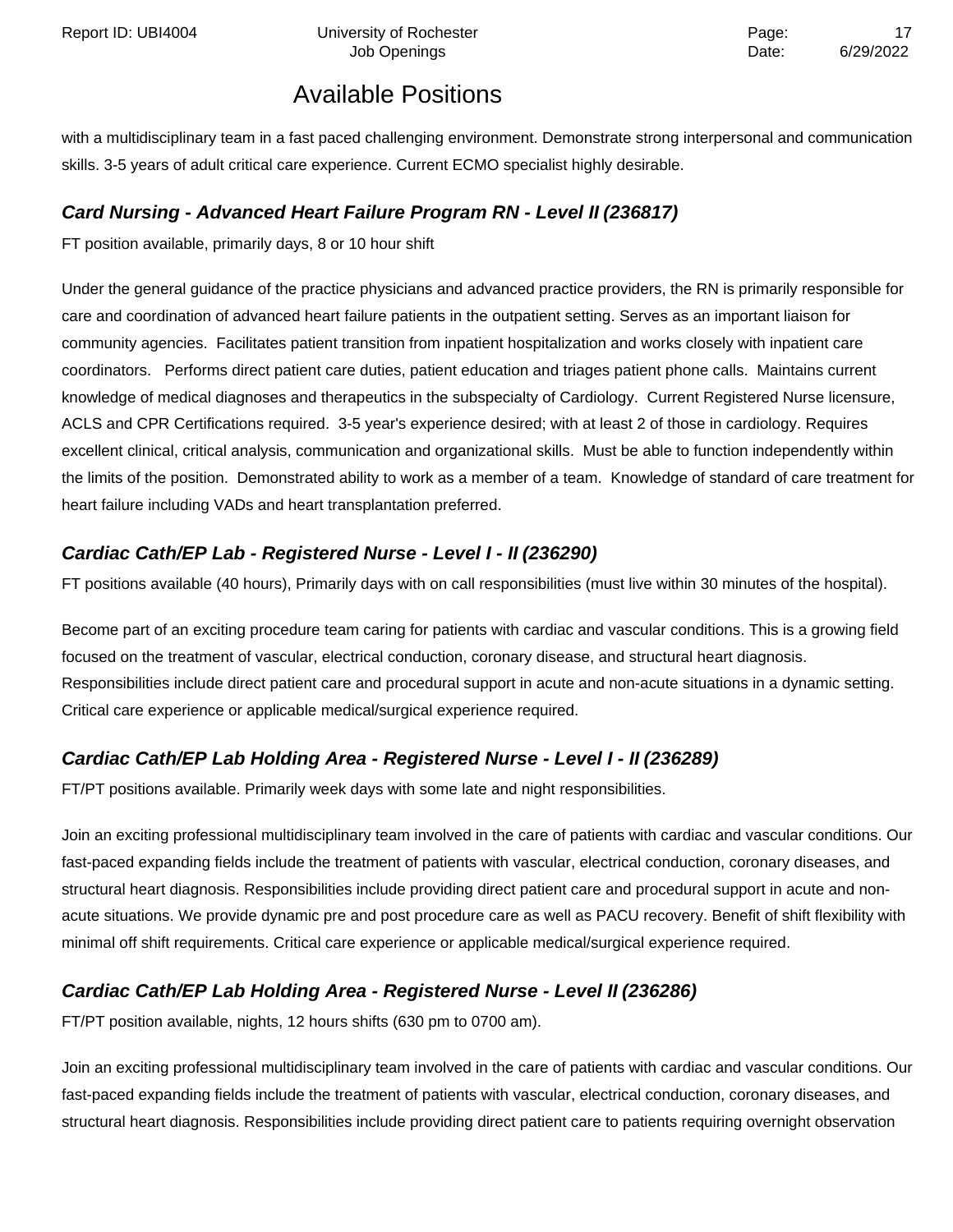with a multidisciplinary team in a fast paced challenging environment. Demonstrate strong interpersonal and communication skills. 3-5 years of adult critical care experience. Current ECMO specialist highly desirable.

### ***Card Nursing - Advanced Heart Failure Program RN - Level II (236817)***

FT position available, primarily days, 8 or 10 hour shift

Under the general guidance of the practice physicians and advanced practice providers, the RN is primarily responsible for care and coordination of advanced heart failure patients in the outpatient setting. Serves as an important liaison for community agencies. Facilitates patient transition from inpatient hospitalization and works closely with inpatient care coordinators. Performs direct patient care duties, patient education and triages patient phone calls. Maintains current knowledge of medical diagnoses and therapeutics in the subspecialty of Cardiology. Current Registered Nurse licensure, ACLS and CPR Certifications required. 3-5 year's experience desired; with at least 2 of those in cardiology. Requires excellent clinical, critical analysis, communication and organizational skills. Must be able to function independently within the limits of the position. Demonstrated ability to work as a member of a team. Knowledge of standard of care treatment for heart failure including VADs and heart transplantation preferred.

### ***Cardiac Cath/EP Lab - Registered Nurse - Level I - II (236290)***

FT positions available (40 hours), Primarily days with on call responsibilities (must live within 30 minutes of the hospital).

Become part of an exciting procedure team caring for patients with cardiac and vascular conditions. This is a growing field focused on the treatment of vascular, electrical conduction, coronary disease, and structural heart diagnosis. Responsibilities include direct patient care and procedural support in acute and non-acute situations in a dynamic setting. Critical care experience or applicable medical/surgical experience required.

### ***Cardiac Cath/EP Lab Holding Area - Registered Nurse - Level I - II (236289)***

FT/PT positions available. Primarily week days with some late and night responsibilities.

Join an exciting professional multidisciplinary team involved in the care of patients with cardiac and vascular conditions. Our fast-paced expanding fields include the treatment of patients with vascular, electrical conduction, coronary diseases, and structural heart diagnosis. Responsibilities include providing direct patient care and procedural support in acute and non-acute situations. We provide dynamic pre and post procedure care as well as PACU recovery. Benefit of shift flexibility with minimal off shift requirements. Critical care experience or applicable medical/surgical experience required.

### ***Cardiac Cath/EP Lab Holding Area - Registered Nurse - Level II (236286)***

FT/PT position available, nights, 12 hours shifts (630 pm to 0700 am).

Join an exciting professional multidisciplinary team involved in the care of patients with cardiac and vascular conditions. Our fast-paced expanding fields include the treatment of patients with vascular, electrical conduction, coronary diseases, and structural heart diagnosis. Responsibilities include providing direct patient care to patients requiring overnight observation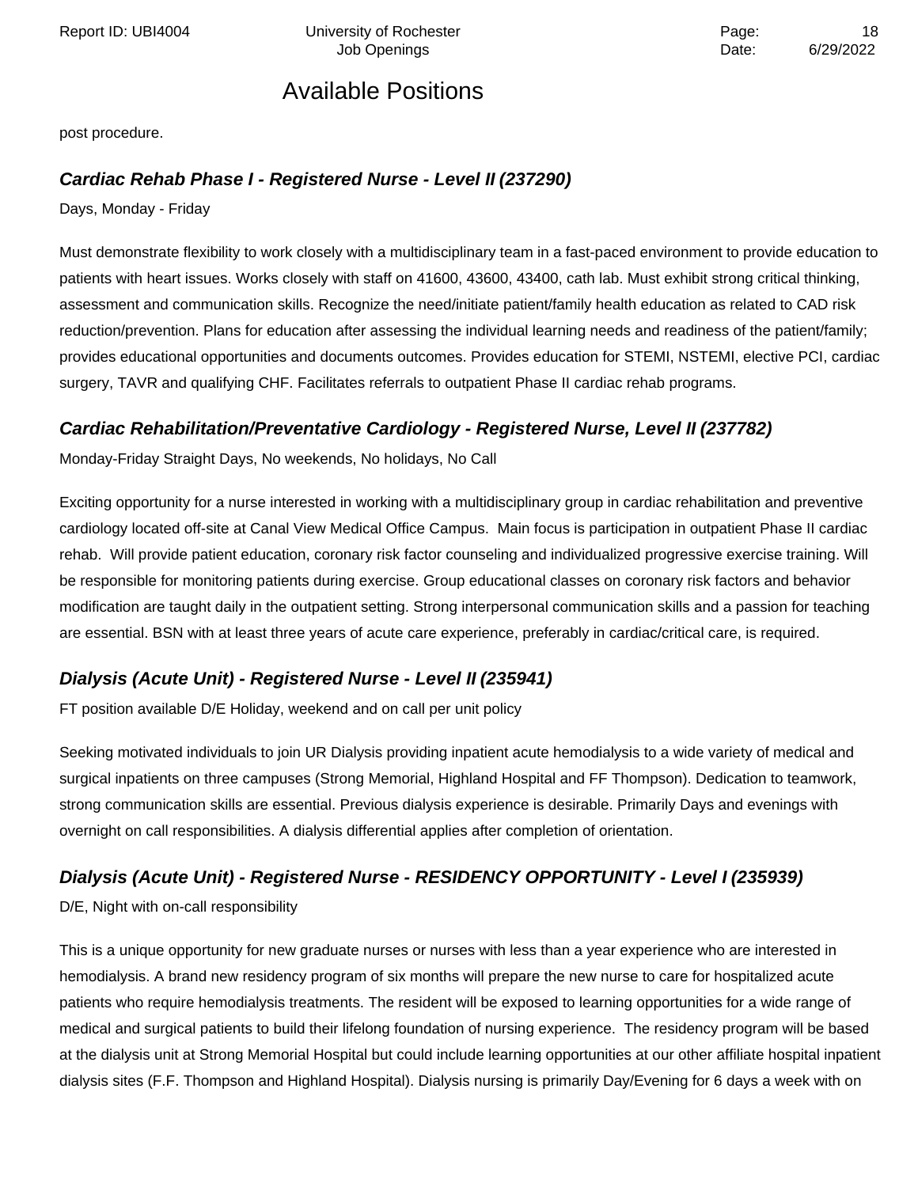## Available Positions

post procedure.

### *Cardiac Rehab Phase I - Registered Nurse - Level II (237290)*

Days, Monday - Friday

Must demonstrate flexibility to work closely with a multidisciplinary team in a fast-paced environment to provide education to patients with heart issues. Works closely with staff on 41600, 43600, 43400, cath lab. Must exhibit strong critical thinking, assessment and communication skills. Recognize the need/initiate patient/family health education as related to CAD risk reduction/prevention. Plans for education after assessing the individual learning needs and readiness of the patient/family; provides educational opportunities and documents outcomes. Provides education for STEMI, NSTEMI, elective PCI, cardiac surgery, TAVR and qualifying CHF. Facilitates referrals to outpatient Phase II cardiac rehab programs.

### *Cardiac Rehabilitation/Preventative Cardiology - Registered Nurse, Level II (237782)*

Monday-Friday Straight Days, No weekends, No holidays, No Call

Exciting opportunity for a nurse interested in working with a multidisciplinary group in cardiac rehabilitation and preventive cardiology located off-site at Canal View Medical Office Campus. Main focus is participation in outpatient Phase II cardiac rehab. Will provide patient education, coronary risk factor counseling and individualized progressive exercise training. Will be responsible for monitoring patients during exercise. Group educational classes on coronary risk factors and behavior modification are taught daily in the outpatient setting. Strong interpersonal communication skills and a passion for teaching are essential. BSN with at least three years of acute care experience, preferably in cardiac/critical care, is required.

### *Dialysis (Acute Unit) - Registered Nurse - Level II (235941)*

FT position available D/E Holiday, weekend and on call per unit policy

Seeking motivated individuals to join UR Dialysis providing inpatient acute hemodialysis to a wide variety of medical and surgical inpatients on three campuses (Strong Memorial, Highland Hospital and FF Thompson). Dedication to teamwork, strong communication skills are essential. Previous dialysis experience is desirable. Primarily Days and evenings with overnight on call responsibilities. A dialysis differential applies after completion of orientation.

### *Dialysis (Acute Unit) - Registered Nurse - RESIDENCY OPPORTUNITY - Level I (235939)*

D/E, Night with on-call responsibility

This is a unique opportunity for new graduate nurses or nurses with less than a year experience who are interested in hemodialysis. A brand new residency program of six months will prepare the new nurse to care for hospitalized acute patients who require hemodialysis treatments. The resident will be exposed to learning opportunities for a wide range of medical and surgical patients to build their lifelong foundation of nursing experience. The residency program will be based at the dialysis unit at Strong Memorial Hospital but could include learning opportunities at our other affiliate hospital inpatient dialysis sites (F.F. Thompson and Highland Hospital). Dialysis nursing is primarily Day/Evening for 6 days a week with on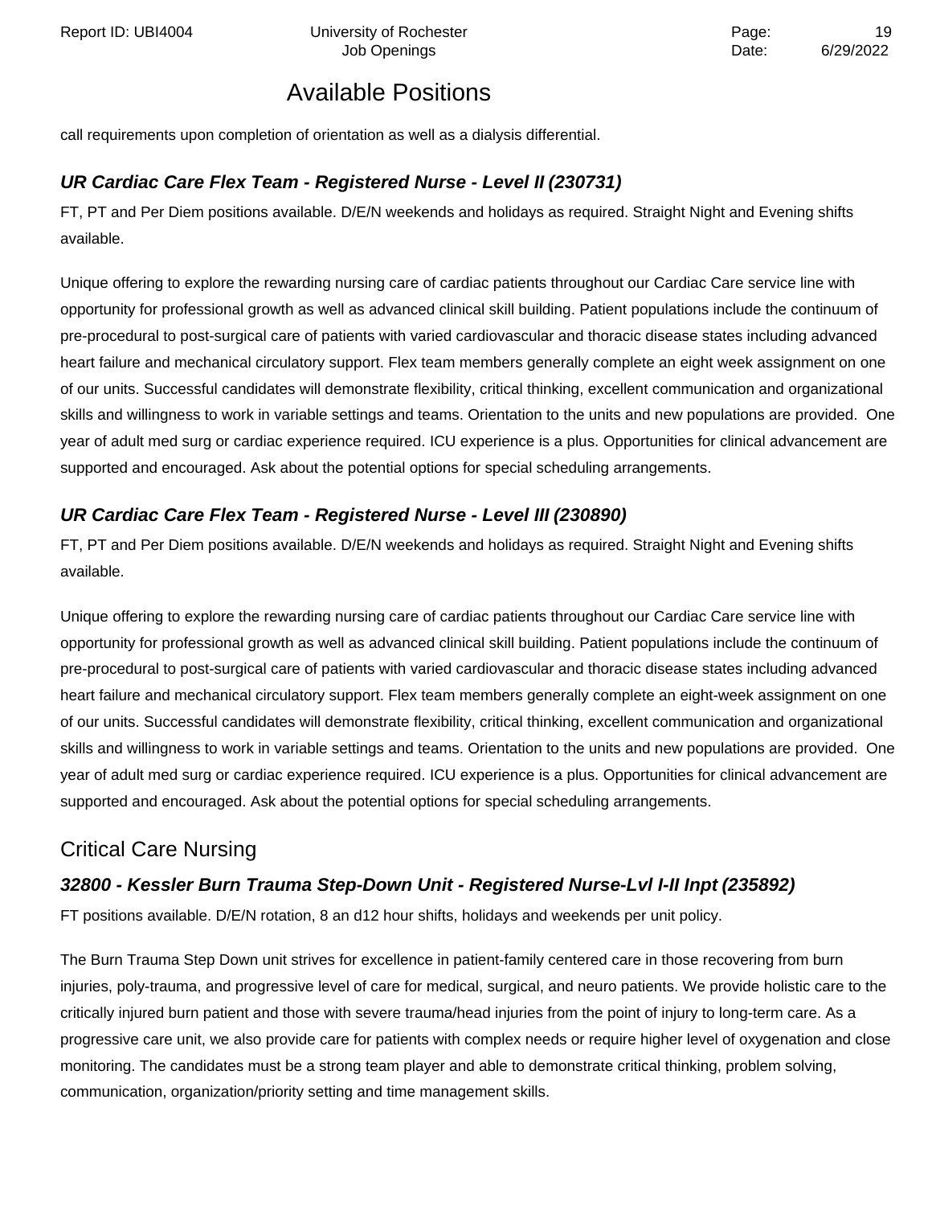call requirements upon completion of orientation as well as a dialysis differential.

### *UR Cardiac Care Flex Team - Registered Nurse - Level II (230731)*

FT, PT and Per Diem positions available. D/E/N weekends and holidays as required. Straight Night and Evening shifts available.

Unique offering to explore the rewarding nursing care of cardiac patients throughout our Cardiac Care service line with opportunity for professional growth as well as advanced clinical skill building. Patient populations include the continuum of pre-procedural to post-surgical care of patients with varied cardiovascular and thoracic disease states including advanced heart failure and mechanical circulatory support. Flex team members generally complete an eight week assignment on one of our units. Successful candidates will demonstrate flexibility, critical thinking, excellent communication and organizational skills and willingness to work in variable settings and teams. Orientation to the units and new populations are provided.  One year of adult med surg or cardiac experience required. ICU experience is a plus. Opportunities for clinical advancement are supported and encouraged. Ask about the potential options for special scheduling arrangements.

### *UR Cardiac Care Flex Team - Registered Nurse - Level III (230890)*

FT, PT and Per Diem positions available. D/E/N weekends and holidays as required. Straight Night and Evening shifts available.

Unique offering to explore the rewarding nursing care of cardiac patients throughout our Cardiac Care service line with opportunity for professional growth as well as advanced clinical skill building. Patient populations include the continuum of pre-procedural to post-surgical care of patients with varied cardiovascular and thoracic disease states including advanced heart failure and mechanical circulatory support. Flex team members generally complete an eight-week assignment on one of our units. Successful candidates will demonstrate flexibility, critical thinking, excellent communication and organizational skills and willingness to work in variable settings and teams. Orientation to the units and new populations are provided.  One year of adult med surg or cardiac experience required. ICU experience is a plus. Opportunities for clinical advancement are supported and encouraged. Ask about the potential options for special scheduling arrangements.

## Critical Care Nursing

### *32800 - Kessler Burn Trauma Step-Down Unit - Registered Nurse-Lvl I-II Inpt (235892)*

FT positions available. D/E/N rotation, 8 an d12 hour shifts, holidays and weekends per unit policy.

The Burn Trauma Step Down unit strives for excellence in patient-family centered care in those recovering from burn injuries, poly-trauma, and progressive level of care for medical, surgical, and neuro patients. We provide holistic care to the critically injured burn patient and those with severe trauma/head injuries from the point of injury to long-term care. As a progressive care unit, we also provide care for patients with complex needs or require higher level of oxygenation and close monitoring. The candidates must be a strong team player and able to demonstrate critical thinking, problem solving, communication, organization/priority setting and time management skills.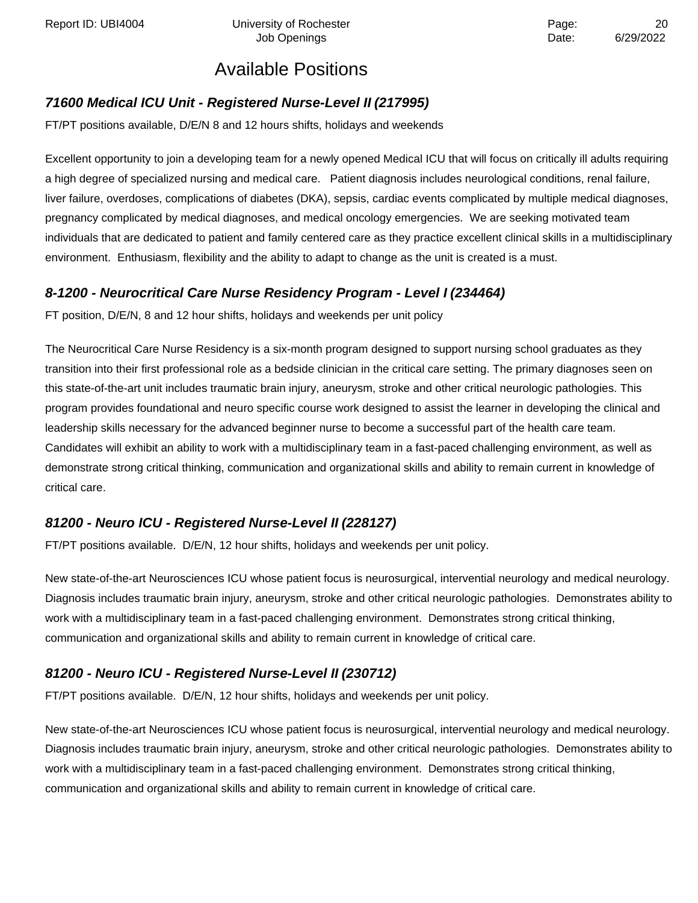## Available Positions

### *71600 Medical ICU Unit - Registered Nurse-Level II (217995)*

FT/PT positions available, D/E/N 8 and 12 hours shifts, holidays and weekends

Excellent opportunity to join a developing team for a newly opened Medical ICU that will focus on critically ill adults requiring a high degree of specialized nursing and medical care. Patient diagnosis includes neurological conditions, renal failure, liver failure, overdoses, complications of diabetes (DKA), sepsis, cardiac events complicated by multiple medical diagnoses, pregnancy complicated by medical diagnoses, and medical oncology emergencies. We are seeking motivated team individuals that are dedicated to patient and family centered care as they practice excellent clinical skills in a multidisciplinary environment. Enthusiasm, flexibility and the ability to adapt to change as the unit is created is a must.

### *8-1200 - Neurocritical Care Nurse Residency Program - Level I (234464)*

FT position, D/E/N, 8 and 12 hour shifts, holidays and weekends per unit policy

The Neurocritical Care Nurse Residency is a six-month program designed to support nursing school graduates as they transition into their first professional role as a bedside clinician in the critical care setting. The primary diagnoses seen on this state-of-the-art unit includes traumatic brain injury, aneurysm, stroke and other critical neurologic pathologies. This program provides foundational and neuro specific course work designed to assist the learner in developing the clinical and leadership skills necessary for the advanced beginner nurse to become a successful part of the health care team. Candidates will exhibit an ability to work with a multidisciplinary team in a fast-paced challenging environment, as well as demonstrate strong critical thinking, communication and organizational skills and ability to remain current in knowledge of critical care.

### *81200 - Neuro ICU - Registered Nurse-Level II (228127)*

FT/PT positions available. D/E/N, 12 hour shifts, holidays and weekends per unit policy.

New state-of-the-art Neurosciences ICU whose patient focus is neurosurgical, intervential neurology and medical neurology. Diagnosis includes traumatic brain injury, aneurysm, stroke and other critical neurologic pathologies. Demonstrates ability to work with a multidisciplinary team in a fast-paced challenging environment. Demonstrates strong critical thinking, communication and organizational skills and ability to remain current in knowledge of critical care.

### *81200 - Neuro ICU - Registered Nurse-Level II (230712)*

FT/PT positions available. D/E/N, 12 hour shifts, holidays and weekends per unit policy.

New state-of-the-art Neurosciences ICU whose patient focus is neurosurgical, intervential neurology and medical neurology. Diagnosis includes traumatic brain injury, aneurysm, stroke and other critical neurologic pathologies. Demonstrates ability to work with a multidisciplinary team in a fast-paced challenging environment. Demonstrates strong critical thinking, communication and organizational skills and ability to remain current in knowledge of critical care.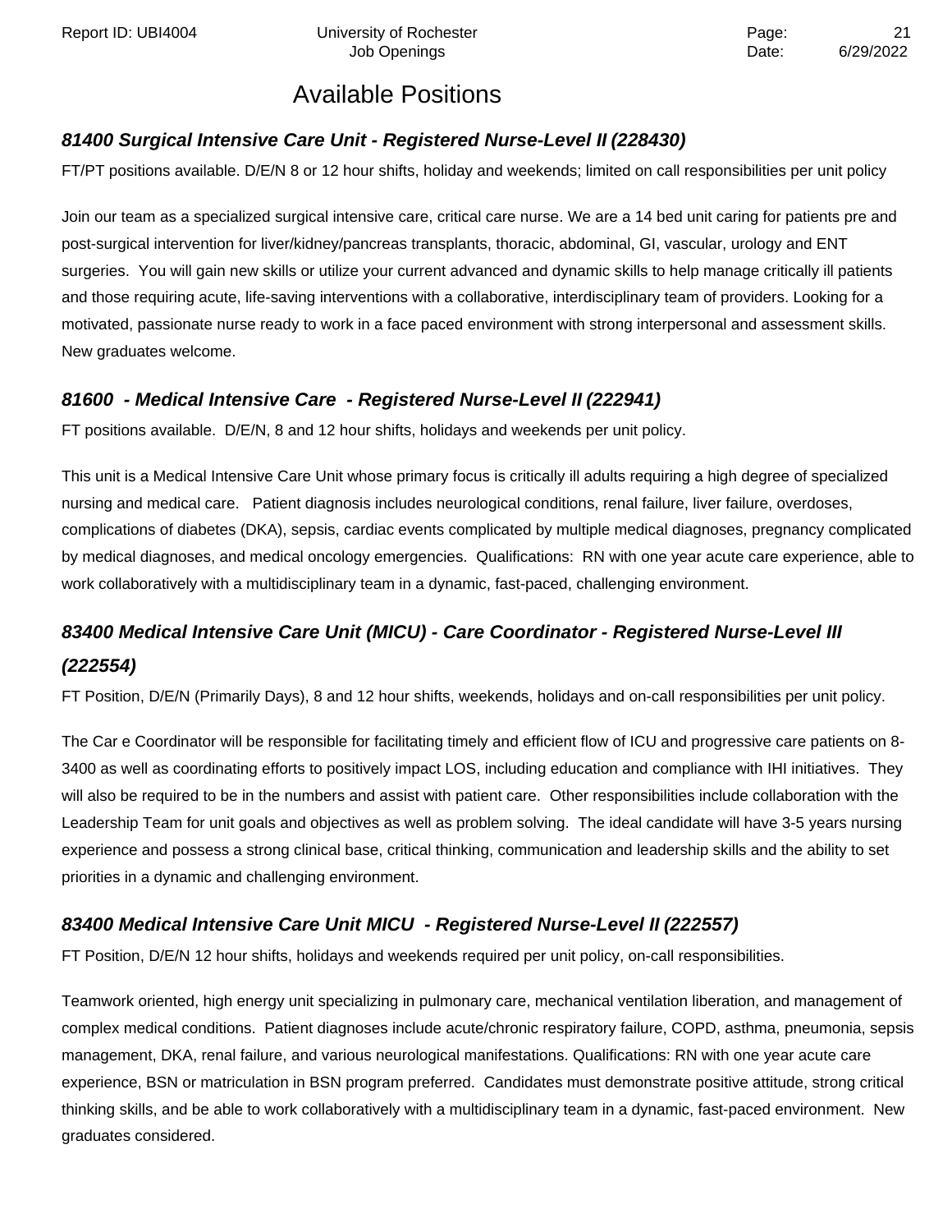# Available Positions

### *81400 Surgical Intensive Care Unit - Registered Nurse-Level II (228430)*

FT/PT positions available. D/E/N 8 or 12 hour shifts, holiday and weekends; limited on call responsibilities per unit policy

Join our team as a specialized surgical intensive care, critical care nurse. We are a 14 bed unit caring for patients pre and post-surgical intervention for liver/kidney/pancreas transplants, thoracic, abdominal, GI, vascular, urology and ENT surgeries. You will gain new skills or utilize your current advanced and dynamic skills to help manage critically ill patients and those requiring acute, life-saving interventions with a collaborative, interdisciplinary team of providers. Looking for a motivated, passionate nurse ready to work in a face paced environment with strong interpersonal and assessment skills. New graduates welcome.

### *81600 - Medical Intensive Care - Registered Nurse-Level II (222941)*

FT positions available. D/E/N, 8 and 12 hour shifts, holidays and weekends per unit policy.

This unit is a Medical Intensive Care Unit whose primary focus is critically ill adults requiring a high degree of specialized nursing and medical care. Patient diagnosis includes neurological conditions, renal failure, liver failure, overdoses, complications of diabetes (DKA), sepsis, cardiac events complicated by multiple medical diagnoses, pregnancy complicated by medical diagnoses, and medical oncology emergencies. Qualifications: RN with one year acute care experience, able to work collaboratively with a multidisciplinary team in a dynamic, fast-paced, challenging environment.

### *83400 Medical Intensive Care Unit (MICU) - Care Coordinator - Registered Nurse-Level III (222554)*

FT Position, D/E/N (Primarily Days), 8 and 12 hour shifts, weekends, holidays and on-call responsibilities per unit policy.

The Car e Coordinator will be responsible for facilitating timely and efficient flow of ICU and progressive care patients on 8-3400 as well as coordinating efforts to positively impact LOS, including education and compliance with IHI initiatives. They will also be required to be in the numbers and assist with patient care. Other responsibilities include collaboration with the Leadership Team for unit goals and objectives as well as problem solving. The ideal candidate will have 3-5 years nursing experience and possess a strong clinical base, critical thinking, communication and leadership skills and the ability to set priorities in a dynamic and challenging environment.

### *83400 Medical Intensive Care Unit MICU - Registered Nurse-Level II (222557)*

FT Position, D/E/N 12 hour shifts, holidays and weekends required per unit policy, on-call responsibilities.

Teamwork oriented, high energy unit specializing in pulmonary care, mechanical ventilation liberation, and management of complex medical conditions. Patient diagnoses include acute/chronic respiratory failure, COPD, asthma, pneumonia, sepsis management, DKA, renal failure, and various neurological manifestations. Qualifications: RN with one year acute care experience, BSN or matriculation in BSN program preferred. Candidates must demonstrate positive attitude, strong critical thinking skills, and be able to work collaboratively with a multidisciplinary team in a dynamic, fast-paced environment. New graduates considered.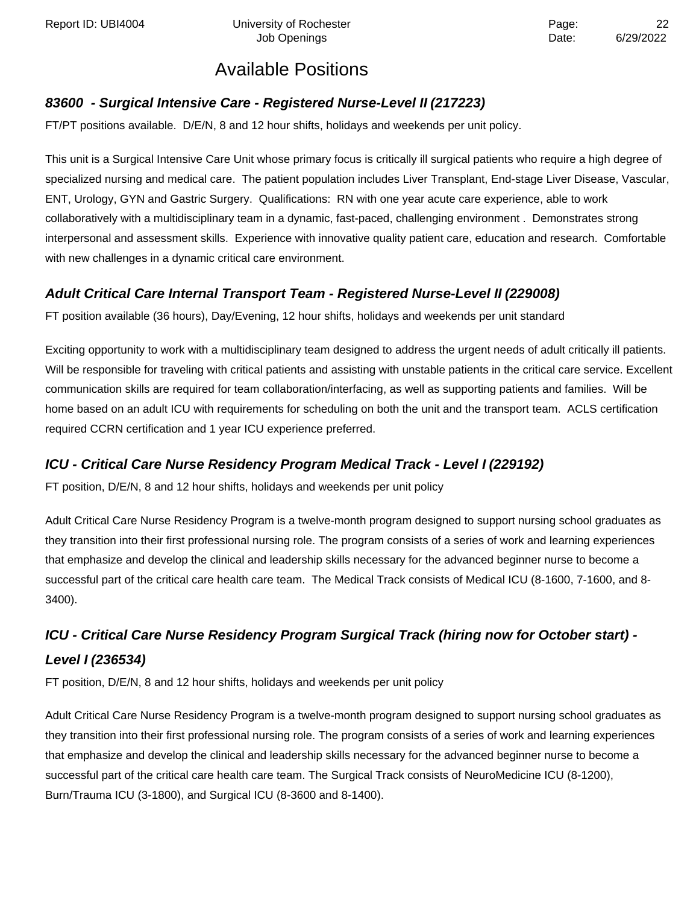# Available Positions

### *83600 - Surgical Intensive Care - Registered Nurse-Level II (217223)*

FT/PT positions available. D/E/N, 8 and 12 hour shifts, holidays and weekends per unit policy.

This unit is a Surgical Intensive Care Unit whose primary focus is critically ill surgical patients who require a high degree of specialized nursing and medical care. The patient population includes Liver Transplant, End-stage Liver Disease, Vascular, ENT, Urology, GYN and Gastric Surgery. Qualifications: RN with one year acute care experience, able to work collaboratively with a multidisciplinary team in a dynamic, fast-paced, challenging environment . Demonstrates strong interpersonal and assessment skills. Experience with innovative quality patient care, education and research. Comfortable with new challenges in a dynamic critical care environment.

### *Adult Critical Care Internal Transport Team - Registered Nurse-Level II (229008)*

FT position available (36 hours), Day/Evening, 12 hour shifts, holidays and weekends per unit standard

Exciting opportunity to work with a multidisciplinary team designed to address the urgent needs of adult critically ill patients. Will be responsible for traveling with critical patients and assisting with unstable patients in the critical care service. Excellent communication skills are required for team collaboration/interfacing, as well as supporting patients and families. Will be home based on an adult ICU with requirements for scheduling on both the unit and the transport team. ACLS certification required CCRN certification and 1 year ICU experience preferred.

### *ICU - Critical Care Nurse Residency Program Medical Track - Level I (229192)*

FT position, D/E/N, 8 and 12 hour shifts, holidays and weekends per unit policy

Adult Critical Care Nurse Residency Program is a twelve-month program designed to support nursing school graduates as they transition into their first professional nursing role. The program consists of a series of work and learning experiences that emphasize and develop the clinical and leadership skills necessary for the advanced beginner nurse to become a successful part of the critical care health care team. The Medical Track consists of Medical ICU (8-1600, 7-1600, and 8-3400).

### *ICU - Critical Care Nurse Residency Program Surgical Track (hiring now for October start) - Level I (236534)*

FT position, D/E/N, 8 and 12 hour shifts, holidays and weekends per unit policy

Adult Critical Care Nurse Residency Program is a twelve-month program designed to support nursing school graduates as they transition into their first professional nursing role. The program consists of a series of work and learning experiences that emphasize and develop the clinical and leadership skills necessary for the advanced beginner nurse to become a successful part of the critical care health care team. The Surgical Track consists of NeuroMedicine ICU (8-1200), Burn/Trauma ICU (3-1800), and Surgical ICU (8-3600 and 8-1400).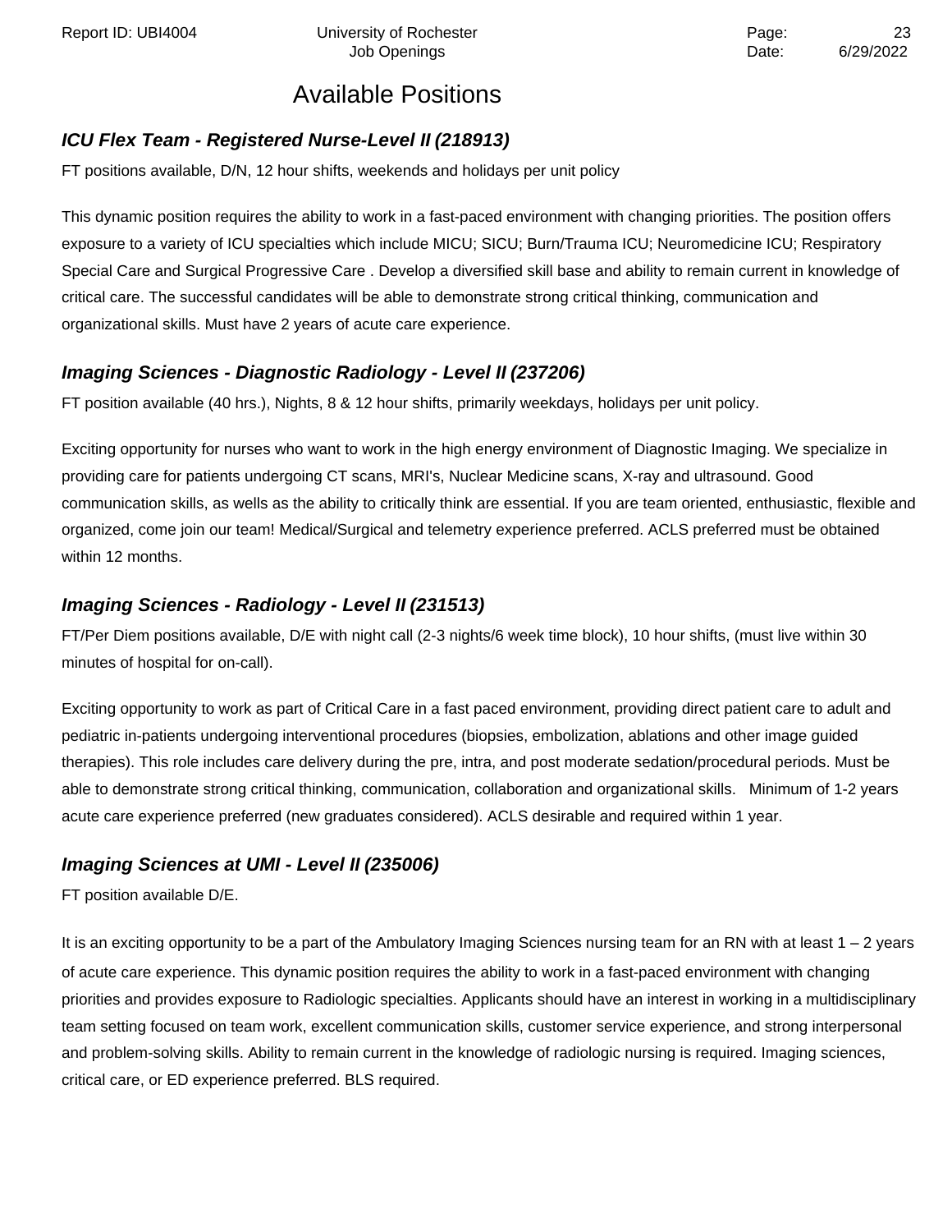# Available Positions

### *ICU Flex Team - Registered Nurse-Level II (218913)*

FT positions available, D/N, 12 hour shifts, weekends and holidays per unit policy

This dynamic position requires the ability to work in a fast-paced environment with changing priorities. The position offers exposure to a variety of ICU specialties which include MICU; SICU; Burn/Trauma ICU; Neuromedicine ICU; Respiratory Special Care and Surgical Progressive Care . Develop a diversified skill base and ability to remain current in knowledge of critical care. The successful candidates will be able to demonstrate strong critical thinking, communication and organizational skills. Must have 2 years of acute care experience.

### *Imaging Sciences - Diagnostic Radiology - Level II (237206)*

FT position available (40 hrs.), Nights, 8 & 12 hour shifts, primarily weekdays, holidays per unit policy.

Exciting opportunity for nurses who want to work in the high energy environment of Diagnostic Imaging. We specialize in providing care for patients undergoing CT scans, MRI's, Nuclear Medicine scans, X-ray and ultrasound. Good communication skills, as wells as the ability to critically think are essential. If you are team oriented, enthusiastic, flexible and organized, come join our team! Medical/Surgical and telemetry experience preferred. ACLS preferred must be obtained within 12 months.

### *Imaging Sciences - Radiology - Level II (231513)*

FT/Per Diem positions available, D/E with night call (2-3 nights/6 week time block), 10 hour shifts, (must live within 30 minutes of hospital for on-call).

Exciting opportunity to work as part of Critical Care in a fast paced environment, providing direct patient care to adult and pediatric in-patients undergoing interventional procedures (biopsies, embolization, ablations and other image guided therapies). This role includes care delivery during the pre, intra, and post moderate sedation/procedural periods. Must be able to demonstrate strong critical thinking, communication, collaboration and organizational skills. Minimum of 1-2 years acute care experience preferred (new graduates considered). ACLS desirable and required within 1 year.

### *Imaging Sciences at UMI - Level II (235006)*

FT position available D/E.

It is an exciting opportunity to be a part of the Ambulatory Imaging Sciences nursing team for an RN with at least 1 – 2 years of acute care experience. This dynamic position requires the ability to work in a fast-paced environment with changing priorities and provides exposure to Radiologic specialties. Applicants should have an interest in working in a multidisciplinary team setting focused on team work, excellent communication skills, customer service experience, and strong interpersonal and problem-solving skills. Ability to remain current in the knowledge of radiologic nursing is required. Imaging sciences, critical care, or ED experience preferred. BLS required.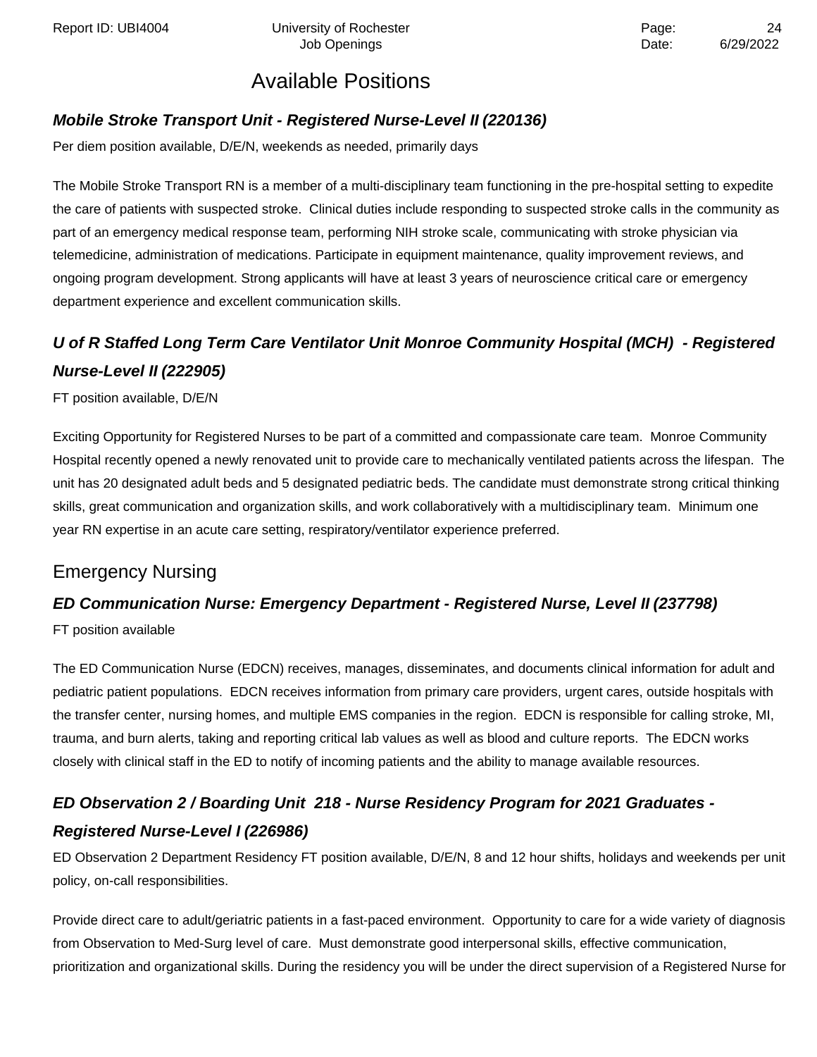# Available Positions

### *Mobile Stroke Transport Unit - Registered Nurse-Level II (220136)*

Per diem position available, D/E/N, weekends as needed, primarily days

The Mobile Stroke Transport RN is a member of a multi-disciplinary team functioning in the pre-hospital setting to expedite the care of patients with suspected stroke. Clinical duties include responding to suspected stroke calls in the community as part of an emergency medical response team, performing NIH stroke scale, communicating with stroke physician via telemedicine, administration of medications. Participate in equipment maintenance, quality improvement reviews, and ongoing program development. Strong applicants will have at least 3 years of neuroscience critical care or emergency department experience and excellent communication skills.

### *U of R Staffed Long Term Care Ventilator Unit Monroe Community Hospital (MCH) - Registered Nurse-Level II (222905)*

FT position available, D/E/N

Exciting Opportunity for Registered Nurses to be part of a committed and compassionate care team. Monroe Community Hospital recently opened a newly renovated unit to provide care to mechanically ventilated patients across the lifespan. The unit has 20 designated adult beds and 5 designated pediatric beds. The candidate must demonstrate strong critical thinking skills, great communication and organization skills, and work collaboratively with a multidisciplinary team. Minimum one year RN expertise in an acute care setting, respiratory/ventilator experience preferred.

## Emergency Nursing

### *ED Communication Nurse: Emergency Department - Registered Nurse, Level II (237798)*

FT position available

The ED Communication Nurse (EDCN) receives, manages, disseminates, and documents clinical information for adult and pediatric patient populations. EDCN receives information from primary care providers, urgent cares, outside hospitals with the transfer center, nursing homes, and multiple EMS companies in the region. EDCN is responsible for calling stroke, MI, trauma, and burn alerts, taking and reporting critical lab values as well as blood and culture reports. The EDCN works closely with clinical staff in the ED to notify of incoming patients and the ability to manage available resources.

### *ED Observation 2 / Boarding Unit 218 - Nurse Residency Program for 2021 Graduates - Registered Nurse-Level I (226986)*

ED Observation 2 Department Residency FT position available, D/E/N, 8 and 12 hour shifts, holidays and weekends per unit policy, on-call responsibilities.

Provide direct care to adult/geriatric patients in a fast-paced environment. Opportunity to care for a wide variety of diagnosis from Observation to Med-Surg level of care. Must demonstrate good interpersonal skills, effective communication, prioritization and organizational skills. During the residency you will be under the direct supervision of a Registered Nurse for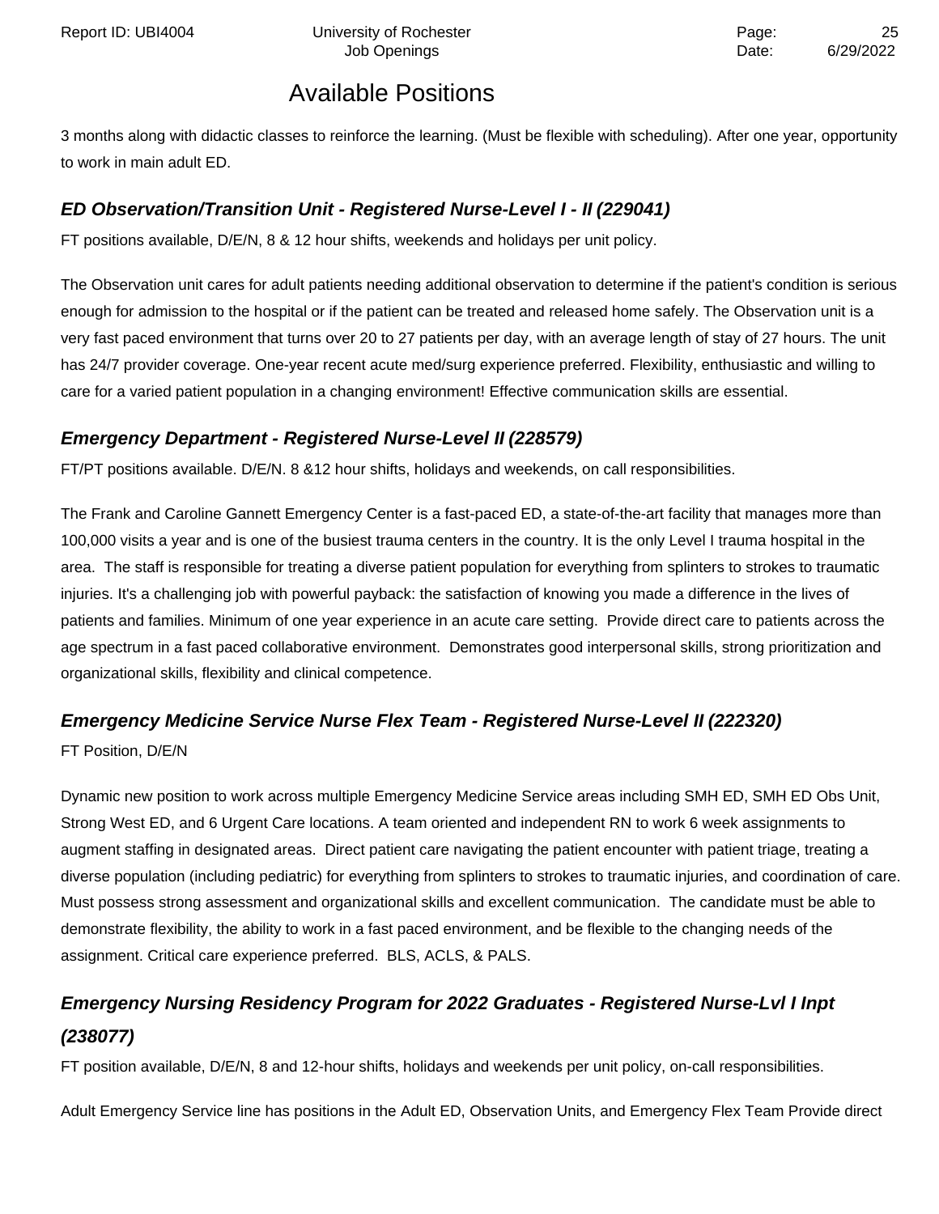## Available Positions

3 months along with didactic classes to reinforce the learning. (Must be flexible with scheduling). After one year, opportunity to work in main adult ED.

### ***ED Observation/Transition Unit - Registered Nurse-Level I - II (229041)***

FT positions available, D/E/N, 8 & 12 hour shifts, weekends and holidays per unit policy.

The Observation unit cares for adult patients needing additional observation to determine if the patient's condition is serious enough for admission to the hospital or if the patient can be treated and released home safely. The Observation unit is a very fast paced environment that turns over 20 to 27 patients per day, with an average length of stay of 27 hours. The unit has 24/7 provider coverage. One-year recent acute med/surg experience preferred. Flexibility, enthusiastic and willing to care for a varied patient population in a changing environment! Effective communication skills are essential.

### ***Emergency Department - Registered Nurse-Level II (228579)***

FT/PT positions available. D/E/N. 8 &12 hour shifts, holidays and weekends, on call responsibilities.

The Frank and Caroline Gannett Emergency Center is a fast-paced ED, a state-of-the-art facility that manages more than 100,000 visits a year and is one of the busiest trauma centers in the country. It is the only Level I trauma hospital in the area. The staff is responsible for treating a diverse patient population for everything from splinters to strokes to traumatic injuries. It's a challenging job with powerful payback: the satisfaction of knowing you made a difference in the lives of patients and families. Minimum of one year experience in an acute care setting. Provide direct care to patients across the age spectrum in a fast paced collaborative environment. Demonstrates good interpersonal skills, strong prioritization and organizational skills, flexibility and clinical competence.

### ***Emergency Medicine Service Nurse Flex Team - Registered Nurse-Level II (222320)***

FT Position, D/E/N

Dynamic new position to work across multiple Emergency Medicine Service areas including SMH ED, SMH ED Obs Unit, Strong West ED, and 6 Urgent Care locations. A team oriented and independent RN to work 6 week assignments to augment staffing in designated areas. Direct patient care navigating the patient encounter with patient triage, treating a diverse population (including pediatric) for everything from splinters to strokes to traumatic injuries, and coordination of care. Must possess strong assessment and organizational skills and excellent communication. The candidate must be able to demonstrate flexibility, the ability to work in a fast paced environment, and be flexible to the changing needs of the assignment. Critical care experience preferred. BLS, ACLS, & PALS.

### ***Emergency Nursing Residency Program for 2022 Graduates - Registered Nurse-Lvl I Inpt (238077)***

FT position available, D/E/N, 8 and 12-hour shifts, holidays and weekends per unit policy, on-call responsibilities.

Adult Emergency Service line has positions in the Adult ED, Observation Units, and Emergency Flex Team Provide direct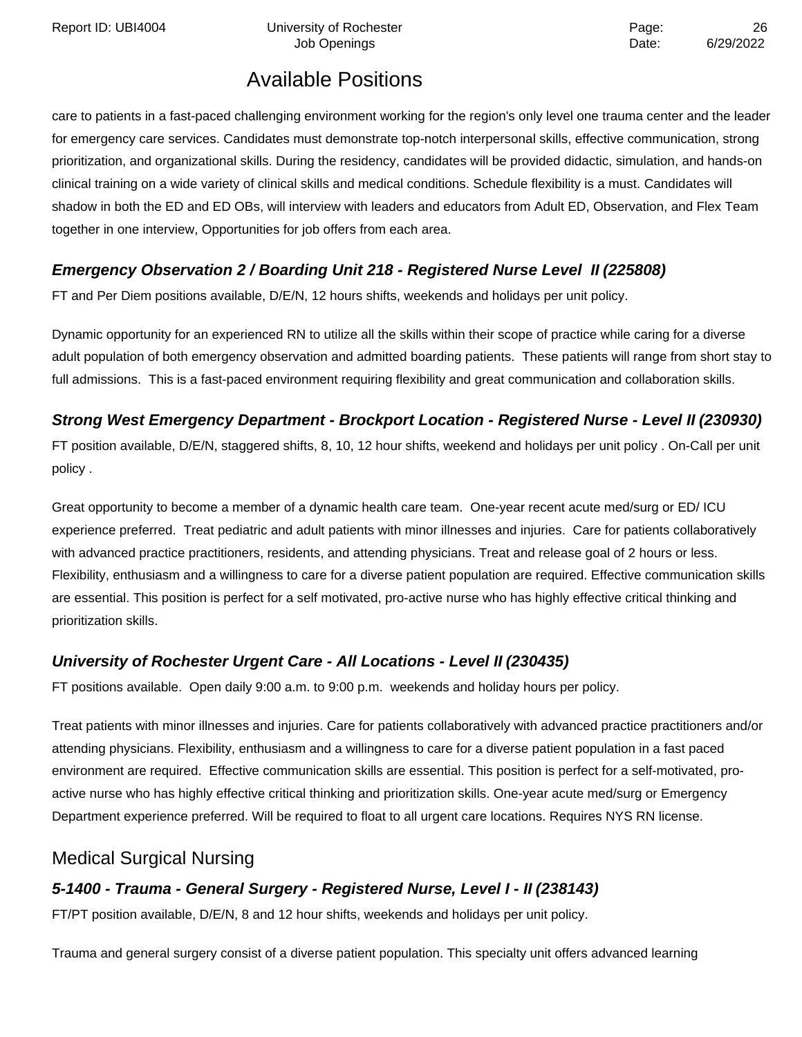## Available Positions

care to patients in a fast-paced challenging environment working for the region's only level one trauma center and the leader for emergency care services. Candidates must demonstrate top-notch interpersonal skills, effective communication, strong prioritization, and organizational skills. During the residency, candidates will be provided didactic, simulation, and hands-on clinical training on a wide variety of clinical skills and medical conditions. Schedule flexibility is a must. Candidates will shadow in both the ED and ED OBs, will interview with leaders and educators from Adult ED, Observation, and Flex Team together in one interview, Opportunities for job offers from each area.

### *Emergency Observation 2 / Boarding Unit 218 - Registered Nurse Level II (225808)*

FT and Per Diem positions available, D/E/N, 12 hours shifts, weekends and holidays per unit policy.

Dynamic opportunity for an experienced RN to utilize all the skills within their scope of practice while caring for a diverse adult population of both emergency observation and admitted boarding patients. These patients will range from short stay to full admissions. This is a fast-paced environment requiring flexibility and great communication and collaboration skills.

### *Strong West Emergency Department - Brockport Location - Registered Nurse - Level II (230930)*

FT position available, D/E/N, staggered shifts, 8, 10, 12 hour shifts, weekend and holidays per unit policy . On-Call per unit policy .

Great opportunity to become a member of a dynamic health care team. One-year recent acute med/surg or ED/ ICU experience preferred. Treat pediatric and adult patients with minor illnesses and injuries. Care for patients collaboratively with advanced practice practitioners, residents, and attending physicians. Treat and release goal of 2 hours or less. Flexibility, enthusiasm and a willingness to care for a diverse patient population are required. Effective communication skills are essential. This position is perfect for a self motivated, pro-active nurse who has highly effective critical thinking and prioritization skills.

### *University of Rochester Urgent Care - All Locations - Level II (230435)*

FT positions available. Open daily 9:00 a.m. to 9:00 p.m. weekends and holiday hours per policy.

Treat patients with minor illnesses and injuries. Care for patients collaboratively with advanced practice practitioners and/or attending physicians. Flexibility, enthusiasm and a willingness to care for a diverse patient population in a fast paced environment are required. Effective communication skills are essential. This position is perfect for a self-motivated, pro-active nurse who has highly effective critical thinking and prioritization skills. One-year acute med/surg or Emergency Department experience preferred. Will be required to float to all urgent care locations. Requires NYS RN license.

## Medical Surgical Nursing

### *5-1400 - Trauma - General Surgery - Registered Nurse, Level I - II (238143)*

FT/PT position available, D/E/N, 8 and 12 hour shifts, weekends and holidays per unit policy.

Trauma and general surgery consist of a diverse patient population. This specialty unit offers advanced learning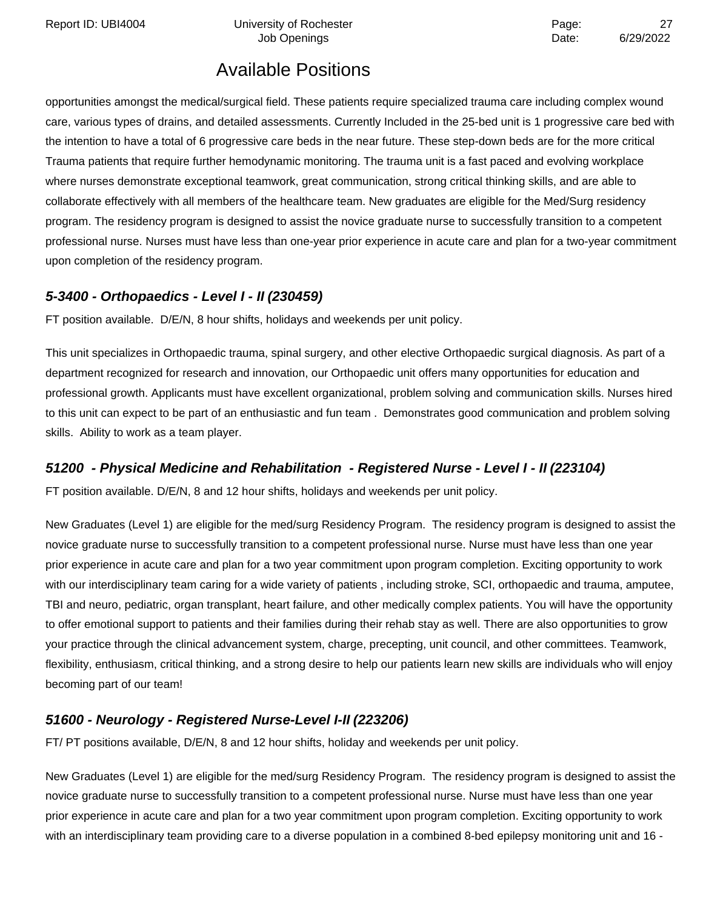# Available Positions

opportunities amongst the medical/surgical field. These patients require specialized trauma care including complex wound care, various types of drains, and detailed assessments. Currently Included in the 25-bed unit is 1 progressive care bed with the intention to have a total of 6 progressive care beds in the near future. These step-down beds are for the more critical Trauma patients that require further hemodynamic monitoring. The trauma unit is a fast paced and evolving workplace where nurses demonstrate exceptional teamwork, great communication, strong critical thinking skills, and are able to collaborate effectively with all members of the healthcare team. New graduates are eligible for the Med/Surg residency program. The residency program is designed to assist the novice graduate nurse to successfully transition to a competent professional nurse. Nurses must have less than one-year prior experience in acute care and plan for a two-year commitment upon completion of the residency program.

### *5-3400 - Orthopaedics - Level I - II (230459)*

FT position available. D/E/N, 8 hour shifts, holidays and weekends per unit policy.

This unit specializes in Orthopaedic trauma, spinal surgery, and other elective Orthopaedic surgical diagnosis. As part of a department recognized for research and innovation, our Orthopaedic unit offers many opportunities for education and professional growth. Applicants must have excellent organizational, problem solving and communication skills. Nurses hired to this unit can expect to be part of an enthusiastic and fun team . Demonstrates good communication and problem solving skills. Ability to work as a team player.

### *51200 - Physical Medicine and Rehabilitation - Registered Nurse - Level I - II (223104)*

FT position available. D/E/N, 8 and 12 hour shifts, holidays and weekends per unit policy.

New Graduates (Level 1) are eligible for the med/surg Residency Program. The residency program is designed to assist the novice graduate nurse to successfully transition to a competent professional nurse. Nurse must have less than one year prior experience in acute care and plan for a two year commitment upon program completion. Exciting opportunity to work with our interdisciplinary team caring for a wide variety of patients , including stroke, SCI, orthopaedic and trauma, amputee, TBI and neuro, pediatric, organ transplant, heart failure, and other medically complex patients. You will have the opportunity to offer emotional support to patients and their families during their rehab stay as well. There are also opportunities to grow your practice through the clinical advancement system, charge, precepting, unit council, and other committees. Teamwork, flexibility, enthusiasm, critical thinking, and a strong desire to help our patients learn new skills are individuals who will enjoy becoming part of our team!

### *51600 - Neurology - Registered Nurse-Level I-II (223206)*

FT/ PT positions available, D/E/N, 8 and 12 hour shifts, holiday and weekends per unit policy.

New Graduates (Level 1) are eligible for the med/surg Residency Program. The residency program is designed to assist the novice graduate nurse to successfully transition to a competent professional nurse. Nurse must have less than one year prior experience in acute care and plan for a two year commitment upon program completion. Exciting opportunity to work with an interdisciplinary team providing care to a diverse population in a combined 8-bed epilepsy monitoring unit and 16 -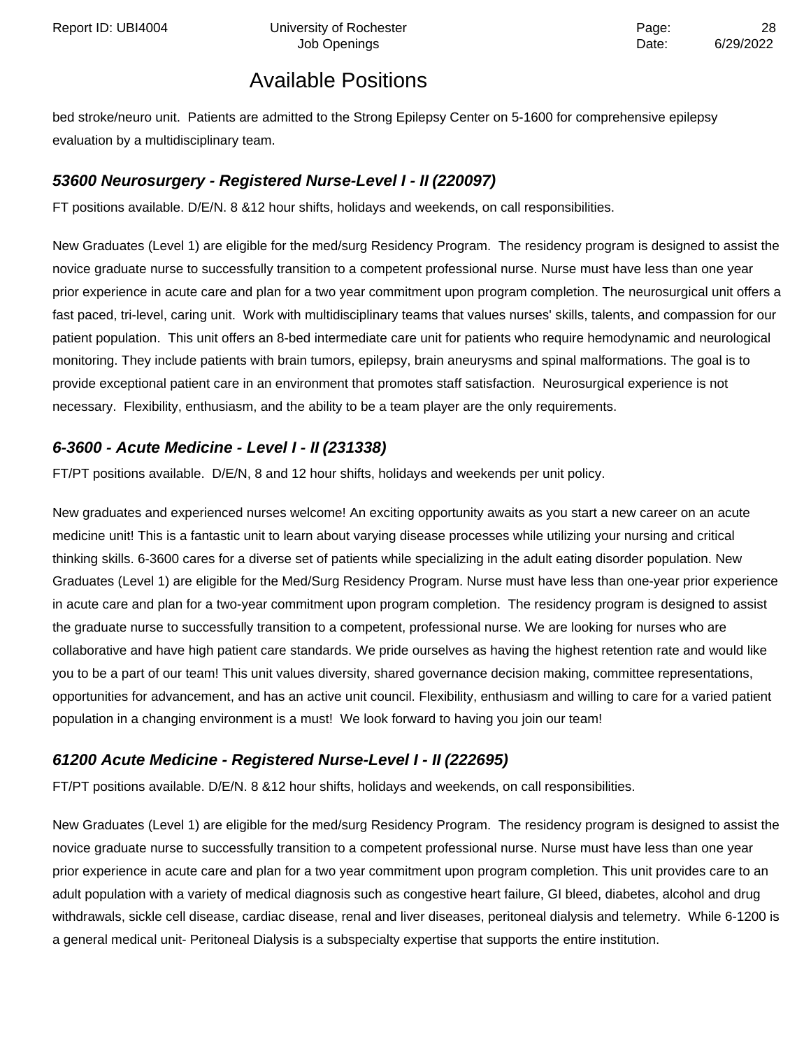bed stroke/neuro unit. Patients are admitted to the Strong Epilepsy Center on 5-1600 for comprehensive epilepsy evaluation by a multidisciplinary team.

### *53600 Neurosurgery - Registered Nurse-Level I - II (220097)*

FT positions available. D/E/N. 8 &12 hour shifts, holidays and weekends, on call responsibilities.

New Graduates (Level 1) are eligible for the med/surg Residency Program. The residency program is designed to assist the novice graduate nurse to successfully transition to a competent professional nurse. Nurse must have less than one year prior experience in acute care and plan for a two year commitment upon program completion. The neurosurgical unit offers a fast paced, tri-level, caring unit. Work with multidisciplinary teams that values nurses' skills, talents, and compassion for our patient population. This unit offers an 8-bed intermediate care unit for patients who require hemodynamic and neurological monitoring. They include patients with brain tumors, epilepsy, brain aneurysms and spinal malformations. The goal is to provide exceptional patient care in an environment that promotes staff satisfaction. Neurosurgical experience is not necessary. Flexibility, enthusiasm, and the ability to be a team player are the only requirements.

### *6-3600 - Acute Medicine - Level I - II (231338)*

FT/PT positions available. D/E/N, 8 and 12 hour shifts, holidays and weekends per unit policy.

New graduates and experienced nurses welcome! An exciting opportunity awaits as you start a new career on an acute medicine unit! This is a fantastic unit to learn about varying disease processes while utilizing your nursing and critical thinking skills. 6-3600 cares for a diverse set of patients while specializing in the adult eating disorder population. New Graduates (Level 1) are eligible for the Med/Surg Residency Program. Nurse must have less than one-year prior experience in acute care and plan for a two-year commitment upon program completion. The residency program is designed to assist the graduate nurse to successfully transition to a competent, professional nurse. We are looking for nurses who are collaborative and have high patient care standards. We pride ourselves as having the highest retention rate and would like you to be a part of our team! This unit values diversity, shared governance decision making, committee representations, opportunities for advancement, and has an active unit council. Flexibility, enthusiasm and willing to care for a varied patient population in a changing environment is a must! We look forward to having you join our team!

### *61200 Acute Medicine - Registered Nurse-Level I - II (222695)*

FT/PT positions available. D/E/N. 8 &12 hour shifts, holidays and weekends, on call responsibilities.

New Graduates (Level 1) are eligible for the med/surg Residency Program. The residency program is designed to assist the novice graduate nurse to successfully transition to a competent professional nurse. Nurse must have less than one year prior experience in acute care and plan for a two year commitment upon program completion. This unit provides care to an adult population with a variety of medical diagnosis such as congestive heart failure, GI bleed, diabetes, alcohol and drug withdrawals, sickle cell disease, cardiac disease, renal and liver diseases, peritoneal dialysis and telemetry. While 6-1200 is a general medical unit- Peritoneal Dialysis is a subspecialty expertise that supports the entire institution.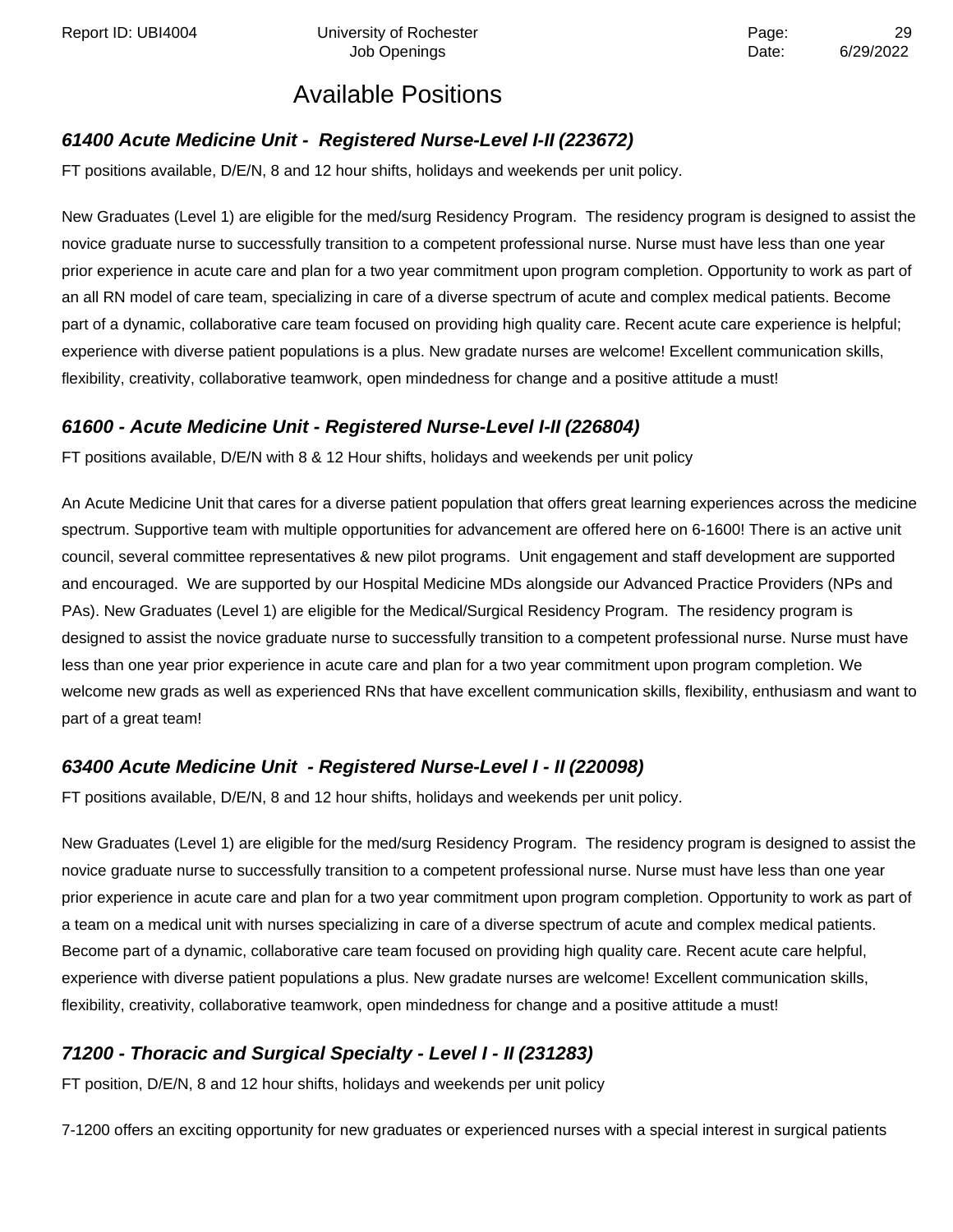# Available Positions

### *61400 Acute Medicine Unit - Registered Nurse-Level I-II (223672)*

FT positions available, D/E/N, 8 and 12 hour shifts, holidays and weekends per unit policy.

New Graduates (Level 1) are eligible for the med/surg Residency Program. The residency program is designed to assist the novice graduate nurse to successfully transition to a competent professional nurse. Nurse must have less than one year prior experience in acute care and plan for a two year commitment upon program completion. Opportunity to work as part of an all RN model of care team, specializing in care of a diverse spectrum of acute and complex medical patients. Become part of a dynamic, collaborative care team focused on providing high quality care. Recent acute care experience is helpful; experience with diverse patient populations is a plus. New gradate nurses are welcome! Excellent communication skills, flexibility, creativity, collaborative teamwork, open mindedness for change and a positive attitude a must!

### *61600 - Acute Medicine Unit - Registered Nurse-Level I-II (226804)*

FT positions available, D/E/N with 8 & 12 Hour shifts, holidays and weekends per unit policy

An Acute Medicine Unit that cares for a diverse patient population that offers great learning experiences across the medicine spectrum. Supportive team with multiple opportunities for advancement are offered here on 6-1600! There is an active unit council, several committee representatives & new pilot programs. Unit engagement and staff development are supported and encouraged. We are supported by our Hospital Medicine MDs alongside our Advanced Practice Providers (NPs and PAs). New Graduates (Level 1) are eligible for the Medical/Surgical Residency Program. The residency program is designed to assist the novice graduate nurse to successfully transition to a competent professional nurse. Nurse must have less than one year prior experience in acute care and plan for a two year commitment upon program completion. We welcome new grads as well as experienced RNs that have excellent communication skills, flexibility, enthusiasm and want to part of a great team!

### *63400 Acute Medicine Unit - Registered Nurse-Level I - II (220098)*

FT positions available, D/E/N, 8 and 12 hour shifts, holidays and weekends per unit policy.

New Graduates (Level 1) are eligible for the med/surg Residency Program. The residency program is designed to assist the novice graduate nurse to successfully transition to a competent professional nurse. Nurse must have less than one year prior experience in acute care and plan for a two year commitment upon program completion. Opportunity to work as part of a team on a medical unit with nurses specializing in care of a diverse spectrum of acute and complex medical patients. Become part of a dynamic, collaborative care team focused on providing high quality care. Recent acute care helpful, experience with diverse patient populations a plus. New gradate nurses are welcome! Excellent communication skills, flexibility, creativity, collaborative teamwork, open mindedness for change and a positive attitude a must!

### *71200 - Thoracic and Surgical Specialty - Level I - II (231283)*

FT position, D/E/N, 8 and 12 hour shifts, holidays and weekends per unit policy

7-1200 offers an exciting opportunity for new graduates or experienced nurses with a special interest in surgical patients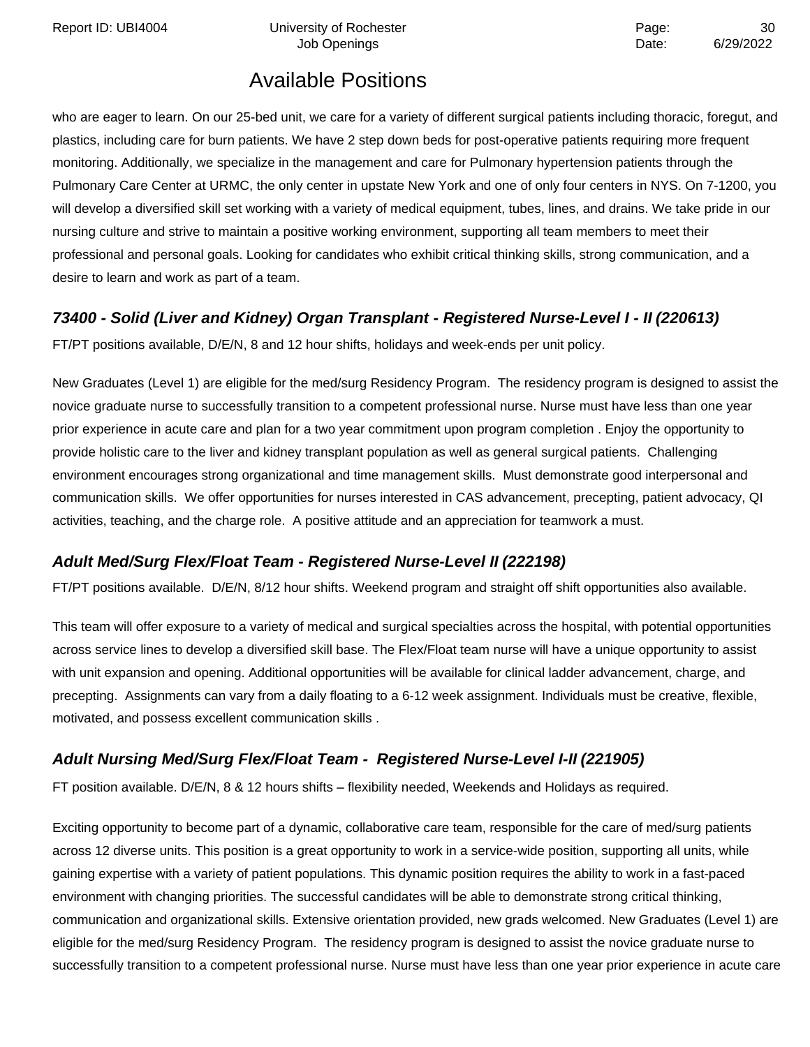who are eager to learn. On our 25-bed unit, we care for a variety of different surgical patients including thoracic, foregut, and plastics, including care for burn patients. We have 2 step down beds for post-operative patients requiring more frequent monitoring. Additionally, we specialize in the management and care for Pulmonary hypertension patients through the Pulmonary Care Center at URMC, the only center in upstate New York and one of only four centers in NYS. On 7-1200, you will develop a diversified skill set working with a variety of medical equipment, tubes, lines, and drains. We take pride in our nursing culture and strive to maintain a positive working environment, supporting all team members to meet their professional and personal goals. Looking for candidates who exhibit critical thinking skills, strong communication, and a desire to learn and work as part of a team.

### *73400 - Solid (Liver and Kidney) Organ Transplant - Registered Nurse-Level I - II (220613)*

FT/PT positions available, D/E/N, 8 and 12 hour shifts, holidays and week-ends per unit policy.

New Graduates (Level 1) are eligible for the med/surg Residency Program. The residency program is designed to assist the novice graduate nurse to successfully transition to a competent professional nurse. Nurse must have less than one year prior experience in acute care and plan for a two year commitment upon program completion . Enjoy the opportunity to provide holistic care to the liver and kidney transplant population as well as general surgical patients. Challenging environment encourages strong organizational and time management skills. Must demonstrate good interpersonal and communication skills. We offer opportunities for nurses interested in CAS advancement, precepting, patient advocacy, QI activities, teaching, and the charge role. A positive attitude and an appreciation for teamwork a must.

### *Adult Med/Surg Flex/Float Team - Registered Nurse-Level II (222198)*

FT/PT positions available. D/E/N, 8/12 hour shifts. Weekend program and straight off shift opportunities also available.

This team will offer exposure to a variety of medical and surgical specialties across the hospital, with potential opportunities across service lines to develop a diversified skill base. The Flex/Float team nurse will have a unique opportunity to assist with unit expansion and opening. Additional opportunities will be available for clinical ladder advancement, charge, and precepting. Assignments can vary from a daily floating to a 6-12 week assignment. Individuals must be creative, flexible, motivated, and possess excellent communication skills .

### *Adult Nursing Med/Surg Flex/Float Team - Registered Nurse-Level I-II (221905)*

FT position available. D/E/N, 8 & 12 hours shifts – flexibility needed, Weekends and Holidays as required.

Exciting opportunity to become part of a dynamic, collaborative care team, responsible for the care of med/surg patients across 12 diverse units. This position is a great opportunity to work in a service-wide position, supporting all units, while gaining expertise with a variety of patient populations. This dynamic position requires the ability to work in a fast-paced environment with changing priorities. The successful candidates will be able to demonstrate strong critical thinking, communication and organizational skills. Extensive orientation provided, new grads welcomed. New Graduates (Level 1) are eligible for the med/surg Residency Program. The residency program is designed to assist the novice graduate nurse to successfully transition to a competent professional nurse. Nurse must have less than one year prior experience in acute care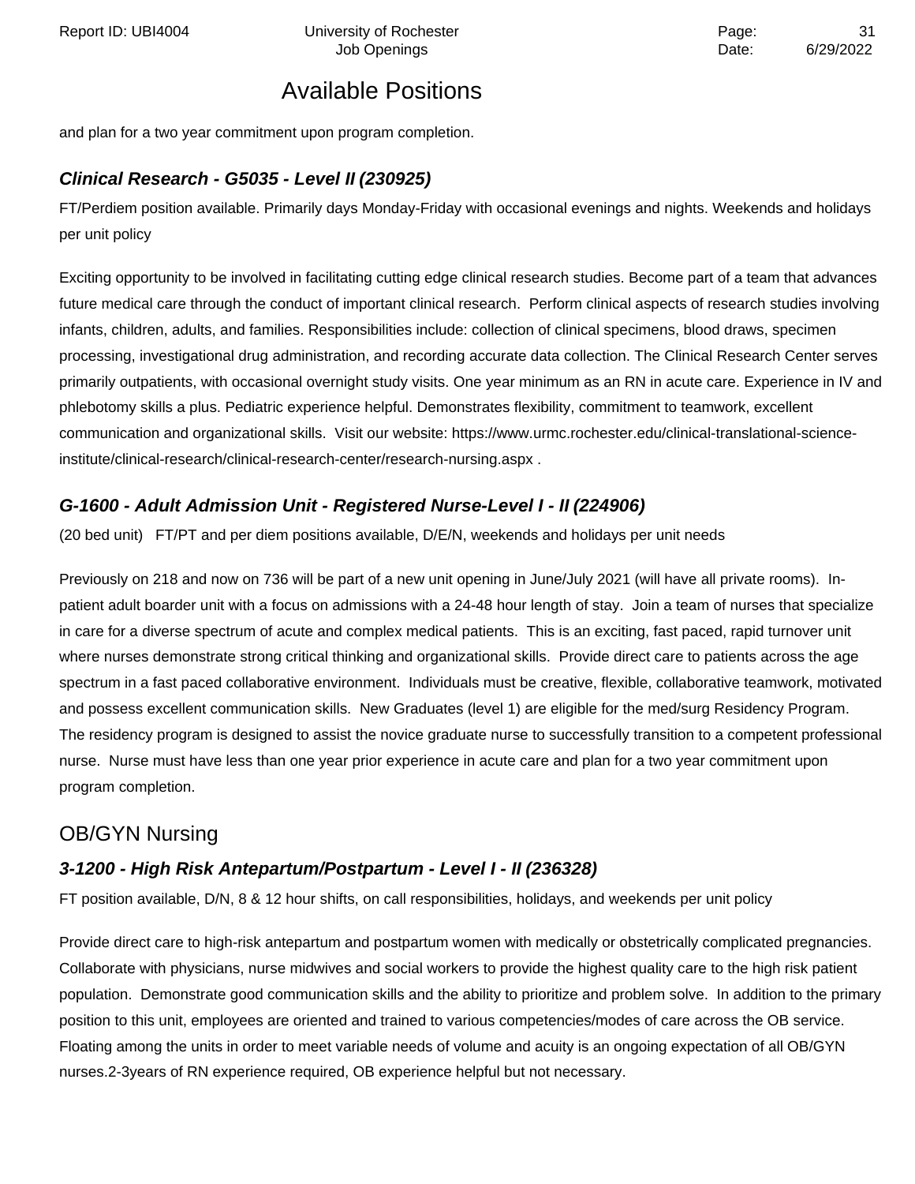## Available Positions

and plan for a two year commitment upon program completion.

### *Clinical Research - G5035 - Level II (230925)*

FT/Perdiem position available. Primarily days Monday-Friday with occasional evenings and nights. Weekends and holidays per unit policy

Exciting opportunity to be involved in facilitating cutting edge clinical research studies. Become part of a team that advances future medical care through the conduct of important clinical research. Perform clinical aspects of research studies involving infants, children, adults, and families. Responsibilities include: collection of clinical specimens, blood draws, specimen processing, investigational drug administration, and recording accurate data collection. The Clinical Research Center serves primarily outpatients, with occasional overnight study visits. One year minimum as an RN in acute care. Experience in IV and phlebotomy skills a plus. Pediatric experience helpful. Demonstrates flexibility, commitment to teamwork, excellent communication and organizational skills. Visit our website: https://www.urmc.rochester.edu/clinical-translational-science-institute/clinical-research/clinical-research-center/research-nursing.aspx .

### *G-1600 - Adult Admission Unit - Registered Nurse-Level I - II (224906)*

(20 bed unit) FT/PT and per diem positions available, D/E/N, weekends and holidays per unit needs

Previously on 218 and now on 736 will be part of a new unit opening in June/July 2021 (will have all private rooms). In-patient adult boarder unit with a focus on admissions with a 24-48 hour length of stay. Join a team of nurses that specialize in care for a diverse spectrum of acute and complex medical patients. This is an exciting, fast paced, rapid turnover unit where nurses demonstrate strong critical thinking and organizational skills. Provide direct care to patients across the age spectrum in a fast paced collaborative environment. Individuals must be creative, flexible, collaborative teamwork, motivated and possess excellent communication skills. New Graduates (level 1) are eligible for the med/surg Residency Program. The residency program is designed to assist the novice graduate nurse to successfully transition to a competent professional nurse. Nurse must have less than one year prior experience in acute care and plan for a two year commitment upon program completion.

## OB/GYN Nursing

### *3-1200 - High Risk Antepartum/Postpartum - Level I - II (236328)*

FT position available, D/N, 8 & 12 hour shifts, on call responsibilities, holidays, and weekends per unit policy

Provide direct care to high-risk antepartum and postpartum women with medically or obstetrically complicated pregnancies. Collaborate with physicians, nurse midwives and social workers to provide the highest quality care to the high risk patient population. Demonstrate good communication skills and the ability to prioritize and problem solve. In addition to the primary position to this unit, employees are oriented and trained to various competencies/modes of care across the OB service. Floating among the units in order to meet variable needs of volume and acuity is an ongoing expectation of all OB/GYN nurses.2-3years of RN experience required, OB experience helpful but not necessary.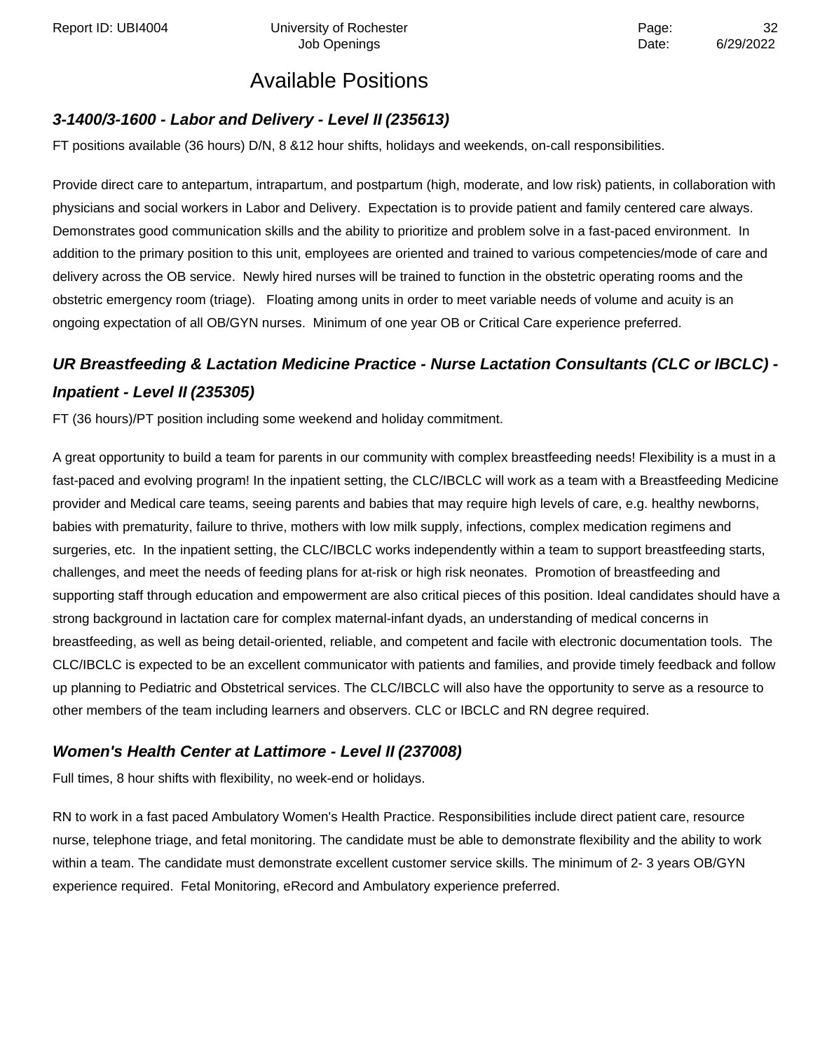# Available Positions

### *3-1400/3-1600 - Labor and Delivery - Level II (235613)*

FT positions available (36 hours) D/N, 8 &12 hour shifts, holidays and weekends, on-call responsibilities.

Provide direct care to antepartum, intrapartum, and postpartum (high, moderate, and low risk) patients, in collaboration with physicians and social workers in Labor and Delivery. Expectation is to provide patient and family centered care always. Demonstrates good communication skills and the ability to prioritize and problem solve in a fast-paced environment. In addition to the primary position to this unit, employees are oriented and trained to various competencies/mode of care and delivery across the OB service. Newly hired nurses will be trained to function in the obstetric operating rooms and the obstetric emergency room (triage). Floating among units in order to meet variable needs of volume and acuity is an ongoing expectation of all OB/GYN nurses. Minimum of one year OB or Critical Care experience preferred.

### *UR Breastfeeding & Lactation Medicine Practice - Nurse Lactation Consultants (CLC or IBCLC) - Inpatient - Level II (235305)*

FT (36 hours)/PT position including some weekend and holiday commitment.

A great opportunity to build a team for parents in our community with complex breastfeeding needs! Flexibility is a must in a fast-paced and evolving program! In the inpatient setting, the CLC/IBCLC will work as a team with a Breastfeeding Medicine provider and Medical care teams, seeing parents and babies that may require high levels of care, e.g. healthy newborns, babies with prematurity, failure to thrive, mothers with low milk supply, infections, complex medication regimens and surgeries, etc. In the inpatient setting, the CLC/IBCLC works independently within a team to support breastfeeding starts, challenges, and meet the needs of feeding plans for at-risk or high risk neonates. Promotion of breastfeeding and supporting staff through education and empowerment are also critical pieces of this position. Ideal candidates should have a strong background in lactation care for complex maternal-infant dyads, an understanding of medical concerns in breastfeeding, as well as being detail-oriented, reliable, and competent and facile with electronic documentation tools. The CLC/IBCLC is expected to be an excellent communicator with patients and families, and provide timely feedback and follow up planning to Pediatric and Obstetrical services. The CLC/IBCLC will also have the opportunity to serve as a resource to other members of the team including learners and observers. CLC or IBCLC and RN degree required.

### *Women's Health Center at Lattimore - Level II (237008)*

Full times, 8 hour shifts with flexibility, no week-end or holidays.

RN to work in a fast paced Ambulatory Women's Health Practice. Responsibilities include direct patient care, resource nurse, telephone triage, and fetal monitoring. The candidate must be able to demonstrate flexibility and the ability to work within a team. The candidate must demonstrate excellent customer service skills. The minimum of 2- 3 years OB/GYN experience required. Fetal Monitoring, eRecord and Ambulatory experience preferred.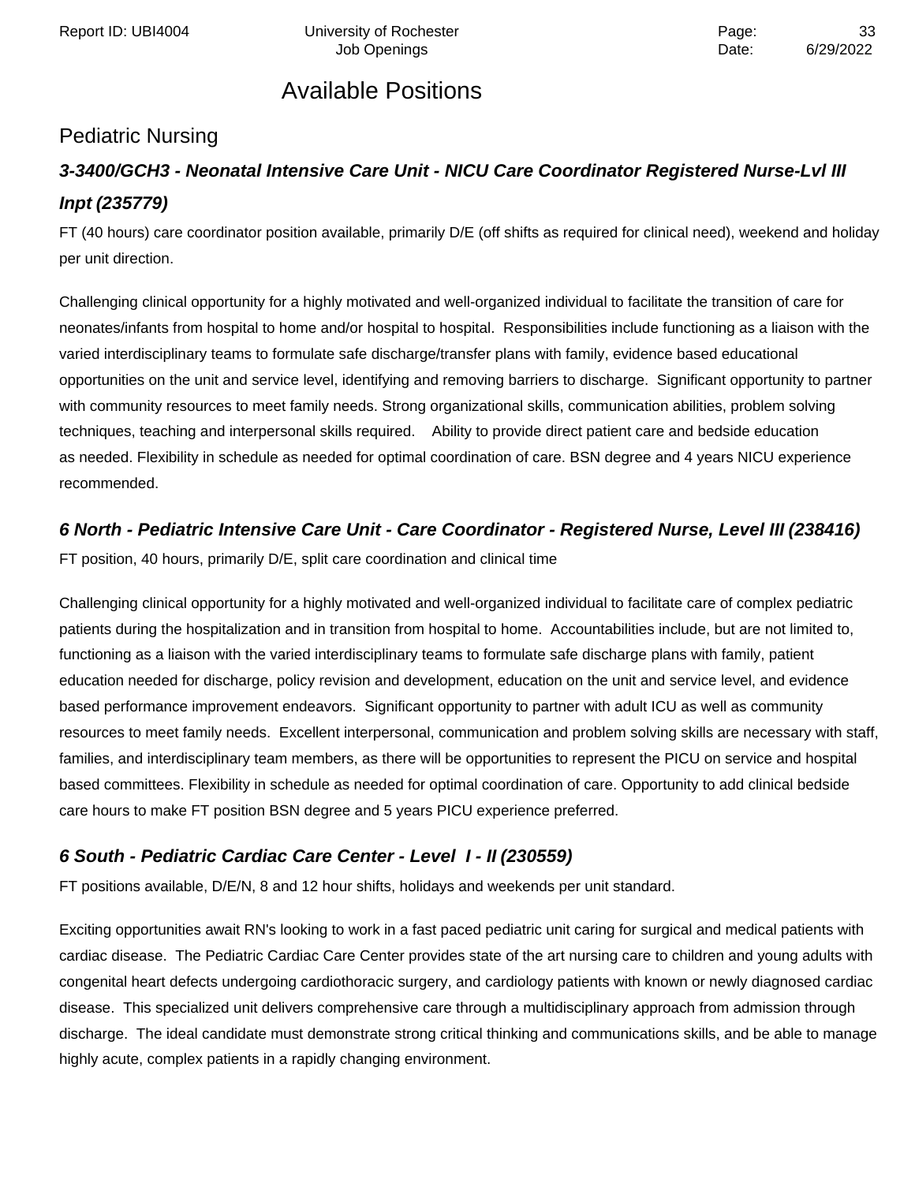# Available Positions

## Pediatric Nursing

### ***3-3400/GCH3 - Neonatal Intensive Care Unit - NICU Care Coordinator Registered Nurse-Lvl III Inpt (235779)***

FT (40 hours) care coordinator position available, primarily D/E (off shifts as required for clinical need), weekend and holiday per unit direction.

Challenging clinical opportunity for a highly motivated and well-organized individual to facilitate the transition of care for neonates/infants from hospital to home and/or hospital to hospital. Responsibilities include functioning as a liaison with the varied interdisciplinary teams to formulate safe discharge/transfer plans with family, evidence based educational opportunities on the unit and service level, identifying and removing barriers to discharge. Significant opportunity to partner with community resources to meet family needs. Strong organizational skills, communication abilities, problem solving techniques, teaching and interpersonal skills required. Ability to provide direct patient care and bedside education as needed. Flexibility in schedule as needed for optimal coordination of care. BSN degree and 4 years NICU experience recommended.

### ***6 North - Pediatric Intensive Care Unit - Care Coordinator - Registered Nurse, Level III (238416)***

FT position, 40 hours, primarily D/E, split care coordination and clinical time

Challenging clinical opportunity for a highly motivated and well-organized individual to facilitate care of complex pediatric patients during the hospitalization and in transition from hospital to home. Accountabilities include, but are not limited to, functioning as a liaison with the varied interdisciplinary teams to formulate safe discharge plans with family, patient education needed for discharge, policy revision and development, education on the unit and service level, and evidence based performance improvement endeavors. Significant opportunity to partner with adult ICU as well as community resources to meet family needs. Excellent interpersonal, communication and problem solving skills are necessary with staff, families, and interdisciplinary team members, as there will be opportunities to represent the PICU on service and hospital based committees. Flexibility in schedule as needed for optimal coordination of care. Opportunity to add clinical bedside care hours to make FT position BSN degree and 5 years PICU experience preferred.

### ***6 South - Pediatric Cardiac Care Center - Level I - II (230559)***

FT positions available, D/E/N, 8 and 12 hour shifts, holidays and weekends per unit standard.

Exciting opportunities await RN's looking to work in a fast paced pediatric unit caring for surgical and medical patients with cardiac disease. The Pediatric Cardiac Care Center provides state of the art nursing care to children and young adults with congenital heart defects undergoing cardiothoracic surgery, and cardiology patients with known or newly diagnosed cardiac disease. This specialized unit delivers comprehensive care through a multidisciplinary approach from admission through discharge. The ideal candidate must demonstrate strong critical thinking and communications skills, and be able to manage highly acute, complex patients in a rapidly changing environment.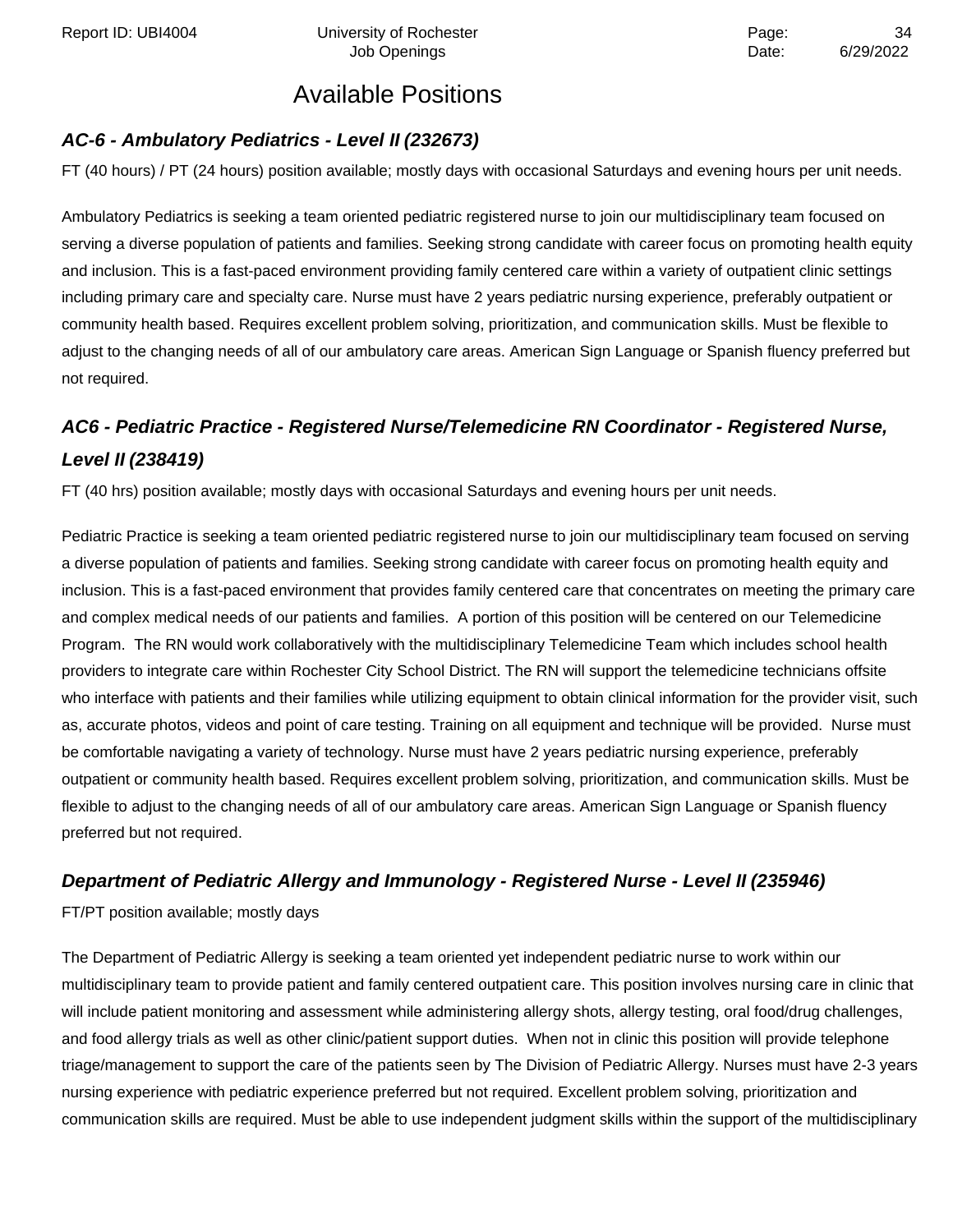# Available Positions

### *AC-6 - Ambulatory Pediatrics - Level II (232673)*

FT (40 hours) / PT (24 hours) position available; mostly days with occasional Saturdays and evening hours per unit needs.

Ambulatory Pediatrics is seeking a team oriented pediatric registered nurse to join our multidisciplinary team focused on serving a diverse population of patients and families. Seeking strong candidate with career focus on promoting health equity and inclusion. This is a fast-paced environment providing family centered care within a variety of outpatient clinic settings including primary care and specialty care. Nurse must have 2 years pediatric nursing experience, preferably outpatient or community health based. Requires excellent problem solving, prioritization, and communication skills. Must be flexible to adjust to the changing needs of all of our ambulatory care areas. American Sign Language or Spanish fluency preferred but not required.

### *AC6 - Pediatric Practice - Registered Nurse/Telemedicine RN Coordinator - Registered Nurse, Level II (238419)*

FT (40 hrs) position available; mostly days with occasional Saturdays and evening hours per unit needs.

Pediatric Practice is seeking a team oriented pediatric registered nurse to join our multidisciplinary team focused on serving a diverse population of patients and families. Seeking strong candidate with career focus on promoting health equity and inclusion. This is a fast-paced environment that provides family centered care that concentrates on meeting the primary care and complex medical needs of our patients and families. A portion of this position will be centered on our Telemedicine Program. The RN would work collaboratively with the multidisciplinary Telemedicine Team which includes school health providers to integrate care within Rochester City School District. The RN will support the telemedicine technicians offsite who interface with patients and their families while utilizing equipment to obtain clinical information for the provider visit, such as, accurate photos, videos and point of care testing. Training on all equipment and technique will be provided. Nurse must be comfortable navigating a variety of technology. Nurse must have 2 years pediatric nursing experience, preferably outpatient or community health based. Requires excellent problem solving, prioritization, and communication skills. Must be flexible to adjust to the changing needs of all of our ambulatory care areas. American Sign Language or Spanish fluency preferred but not required.

### *Department of Pediatric Allergy and Immunology - Registered Nurse - Level II (235946)*

FT/PT position available; mostly days

The Department of Pediatric Allergy is seeking a team oriented yet independent pediatric nurse to work within our multidisciplinary team to provide patient and family centered outpatient care. This position involves nursing care in clinic that will include patient monitoring and assessment while administering allergy shots, allergy testing, oral food/drug challenges, and food allergy trials as well as other clinic/patient support duties. When not in clinic this position will provide telephone triage/management to support the care of the patients seen by The Division of Pediatric Allergy. Nurses must have 2-3 years nursing experience with pediatric experience preferred but not required. Excellent problem solving, prioritization and communication skills are required. Must be able to use independent judgment skills within the support of the multidisciplinary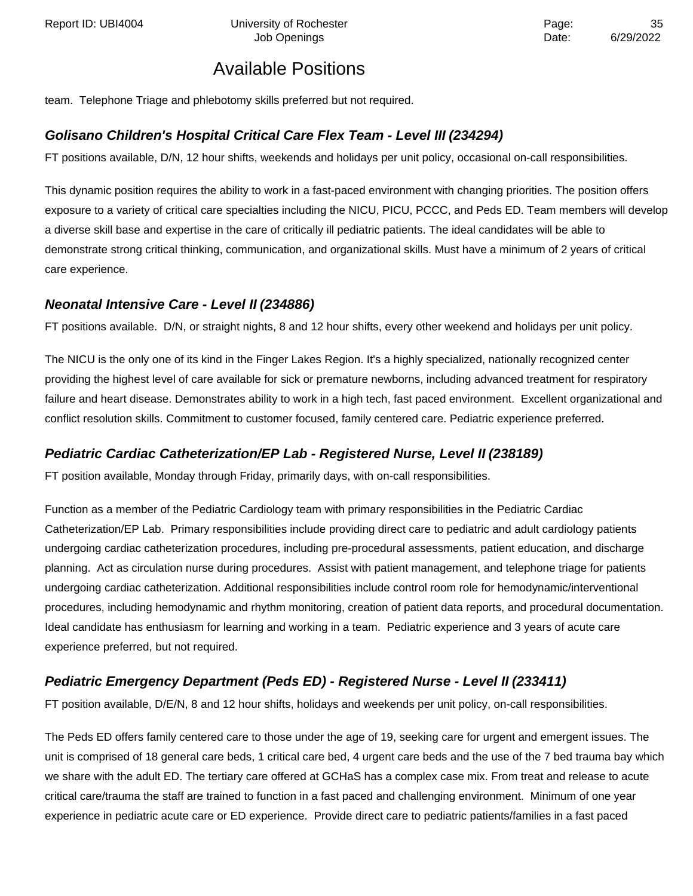## Available Positions

team.  Telephone Triage and phlebotomy skills preferred but not required.

### *Golisano Children's Hospital Critical Care Flex Team - Level III (234294)*

FT positions available, D/N, 12 hour shifts, weekends and holidays per unit policy, occasional on-call responsibilities.

This dynamic position requires the ability to work in a fast-paced environment with changing priorities. The position offers exposure to a variety of critical care specialties including the NICU, PICU, PCCC, and Peds ED. Team members will develop a diverse skill base and expertise in the care of critically ill pediatric patients. The ideal candidates will be able to demonstrate strong critical thinking, communication, and organizational skills. Must have a minimum of 2 years of critical care experience.

### *Neonatal Intensive Care - Level II (234886)*

FT positions available.  D/N, or straight nights, 8 and 12 hour shifts, every other weekend and holidays per unit policy.

The NICU is the only one of its kind in the Finger Lakes Region. It's a highly specialized, nationally recognized center providing the highest level of care available for sick or premature newborns, including advanced treatment for respiratory failure and heart disease. Demonstrates ability to work in a high tech, fast paced environment.  Excellent organizational and conflict resolution skills. Commitment to customer focused, family centered care. Pediatric experience preferred.

### *Pediatric Cardiac Catheterization/EP Lab - Registered Nurse, Level II (238189)*

FT position available, Monday through Friday, primarily days, with on-call responsibilities.

Function as a member of the Pediatric Cardiology team with primary responsibilities in the Pediatric Cardiac Catheterization/EP Lab.  Primary responsibilities include providing direct care to pediatric and adult cardiology patients undergoing cardiac catheterization procedures, including pre-procedural assessments, patient education, and discharge planning.  Act as circulation nurse during procedures.  Assist with patient management, and telephone triage for patients undergoing cardiac catheterization. Additional responsibilities include control room role for hemodynamic/interventional procedures, including hemodynamic and rhythm monitoring, creation of patient data reports, and procedural documentation. Ideal candidate has enthusiasm for learning and working in a team.  Pediatric experience and 3 years of acute care experience preferred, but not required.

### *Pediatric Emergency Department (Peds ED) - Registered Nurse - Level II (233411)*

FT position available, D/E/N, 8 and 12 hour shifts, holidays and weekends per unit policy, on-call responsibilities.

The Peds ED offers family centered care to those under the age of 19, seeking care for urgent and emergent issues. The unit is comprised of 18 general care beds, 1 critical care bed, 4 urgent care beds and the use of the 7 bed trauma bay which we share with the adult ED. The tertiary care offered at GCHaS has a complex case mix. From treat and release to acute critical care/trauma the staff are trained to function in a fast paced and challenging environment.  Minimum of one year experience in pediatric acute care or ED experience.  Provide direct care to pediatric patients/families in a fast paced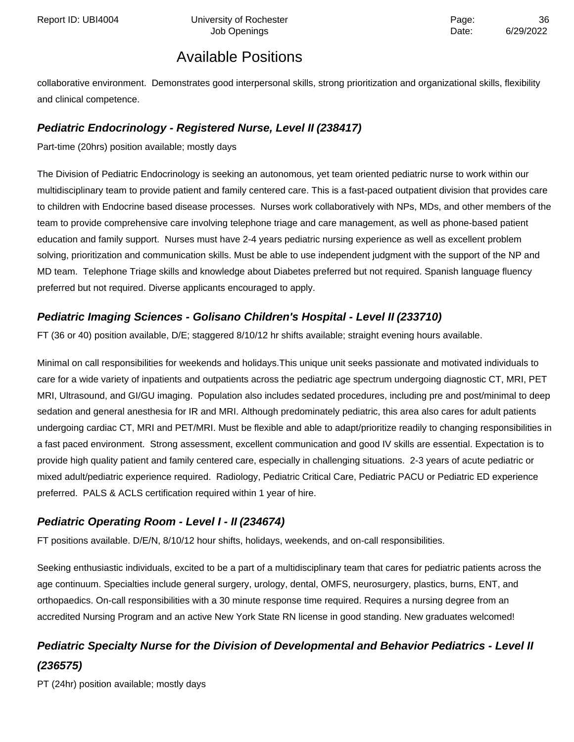collaborative environment. Demonstrates good interpersonal skills, strong prioritization and organizational skills, flexibility and clinical competence.

### *Pediatric Endocrinology - Registered Nurse, Level II (238417)*

Part-time (20hrs) position available; mostly days

The Division of Pediatric Endocrinology is seeking an autonomous, yet team oriented pediatric nurse to work within our multidisciplinary team to provide patient and family centered care. This is a fast-paced outpatient division that provides care to children with Endocrine based disease processes. Nurses work collaboratively with NPs, MDs, and other members of the team to provide comprehensive care involving telephone triage and care management, as well as phone-based patient education and family support. Nurses must have 2-4 years pediatric nursing experience as well as excellent problem solving, prioritization and communication skills. Must be able to use independent judgment with the support of the NP and MD team. Telephone Triage skills and knowledge about Diabetes preferred but not required. Spanish language fluency preferred but not required. Diverse applicants encouraged to apply.

### *Pediatric Imaging Sciences - Golisano Children's Hospital - Level II (233710)*

FT (36 or 40) position available, D/E; staggered 8/10/12 hr shifts available; straight evening hours available.

Minimal on call responsibilities for weekends and holidays.This unique unit seeks passionate and motivated individuals to care for a wide variety of inpatients and outpatients across the pediatric age spectrum undergoing diagnostic CT, MRI, PET MRI, Ultrasound, and GI/GU imaging. Population also includes sedated procedures, including pre and post/minimal to deep sedation and general anesthesia for IR and MRI. Although predominately pediatric, this area also cares for adult patients undergoing cardiac CT, MRI and PET/MRI. Must be flexible and able to adapt/prioritize readily to changing responsibilities in a fast paced environment. Strong assessment, excellent communication and good IV skills are essential. Expectation is to provide high quality patient and family centered care, especially in challenging situations. 2-3 years of acute pediatric or mixed adult/pediatric experience required. Radiology, Pediatric Critical Care, Pediatric PACU or Pediatric ED experience preferred. PALS & ACLS certification required within 1 year of hire.

### *Pediatric Operating Room - Level I - II (234674)*

FT positions available. D/E/N, 8/10/12 hour shifts, holidays, weekends, and on-call responsibilities.

Seeking enthusiastic individuals, excited to be a part of a multidisciplinary team that cares for pediatric patients across the age continuum. Specialties include general surgery, urology, dental, OMFS, neurosurgery, plastics, burns, ENT, and orthopaedics. On-call responsibilities with a 30 minute response time required. Requires a nursing degree from an accredited Nursing Program and an active New York State RN license in good standing. New graduates welcomed!

### *Pediatric Specialty Nurse for the Division of Developmental and Behavior Pediatrics - Level II (236575)*

PT (24hr) position available; mostly days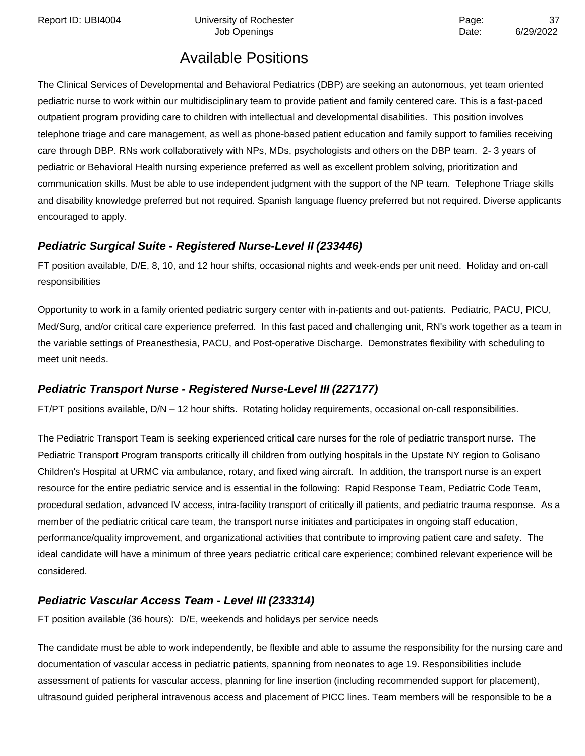## Available Positions

The Clinical Services of Developmental and Behavioral Pediatrics (DBP) are seeking an autonomous, yet team oriented pediatric nurse to work within our multidisciplinary team to provide patient and family centered care. This is a fast-paced outpatient program providing care to children with intellectual and developmental disabilities. This position involves telephone triage and care management, as well as phone-based patient education and family support to families receiving care through DBP. RNs work collaboratively with NPs, MDs, psychologists and others on the DBP team. 2- 3 years of pediatric or Behavioral Health nursing experience preferred as well as excellent problem solving, prioritization and communication skills. Must be able to use independent judgment with the support of the NP team. Telephone Triage skills and disability knowledge preferred but not required. Spanish language fluency preferred but not required. Diverse applicants encouraged to apply.

### *Pediatric Surgical Suite - Registered Nurse-Level II (233446)*

FT position available, D/E, 8, 10, and 12 hour shifts, occasional nights and week-ends per unit need. Holiday and on-call responsibilities

Opportunity to work in a family oriented pediatric surgery center with in-patients and out-patients. Pediatric, PACU, PICU, Med/Surg, and/or critical care experience preferred. In this fast paced and challenging unit, RN's work together as a team in the variable settings of Preanesthesia, PACU, and Post-operative Discharge. Demonstrates flexibility with scheduling to meet unit needs.

### *Pediatric Transport Nurse - Registered Nurse-Level III (227177)*

FT/PT positions available, D/N – 12 hour shifts. Rotating holiday requirements, occasional on-call responsibilities.

The Pediatric Transport Team is seeking experienced critical care nurses for the role of pediatric transport nurse. The Pediatric Transport Program transports critically ill children from outlying hospitals in the Upstate NY region to Golisano Children's Hospital at URMC via ambulance, rotary, and fixed wing aircraft. In addition, the transport nurse is an expert resource for the entire pediatric service and is essential in the following: Rapid Response Team, Pediatric Code Team, procedural sedation, advanced IV access, intra-facility transport of critically ill patients, and pediatric trauma response. As a member of the pediatric critical care team, the transport nurse initiates and participates in ongoing staff education, performance/quality improvement, and organizational activities that contribute to improving patient care and safety. The ideal candidate will have a minimum of three years pediatric critical care experience; combined relevant experience will be considered.

### *Pediatric Vascular Access Team - Level III (233314)*

FT position available (36 hours): D/E, weekends and holidays per service needs

The candidate must be able to work independently, be flexible and able to assume the responsibility for the nursing care and documentation of vascular access in pediatric patients, spanning from neonates to age 19. Responsibilities include assessment of patients for vascular access, planning for line insertion (including recommended support for placement), ultrasound guided peripheral intravenous access and placement of PICC lines. Team members will be responsible to be a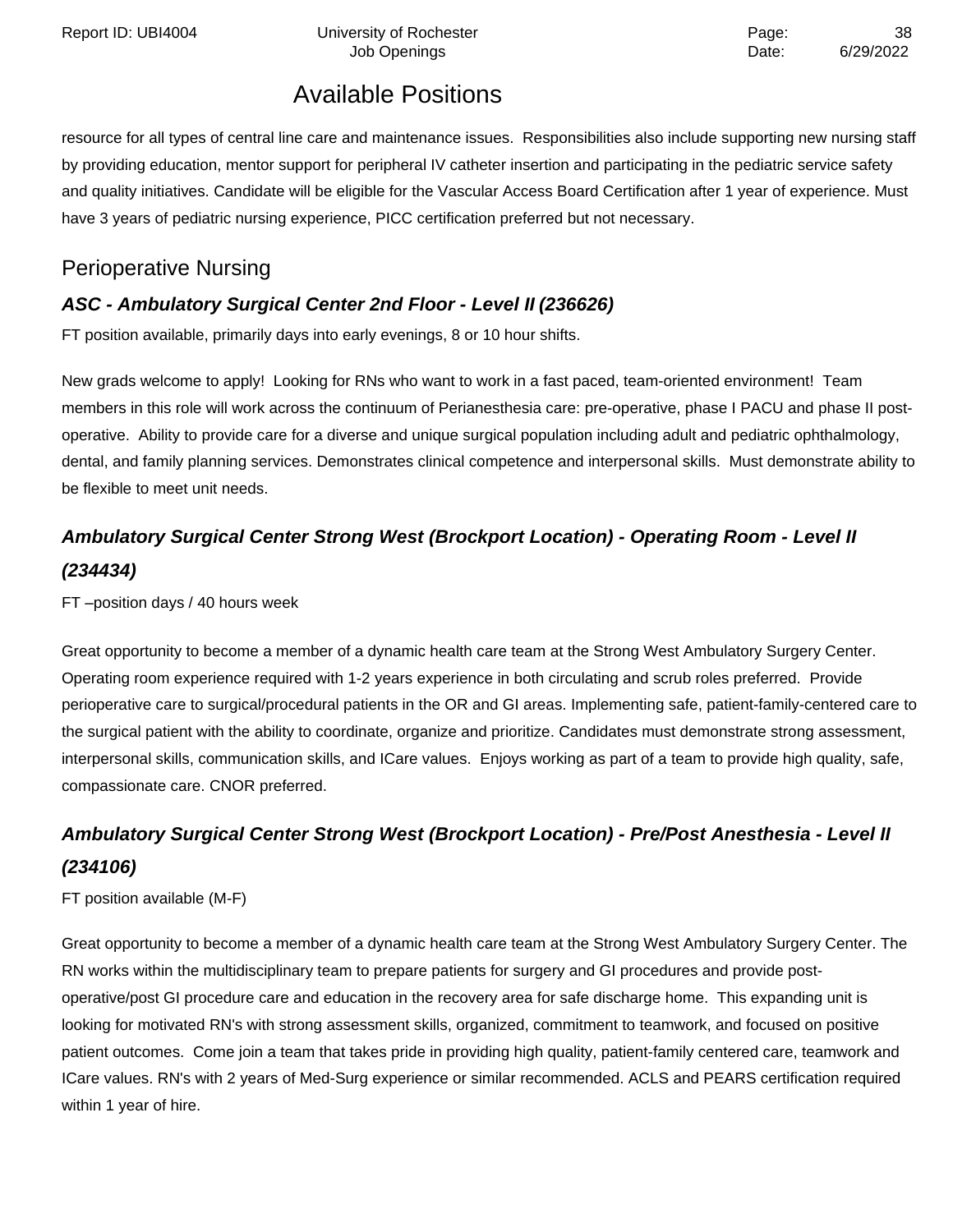## Available Positions

resource for all types of central line care and maintenance issues. Responsibilities also include supporting new nursing staff by providing education, mentor support for peripheral IV catheter insertion and participating in the pediatric service safety and quality initiatives. Candidate will be eligible for the Vascular Access Board Certification after 1 year of experience. Must have 3 years of pediatric nursing experience, PICC certification preferred but not necessary.

## Perioperative Nursing

### *ASC - Ambulatory Surgical Center 2nd Floor - Level II (236626)*

FT position available, primarily days into early evenings, 8 or 10 hour shifts.

New grads welcome to apply! Looking for RNs who want to work in a fast paced, team-oriented environment! Team members in this role will work across the continuum of Perianesthesia care: pre-operative, phase I PACU and phase II post-operative. Ability to provide care for a diverse and unique surgical population including adult and pediatric ophthalmology, dental, and family planning services. Demonstrates clinical competence and interpersonal skills. Must demonstrate ability to be flexible to meet unit needs.

### *Ambulatory Surgical Center Strong West (Brockport Location) - Operating Room - Level II (234434)*

FT –position days / 40 hours week

Great opportunity to become a member of a dynamic health care team at the Strong West Ambulatory Surgery Center. Operating room experience required with 1-2 years experience in both circulating and scrub roles preferred. Provide perioperative care to surgical/procedural patients in the OR and GI areas. Implementing safe, patient-family-centered care to the surgical patient with the ability to coordinate, organize and prioritize. Candidates must demonstrate strong assessment, interpersonal skills, communication skills, and ICare values. Enjoys working as part of a team to provide high quality, safe, compassionate care. CNOR preferred.

### *Ambulatory Surgical Center Strong West (Brockport Location) - Pre/Post Anesthesia - Level II (234106)*

FT position available (M-F)

Great opportunity to become a member of a dynamic health care team at the Strong West Ambulatory Surgery Center. The RN works within the multidisciplinary team to prepare patients for surgery and GI procedures and provide post-operative/post GI procedure care and education in the recovery area for safe discharge home. This expanding unit is looking for motivated RN's with strong assessment skills, organized, commitment to teamwork, and focused on positive patient outcomes. Come join a team that takes pride in providing high quality, patient-family centered care, teamwork and ICare values. RN's with 2 years of Med-Surg experience or similar recommended. ACLS and PEARS certification required within 1 year of hire.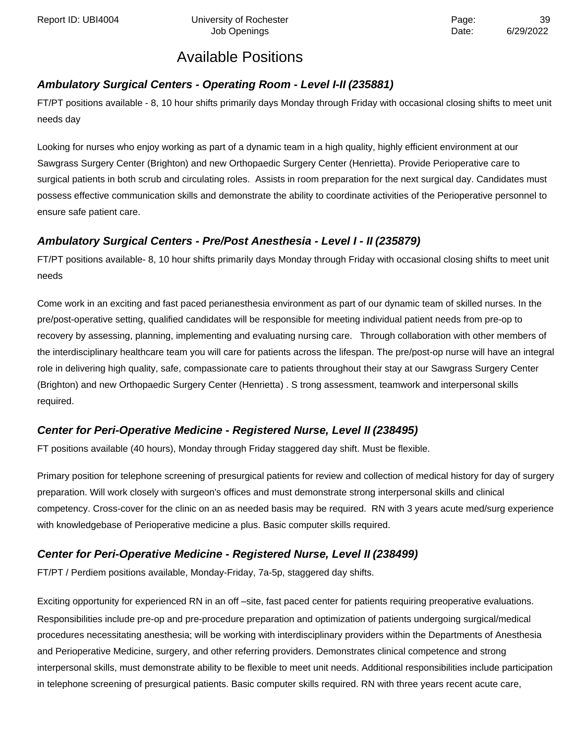## Available Positions

### *Ambulatory Surgical Centers - Operating Room - Level I-II (235881)*

FT/PT positions available - 8, 10 hour shifts primarily days Monday through Friday with occasional closing shifts to meet unit needs day

Looking for nurses who enjoy working as part of a dynamic team in a high quality, highly efficient environment at our Sawgrass Surgery Center (Brighton) and new Orthopaedic Surgery Center (Henrietta). Provide Perioperative care to surgical patients in both scrub and circulating roles. Assists in room preparation for the next surgical day. Candidates must possess effective communication skills and demonstrate the ability to coordinate activities of the Perioperative personnel to ensure safe patient care.

### *Ambulatory Surgical Centers - Pre/Post Anesthesia - Level I - II (235879)*

FT/PT positions available- 8, 10 hour shifts primarily days Monday through Friday with occasional closing shifts to meet unit needs

Come work in an exciting and fast paced perianesthesia environment as part of our dynamic team of skilled nurses. In the pre/post-operative setting, qualified candidates will be responsible for meeting individual patient needs from pre-op to recovery by assessing, planning, implementing and evaluating nursing care. Through collaboration with other members of the interdisciplinary healthcare team you will care for patients across the lifespan. The pre/post-op nurse will have an integral role in delivering high quality, safe, compassionate care to patients throughout their stay at our Sawgrass Surgery Center (Brighton) and new Orthopaedic Surgery Center (Henrietta) . S trong assessment, teamwork and interpersonal skills required.

### *Center for Peri-Operative Medicine - Registered Nurse, Level II (238495)*

FT positions available (40 hours), Monday through Friday staggered day shift. Must be flexible.

Primary position for telephone screening of presurgical patients for review and collection of medical history for day of surgery preparation. Will work closely with surgeon's offices and must demonstrate strong interpersonal skills and clinical competency. Cross-cover for the clinic on an as needed basis may be required. RN with 3 years acute med/surg experience with knowledgebase of Perioperative medicine a plus. Basic computer skills required.

### *Center for Peri-Operative Medicine - Registered Nurse, Level II (238499)*

FT/PT / Perdiem positions available, Monday-Friday, 7a-5p, staggered day shifts.

Exciting opportunity for experienced RN in an off –site, fast paced center for patients requiring preoperative evaluations. Responsibilities include pre-op and pre-procedure preparation and optimization of patients undergoing surgical/medical procedures necessitating anesthesia; will be working with interdisciplinary providers within the Departments of Anesthesia and Perioperative Medicine, surgery, and other referring providers. Demonstrates clinical competence and strong interpersonal skills, must demonstrate ability to be flexible to meet unit needs. Additional responsibilities include participation in telephone screening of presurgical patients. Basic computer skills required. RN with three years recent acute care,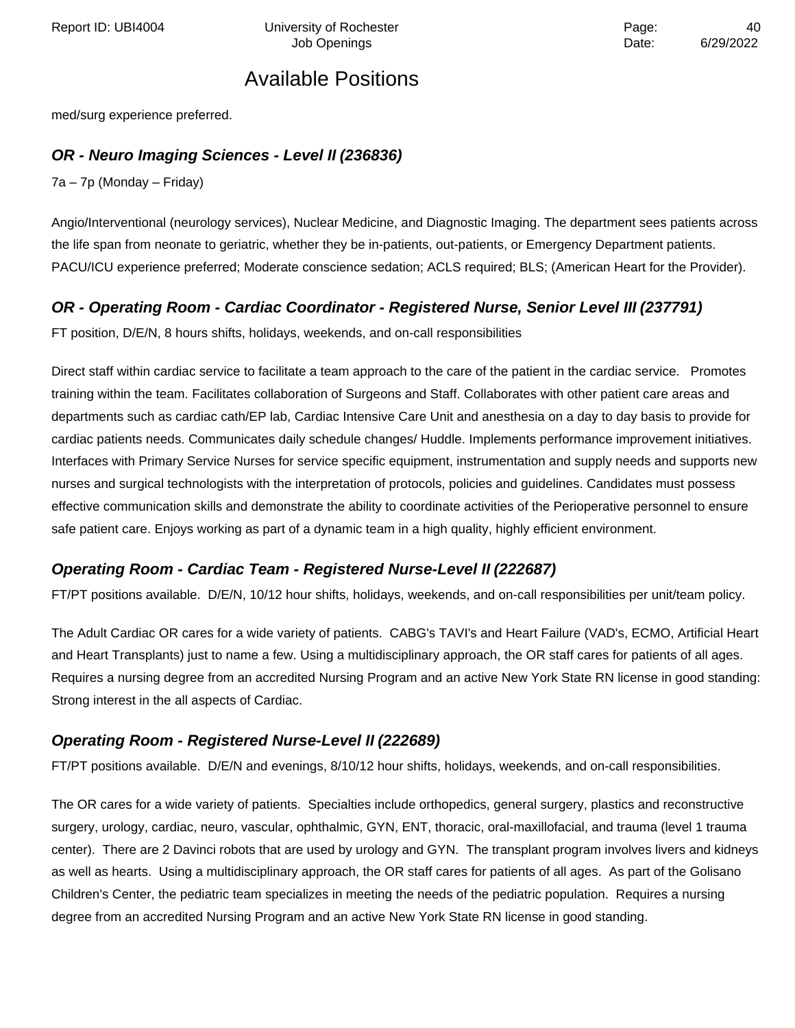med/surg experience preferred.

### *OR - Neuro Imaging Sciences - Level II (236836)*

7a – 7p (Monday – Friday)

Angio/Interventional (neurology services), Nuclear Medicine, and Diagnostic Imaging. The department sees patients across the life span from neonate to geriatric, whether they be in-patients, out-patients, or Emergency Department patients. PACU/ICU experience preferred; Moderate conscience sedation; ACLS required; BLS; (American Heart for the Provider).

### *OR - Operating Room - Cardiac Coordinator - Registered Nurse, Senior Level III (237791)*

FT position, D/E/N, 8 hours shifts, holidays, weekends, and on-call responsibilities

Direct staff within cardiac service to facilitate a team approach to the care of the patient in the cardiac service. Promotes training within the team. Facilitates collaboration of Surgeons and Staff. Collaborates with other patient care areas and departments such as cardiac cath/EP lab, Cardiac Intensive Care Unit and anesthesia on a day to day basis to provide for cardiac patients needs. Communicates daily schedule changes/ Huddle. Implements performance improvement initiatives. Interfaces with Primary Service Nurses for service specific equipment, instrumentation and supply needs and supports new nurses and surgical technologists with the interpretation of protocols, policies and guidelines. Candidates must possess effective communication skills and demonstrate the ability to coordinate activities of the Perioperative personnel to ensure safe patient care. Enjoys working as part of a dynamic team in a high quality, highly efficient environment.

### *Operating Room - Cardiac Team - Registered Nurse-Level II (222687)*

FT/PT positions available. D/E/N, 10/12 hour shifts, holidays, weekends, and on-call responsibilities per unit/team policy.

The Adult Cardiac OR cares for a wide variety of patients. CABG's TAVI's and Heart Failure (VAD's, ECMO, Artificial Heart and Heart Transplants) just to name a few. Using a multidisciplinary approach, the OR staff cares for patients of all ages. Requires a nursing degree from an accredited Nursing Program and an active New York State RN license in good standing: Strong interest in the all aspects of Cardiac.

### *Operating Room - Registered Nurse-Level II (222689)*

FT/PT positions available. D/E/N and evenings, 8/10/12 hour shifts, holidays, weekends, and on-call responsibilities.

The OR cares for a wide variety of patients. Specialties include orthopedics, general surgery, plastics and reconstructive surgery, urology, cardiac, neuro, vascular, ophthalmic, GYN, ENT, thoracic, oral-maxillofacial, and trauma (level 1 trauma center). There are 2 Davinci robots that are used by urology and GYN. The transplant program involves livers and kidneys as well as hearts. Using a multidisciplinary approach, the OR staff cares for patients of all ages. As part of the Golisano Children's Center, the pediatric team specializes in meeting the needs of the pediatric population. Requires a nursing degree from an accredited Nursing Program and an active New York State RN license in good standing.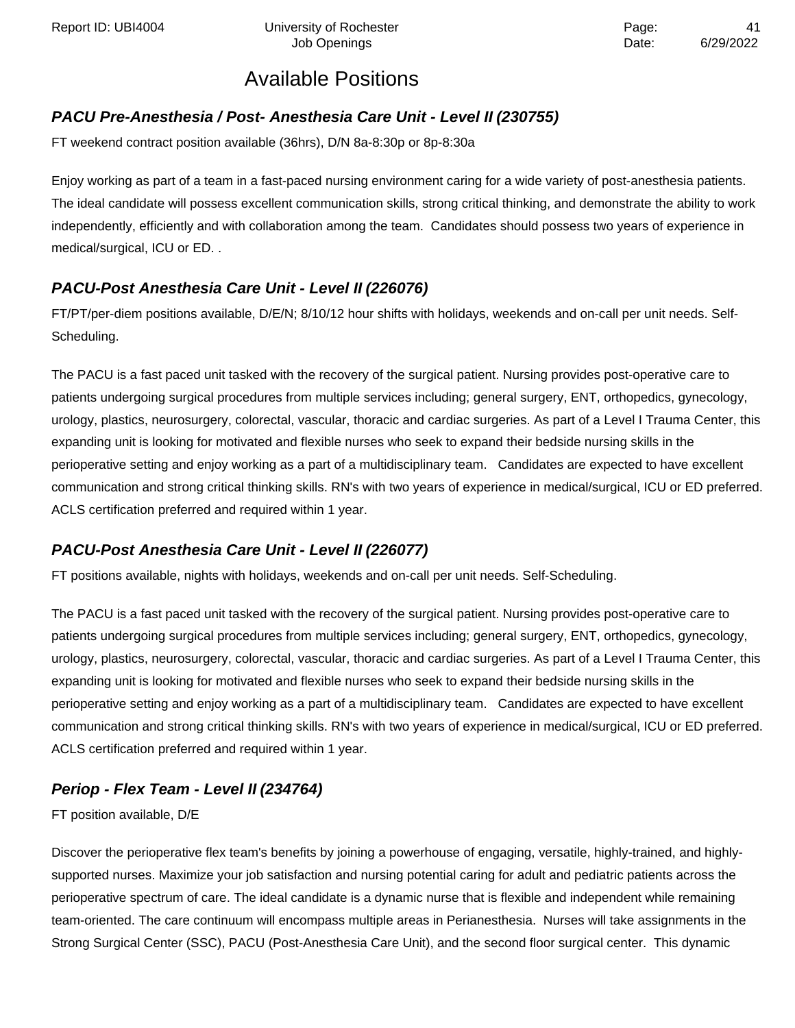# Available Positions

### *PACU Pre-Anesthesia / Post- Anesthesia Care Unit - Level II (230755)*

FT weekend contract position available (36hrs), D/N 8a-8:30p or 8p-8:30a

Enjoy working as part of a team in a fast-paced nursing environment caring for a wide variety of post-anesthesia patients. The ideal candidate will possess excellent communication skills, strong critical thinking, and demonstrate the ability to work independently, efficiently and with collaboration among the team. Candidates should possess two years of experience in medical/surgical, ICU or ED. .

### *PACU-Post Anesthesia Care Unit - Level II (226076)*

FT/PT/per-diem positions available, D/E/N; 8/10/12 hour shifts with holidays, weekends and on-call per unit needs. Self-Scheduling.

The PACU is a fast paced unit tasked with the recovery of the surgical patient. Nursing provides post-operative care to patients undergoing surgical procedures from multiple services including; general surgery, ENT, orthopedics, gynecology, urology, plastics, neurosurgery, colorectal, vascular, thoracic and cardiac surgeries. As part of a Level I Trauma Center, this expanding unit is looking for motivated and flexible nurses who seek to expand their bedside nursing skills in the perioperative setting and enjoy working as a part of a multidisciplinary team. Candidates are expected to have excellent communication and strong critical thinking skills. RN's with two years of experience in medical/surgical, ICU or ED preferred. ACLS certification preferred and required within 1 year.

### *PACU-Post Anesthesia Care Unit - Level II (226077)*

FT positions available, nights with holidays, weekends and on-call per unit needs. Self-Scheduling.

The PACU is a fast paced unit tasked with the recovery of the surgical patient. Nursing provides post-operative care to patients undergoing surgical procedures from multiple services including; general surgery, ENT, orthopedics, gynecology, urology, plastics, neurosurgery, colorectal, vascular, thoracic and cardiac surgeries. As part of a Level I Trauma Center, this expanding unit is looking for motivated and flexible nurses who seek to expand their bedside nursing skills in the perioperative setting and enjoy working as a part of a multidisciplinary team. Candidates are expected to have excellent communication and strong critical thinking skills. RN's with two years of experience in medical/surgical, ICU or ED preferred. ACLS certification preferred and required within 1 year.

### *Periop - Flex Team - Level II (234764)*

FT position available, D/E

Discover the perioperative flex team's benefits by joining a powerhouse of engaging, versatile, highly-trained, and highly-supported nurses. Maximize your job satisfaction and nursing potential caring for adult and pediatric patients across the perioperative spectrum of care. The ideal candidate is a dynamic nurse that is flexible and independent while remaining team-oriented. The care continuum will encompass multiple areas in Perianesthesia. Nurses will take assignments in the Strong Surgical Center (SSC), PACU (Post-Anesthesia Care Unit), and the second floor surgical center. This dynamic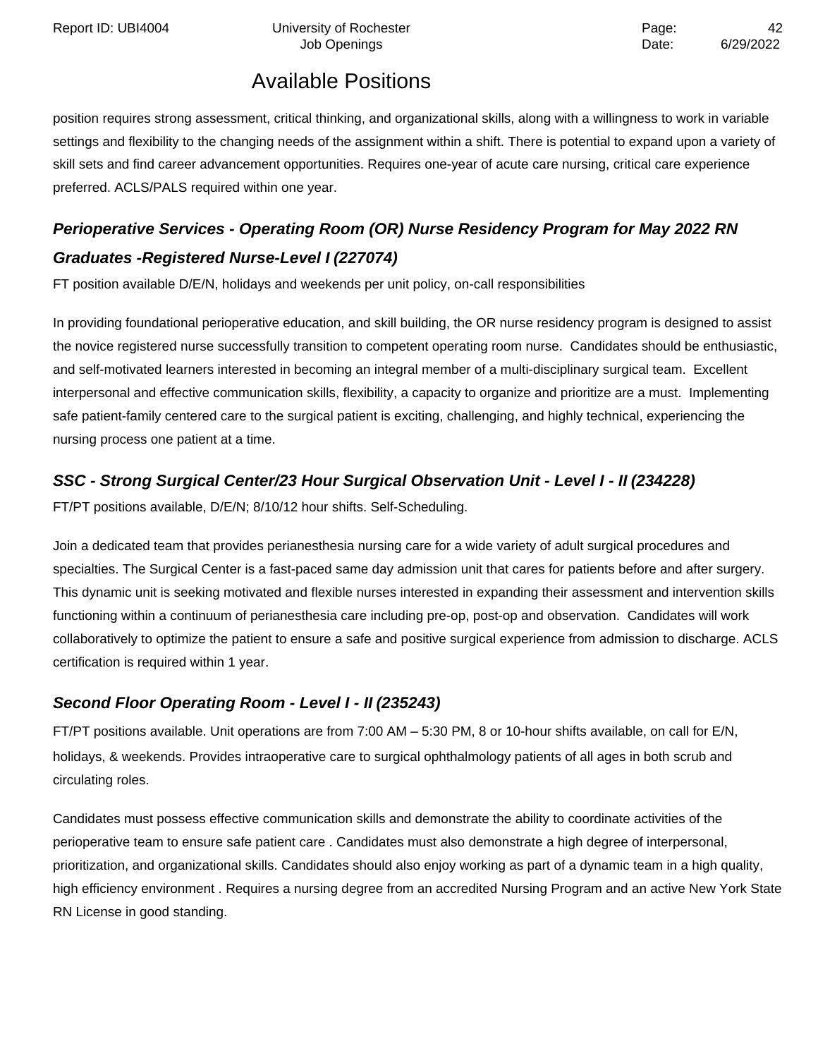## Available Positions

position requires strong assessment, critical thinking, and organizational skills, along with a willingness to work in variable settings and flexibility to the changing needs of the assignment within a shift. There is potential to expand upon a variety of skill sets and find career advancement opportunities. Requires one-year of acute care nursing, critical care experience preferred. ACLS/PALS required within one year.

### *Perioperative Services - Operating Room (OR) Nurse Residency Program for May 2022 RN Graduates -Registered Nurse-Level I (227074)*

FT position available D/E/N, holidays and weekends per unit policy, on-call responsibilities

In providing foundational perioperative education, and skill building, the OR nurse residency program is designed to assist the novice registered nurse successfully transition to competent operating room nurse. Candidates should be enthusiastic, and self-motivated learners interested in becoming an integral member of a multi-disciplinary surgical team. Excellent interpersonal and effective communication skills, flexibility, a capacity to organize and prioritize are a must. Implementing safe patient-family centered care to the surgical patient is exciting, challenging, and highly technical, experiencing the nursing process one patient at a time.

### *SSC - Strong Surgical Center/23 Hour Surgical Observation Unit - Level I - II (234228)*

FT/PT positions available, D/E/N; 8/10/12 hour shifts. Self-Scheduling.

Join a dedicated team that provides perianesthesia nursing care for a wide variety of adult surgical procedures and specialties. The Surgical Center is a fast-paced same day admission unit that cares for patients before and after surgery. This dynamic unit is seeking motivated and flexible nurses interested in expanding their assessment and intervention skills functioning within a continuum of perianesthesia care including pre-op, post-op and observation. Candidates will work collaboratively to optimize the patient to ensure a safe and positive surgical experience from admission to discharge. ACLS certification is required within 1 year.

### *Second Floor Operating Room - Level I - II (235243)*

FT/PT positions available. Unit operations are from 7:00 AM – 5:30 PM, 8 or 10-hour shifts available, on call for E/N, holidays, & weekends. Provides intraoperative care to surgical ophthalmology patients of all ages in both scrub and circulating roles.

Candidates must possess effective communication skills and demonstrate the ability to coordinate activities of the perioperative team to ensure safe patient care . Candidates must also demonstrate a high degree of interpersonal, prioritization, and organizational skills. Candidates should also enjoy working as part of a dynamic team in a high quality, high efficiency environment . Requires a nursing degree from an accredited Nursing Program and an active New York State RN License in good standing.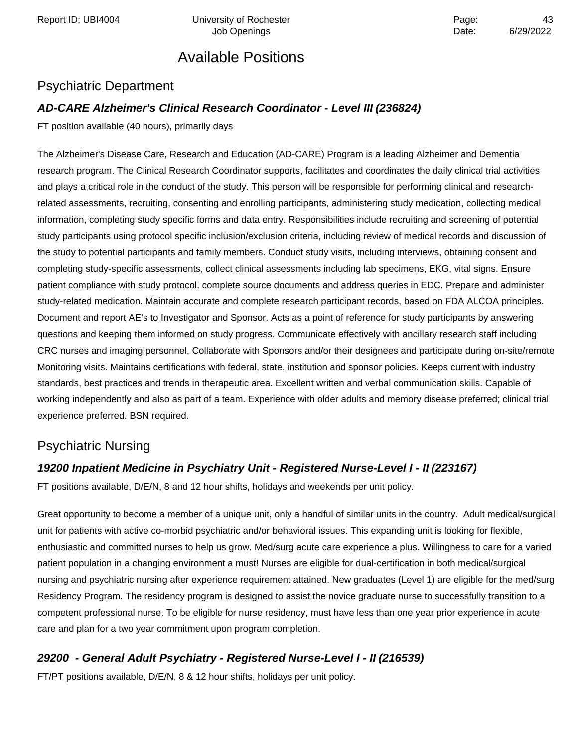# Available Positions

## Psychiatric Department

### ***AD-CARE Alzheimer's Clinical Research Coordinator - Level III (236824)***

FT position available (40 hours), primarily days

The Alzheimer's Disease Care, Research and Education (AD-CARE) Program is a leading Alzheimer and Dementia research program. The Clinical Research Coordinator supports, facilitates and coordinates the daily clinical trial activities and plays a critical role in the conduct of the study. This person will be responsible for performing clinical and research-related assessments, recruiting, consenting and enrolling participants, administering study medication, collecting medical information, completing study specific forms and data entry. Responsibilities include recruiting and screening of potential study participants using protocol specific inclusion/exclusion criteria, including review of medical records and discussion of the study to potential participants and family members. Conduct study visits, including interviews, obtaining consent and completing study-specific assessments, collect clinical assessments including lab specimens, EKG, vital signs. Ensure patient compliance with study protocol, complete source documents and address queries in EDC. Prepare and administer study-related medication. Maintain accurate and complete research participant records, based on FDA ALCOA principles. Document and report AE's to Investigator and Sponsor. Acts as a point of reference for study participants by answering questions and keeping them informed on study progress. Communicate effectively with ancillary research staff including CRC nurses and imaging personnel. Collaborate with Sponsors and/or their designees and participate during on-site/remote Monitoring visits. Maintains certifications with federal, state, institution and sponsor policies. Keeps current with industry standards, best practices and trends in therapeutic area. Excellent written and verbal communication skills. Capable of working independently and also as part of a team. Experience with older adults and memory disease preferred; clinical trial experience preferred. BSN required.

## Psychiatric Nursing

### ***19200 Inpatient Medicine in Psychiatry Unit - Registered Nurse-Level I - II (223167)***

FT positions available, D/E/N, 8 and 12 hour shifts, holidays and weekends per unit policy.

Great opportunity to become a member of a unique unit, only a handful of similar units in the country. Adult medical/surgical unit for patients with active co-morbid psychiatric and/or behavioral issues. This expanding unit is looking for flexible, enthusiastic and committed nurses to help us grow. Med/surg acute care experience a plus. Willingness to care for a varied patient population in a changing environment a must! Nurses are eligible for dual-certification in both medical/surgical nursing and psychiatric nursing after experience requirement attained. New graduates (Level 1) are eligible for the med/surg Residency Program. The residency program is designed to assist the novice graduate nurse to successfully transition to a competent professional nurse. To be eligible for nurse residency, must have less than one year prior experience in acute care and plan for a two year commitment upon program completion.

### ***29200 - General Adult Psychiatry - Registered Nurse-Level I - II (216539)***

FT/PT positions available, D/E/N, 8 & 12 hour shifts, holidays per unit policy.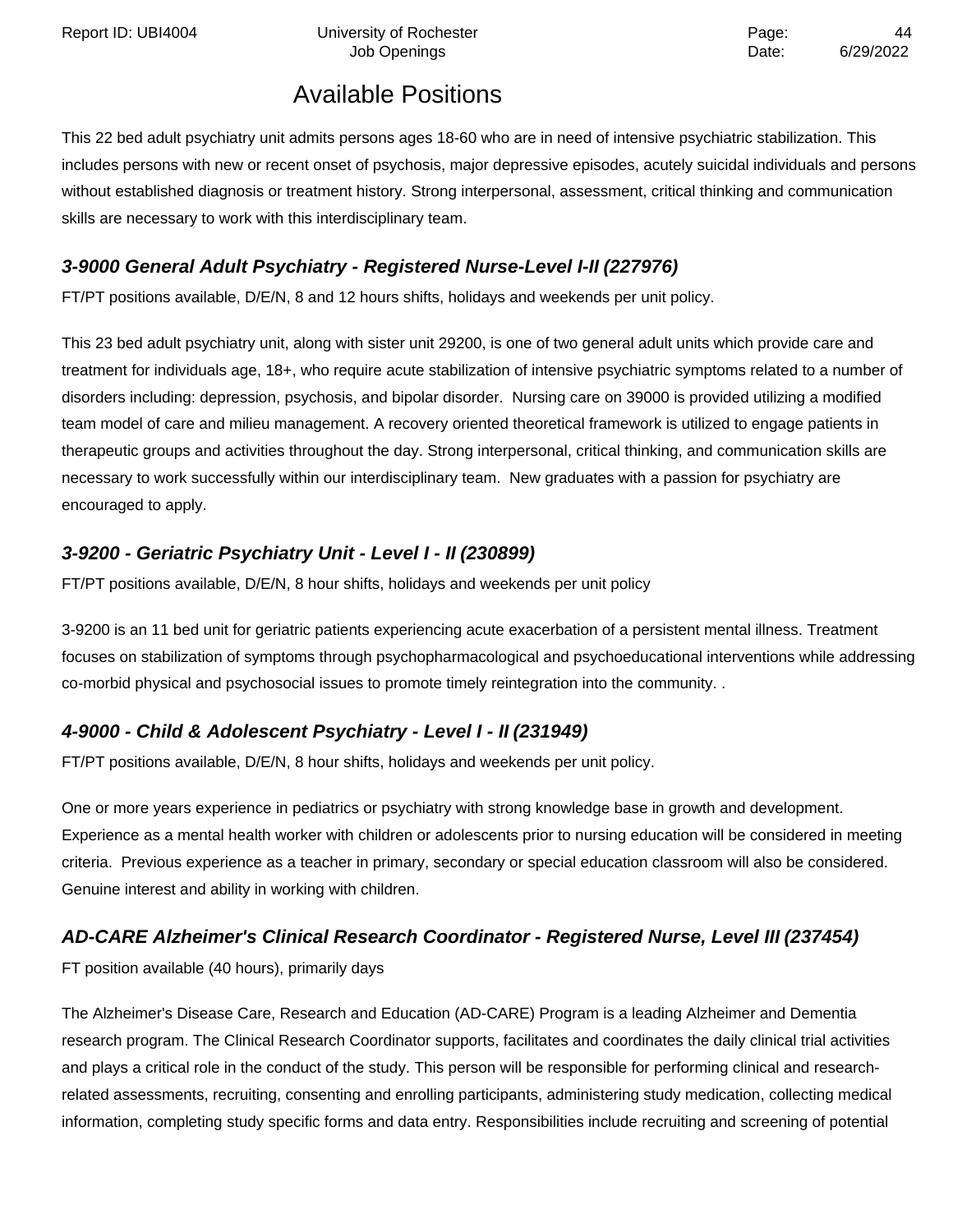## Available Positions

This 22 bed adult psychiatry unit admits persons ages 18-60 who are in need of intensive psychiatric stabilization. This includes persons with new or recent onset of psychosis, major depressive episodes, acutely suicidal individuals and persons without established diagnosis or treatment history. Strong interpersonal, assessment, critical thinking and communication skills are necessary to work with this interdisciplinary team.

### *3-9000 General Adult Psychiatry - Registered Nurse-Level I-II (227976)*

FT/PT positions available, D/E/N, 8 and 12 hours shifts, holidays and weekends per unit policy.

This 23 bed adult psychiatry unit, along with sister unit 29200, is one of two general adult units which provide care and treatment for individuals age, 18+, who require acute stabilization of intensive psychiatric symptoms related to a number of disorders including: depression, psychosis, and bipolar disorder. Nursing care on 39000 is provided utilizing a modified team model of care and milieu management. A recovery oriented theoretical framework is utilized to engage patients in therapeutic groups and activities throughout the day. Strong interpersonal, critical thinking, and communication skills are necessary to work successfully within our interdisciplinary team. New graduates with a passion for psychiatry are encouraged to apply.

### *3-9200 - Geriatric Psychiatry Unit - Level I - II (230899)*

FT/PT positions available, D/E/N, 8 hour shifts, holidays and weekends per unit policy

3-9200 is an 11 bed unit for geriatric patients experiencing acute exacerbation of a persistent mental illness. Treatment focuses on stabilization of symptoms through psychopharmacological and psychoeducational interventions while addressing co-morbid physical and psychosocial issues to promote timely reintegration into the community. .

### *4-9000 - Child & Adolescent Psychiatry - Level I - II (231949)*

FT/PT positions available, D/E/N, 8 hour shifts, holidays and weekends per unit policy.

One or more years experience in pediatrics or psychiatry with strong knowledge base in growth and development. Experience as a mental health worker with children or adolescents prior to nursing education will be considered in meeting criteria. Previous experience as a teacher in primary, secondary or special education classroom will also be considered. Genuine interest and ability in working with children.

### *AD-CARE Alzheimer's Clinical Research Coordinator - Registered Nurse, Level III (237454)*

FT position available (40 hours), primarily days

The Alzheimer's Disease Care, Research and Education (AD-CARE) Program is a leading Alzheimer and Dementia research program. The Clinical Research Coordinator supports, facilitates and coordinates the daily clinical trial activities and plays a critical role in the conduct of the study. This person will be responsible for performing clinical and research-related assessments, recruiting, consenting and enrolling participants, administering study medication, collecting medical information, completing study specific forms and data entry. Responsibilities include recruiting and screening of potential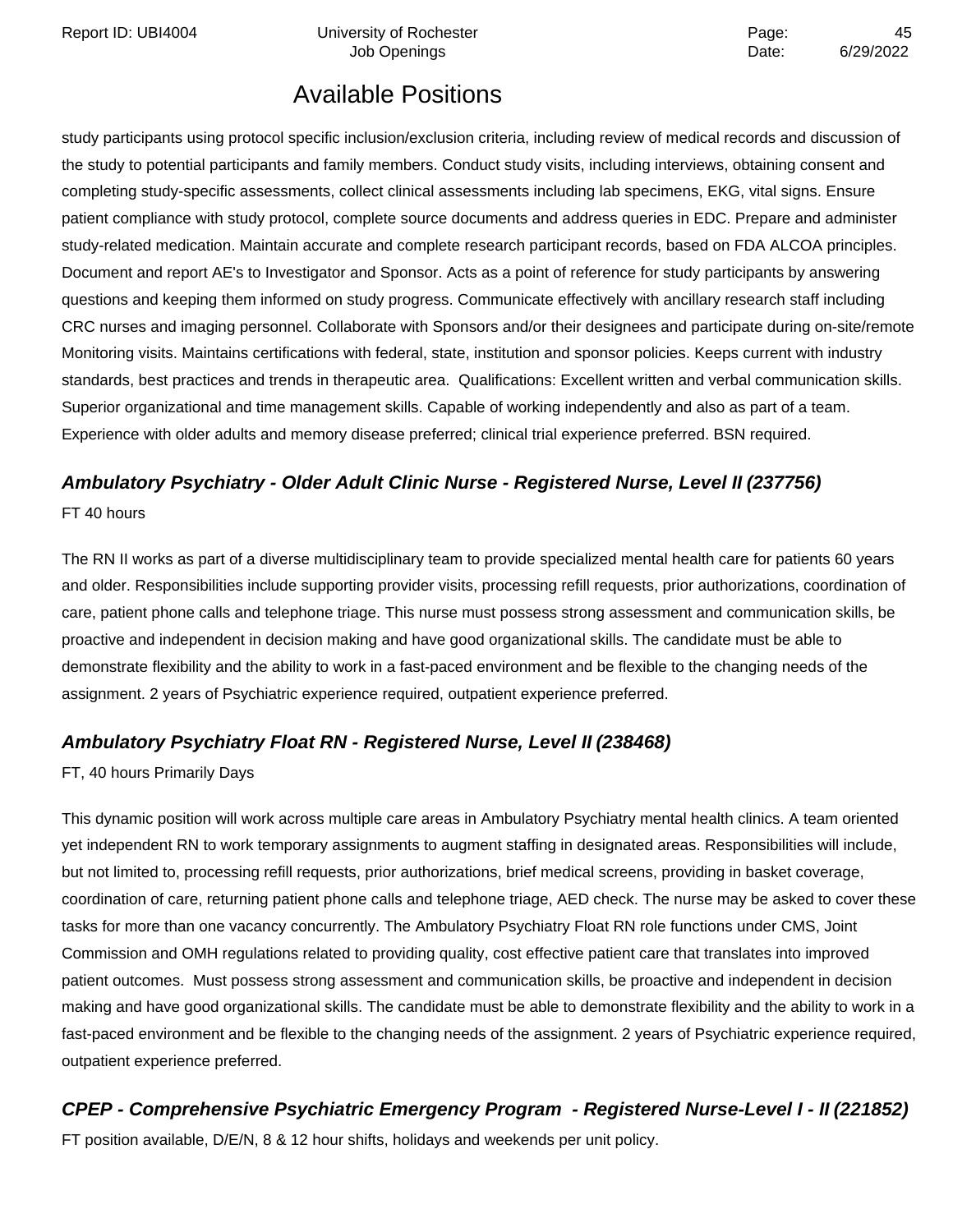## Available Positions

study participants using protocol specific inclusion/exclusion criteria, including review of medical records and discussion of the study to potential participants and family members. Conduct study visits, including interviews, obtaining consent and completing study-specific assessments, collect clinical assessments including lab specimens, EKG, vital signs. Ensure patient compliance with study protocol, complete source documents and address queries in EDC. Prepare and administer study-related medication. Maintain accurate and complete research participant records, based on FDA ALCOA principles. Document and report AE's to Investigator and Sponsor. Acts as a point of reference for study participants by answering questions and keeping them informed on study progress. Communicate effectively with ancillary research staff including CRC nurses and imaging personnel. Collaborate with Sponsors and/or their designees and participate during on-site/remote Monitoring visits. Maintains certifications with federal, state, institution and sponsor policies. Keeps current with industry standards, best practices and trends in therapeutic area. Qualifications: Excellent written and verbal communication skills. Superior organizational and time management skills. Capable of working independently and also as part of a team. Experience with older adults and memory disease preferred; clinical trial experience preferred. BSN required.

### *Ambulatory Psychiatry - Older Adult Clinic Nurse - Registered Nurse, Level II (237756)*

FT 40 hours

The RN II works as part of a diverse multidisciplinary team to provide specialized mental health care for patients 60 years and older. Responsibilities include supporting provider visits, processing refill requests, prior authorizations, coordination of care, patient phone calls and telephone triage. This nurse must possess strong assessment and communication skills, be proactive and independent in decision making and have good organizational skills. The candidate must be able to demonstrate flexibility and the ability to work in a fast-paced environment and be flexible to the changing needs of the assignment. 2 years of Psychiatric experience required, outpatient experience preferred.

### *Ambulatory Psychiatry Float RN - Registered Nurse, Level II (238468)*

FT, 40 hours Primarily Days

This dynamic position will work across multiple care areas in Ambulatory Psychiatry mental health clinics. A team oriented yet independent RN to work temporary assignments to augment staffing in designated areas. Responsibilities will include, but not limited to, processing refill requests, prior authorizations, brief medical screens, providing in basket coverage, coordination of care, returning patient phone calls and telephone triage, AED check. The nurse may be asked to cover these tasks for more than one vacancy concurrently. The Ambulatory Psychiatry Float RN role functions under CMS, Joint Commission and OMH regulations related to providing quality, cost effective patient care that translates into improved patient outcomes. Must possess strong assessment and communication skills, be proactive and independent in decision making and have good organizational skills. The candidate must be able to demonstrate flexibility and the ability to work in a fast-paced environment and be flexible to the changing needs of the assignment. 2 years of Psychiatric experience required, outpatient experience preferred.

### *CPEP - Comprehensive Psychiatric Emergency Program - Registered Nurse-Level I - II (221852)*

FT position available, D/E/N, 8 & 12 hour shifts, holidays and weekends per unit policy.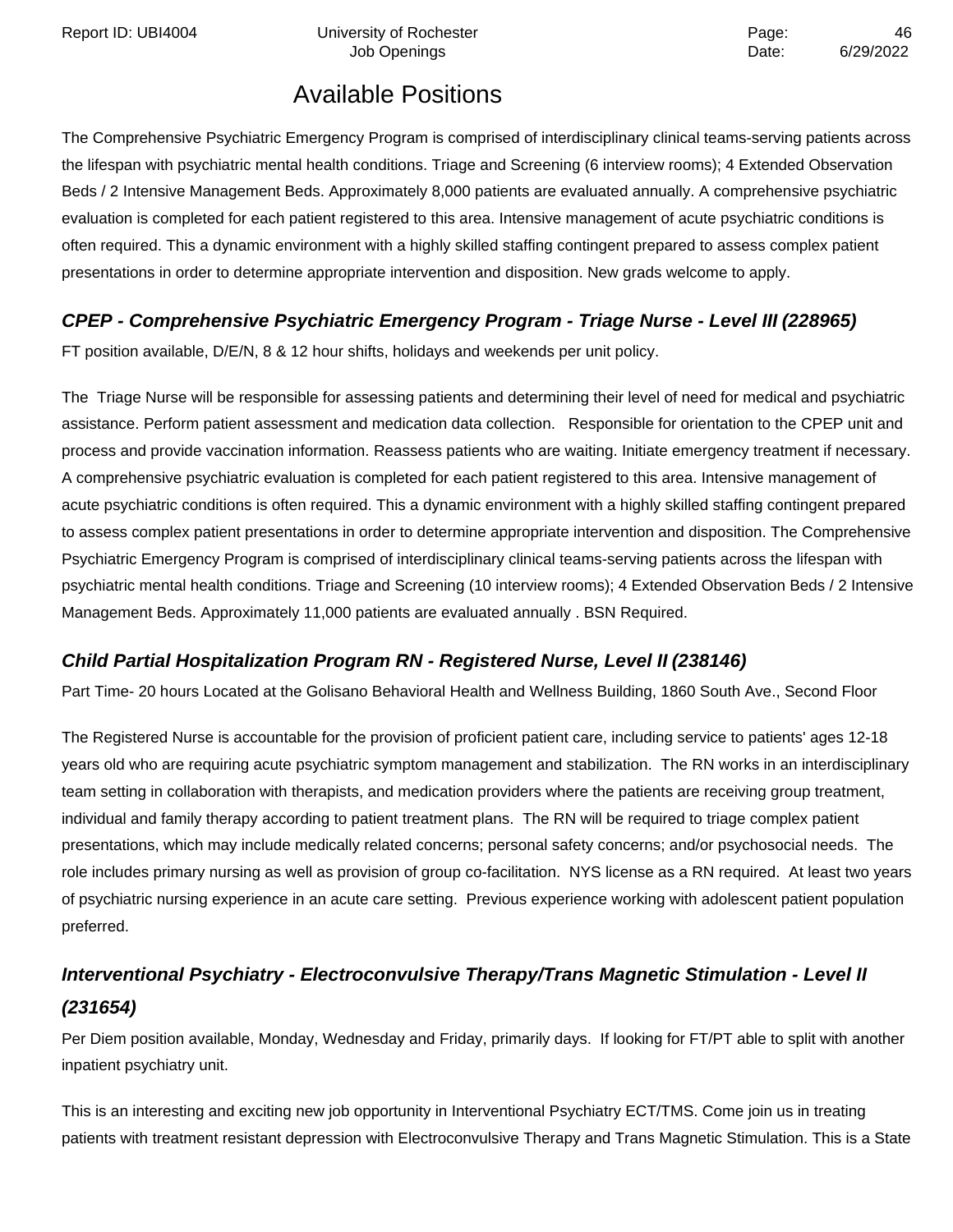# Available Positions

The Comprehensive Psychiatric Emergency Program is comprised of interdisciplinary clinical teams-serving patients across the lifespan with psychiatric mental health conditions. Triage and Screening (6 interview rooms); 4 Extended Observation Beds / 2 Intensive Management Beds. Approximately 8,000 patients are evaluated annually. A comprehensive psychiatric evaluation is completed for each patient registered to this area. Intensive management of acute psychiatric conditions is often required. This a dynamic environment with a highly skilled staffing contingent prepared to assess complex patient presentations in order to determine appropriate intervention and disposition. New grads welcome to apply.

### *CPEP - Comprehensive Psychiatric Emergency Program - Triage Nurse - Level III (228965)*

FT position available, D/E/N, 8 & 12 hour shifts, holidays and weekends per unit policy.

The Triage Nurse will be responsible for assessing patients and determining their level of need for medical and psychiatric assistance. Perform patient assessment and medication data collection. Responsible for orientation to the CPEP unit and process and provide vaccination information. Reassess patients who are waiting. Initiate emergency treatment if necessary. A comprehensive psychiatric evaluation is completed for each patient registered to this area. Intensive management of acute psychiatric conditions is often required. This a dynamic environment with a highly skilled staffing contingent prepared to assess complex patient presentations in order to determine appropriate intervention and disposition. The Comprehensive Psychiatric Emergency Program is comprised of interdisciplinary clinical teams-serving patients across the lifespan with psychiatric mental health conditions. Triage and Screening (10 interview rooms); 4 Extended Observation Beds / 2 Intensive Management Beds. Approximately 11,000 patients are evaluated annually . BSN Required.

### *Child Partial Hospitalization Program RN - Registered Nurse, Level II (238146)*

Part Time- 20 hours Located at the Golisano Behavioral Health and Wellness Building, 1860 South Ave., Second Floor

The Registered Nurse is accountable for the provision of proficient patient care, including service to patients' ages 12-18 years old who are requiring acute psychiatric symptom management and stabilization. The RN works in an interdisciplinary team setting in collaboration with therapists, and medication providers where the patients are receiving group treatment, individual and family therapy according to patient treatment plans. The RN will be required to triage complex patient presentations, which may include medically related concerns; personal safety concerns; and/or psychosocial needs. The role includes primary nursing as well as provision of group co-facilitation. NYS license as a RN required. At least two years of psychiatric nursing experience in an acute care setting. Previous experience working with adolescent patient population preferred.

### *Interventional Psychiatry - Electroconvulsive Therapy/Trans Magnetic Stimulation - Level II (231654)*

Per Diem position available, Monday, Wednesday and Friday, primarily days. If looking for FT/PT able to split with another inpatient psychiatry unit.

This is an interesting and exciting new job opportunity in Interventional Psychiatry ECT/TMS. Come join us in treating patients with treatment resistant depression with Electroconvulsive Therapy and Trans Magnetic Stimulation. This is a State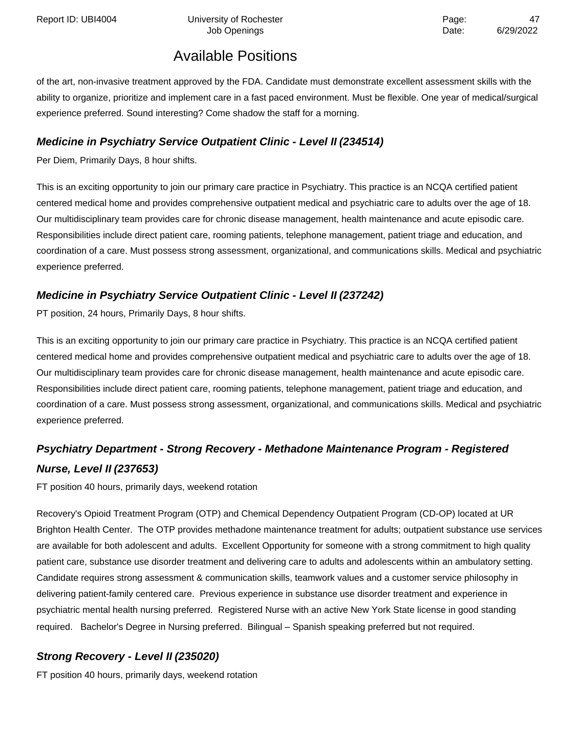## Available Positions

of the art, non-invasive treatment approved by the FDA. Candidate must demonstrate excellent assessment skills with the ability to organize, prioritize and implement care in a fast paced environment. Must be flexible. One year of medical/surgical experience preferred. Sound interesting? Come shadow the staff for a morning.

### *Medicine in Psychiatry Service Outpatient Clinic - Level II (234514)*

Per Diem, Primarily Days, 8 hour shifts.

This is an exciting opportunity to join our primary care practice in Psychiatry. This practice is an NCQA certified patient centered medical home and provides comprehensive outpatient medical and psychiatric care to adults over the age of 18. Our multidisciplinary team provides care for chronic disease management, health maintenance and acute episodic care. Responsibilities include direct patient care, rooming patients, telephone management, patient triage and education, and coordination of a care. Must possess strong assessment, organizational, and communications skills. Medical and psychiatric experience preferred.

### *Medicine in Psychiatry Service Outpatient Clinic - Level II (237242)*

PT position, 24 hours, Primarily Days, 8 hour shifts.

This is an exciting opportunity to join our primary care practice in Psychiatry. This practice is an NCQA certified patient centered medical home and provides comprehensive outpatient medical and psychiatric care to adults over the age of 18. Our multidisciplinary team provides care for chronic disease management, health maintenance and acute episodic care. Responsibilities include direct patient care, rooming patients, telephone management, patient triage and education, and coordination of a care. Must possess strong assessment, organizational, and communications skills. Medical and psychiatric experience preferred.

### *Psychiatry Department - Strong Recovery - Methadone Maintenance Program - Registered Nurse, Level II (237653)*

FT position 40 hours, primarily days, weekend rotation

Recovery's Opioid Treatment Program (OTP) and Chemical Dependency Outpatient Program (CD-OP) located at UR Brighton Health Center. The OTP provides methadone maintenance treatment for adults; outpatient substance use services are available for both adolescent and adults. Excellent Opportunity for someone with a strong commitment to high quality patient care, substance use disorder treatment and delivering care to adults and adolescents within an ambulatory setting. Candidate requires strong assessment & communication skills, teamwork values and a customer service philosophy in delivering patient-family centered care. Previous experience in substance use disorder treatment and experience in psychiatric mental health nursing preferred. Registered Nurse with an active New York State license in good standing required. Bachelor's Degree in Nursing preferred. Bilingual – Spanish speaking preferred but not required.

### *Strong Recovery - Level II (235020)*

FT position 40 hours, primarily days, weekend rotation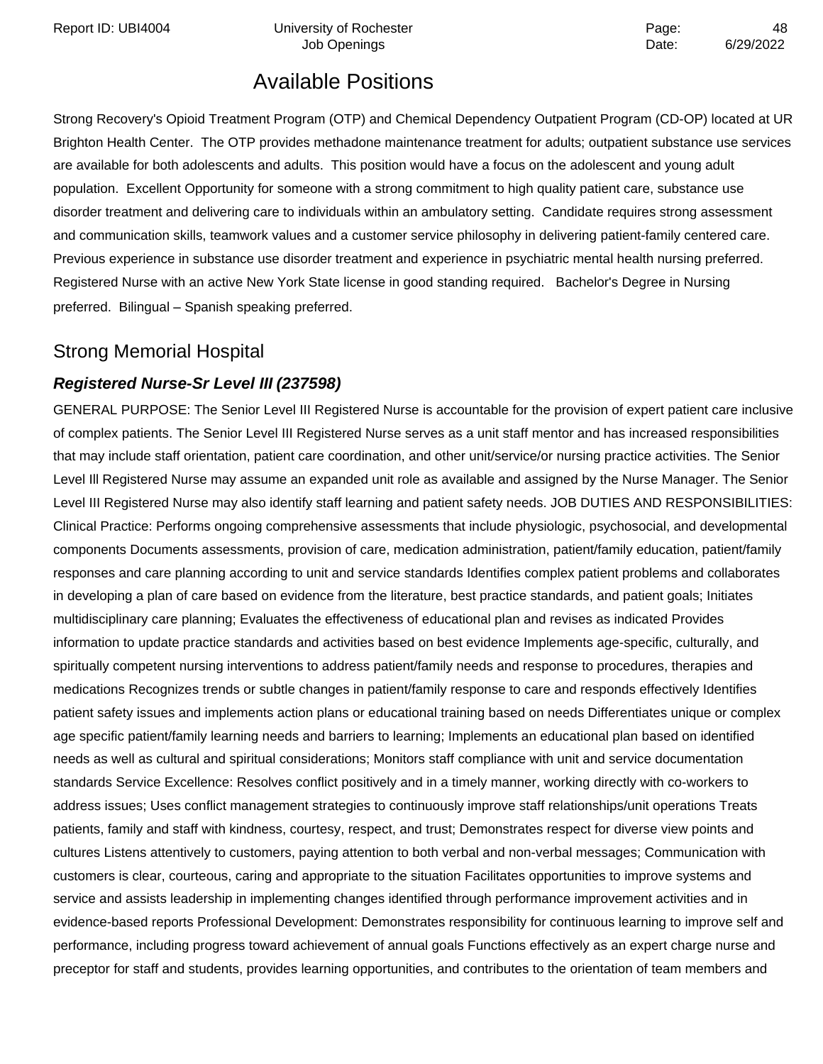## Available Positions

Strong Recovery's Opioid Treatment Program (OTP) and Chemical Dependency Outpatient Program (CD-OP) located at UR Brighton Health Center. The OTP provides methadone maintenance treatment for adults; outpatient substance use services are available for both adolescents and adults. This position would have a focus on the adolescent and young adult population. Excellent Opportunity for someone with a strong commitment to high quality patient care, substance use disorder treatment and delivering care to individuals within an ambulatory setting. Candidate requires strong assessment and communication skills, teamwork values and a customer service philosophy in delivering patient-family centered care. Previous experience in substance use disorder treatment and experience in psychiatric mental health nursing preferred. Registered Nurse with an active New York State license in good standing required. Bachelor's Degree in Nursing preferred. Bilingual – Spanish speaking preferred.

## Strong Memorial Hospital

### *Registered Nurse-Sr Level III (237598)*

GENERAL PURPOSE: The Senior Level III Registered Nurse is accountable for the provision of expert patient care inclusive of complex patients. The Senior Level III Registered Nurse serves as a unit staff mentor and has increased responsibilities that may include staff orientation, patient care coordination, and other unit/service/or nursing practice activities. The Senior Level Ill Registered Nurse may assume an expanded unit role as available and assigned by the Nurse Manager. The Senior Level III Registered Nurse may also identify staff learning and patient safety needs. JOB DUTIES AND RESPONSIBILITIES: Clinical Practice: Performs ongoing comprehensive assessments that include physiologic, psychosocial, and developmental components Documents assessments, provision of care, medication administration, patient/family education, patient/family responses and care planning according to unit and service standards Identifies complex patient problems and collaborates in developing a plan of care based on evidence from the literature, best practice standards, and patient goals; Initiates multidisciplinary care planning; Evaluates the effectiveness of educational plan and revises as indicated Provides information to update practice standards and activities based on best evidence Implements age-specific, culturally, and spiritually competent nursing interventions to address patient/family needs and response to procedures, therapies and medications Recognizes trends or subtle changes in patient/family response to care and responds effectively Identifies patient safety issues and implements action plans or educational training based on needs Differentiates unique or complex age specific patient/family learning needs and barriers to learning; Implements an educational plan based on identified needs as well as cultural and spiritual considerations; Monitors staff compliance with unit and service documentation standards Service Excellence: Resolves conflict positively and in a timely manner, working directly with co-workers to address issues; Uses conflict management strategies to continuously improve staff relationships/unit operations Treats patients, family and staff with kindness, courtesy, respect, and trust; Demonstrates respect for diverse view points and cultures Listens attentively to customers, paying attention to both verbal and non-verbal messages; Communication with customers is clear, courteous, caring and appropriate to the situation Facilitates opportunities to improve systems and service and assists leadership in implementing changes identified through performance improvement activities and in evidence-based reports Professional Development: Demonstrates responsibility for continuous learning to improve self and performance, including progress toward achievement of annual goals Functions effectively as an expert charge nurse and preceptor for staff and students, provides learning opportunities, and contributes to the orientation of team members and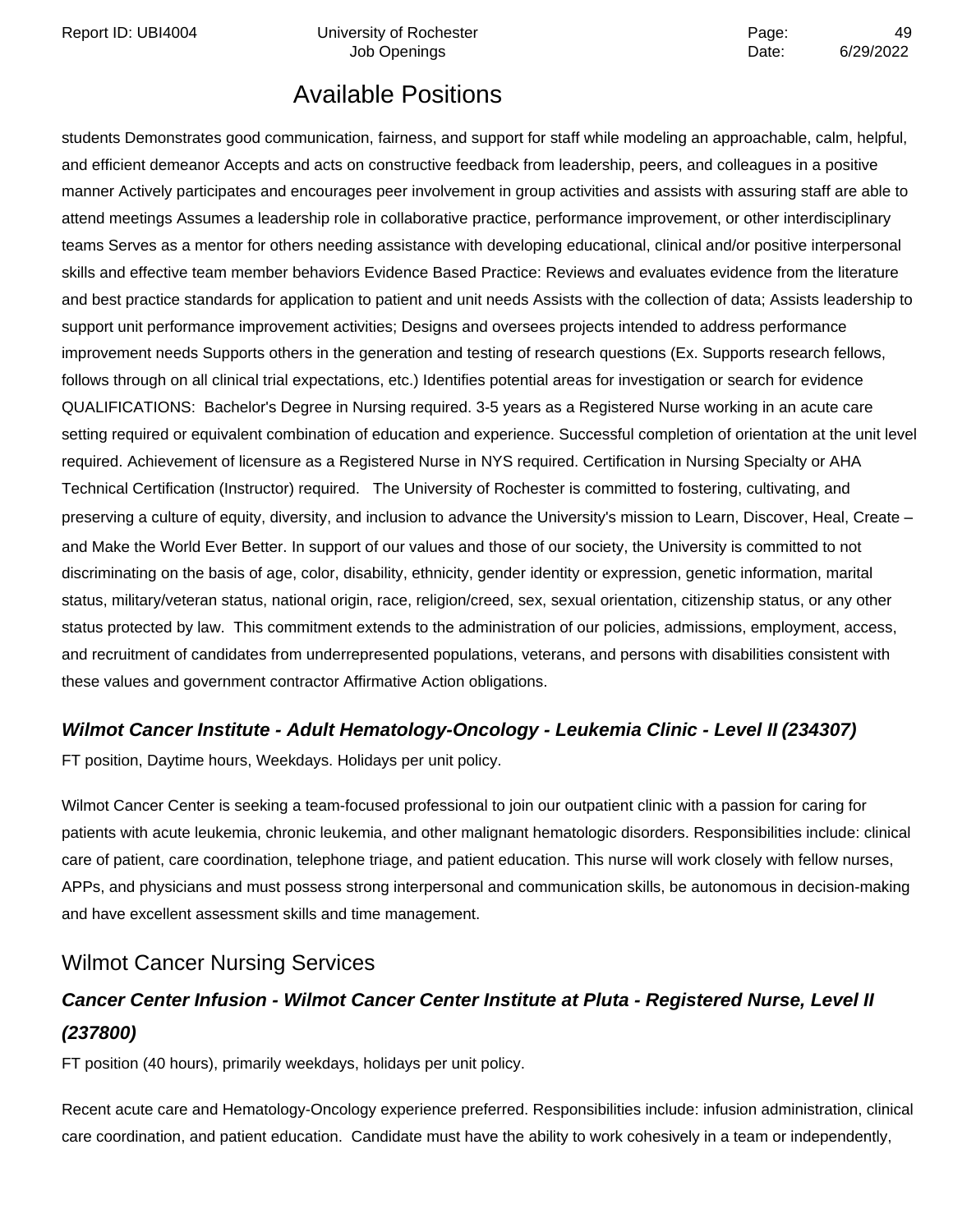## Available Positions

students Demonstrates good communication, fairness, and support for staff while modeling an approachable, calm, helpful, and efficient demeanor Accepts and acts on constructive feedback from leadership, peers, and colleagues in a positive manner Actively participates and encourages peer involvement in group activities and assists with assuring staff are able to attend meetings Assumes a leadership role in collaborative practice, performance improvement, or other interdisciplinary teams Serves as a mentor for others needing assistance with developing educational, clinical and/or positive interpersonal skills and effective team member behaviors Evidence Based Practice: Reviews and evaluates evidence from the literature and best practice standards for application to patient and unit needs Assists with the collection of data; Assists leadership to support unit performance improvement activities; Designs and oversees projects intended to address performance improvement needs Supports others in the generation and testing of research questions (Ex. Supports research fellows, follows through on all clinical trial expectations, etc.) Identifies potential areas for investigation or search for evidence QUALIFICATIONS: Bachelor's Degree in Nursing required. 3-5 years as a Registered Nurse working in an acute care setting required or equivalent combination of education and experience. Successful completion of orientation at the unit level required. Achievement of licensure as a Registered Nurse in NYS required. Certification in Nursing Specialty or AHA Technical Certification (Instructor) required. The University of Rochester is committed to fostering, cultivating, and preserving a culture of equity, diversity, and inclusion to advance the University's mission to Learn, Discover, Heal, Create – and Make the World Ever Better. In support of our values and those of our society, the University is committed to not discriminating on the basis of age, color, disability, ethnicity, gender identity or expression, genetic information, marital status, military/veteran status, national origin, race, religion/creed, sex, sexual orientation, citizenship status, or any other status protected by law. This commitment extends to the administration of our policies, admissions, employment, access, and recruitment of candidates from underrepresented populations, veterans, and persons with disabilities consistent with these values and government contractor Affirmative Action obligations.

### *Wilmot Cancer Institute - Adult Hematology-Oncology - Leukemia Clinic - Level II (234307)*

FT position, Daytime hours, Weekdays. Holidays per unit policy.

Wilmot Cancer Center is seeking a team-focused professional to join our outpatient clinic with a passion for caring for patients with acute leukemia, chronic leukemia, and other malignant hematologic disorders. Responsibilities include: clinical care of patient, care coordination, telephone triage, and patient education. This nurse will work closely with fellow nurses, APPs, and physicians and must possess strong interpersonal and communication skills, be autonomous in decision-making and have excellent assessment skills and time management.

## Wilmot Cancer Nursing Services

### *Cancer Center Infusion - Wilmot Cancer Center Institute at Pluta - Registered Nurse, Level II (237800)*

FT position (40 hours), primarily weekdays, holidays per unit policy.

Recent acute care and Hematology-Oncology experience preferred. Responsibilities include: infusion administration, clinical care coordination, and patient education. Candidate must have the ability to work cohesively in a team or independently,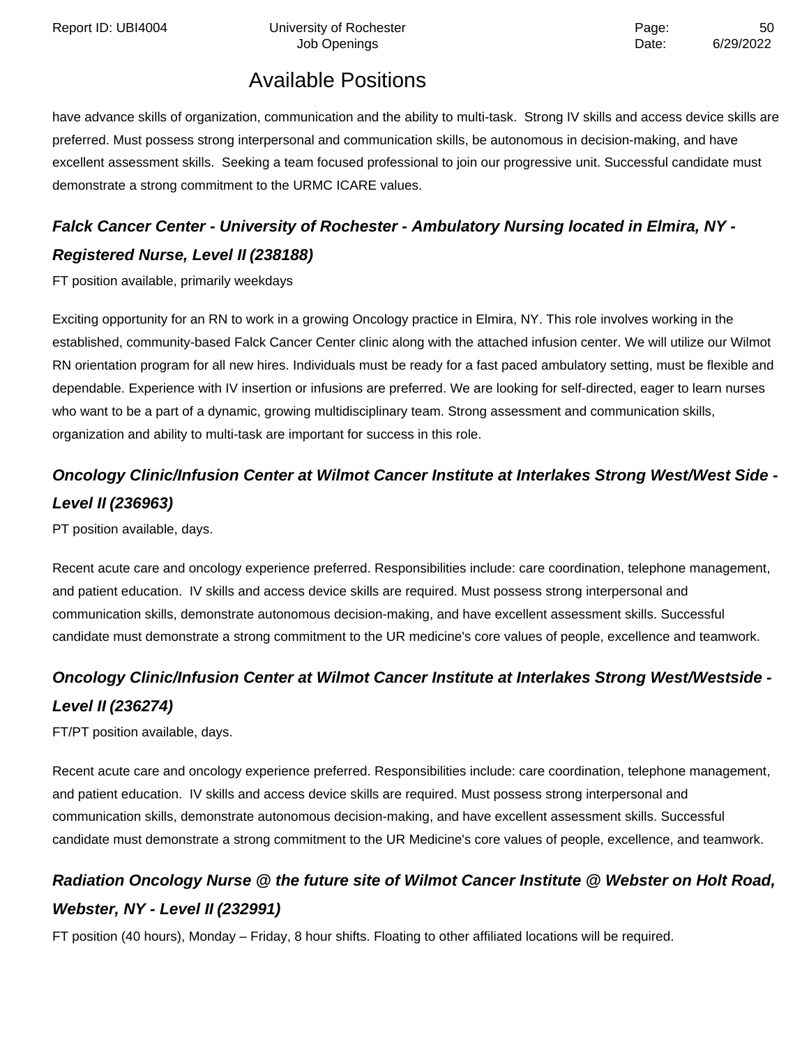## Available Positions

have advance skills of organization, communication and the ability to multi-task.  Strong IV skills and access device skills are preferred. Must possess strong interpersonal and communication skills, be autonomous in decision-making, and have excellent assessment skills.  Seeking a team focused professional to join our progressive unit. Successful candidate must demonstrate a strong commitment to the URMC ICARE values.

### *Falck Cancer Center - University of Rochester - Ambulatory Nursing located in Elmira, NY - Registered Nurse, Level II (238188)*

FT position available, primarily weekdays

Exciting opportunity for an RN to work in a growing Oncology practice in Elmira, NY. This role involves working in the established, community-based Falck Cancer Center clinic along with the attached infusion center. We will utilize our Wilmot RN orientation program for all new hires. Individuals must be ready for a fast paced ambulatory setting, must be flexible and dependable. Experience with IV insertion or infusions are preferred. We are looking for self-directed, eager to learn nurses who want to be a part of a dynamic, growing multidisciplinary team. Strong assessment and communication skills, organization and ability to multi-task are important for success in this role.

### *Oncology Clinic/Infusion Center at Wilmot Cancer Institute at Interlakes Strong West/West Side - Level II (236963)*

PT position available, days.

Recent acute care and oncology experience preferred. Responsibilities include: care coordination, telephone management, and patient education.  IV skills and access device skills are required. Must possess strong interpersonal and communication skills, demonstrate autonomous decision-making, and have excellent assessment skills. Successful candidate must demonstrate a strong commitment to the UR medicine's core values of people, excellence and teamwork.

### *Oncology Clinic/Infusion Center at Wilmot Cancer Institute at Interlakes Strong West/Westside - Level II (236274)*

FT/PT position available, days.

Recent acute care and oncology experience preferred. Responsibilities include: care coordination, telephone management, and patient education.  IV skills and access device skills are required. Must possess strong interpersonal and communication skills, demonstrate autonomous decision-making, and have excellent assessment skills. Successful candidate must demonstrate a strong commitment to the UR Medicine's core values of people, excellence, and teamwork.

### *Radiation Oncology Nurse @ the future site of Wilmot Cancer Institute @ Webster on Holt Road, Webster, NY - Level II (232991)*

FT position (40 hours), Monday – Friday, 8 hour shifts. Floating to other affiliated locations will be required.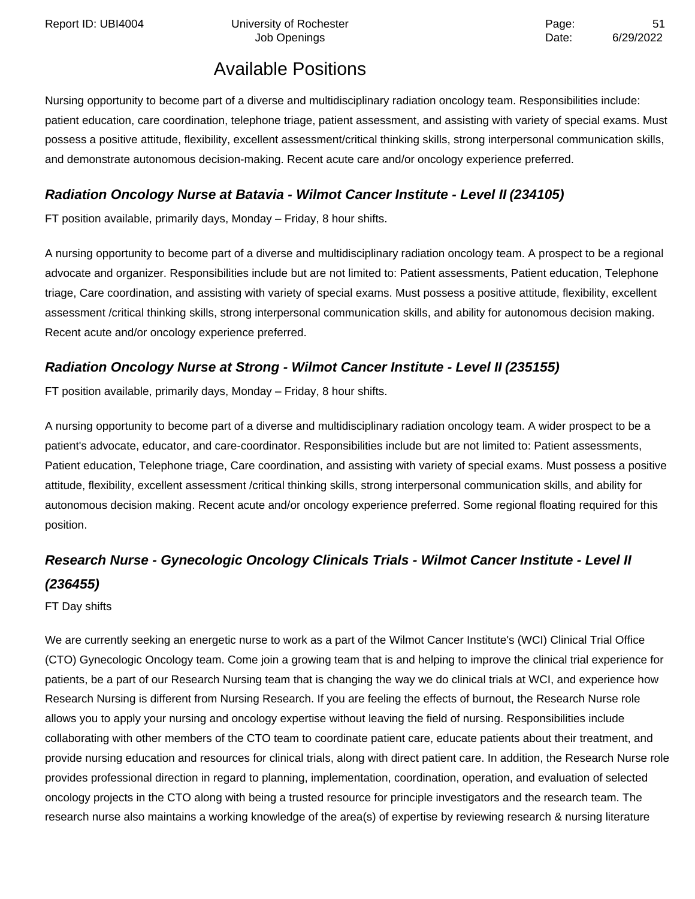## Available Positions

Nursing opportunity to become part of a diverse and multidisciplinary radiation oncology team. Responsibilities include: patient education, care coordination, telephone triage, patient assessment, and assisting with variety of special exams. Must possess a positive attitude, flexibility, excellent assessment/critical thinking skills, strong interpersonal communication skills, and demonstrate autonomous decision-making. Recent acute care and/or oncology experience preferred.

### *Radiation Oncology Nurse at Batavia - Wilmot Cancer Institute - Level II (234105)*

FT position available, primarily days, Monday – Friday, 8 hour shifts.

A nursing opportunity to become part of a diverse and multidisciplinary radiation oncology team. A prospect to be a regional advocate and organizer. Responsibilities include but are not limited to: Patient assessments, Patient education, Telephone triage, Care coordination, and assisting with variety of special exams. Must possess a positive attitude, flexibility, excellent assessment /critical thinking skills, strong interpersonal communication skills, and ability for autonomous decision making. Recent acute and/or oncology experience preferred.

### *Radiation Oncology Nurse at Strong - Wilmot Cancer Institute - Level II (235155)*

FT position available, primarily days, Monday – Friday, 8 hour shifts.

A nursing opportunity to become part of a diverse and multidisciplinary radiation oncology team. A wider prospect to be a patient's advocate, educator, and care-coordinator. Responsibilities include but are not limited to: Patient assessments, Patient education, Telephone triage, Care coordination, and assisting with variety of special exams. Must possess a positive attitude, flexibility, excellent assessment /critical thinking skills, strong interpersonal communication skills, and ability for autonomous decision making. Recent acute and/or oncology experience preferred. Some regional floating required for this position.

### *Research Nurse - Gynecologic Oncology Clinicals Trials - Wilmot Cancer Institute - Level II (236455)*

FT Day shifts

We are currently seeking an energetic nurse to work as a part of the Wilmot Cancer Institute's (WCI) Clinical Trial Office (CTO) Gynecologic Oncology team. Come join a growing team that is and helping to improve the clinical trial experience for patients, be a part of our Research Nursing team that is changing the way we do clinical trials at WCI, and experience how Research Nursing is different from Nursing Research. If you are feeling the effects of burnout, the Research Nurse role allows you to apply your nursing and oncology expertise without leaving the field of nursing. Responsibilities include collaborating with other members of the CTO team to coordinate patient care, educate patients about their treatment, and provide nursing education and resources for clinical trials, along with direct patient care. In addition, the Research Nurse role provides professional direction in regard to planning, implementation, coordination, operation, and evaluation of selected oncology projects in the CTO along with being a trusted resource for principle investigators and the research team. The research nurse also maintains a working knowledge of the area(s) of expertise by reviewing research & nursing literature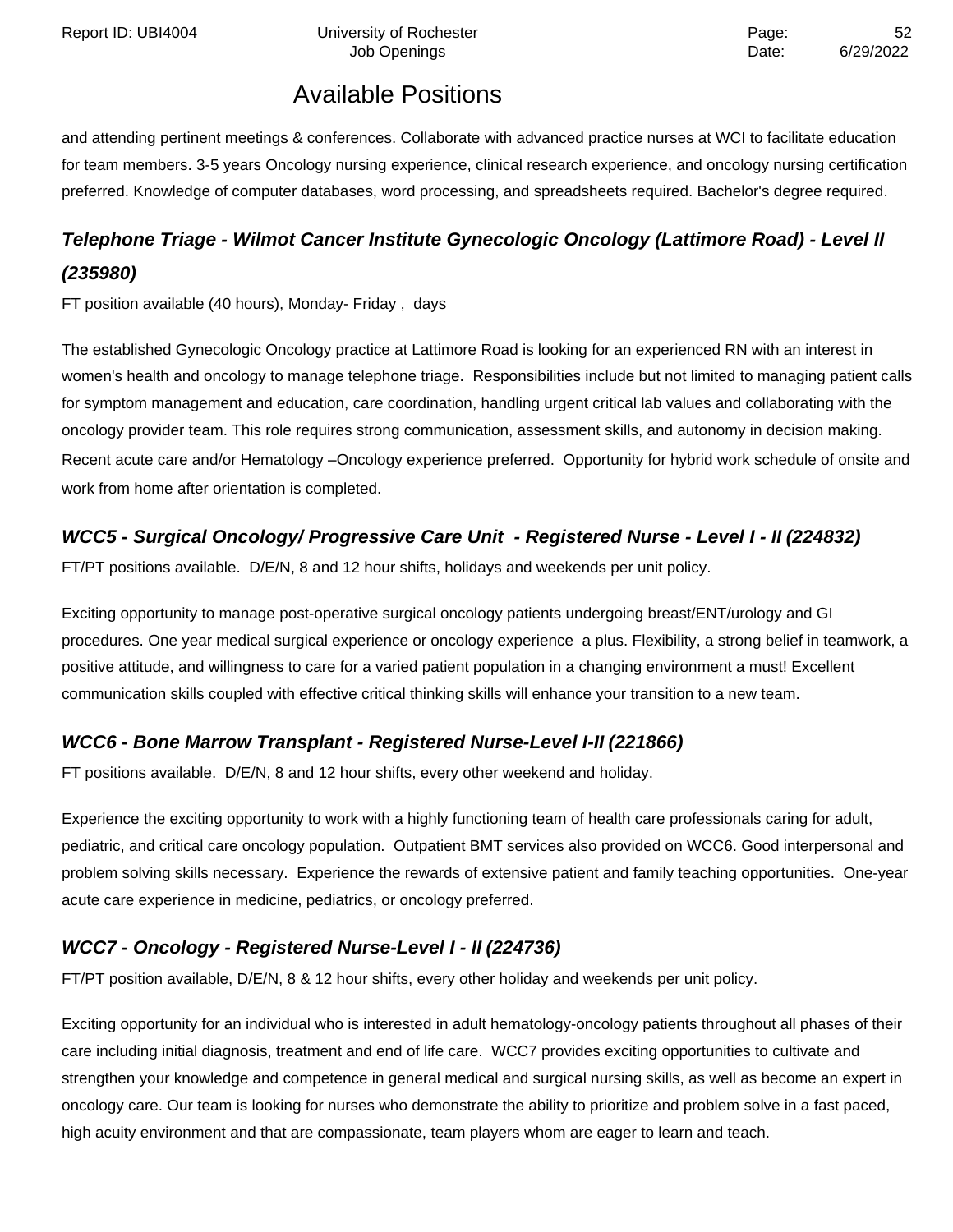and attending pertinent meetings & conferences. Collaborate with advanced practice nurses at WCI to facilitate education for team members. 3-5 years Oncology nursing experience, clinical research experience, and oncology nursing certification preferred. Knowledge of computer databases, word processing, and spreadsheets required. Bachelor's degree required.

### *Telephone Triage - Wilmot Cancer Institute Gynecologic Oncology (Lattimore Road) - Level II (235980)*

FT position available (40 hours), Monday- Friday , days

The established Gynecologic Oncology practice at Lattimore Road is looking for an experienced RN with an interest in women's health and oncology to manage telephone triage. Responsibilities include but not limited to managing patient calls for symptom management and education, care coordination, handling urgent critical lab values and collaborating with the oncology provider team. This role requires strong communication, assessment skills, and autonomy in decision making. Recent acute care and/or Hematology –Oncology experience preferred. Opportunity for hybrid work schedule of onsite and work from home after orientation is completed.

### *WCC5 - Surgical Oncology/ Progressive Care Unit - Registered Nurse - Level I - II (224832)*

FT/PT positions available. D/E/N, 8 and 12 hour shifts, holidays and weekends per unit policy.

Exciting opportunity to manage post-operative surgical oncology patients undergoing breast/ENT/urology and GI procedures. One year medical surgical experience or oncology experience a plus. Flexibility, a strong belief in teamwork, a positive attitude, and willingness to care for a varied patient population in a changing environment a must! Excellent communication skills coupled with effective critical thinking skills will enhance your transition to a new team.

### *WCC6 - Bone Marrow Transplant - Registered Nurse-Level I-II (221866)*

FT positions available. D/E/N, 8 and 12 hour shifts, every other weekend and holiday.

Experience the exciting opportunity to work with a highly functioning team of health care professionals caring for adult, pediatric, and critical care oncology population. Outpatient BMT services also provided on WCC6. Good interpersonal and problem solving skills necessary. Experience the rewards of extensive patient and family teaching opportunities. One-year acute care experience in medicine, pediatrics, or oncology preferred.

### *WCC7 - Oncology - Registered Nurse-Level I - II (224736)*

FT/PT position available, D/E/N, 8 & 12 hour shifts, every other holiday and weekends per unit policy.

Exciting opportunity for an individual who is interested in adult hematology-oncology patients throughout all phases of their care including initial diagnosis, treatment and end of life care. WCC7 provides exciting opportunities to cultivate and strengthen your knowledge and competence in general medical and surgical nursing skills, as well as become an expert in oncology care. Our team is looking for nurses who demonstrate the ability to prioritize and problem solve in a fast paced, high acuity environment and that are compassionate, team players whom are eager to learn and teach.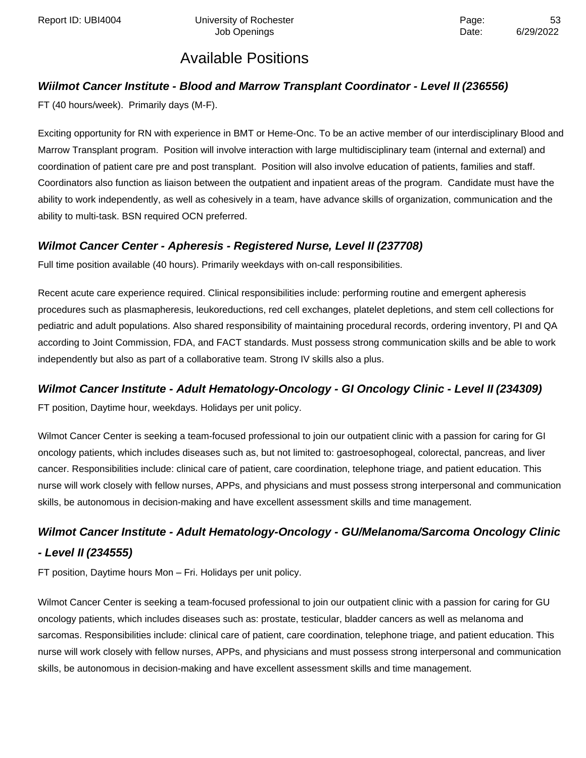# Available Positions

### *Wiilmot Cancer Institute - Blood and Marrow Transplant Coordinator - Level II (236556)*

FT (40 hours/week). Primarily days (M-F).

Exciting opportunity for RN with experience in BMT or Heme-Onc. To be an active member of our interdisciplinary Blood and Marrow Transplant program. Position will involve interaction with large multidisciplinary team (internal and external) and coordination of patient care pre and post transplant. Position will also involve education of patients, families and staff. Coordinators also function as liaison between the outpatient and inpatient areas of the program. Candidate must have the ability to work independently, as well as cohesively in a team, have advance skills of organization, communication and the ability to multi-task. BSN required OCN preferred.

### *Wilmot Cancer Center - Apheresis - Registered Nurse, Level II (237708)*

Full time position available (40 hours). Primarily weekdays with on-call responsibilities.

Recent acute care experience required. Clinical responsibilities include: performing routine and emergent apheresis procedures such as plasmapheresis, leukoreductions, red cell exchanges, platelet depletions, and stem cell collections for pediatric and adult populations. Also shared responsibility of maintaining procedural records, ordering inventory, PI and QA according to Joint Commission, FDA, and FACT standards. Must possess strong communication skills and be able to work independently but also as part of a collaborative team. Strong IV skills also a plus.

### *Wilmot Cancer Institute - Adult Hematology-Oncology - GI Oncology Clinic - Level II (234309)*

FT position, Daytime hour, weekdays. Holidays per unit policy.

Wilmot Cancer Center is seeking a team-focused professional to join our outpatient clinic with a passion for caring for GI oncology patients, which includes diseases such as, but not limited to: gastroesophogeal, colorectal, pancreas, and liver cancer. Responsibilities include: clinical care of patient, care coordination, telephone triage, and patient education. This nurse will work closely with fellow nurses, APPs, and physicians and must possess strong interpersonal and communication skills, be autonomous in decision-making and have excellent assessment skills and time management.

### *Wilmot Cancer Institute - Adult Hematology-Oncology - GU/Melanoma/Sarcoma Oncology Clinic - Level II (234555)*

FT position, Daytime hours Mon – Fri. Holidays per unit policy.

Wilmot Cancer Center is seeking a team-focused professional to join our outpatient clinic with a passion for caring for GU oncology patients, which includes diseases such as: prostate, testicular, bladder cancers as well as melanoma and sarcomas. Responsibilities include: clinical care of patient, care coordination, telephone triage, and patient education. This nurse will work closely with fellow nurses, APPs, and physicians and must possess strong interpersonal and communication skills, be autonomous in decision-making and have excellent assessment skills and time management.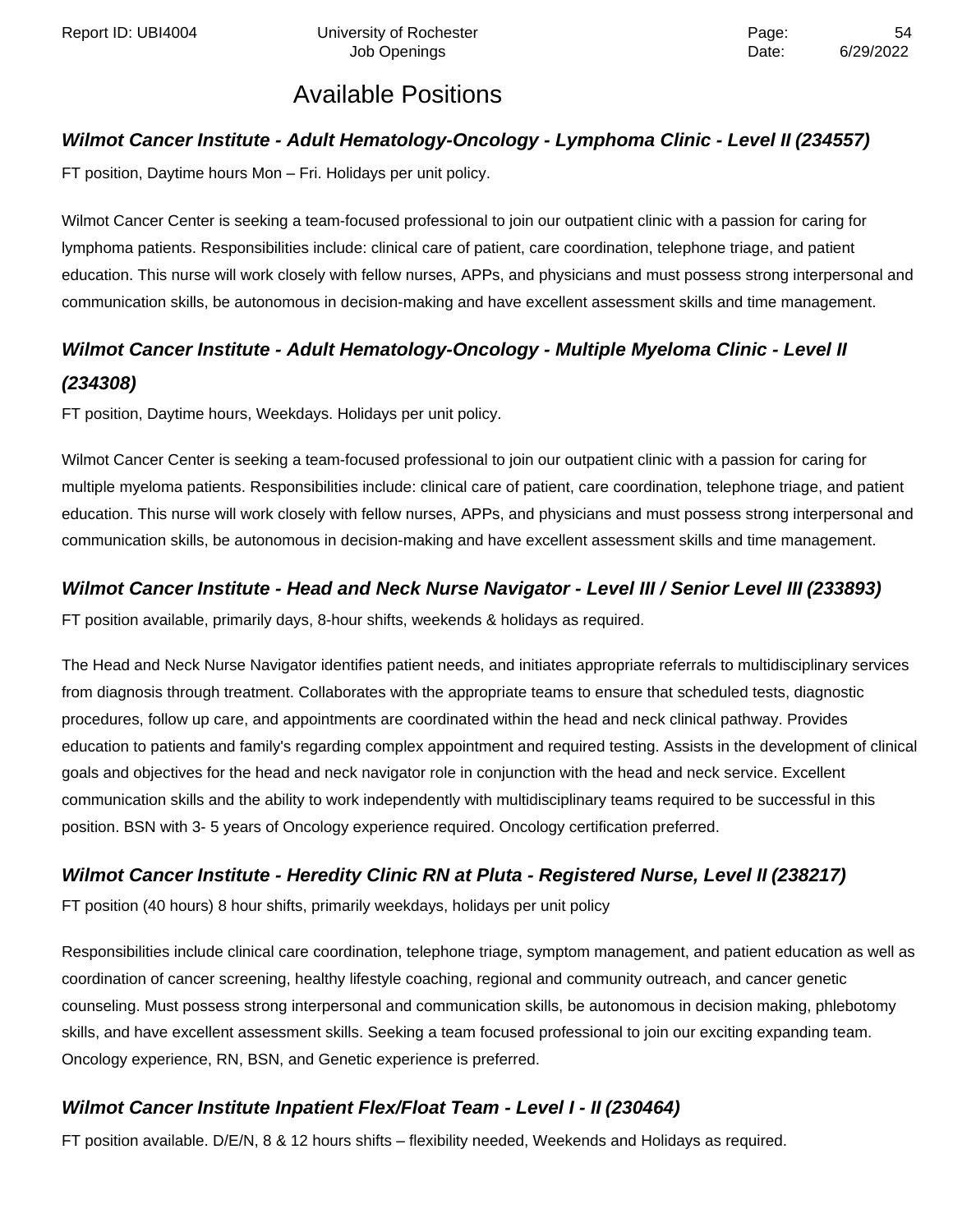# Available Positions

### *Wilmot Cancer Institute - Adult Hematology-Oncology - Lymphoma Clinic - Level II (234557)*

FT position, Daytime hours Mon – Fri. Holidays per unit policy.

Wilmot Cancer Center is seeking a team-focused professional to join our outpatient clinic with a passion for caring for lymphoma patients. Responsibilities include: clinical care of patient, care coordination, telephone triage, and patient education. This nurse will work closely with fellow nurses, APPs, and physicians and must possess strong interpersonal and communication skills, be autonomous in decision-making and have excellent assessment skills and time management.

### *Wilmot Cancer Institute - Adult Hematology-Oncology - Multiple Myeloma Clinic - Level II (234308)*

FT position, Daytime hours, Weekdays. Holidays per unit policy.

Wilmot Cancer Center is seeking a team-focused professional to join our outpatient clinic with a passion for caring for multiple myeloma patients. Responsibilities include: clinical care of patient, care coordination, telephone triage, and patient education. This nurse will work closely with fellow nurses, APPs, and physicians and must possess strong interpersonal and communication skills, be autonomous in decision-making and have excellent assessment skills and time management.

### *Wilmot Cancer Institute - Head and Neck Nurse Navigator - Level III / Senior Level III (233893)*

FT position available, primarily days, 8-hour shifts, weekends & holidays as required.

The Head and Neck Nurse Navigator identifies patient needs, and initiates appropriate referrals to multidisciplinary services from diagnosis through treatment. Collaborates with the appropriate teams to ensure that scheduled tests, diagnostic procedures, follow up care, and appointments are coordinated within the head and neck clinical pathway. Provides education to patients and family's regarding complex appointment and required testing. Assists in the development of clinical goals and objectives for the head and neck navigator role in conjunction with the head and neck service. Excellent communication skills and the ability to work independently with multidisciplinary teams required to be successful in this position. BSN with 3- 5 years of Oncology experience required. Oncology certification preferred.

### *Wilmot Cancer Institute - Heredity Clinic RN at Pluta - Registered Nurse, Level II (238217)*

FT position (40 hours) 8 hour shifts, primarily weekdays, holidays per unit policy

Responsibilities include clinical care coordination, telephone triage, symptom management, and patient education as well as coordination of cancer screening, healthy lifestyle coaching, regional and community outreach, and cancer genetic counseling. Must possess strong interpersonal and communication skills, be autonomous in decision making, phlebotomy skills, and have excellent assessment skills. Seeking a team focused professional to join our exciting expanding team. Oncology experience, RN, BSN, and Genetic experience is preferred.

### *Wilmot Cancer Institute Inpatient Flex/Float Team - Level I - II (230464)*

FT position available. D/E/N, 8 & 12 hours shifts – flexibility needed, Weekends and Holidays as required.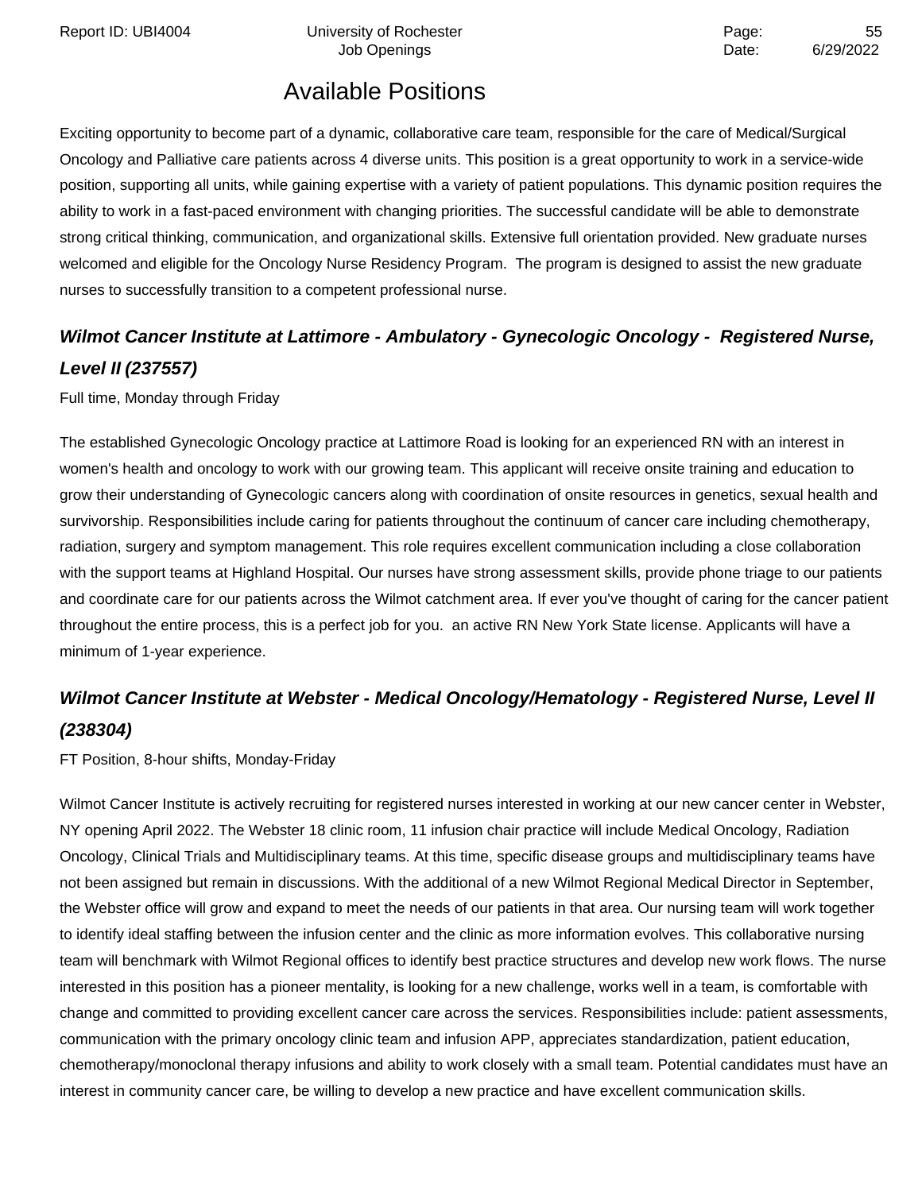# Available Positions

Exciting opportunity to become part of a dynamic, collaborative care team, responsible for the care of Medical/Surgical Oncology and Palliative care patients across 4 diverse units. This position is a great opportunity to work in a service-wide position, supporting all units, while gaining expertise with a variety of patient populations. This dynamic position requires the ability to work in a fast-paced environment with changing priorities. The successful candidate will be able to demonstrate strong critical thinking, communication, and organizational skills. Extensive full orientation provided. New graduate nurses welcomed and eligible for the Oncology Nurse Residency Program. The program is designed to assist the new graduate nurses to successfully transition to a competent professional nurse.

### *Wilmot Cancer Institute at Lattimore - Ambulatory - Gynecologic Oncology - Registered Nurse, Level II (237557)*

Full time, Monday through Friday

The established Gynecologic Oncology practice at Lattimore Road is looking for an experienced RN with an interest in women's health and oncology to work with our growing team. This applicant will receive onsite training and education to grow their understanding of Gynecologic cancers along with coordination of onsite resources in genetics, sexual health and survivorship. Responsibilities include caring for patients throughout the continuum of cancer care including chemotherapy, radiation, surgery and symptom management. This role requires excellent communication including a close collaboration with the support teams at Highland Hospital. Our nurses have strong assessment skills, provide phone triage to our patients and coordinate care for our patients across the Wilmot catchment area. If ever you've thought of caring for the cancer patient throughout the entire process, this is a perfect job for you. an active RN New York State license. Applicants will have a minimum of 1-year experience.

### *Wilmot Cancer Institute at Webster - Medical Oncology/Hematology - Registered Nurse, Level II (238304)*

FT Position, 8-hour shifts, Monday-Friday

Wilmot Cancer Institute is actively recruiting for registered nurses interested in working at our new cancer center in Webster, NY opening April 2022. The Webster 18 clinic room, 11 infusion chair practice will include Medical Oncology, Radiation Oncology, Clinical Trials and Multidisciplinary teams. At this time, specific disease groups and multidisciplinary teams have not been assigned but remain in discussions. With the additional of a new Wilmot Regional Medical Director in September, the Webster office will grow and expand to meet the needs of our patients in that area. Our nursing team will work together to identify ideal staffing between the infusion center and the clinic as more information evolves. This collaborative nursing team will benchmark with Wilmot Regional offices to identify best practice structures and develop new work flows. The nurse interested in this position has a pioneer mentality, is looking for a new challenge, works well in a team, is comfortable with change and committed to providing excellent cancer care across the services. Responsibilities include: patient assessments, communication with the primary oncology clinic team and infusion APP, appreciates standardization, patient education, chemotherapy/monoclonal therapy infusions and ability to work closely with a small team. Potential candidates must have an interest in community cancer care, be willing to develop a new practice and have excellent communication skills.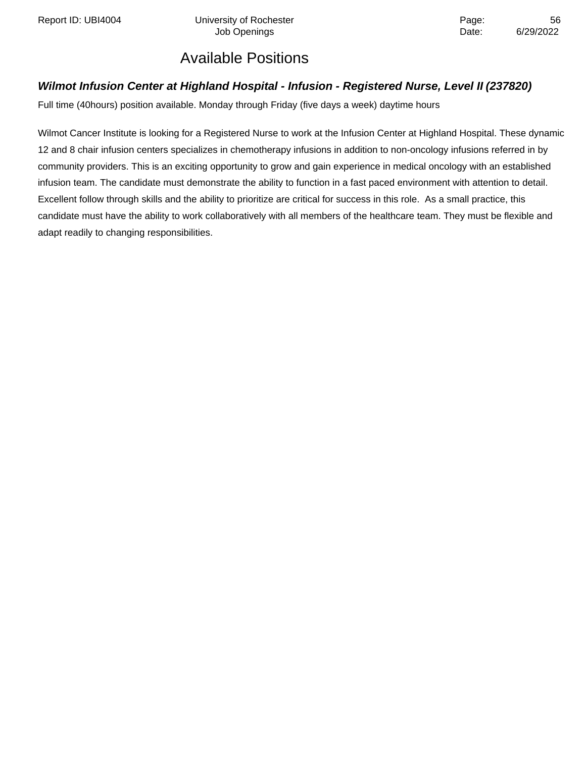# Available Positions

### ***Wilmot Infusion Center at Highland Hospital - Infusion - Registered Nurse, Level II (237820)***

Full time (40hours) position available. Monday through Friday (five days a week) daytime hours

Wilmot Cancer Institute is looking for a Registered Nurse to work at the Infusion Center at Highland Hospital. These dynamic 12 and 8 chair infusion centers specializes in chemotherapy infusions in addition to non-oncology infusions referred in by community providers. This is an exciting opportunity to grow and gain experience in medical oncology with an established infusion team. The candidate must demonstrate the ability to function in a fast paced environment with attention to detail. Excellent follow through skills and the ability to prioritize are critical for success in this role. As a small practice, this candidate must have the ability to work collaboratively with all members of the healthcare team. They must be flexible and adapt readily to changing responsibilities.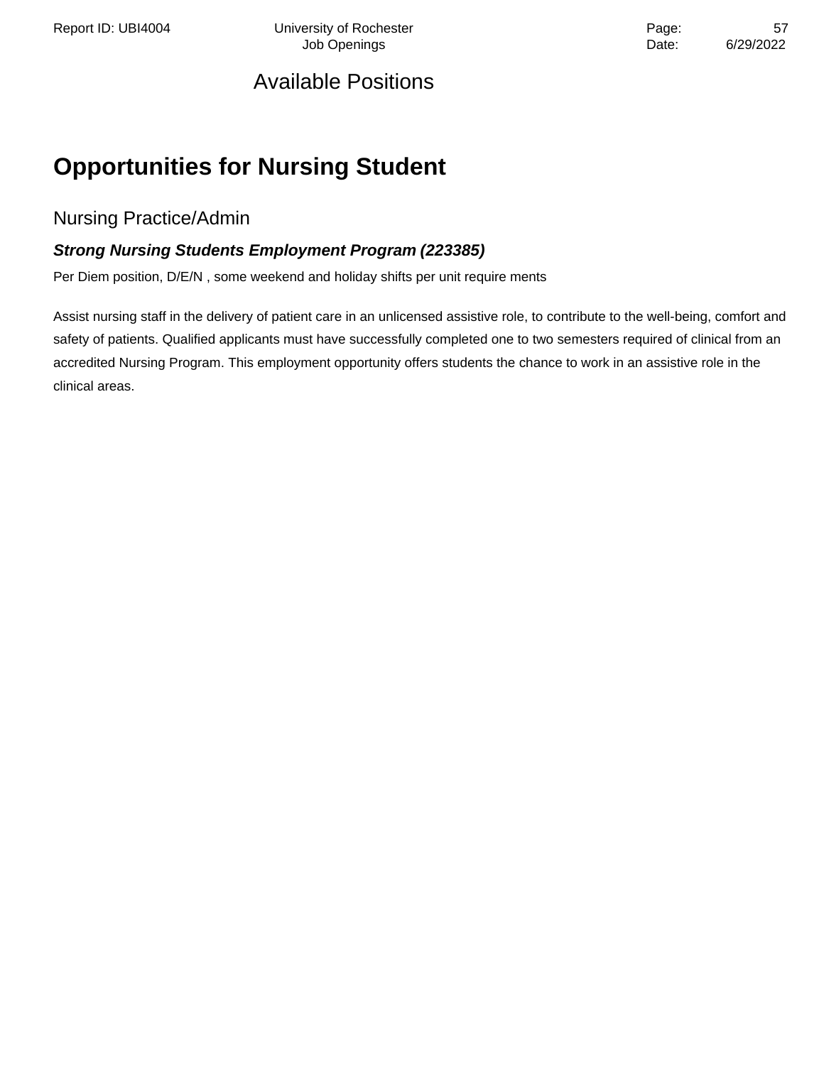# Available Positions

## Opportunities for Nursing Student

### Nursing Practice/Admin

***Strong Nursing Students Employment Program (223385)***

Per Diem position, D/E/N , some weekend and holiday shifts per unit require ments

Assist nursing staff in the delivery of patient care in an unlicensed assistive role, to contribute to the well-being, comfort and safety of patients. Qualified applicants must have successfully completed one to two semesters required of clinical from an accredited Nursing Program. This employment opportunity offers students the chance to work in an assistive role in the clinical areas.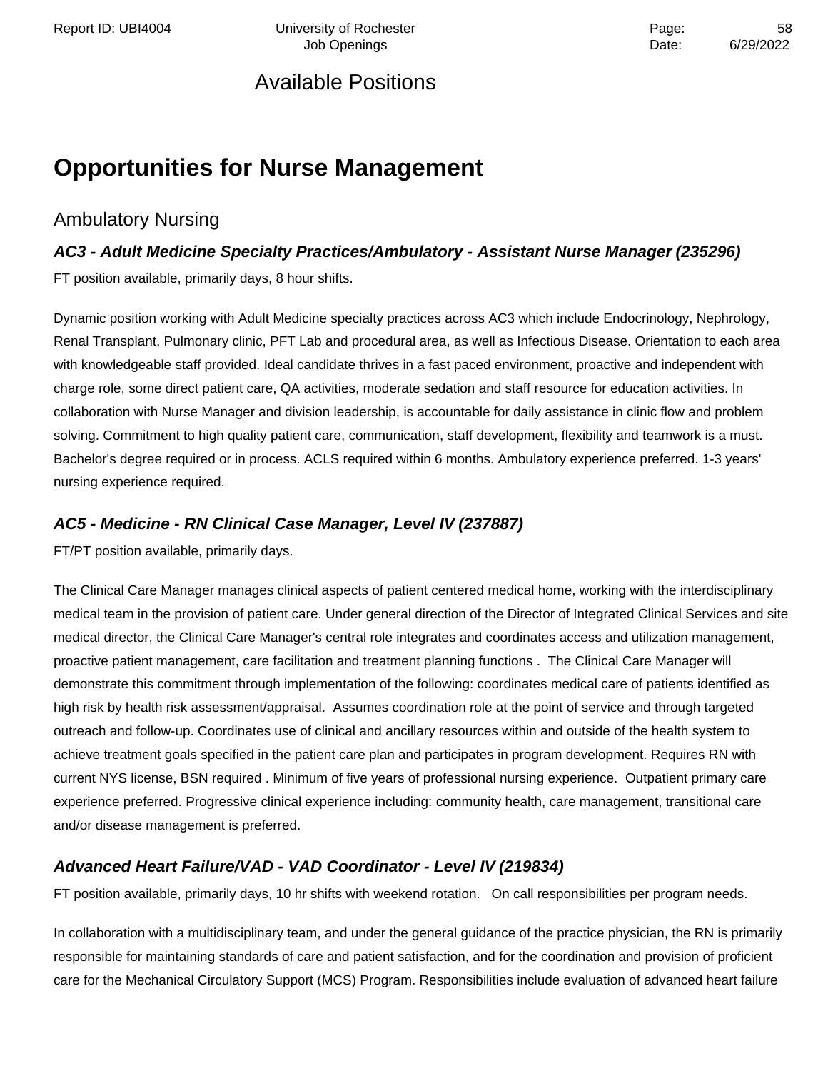Available Positions

# Opportunities for Nurse Management

## Ambulatory Nursing

### *AC3 - Adult Medicine Specialty Practices/Ambulatory - Assistant Nurse Manager (235296)*

FT position available, primarily days, 8 hour shifts.

Dynamic position working with Adult Medicine specialty practices across AC3 which include Endocrinology, Nephrology, Renal Transplant, Pulmonary clinic, PFT Lab and procedural area, as well as Infectious Disease. Orientation to each area with knowledgeable staff provided. Ideal candidate thrives in a fast paced environment, proactive and independent with charge role, some direct patient care, QA activities, moderate sedation and staff resource for education activities. In collaboration with Nurse Manager and division leadership, is accountable for daily assistance in clinic flow and problem solving. Commitment to high quality patient care, communication, staff development, flexibility and teamwork is a must. Bachelor's degree required or in process. ACLS required within 6 months. Ambulatory experience preferred. 1-3 years' nursing experience required.

### *AC5 - Medicine - RN Clinical Case Manager, Level IV (237887)*

FT/PT position available, primarily days.

The Clinical Care Manager manages clinical aspects of patient centered medical home, working with the interdisciplinary medical team in the provision of patient care. Under general direction of the Director of Integrated Clinical Services and site medical director, the Clinical Care Manager's central role integrates and coordinates access and utilization management, proactive patient management, care facilitation and treatment planning functions . The Clinical Care Manager will demonstrate this commitment through implementation of the following: coordinates medical care of patients identified as high risk by health risk assessment/appraisal. Assumes coordination role at the point of service and through targeted outreach and follow-up. Coordinates use of clinical and ancillary resources within and outside of the health system to achieve treatment goals specified in the patient care plan and participates in program development. Requires RN with current NYS license, BSN required . Minimum of five years of professional nursing experience. Outpatient primary care experience preferred. Progressive clinical experience including: community health, care management, transitional care and/or disease management is preferred.

### *Advanced Heart Failure/VAD - VAD Coordinator - Level IV (219834)*

FT position available, primarily days, 10 hr shifts with weekend rotation. On call responsibilities per program needs.

In collaboration with a multidisciplinary team, and under the general guidance of the practice physician, the RN is primarily responsible for maintaining standards of care and patient satisfaction, and for the coordination and provision of proficient care for the Mechanical Circulatory Support (MCS) Program. Responsibilities include evaluation of advanced heart failure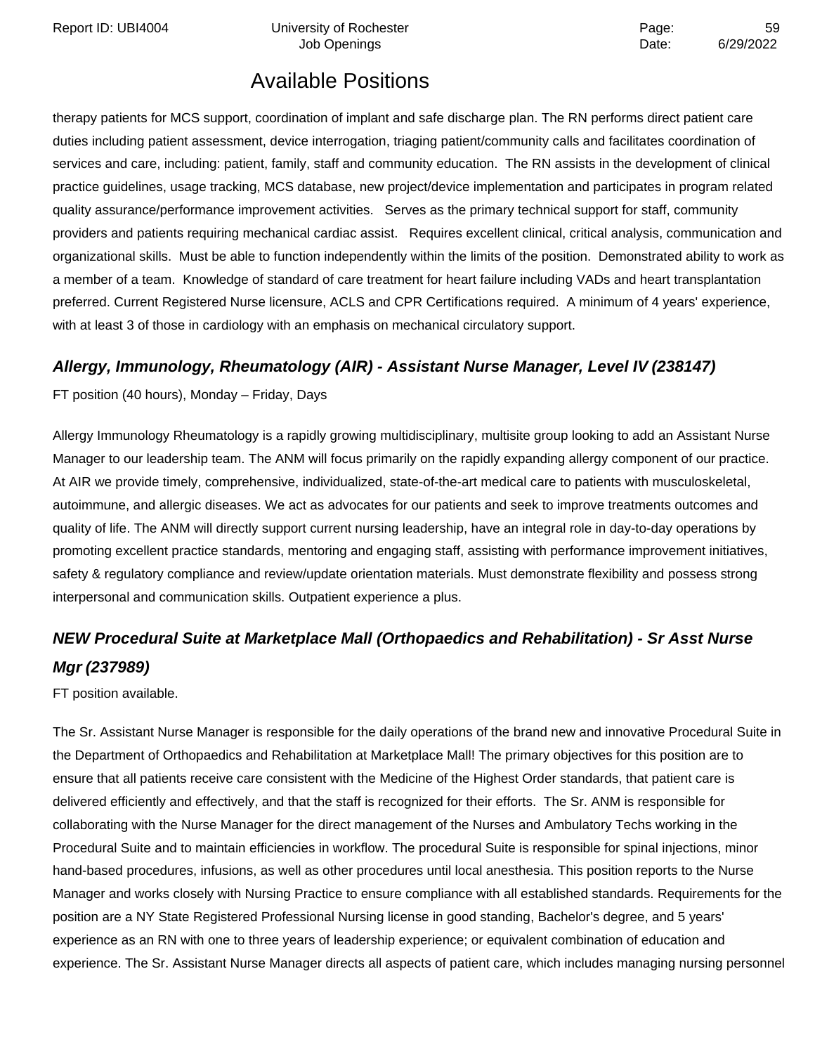therapy patients for MCS support, coordination of implant and safe discharge plan. The RN performs direct patient care duties including patient assessment, device interrogation, triaging patient/community calls and facilitates coordination of services and care, including: patient, family, staff and community education. The RN assists in the development of clinical practice guidelines, usage tracking, MCS database, new project/device implementation and participates in program related quality assurance/performance improvement activities. Serves as the primary technical support for staff, community providers and patients requiring mechanical cardiac assist. Requires excellent clinical, critical analysis, communication and organizational skills. Must be able to function independently within the limits of the position. Demonstrated ability to work as a member of a team. Knowledge of standard of care treatment for heart failure including VADs and heart transplantation preferred. Current Registered Nurse licensure, ACLS and CPR Certifications required. A minimum of 4 years' experience, with at least 3 of those in cardiology with an emphasis on mechanical circulatory support.

### *Allergy, Immunology, Rheumatology (AIR) - Assistant Nurse Manager, Level IV (238147)*

FT position (40 hours), Monday – Friday, Days

Allergy Immunology Rheumatology is a rapidly growing multidisciplinary, multisite group looking to add an Assistant Nurse Manager to our leadership team. The ANM will focus primarily on the rapidly expanding allergy component of our practice. At AIR we provide timely, comprehensive, individualized, state-of-the-art medical care to patients with musculoskeletal, autoimmune, and allergic diseases. We act as advocates for our patients and seek to improve treatments outcomes and quality of life. The ANM will directly support current nursing leadership, have an integral role in day-to-day operations by promoting excellent practice standards, mentoring and engaging staff, assisting with performance improvement initiatives, safety & regulatory compliance and review/update orientation materials. Must demonstrate flexibility and possess strong interpersonal and communication skills. Outpatient experience a plus.

### *NEW Procedural Suite at Marketplace Mall (Orthopaedics and Rehabilitation) - Sr Asst Nurse Mgr (237989)*

FT position available.

The Sr. Assistant Nurse Manager is responsible for the daily operations of the brand new and innovative Procedural Suite in the Department of Orthopaedics and Rehabilitation at Marketplace Mall! The primary objectives for this position are to ensure that all patients receive care consistent with the Medicine of the Highest Order standards, that patient care is delivered efficiently and effectively, and that the staff is recognized for their efforts. The Sr. ANM is responsible for collaborating with the Nurse Manager for the direct management of the Nurses and Ambulatory Techs working in the Procedural Suite and to maintain efficiencies in workflow. The procedural Suite is responsible for spinal injections, minor hand-based procedures, infusions, as well as other procedures until local anesthesia. This position reports to the Nurse Manager and works closely with Nursing Practice to ensure compliance with all established standards. Requirements for the position are a NY State Registered Professional Nursing license in good standing, Bachelor's degree, and 5 years' experience as an RN with one to three years of leadership experience; or equivalent combination of education and experience. The Sr. Assistant Nurse Manager directs all aspects of patient care, which includes managing nursing personnel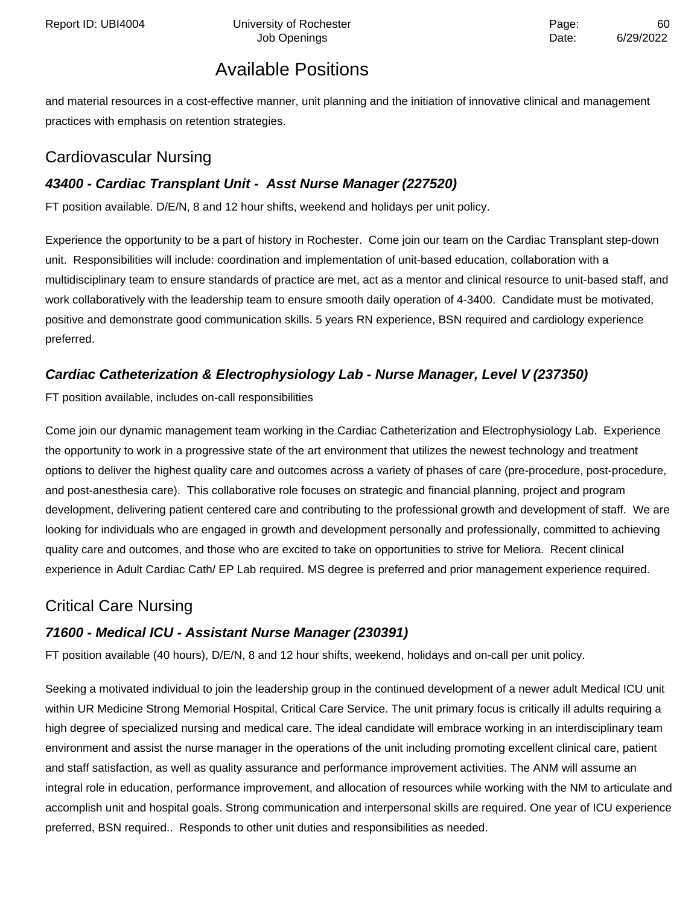## Available Positions

and material resources in a cost-effective manner, unit planning and the initiation of innovative clinical and management practices with emphasis on retention strategies.

## Cardiovascular Nursing

### *43400 - Cardiac Transplant Unit - Asst Nurse Manager (227520)*

FT position available. D/E/N, 8 and 12 hour shifts, weekend and holidays per unit policy.

Experience the opportunity to be a part of history in Rochester. Come join our team on the Cardiac Transplant step-down unit. Responsibilities will include: coordination and implementation of unit-based education, collaboration with a multidisciplinary team to ensure standards of practice are met, act as a mentor and clinical resource to unit-based staff, and work collaboratively with the leadership team to ensure smooth daily operation of 4-3400. Candidate must be motivated, positive and demonstrate good communication skills. 5 years RN experience, BSN required and cardiology experience preferred.

### *Cardiac Catheterization & Electrophysiology Lab - Nurse Manager, Level V (237350)*

FT position available, includes on-call responsibilities

Come join our dynamic management team working in the Cardiac Catheterization and Electrophysiology Lab. Experience the opportunity to work in a progressive state of the art environment that utilizes the newest technology and treatment options to deliver the highest quality care and outcomes across a variety of phases of care (pre-procedure, post-procedure, and post-anesthesia care). This collaborative role focuses on strategic and financial planning, project and program development, delivering patient centered care and contributing to the professional growth and development of staff. We are looking for individuals who are engaged in growth and development personally and professionally, committed to achieving quality care and outcomes, and those who are excited to take on opportunities to strive for Meliora. Recent clinical experience in Adult Cardiac Cath/ EP Lab required. MS degree is preferred and prior management experience required.

## Critical Care Nursing

### *71600 - Medical ICU - Assistant Nurse Manager (230391)*

FT position available (40 hours), D/E/N, 8 and 12 hour shifts, weekend, holidays and on-call per unit policy.

Seeking a motivated individual to join the leadership group in the continued development of a newer adult Medical ICU unit within UR Medicine Strong Memorial Hospital, Critical Care Service. The unit primary focus is critically ill adults requiring a high degree of specialized nursing and medical care. The ideal candidate will embrace working in an interdisciplinary team environment and assist the nurse manager in the operations of the unit including promoting excellent clinical care, patient and staff satisfaction, as well as quality assurance and performance improvement activities. The ANM will assume an integral role in education, performance improvement, and allocation of resources while working with the NM to articulate and accomplish unit and hospital goals. Strong communication and interpersonal skills are required. One year of ICU experience preferred, BSN required.. Responds to other unit duties and responsibilities as needed.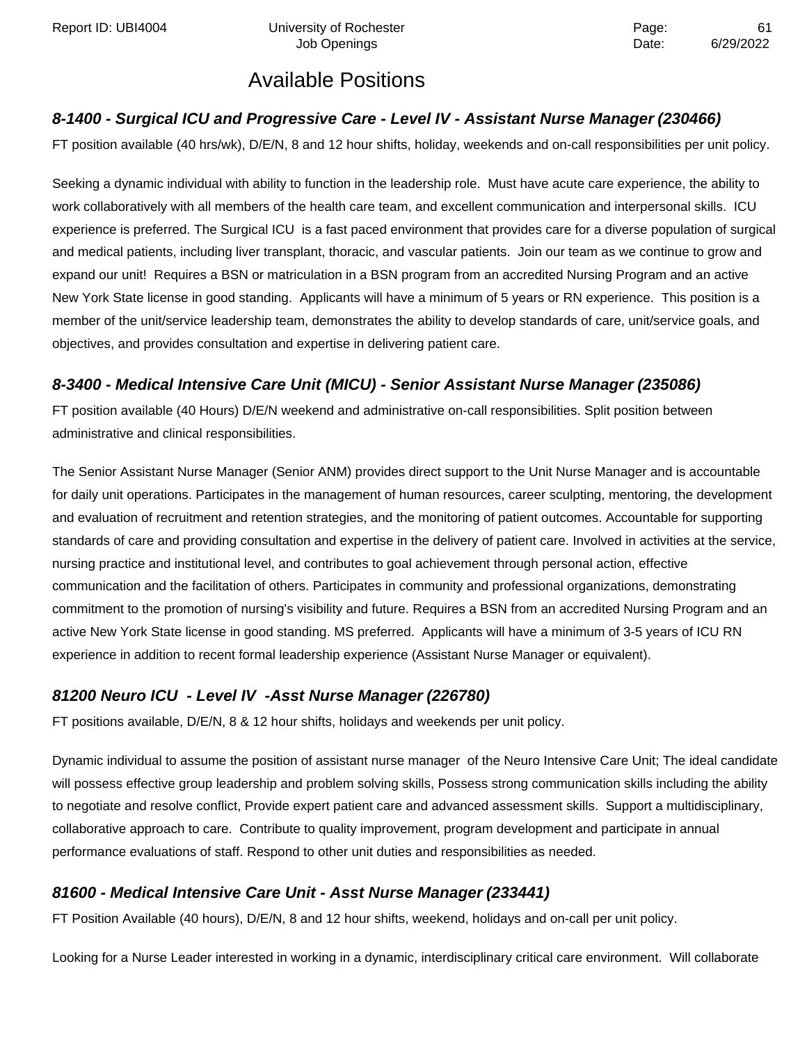# Available Positions

### *8-1400 - Surgical ICU and Progressive Care - Level IV - Assistant Nurse Manager (230466)*

FT position available (40 hrs/wk), D/E/N, 8 and 12 hour shifts, holiday, weekends and on-call responsibilities per unit policy.

Seeking a dynamic individual with ability to function in the leadership role. Must have acute care experience, the ability to work collaboratively with all members of the health care team, and excellent communication and interpersonal skills. ICU experience is preferred. The Surgical ICU is a fast paced environment that provides care for a diverse population of surgical and medical patients, including liver transplant, thoracic, and vascular patients. Join our team as we continue to grow and expand our unit! Requires a BSN or matriculation in a BSN program from an accredited Nursing Program and an active New York State license in good standing. Applicants will have a minimum of 5 years or RN experience. This position is a member of the unit/service leadership team, demonstrates the ability to develop standards of care, unit/service goals, and objectives, and provides consultation and expertise in delivering patient care.

### *8-3400 - Medical Intensive Care Unit (MICU) - Senior Assistant Nurse Manager (235086)*

FT position available (40 Hours) D/E/N weekend and administrative on-call responsibilities. Split position between administrative and clinical responsibilities.

The Senior Assistant Nurse Manager (Senior ANM) provides direct support to the Unit Nurse Manager and is accountable for daily unit operations. Participates in the management of human resources, career sculpting, mentoring, the development and evaluation of recruitment and retention strategies, and the monitoring of patient outcomes. Accountable for supporting standards of care and providing consultation and expertise in the delivery of patient care. Involved in activities at the service, nursing practice and institutional level, and contributes to goal achievement through personal action, effective communication and the facilitation of others. Participates in community and professional organizations, demonstrating commitment to the promotion of nursing's visibility and future. Requires a BSN from an accredited Nursing Program and an active New York State license in good standing. MS preferred. Applicants will have a minimum of 3-5 years of ICU RN experience in addition to recent formal leadership experience (Assistant Nurse Manager or equivalent).

### *81200 Neuro ICU - Level IV -Asst Nurse Manager (226780)*

FT positions available, D/E/N, 8 & 12 hour shifts, holidays and weekends per unit policy.

Dynamic individual to assume the position of assistant nurse manager of the Neuro Intensive Care Unit; The ideal candidate will possess effective group leadership and problem solving skills, Possess strong communication skills including the ability to negotiate and resolve conflict, Provide expert patient care and advanced assessment skills. Support a multidisciplinary, collaborative approach to care. Contribute to quality improvement, program development and participate in annual performance evaluations of staff. Respond to other unit duties and responsibilities as needed.

### *81600 - Medical Intensive Care Unit - Asst Nurse Manager (233441)*

FT Position Available (40 hours), D/E/N, 8 and 12 hour shifts, weekend, holidays and on-call per unit policy.

Looking for a Nurse Leader interested in working in a dynamic, interdisciplinary critical care environment. Will collaborate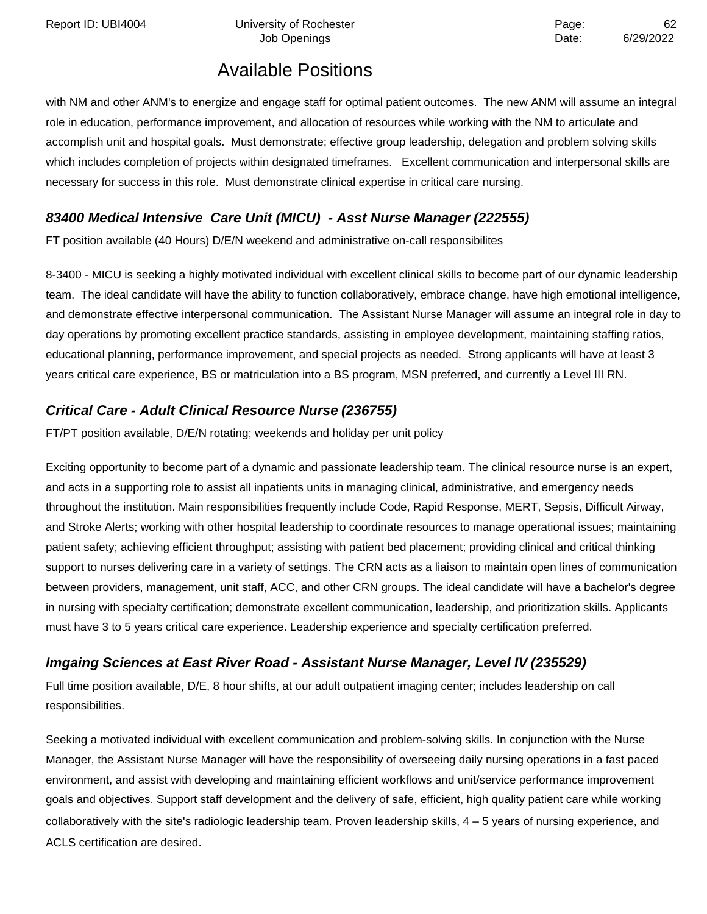## Available Positions

with NM and other ANM's to energize and engage staff for optimal patient outcomes. The new ANM will assume an integral role in education, performance improvement, and allocation of resources while working with the NM to articulate and accomplish unit and hospital goals. Must demonstrate; effective group leadership, delegation and problem solving skills which includes completion of projects within designated timeframes. Excellent communication and interpersonal skills are necessary for success in this role. Must demonstrate clinical expertise in critical care nursing.

### *83400 Medical Intensive Care Unit (MICU) - Asst Nurse Manager (222555)*

FT position available (40 Hours) D/E/N weekend and administrative on-call responsibilites

8-3400 - MICU is seeking a highly motivated individual with excellent clinical skills to become part of our dynamic leadership team. The ideal candidate will have the ability to function collaboratively, embrace change, have high emotional intelligence, and demonstrate effective interpersonal communication. The Assistant Nurse Manager will assume an integral role in day to day operations by promoting excellent practice standards, assisting in employee development, maintaining staffing ratios, educational planning, performance improvement, and special projects as needed. Strong applicants will have at least 3 years critical care experience, BS or matriculation into a BS program, MSN preferred, and currently a Level III RN.

### *Critical Care - Adult Clinical Resource Nurse (236755)*

FT/PT position available, D/E/N rotating; weekends and holiday per unit policy

Exciting opportunity to become part of a dynamic and passionate leadership team. The clinical resource nurse is an expert, and acts in a supporting role to assist all inpatients units in managing clinical, administrative, and emergency needs throughout the institution. Main responsibilities frequently include Code, Rapid Response, MERT, Sepsis, Difficult Airway, and Stroke Alerts; working with other hospital leadership to coordinate resources to manage operational issues; maintaining patient safety; achieving efficient throughput; assisting with patient bed placement; providing clinical and critical thinking support to nurses delivering care in a variety of settings. The CRN acts as a liaison to maintain open lines of communication between providers, management, unit staff, ACC, and other CRN groups. The ideal candidate will have a bachelor's degree in nursing with specialty certification; demonstrate excellent communication, leadership, and prioritization skills. Applicants must have 3 to 5 years critical care experience. Leadership experience and specialty certification preferred.

### *Imgaing Sciences at East River Road - Assistant Nurse Manager, Level IV (235529)*

Full time position available, D/E, 8 hour shifts, at our adult outpatient imaging center; includes leadership on call responsibilities.

Seeking a motivated individual with excellent communication and problem-solving skills. In conjunction with the Nurse Manager, the Assistant Nurse Manager will have the responsibility of overseeing daily nursing operations in a fast paced environment, and assist with developing and maintaining efficient workflows and unit/service performance improvement goals and objectives. Support staff development and the delivery of safe, efficient, high quality patient care while working collaboratively with the site's radiologic leadership team. Proven leadership skills, 4 – 5 years of nursing experience, and ACLS certification are desired.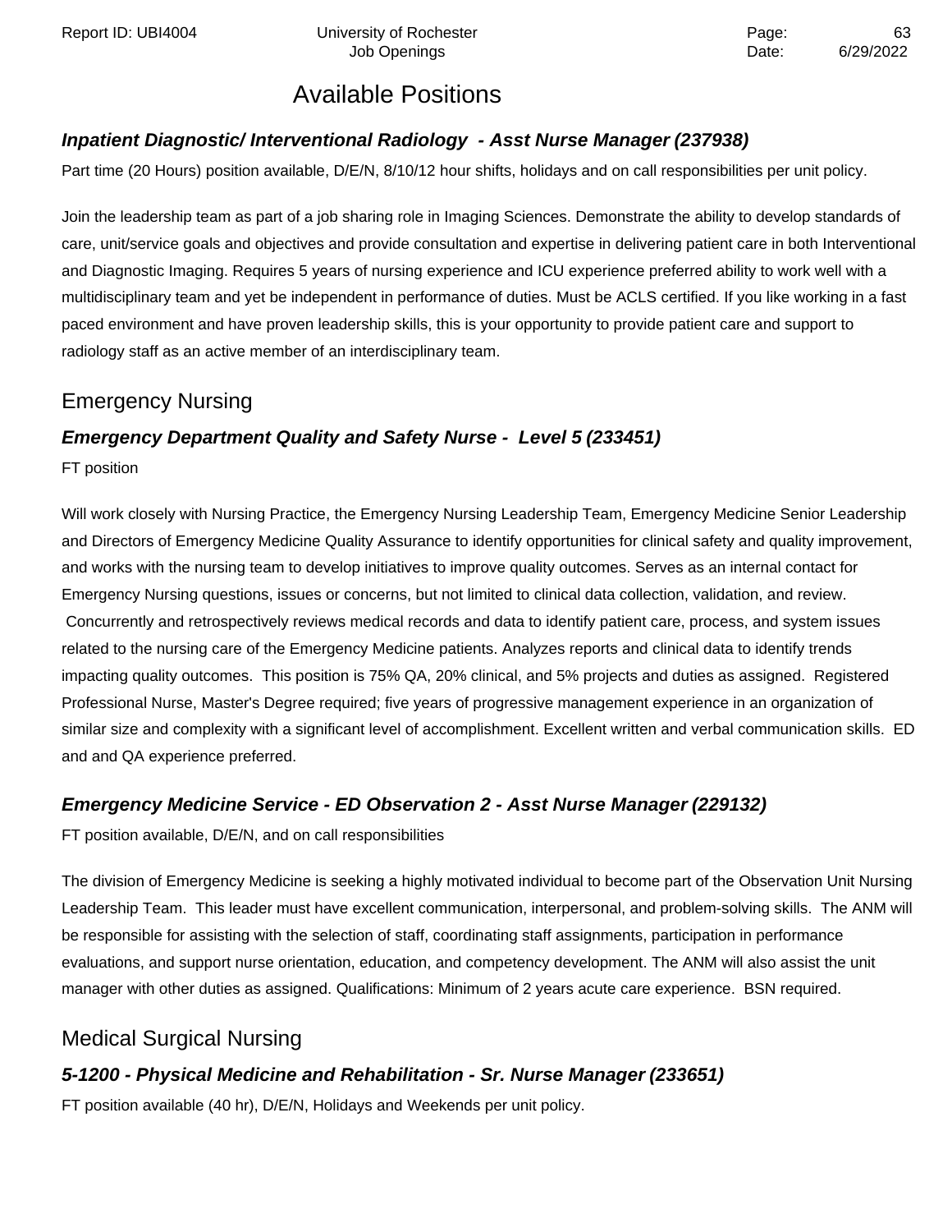# Available Positions

### *Inpatient Diagnostic/ Interventional Radiology - Asst Nurse Manager (237938)*

Part time (20 Hours) position available, D/E/N, 8/10/12 hour shifts, holidays and on call responsibilities per unit policy.

Join the leadership team as part of a job sharing role in Imaging Sciences. Demonstrate the ability to develop standards of care, unit/service goals and objectives and provide consultation and expertise in delivering patient care in both Interventional and Diagnostic Imaging. Requires 5 years of nursing experience and ICU experience preferred ability to work well with a multidisciplinary team and yet be independent in performance of duties. Must be ACLS certified. If you like working in a fast paced environment and have proven leadership skills, this is your opportunity to provide patient care and support to radiology staff as an active member of an interdisciplinary team.

## Emergency Nursing

### *Emergency Department Quality and Safety Nurse - Level 5 (233451)*

FT position

Will work closely with Nursing Practice, the Emergency Nursing Leadership Team, Emergency Medicine Senior Leadership and Directors of Emergency Medicine Quality Assurance to identify opportunities for clinical safety and quality improvement, and works with the nursing team to develop initiatives to improve quality outcomes. Serves as an internal contact for Emergency Nursing questions, issues or concerns, but not limited to clinical data collection, validation, and review. Concurrently and retrospectively reviews medical records and data to identify patient care, process, and system issues related to the nursing care of the Emergency Medicine patients. Analyzes reports and clinical data to identify trends impacting quality outcomes. This position is 75% QA, 20% clinical, and 5% projects and duties as assigned. Registered Professional Nurse, Master's Degree required; five years of progressive management experience in an organization of similar size and complexity with a significant level of accomplishment. Excellent written and verbal communication skills. ED and and QA experience preferred.

### *Emergency Medicine Service - ED Observation 2 - Asst Nurse Manager (229132)*

FT position available, D/E/N, and on call responsibilities

The division of Emergency Medicine is seeking a highly motivated individual to become part of the Observation Unit Nursing Leadership Team. This leader must have excellent communication, interpersonal, and problem-solving skills. The ANM will be responsible for assisting with the selection of staff, coordinating staff assignments, participation in performance evaluations, and support nurse orientation, education, and competency development. The ANM will also assist the unit manager with other duties as assigned. Qualifications: Minimum of 2 years acute care experience. BSN required.

## Medical Surgical Nursing

### *5-1200 - Physical Medicine and Rehabilitation - Sr. Nurse Manager (233651)*

FT position available (40 hr), D/E/N, Holidays and Weekends per unit policy.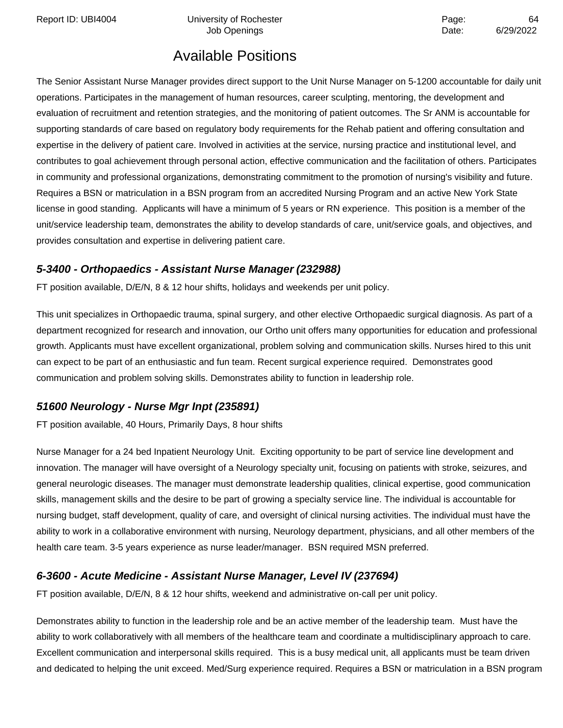## Available Positions

The Senior Assistant Nurse Manager provides direct support to the Unit Nurse Manager on 5-1200 accountable for daily unit operations. Participates in the management of human resources, career sculpting, mentoring, the development and evaluation of recruitment and retention strategies, and the monitoring of patient outcomes. The Sr ANM is accountable for supporting standards of care based on regulatory body requirements for the Rehab patient and offering consultation and expertise in the delivery of patient care. Involved in activities at the service, nursing practice and institutional level, and contributes to goal achievement through personal action, effective communication and the facilitation of others. Participates in community and professional organizations, demonstrating commitment to the promotion of nursing's visibility and future. Requires a BSN or matriculation in a BSN program from an accredited Nursing Program and an active New York State license in good standing. Applicants will have a minimum of 5 years or RN experience. This position is a member of the unit/service leadership team, demonstrates the ability to develop standards of care, unit/service goals, and objectives, and provides consultation and expertise in delivering patient care.

### *5-3400 - Orthopaedics - Assistant Nurse Manager (232988)*

FT position available, D/E/N, 8 & 12 hour shifts, holidays and weekends per unit policy.

This unit specializes in Orthopaedic trauma, spinal surgery, and other elective Orthopaedic surgical diagnosis. As part of a department recognized for research and innovation, our Ortho unit offers many opportunities for education and professional growth. Applicants must have excellent organizational, problem solving and communication skills. Nurses hired to this unit can expect to be part of an enthusiastic and fun team. Recent surgical experience required. Demonstrates good communication and problem solving skills. Demonstrates ability to function in leadership role.

### *51600 Neurology - Nurse Mgr Inpt (235891)*

FT position available, 40 Hours, Primarily Days, 8 hour shifts

Nurse Manager for a 24 bed Inpatient Neurology Unit. Exciting opportunity to be part of service line development and innovation. The manager will have oversight of a Neurology specialty unit, focusing on patients with stroke, seizures, and general neurologic diseases. The manager must demonstrate leadership qualities, clinical expertise, good communication skills, management skills and the desire to be part of growing a specialty service line. The individual is accountable for nursing budget, staff development, quality of care, and oversight of clinical nursing activities. The individual must have the ability to work in a collaborative environment with nursing, Neurology department, physicians, and all other members of the health care team. 3-5 years experience as nurse leader/manager. BSN required MSN preferred.

### *6-3600 - Acute Medicine - Assistant Nurse Manager, Level IV (237694)*

FT position available, D/E/N, 8 & 12 hour shifts, weekend and administrative on-call per unit policy.

Demonstrates ability to function in the leadership role and be an active member of the leadership team. Must have the ability to work collaboratively with all members of the healthcare team and coordinate a multidisciplinary approach to care. Excellent communication and interpersonal skills required. This is a busy medical unit, all applicants must be team driven and dedicated to helping the unit exceed. Med/Surg experience required. Requires a BSN or matriculation in a BSN program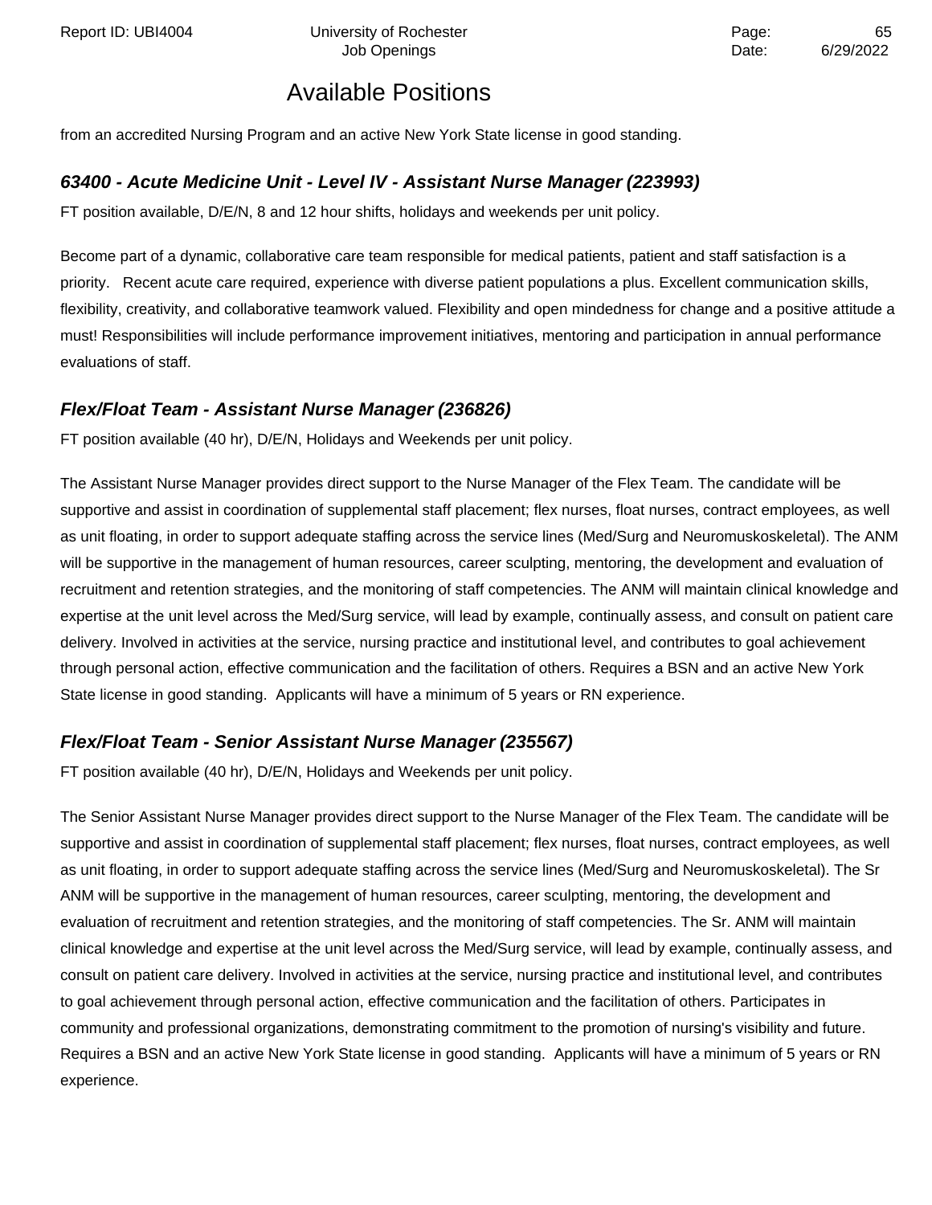# Available Positions

from an accredited Nursing Program and an active New York State license in good standing.

### *63400 - Acute Medicine Unit - Level IV - Assistant Nurse Manager (223993)*

FT position available, D/E/N, 8 and 12 hour shifts, holidays and weekends per unit policy.

Become part of a dynamic, collaborative care team responsible for medical patients, patient and staff satisfaction is a priority. Recent acute care required, experience with diverse patient populations a plus. Excellent communication skills, flexibility, creativity, and collaborative teamwork valued. Flexibility and open mindedness for change and a positive attitude a must! Responsibilities will include performance improvement initiatives, mentoring and participation in annual performance evaluations of staff.

### *Flex/Float Team - Assistant Nurse Manager (236826)*

FT position available (40 hr), D/E/N, Holidays and Weekends per unit policy.

The Assistant Nurse Manager provides direct support to the Nurse Manager of the Flex Team. The candidate will be supportive and assist in coordination of supplemental staff placement; flex nurses, float nurses, contract employees, as well as unit floating, in order to support adequate staffing across the service lines (Med/Surg and Neuromuskoskeletal). The ANM will be supportive in the management of human resources, career sculpting, mentoring, the development and evaluation of recruitment and retention strategies, and the monitoring of staff competencies. The ANM will maintain clinical knowledge and expertise at the unit level across the Med/Surg service, will lead by example, continually assess, and consult on patient care delivery. Involved in activities at the service, nursing practice and institutional level, and contributes to goal achievement through personal action, effective communication and the facilitation of others. Requires a BSN and an active New York State license in good standing. Applicants will have a minimum of 5 years or RN experience.

### *Flex/Float Team - Senior Assistant Nurse Manager (235567)*

FT position available (40 hr), D/E/N, Holidays and Weekends per unit policy.

The Senior Assistant Nurse Manager provides direct support to the Nurse Manager of the Flex Team. The candidate will be supportive and assist in coordination of supplemental staff placement; flex nurses, float nurses, contract employees, as well as unit floating, in order to support adequate staffing across the service lines (Med/Surg and Neuromuskoskeletal). The Sr ANM will be supportive in the management of human resources, career sculpting, mentoring, the development and evaluation of recruitment and retention strategies, and the monitoring of staff competencies. The Sr. ANM will maintain clinical knowledge and expertise at the unit level across the Med/Surg service, will lead by example, continually assess, and consult on patient care delivery. Involved in activities at the service, nursing practice and institutional level, and contributes to goal achievement through personal action, effective communication and the facilitation of others. Participates in community and professional organizations, demonstrating commitment to the promotion of nursing's visibility and future. Requires a BSN and an active New York State license in good standing. Applicants will have a minimum of 5 years or RN experience.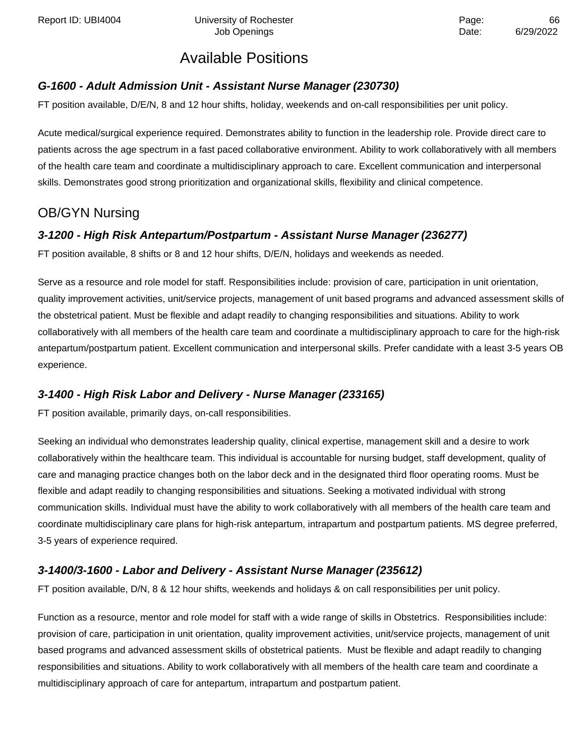# Available Positions

### *G-1600 - Adult Admission Unit - Assistant Nurse Manager (230730)*

FT position available, D/E/N, 8 and 12 hour shifts, holiday, weekends and on-call responsibilities per unit policy.

Acute medical/surgical experience required. Demonstrates ability to function in the leadership role. Provide direct care to patients across the age spectrum in a fast paced collaborative environment. Ability to work collaboratively with all members of the health care team and coordinate a multidisciplinary approach to care. Excellent communication and interpersonal skills. Demonstrates good strong prioritization and organizational skills, flexibility and clinical competence.

## OB/GYN Nursing

### *3-1200 - High Risk Antepartum/Postpartum - Assistant Nurse Manager (236277)*

FT position available, 8 shifts or 8 and 12 hour shifts, D/E/N, holidays and weekends as needed.

Serve as a resource and role model for staff. Responsibilities include: provision of care, participation in unit orientation, quality improvement activities, unit/service projects, management of unit based programs and advanced assessment skills of the obstetrical patient. Must be flexible and adapt readily to changing responsibilities and situations. Ability to work collaboratively with all members of the health care team and coordinate a multidisciplinary approach to care for the high-risk antepartum/postpartum patient. Excellent communication and interpersonal skills. Prefer candidate with a least 3-5 years OB experience.

### *3-1400 - High Risk Labor and Delivery - Nurse Manager (233165)*

FT position available, primarily days, on-call responsibilities.

Seeking an individual who demonstrates leadership quality, clinical expertise, management skill and a desire to work collaboratively within the healthcare team. This individual is accountable for nursing budget, staff development, quality of care and managing practice changes both on the labor deck and in the designated third floor operating rooms. Must be flexible and adapt readily to changing responsibilities and situations. Seeking a motivated individual with strong communication skills. Individual must have the ability to work collaboratively with all members of the health care team and coordinate multidisciplinary care plans for high-risk antepartum, intrapartum and postpartum patients. MS degree preferred, 3-5 years of experience required.

### *3-1400/3-1600 - Labor and Delivery - Assistant Nurse Manager (235612)*

FT position available, D/N, 8 & 12 hour shifts, weekends and holidays & on call responsibilities per unit policy.

Function as a resource, mentor and role model for staff with a wide range of skills in Obstetrics. Responsibilities include: provision of care, participation in unit orientation, quality improvement activities, unit/service projects, management of unit based programs and advanced assessment skills of obstetrical patients. Must be flexible and adapt readily to changing responsibilities and situations. Ability to work collaboratively with all members of the health care team and coordinate a multidisciplinary approach of care for antepartum, intrapartum and postpartum patient.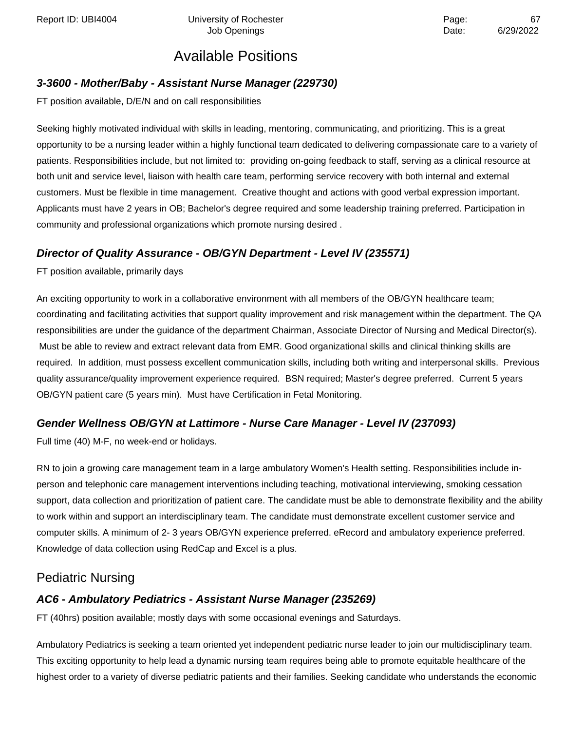# Available Positions

### ***3-3600 - Mother/Baby - Assistant Nurse Manager (229730)***

FT position available, D/E/N and on call responsibilities

Seeking highly motivated individual with skills in leading, mentoring, communicating, and prioritizing. This is a great opportunity to be a nursing leader within a highly functional team dedicated to delivering compassionate care to a variety of patients. Responsibilities include, but not limited to: providing on-going feedback to staff, serving as a clinical resource at both unit and service level, liaison with health care team, performing service recovery with both internal and external customers. Must be flexible in time management. Creative thought and actions with good verbal expression important. Applicants must have 2 years in OB; Bachelor's degree required and some leadership training preferred. Participation in community and professional organizations which promote nursing desired .

### ***Director of Quality Assurance - OB/GYN Department - Level IV (235571)***

FT position available, primarily days

An exciting opportunity to work in a collaborative environment with all members of the OB/GYN healthcare team; coordinating and facilitating activities that support quality improvement and risk management within the department. The QA responsibilities are under the guidance of the department Chairman, Associate Director of Nursing and Medical Director(s). Must be able to review and extract relevant data from EMR. Good organizational skills and clinical thinking skills are required. In addition, must possess excellent communication skills, including both writing and interpersonal skills. Previous quality assurance/quality improvement experience required. BSN required; Master's degree preferred. Current 5 years OB/GYN patient care (5 years min). Must have Certification in Fetal Monitoring.

### ***Gender Wellness OB/GYN at Lattimore - Nurse Care Manager - Level IV (237093)***

Full time (40) M-F, no week-end or holidays.

RN to join a growing care management team in a large ambulatory Women's Health setting. Responsibilities include in-person and telephonic care management interventions including teaching, motivational interviewing, smoking cessation support, data collection and prioritization of patient care. The candidate must be able to demonstrate flexibility and the ability to work within and support an interdisciplinary team. The candidate must demonstrate excellent customer service and computer skills. A minimum of 2- 3 years OB/GYN experience preferred. eRecord and ambulatory experience preferred. Knowledge of data collection using RedCap and Excel is a plus.

## Pediatric Nursing

### ***AC6 - Ambulatory Pediatrics - Assistant Nurse Manager (235269)***

FT (40hrs) position available; mostly days with some occasional evenings and Saturdays.

Ambulatory Pediatrics is seeking a team oriented yet independent pediatric nurse leader to join our multidisciplinary team. This exciting opportunity to help lead a dynamic nursing team requires being able to promote equitable healthcare of the highest order to a variety of diverse pediatric patients and their families. Seeking candidate who understands the economic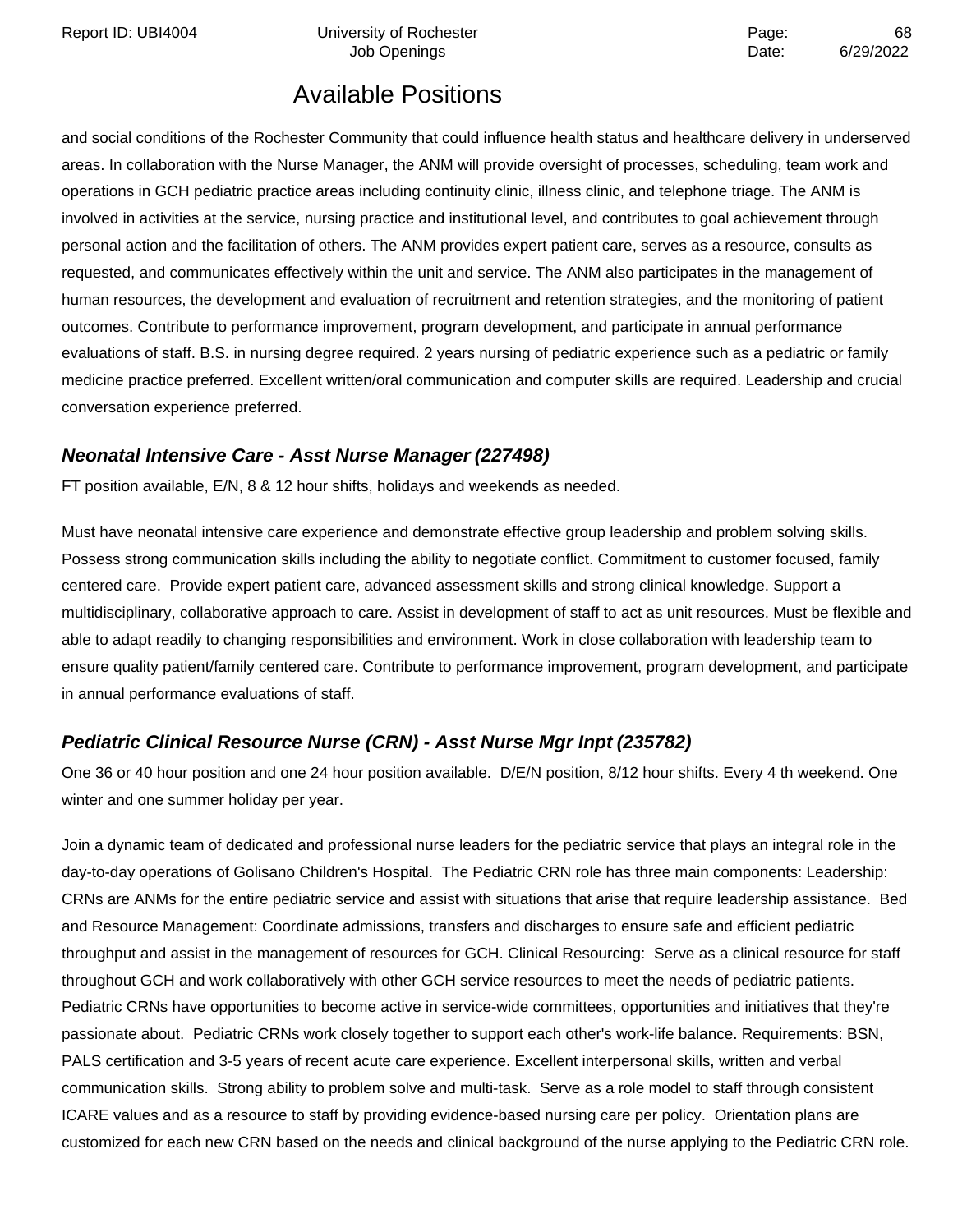## Available Positions

and social conditions of the Rochester Community that could influence health status and healthcare delivery in underserved areas. In collaboration with the Nurse Manager, the ANM will provide oversight of processes, scheduling, team work and operations in GCH pediatric practice areas including continuity clinic, illness clinic, and telephone triage. The ANM is involved in activities at the service, nursing practice and institutional level, and contributes to goal achievement through personal action and the facilitation of others. The ANM provides expert patient care, serves as a resource, consults as requested, and communicates effectively within the unit and service. The ANM also participates in the management of human resources, the development and evaluation of recruitment and retention strategies, and the monitoring of patient outcomes. Contribute to performance improvement, program development, and participate in annual performance evaluations of staff. B.S. in nursing degree required. 2 years nursing of pediatric experience such as a pediatric or family medicine practice preferred. Excellent written/oral communication and computer skills are required. Leadership and crucial conversation experience preferred.

### *Neonatal Intensive Care - Asst Nurse Manager (227498)*

FT position available, E/N, 8 & 12 hour shifts, holidays and weekends as needed.

Must have neonatal intensive care experience and demonstrate effective group leadership and problem solving skills. Possess strong communication skills including the ability to negotiate conflict. Commitment to customer focused, family centered care. Provide expert patient care, advanced assessment skills and strong clinical knowledge. Support a multidisciplinary, collaborative approach to care. Assist in development of staff to act as unit resources. Must be flexible and able to adapt readily to changing responsibilities and environment. Work in close collaboration with leadership team to ensure quality patient/family centered care. Contribute to performance improvement, program development, and participate in annual performance evaluations of staff.

### *Pediatric Clinical Resource Nurse (CRN) - Asst Nurse Mgr Inpt (235782)*

One 36 or 40 hour position and one 24 hour position available. D/E/N position, 8/12 hour shifts. Every 4 th weekend. One winter and one summer holiday per year.

Join a dynamic team of dedicated and professional nurse leaders for the pediatric service that plays an integral role in the day-to-day operations of Golisano Children's Hospital. The Pediatric CRN role has three main components: Leadership: CRNs are ANMs for the entire pediatric service and assist with situations that arise that require leadership assistance. Bed and Resource Management: Coordinate admissions, transfers and discharges to ensure safe and efficient pediatric throughput and assist in the management of resources for GCH. Clinical Resourcing: Serve as a clinical resource for staff throughout GCH and work collaboratively with other GCH service resources to meet the needs of pediatric patients. Pediatric CRNs have opportunities to become active in service-wide committees, opportunities and initiatives that they're passionate about. Pediatric CRNs work closely together to support each other's work-life balance. Requirements: BSN, PALS certification and 3-5 years of recent acute care experience. Excellent interpersonal skills, written and verbal communication skills. Strong ability to problem solve and multi-task. Serve as a role model to staff through consistent ICARE values and as a resource to staff by providing evidence-based nursing care per policy. Orientation plans are customized for each new CRN based on the needs and clinical background of the nurse applying to the Pediatric CRN role.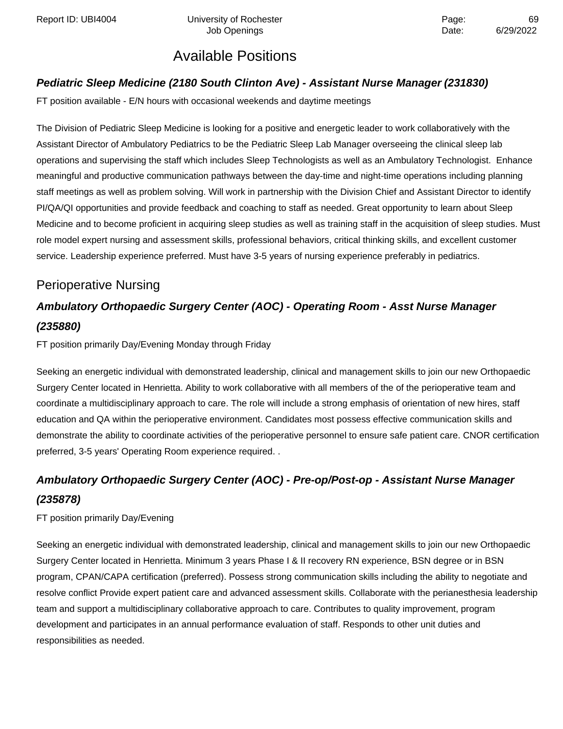# Available Positions

### ***Pediatric Sleep Medicine (2180 South Clinton Ave) - Assistant Nurse Manager (231830)***

FT position available - E/N hours with occasional weekends and daytime meetings

The Division of Pediatric Sleep Medicine is looking for a positive and energetic leader to work collaboratively with the Assistant Director of Ambulatory Pediatrics to be the Pediatric Sleep Lab Manager overseeing the clinical sleep lab operations and supervising the staff which includes Sleep Technologists as well as an Ambulatory Technologist. Enhance meaningful and productive communication pathways between the day-time and night-time operations including planning staff meetings as well as problem solving. Will work in partnership with the Division Chief and Assistant Director to identify PI/QA/QI opportunities and provide feedback and coaching to staff as needed. Great opportunity to learn about Sleep Medicine and to become proficient in acquiring sleep studies as well as training staff in the acquisition of sleep studies. Must role model expert nursing and assessment skills, professional behaviors, critical thinking skills, and excellent customer service. Leadership experience preferred. Must have 3-5 years of nursing experience preferably in pediatrics.

## Perioperative Nursing

### ***Ambulatory Orthopaedic Surgery Center (AOC) - Operating Room - Asst Nurse Manager (235880)***

FT position primarily Day/Evening Monday through Friday

Seeking an energetic individual with demonstrated leadership, clinical and management skills to join our new Orthopaedic Surgery Center located in Henrietta. Ability to work collaborative with all members of the of the perioperative team and coordinate a multidisciplinary approach to care. The role will include a strong emphasis of orientation of new hires, staff education and QA within the perioperative environment. Candidates most possess effective communication skills and demonstrate the ability to coordinate activities of the perioperative personnel to ensure safe patient care. CNOR certification preferred, 3-5 years' Operating Room experience required. .

### ***Ambulatory Orthopaedic Surgery Center (AOC) - Pre-op/Post-op - Assistant Nurse Manager (235878)***

FT position primarily Day/Evening

Seeking an energetic individual with demonstrated leadership, clinical and management skills to join our new Orthopaedic Surgery Center located in Henrietta. Minimum 3 years Phase I & II recovery RN experience, BSN degree or in BSN program, CPAN/CAPA certification (preferred). Possess strong communication skills including the ability to negotiate and resolve conflict Provide expert patient care and advanced assessment skills. Collaborate with the perianesthesia leadership team and support a multidisciplinary collaborative approach to care. Contributes to quality improvement, program development and participates in an annual performance evaluation of staff. Responds to other unit duties and responsibilities as needed.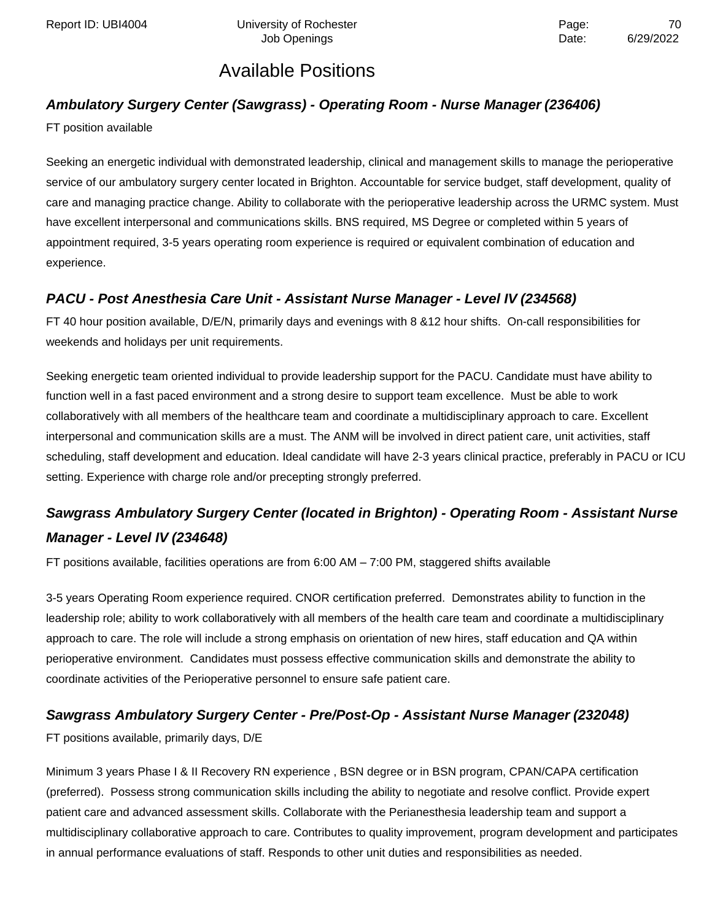# Available Positions

### *Ambulatory Surgery Center (Sawgrass) - Operating Room - Nurse Manager (236406)*

FT position available

Seeking an energetic individual with demonstrated leadership, clinical and management skills to manage the perioperative service of our ambulatory surgery center located in Brighton. Accountable for service budget, staff development, quality of care and managing practice change. Ability to collaborate with the perioperative leadership across the URMC system. Must have excellent interpersonal and communications skills. BNS required, MS Degree or completed within 5 years of appointment required, 3-5 years operating room experience is required or equivalent combination of education and experience.

### *PACU - Post Anesthesia Care Unit - Assistant Nurse Manager - Level IV (234568)*

FT 40 hour position available, D/E/N, primarily days and evenings with 8 &12 hour shifts. On-call responsibilities for weekends and holidays per unit requirements.

Seeking energetic team oriented individual to provide leadership support for the PACU. Candidate must have ability to function well in a fast paced environment and a strong desire to support team excellence. Must be able to work collaboratively with all members of the healthcare team and coordinate a multidisciplinary approach to care. Excellent interpersonal and communication skills are a must. The ANM will be involved in direct patient care, unit activities, staff scheduling, staff development and education. Ideal candidate will have 2-3 years clinical practice, preferably in PACU or ICU setting. Experience with charge role and/or precepting strongly preferred.

### *Sawgrass Ambulatory Surgery Center (located in Brighton) - Operating Room - Assistant Nurse Manager - Level IV (234648)*

FT positions available, facilities operations are from 6:00 AM – 7:00 PM, staggered shifts available

3-5 years Operating Room experience required. CNOR certification preferred. Demonstrates ability to function in the leadership role; ability to work collaboratively with all members of the health care team and coordinate a multidisciplinary approach to care. The role will include a strong emphasis on orientation of new hires, staff education and QA within perioperative environment. Candidates must possess effective communication skills and demonstrate the ability to coordinate activities of the Perioperative personnel to ensure safe patient care.

### *Sawgrass Ambulatory Surgery Center - Pre/Post-Op - Assistant Nurse Manager (232048)*

FT positions available, primarily days, D/E

Minimum 3 years Phase I & II Recovery RN experience , BSN degree or in BSN program, CPAN/CAPA certification (preferred). Possess strong communication skills including the ability to negotiate and resolve conflict. Provide expert patient care and advanced assessment skills. Collaborate with the Perianesthesia leadership team and support a multidisciplinary collaborative approach to care. Contributes to quality improvement, program development and participates in annual performance evaluations of staff. Responds to other unit duties and responsibilities as needed.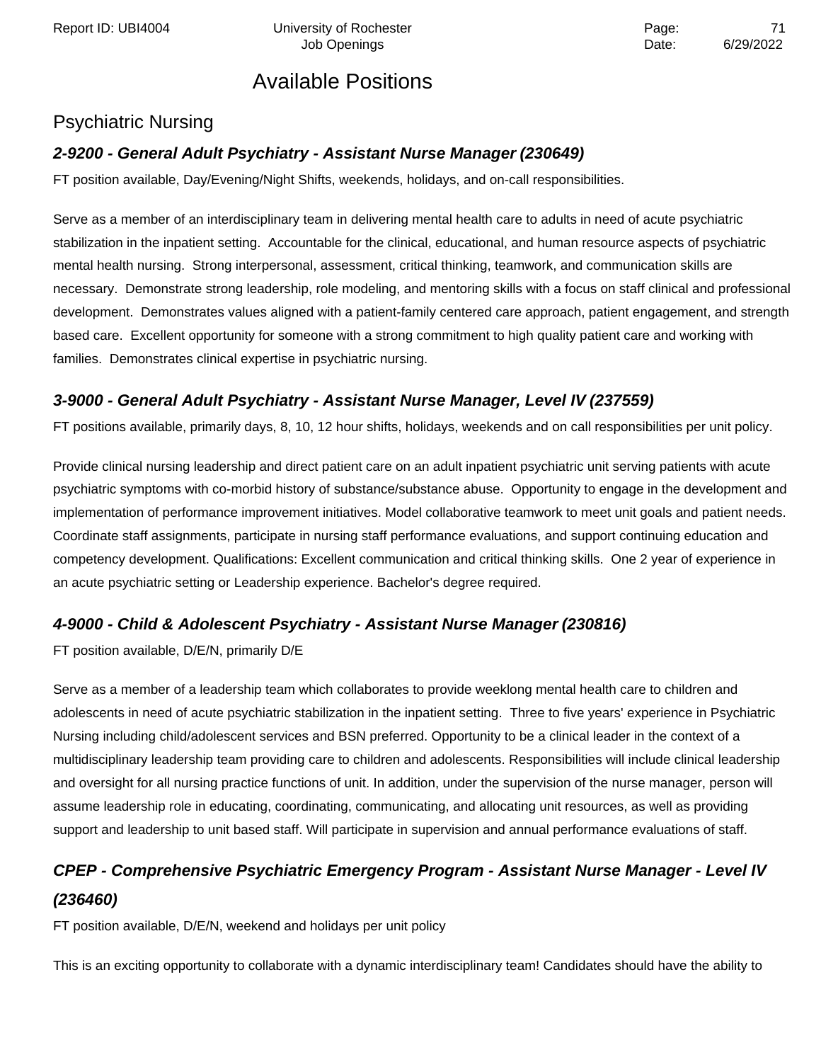# Available Positions

## Psychiatric Nursing

### *2-9200 - General Adult Psychiatry - Assistant Nurse Manager (230649)*

FT position available, Day/Evening/Night Shifts, weekends, holidays, and on-call responsibilities.

Serve as a member of an interdisciplinary team in delivering mental health care to adults in need of acute psychiatric stabilization in the inpatient setting. Accountable for the clinical, educational, and human resource aspects of psychiatric mental health nursing. Strong interpersonal, assessment, critical thinking, teamwork, and communication skills are necessary. Demonstrate strong leadership, role modeling, and mentoring skills with a focus on staff clinical and professional development. Demonstrates values aligned with a patient-family centered care approach, patient engagement, and strength based care. Excellent opportunity for someone with a strong commitment to high quality patient care and working with families. Demonstrates clinical expertise in psychiatric nursing.

### *3-9000 - General Adult Psychiatry - Assistant Nurse Manager, Level IV (237559)*

FT positions available, primarily days, 8, 10, 12 hour shifts, holidays, weekends and on call responsibilities per unit policy.

Provide clinical nursing leadership and direct patient care on an adult inpatient psychiatric unit serving patients with acute psychiatric symptoms with co-morbid history of substance/substance abuse. Opportunity to engage in the development and implementation of performance improvement initiatives. Model collaborative teamwork to meet unit goals and patient needs. Coordinate staff assignments, participate in nursing staff performance evaluations, and support continuing education and competency development. Qualifications: Excellent communication and critical thinking skills. One 2 year of experience in an acute psychiatric setting or Leadership experience. Bachelor's degree required.

### *4-9000 - Child & Adolescent Psychiatry - Assistant Nurse Manager (230816)*

FT position available, D/E/N, primarily D/E

Serve as a member of a leadership team which collaborates to provide weeklong mental health care to children and adolescents in need of acute psychiatric stabilization in the inpatient setting. Three to five years' experience in Psychiatric Nursing including child/adolescent services and BSN preferred. Opportunity to be a clinical leader in the context of a multidisciplinary leadership team providing care to children and adolescents. Responsibilities will include clinical leadership and oversight for all nursing practice functions of unit. In addition, under the supervision of the nurse manager, person will assume leadership role in educating, coordinating, communicating, and allocating unit resources, as well as providing support and leadership to unit based staff. Will participate in supervision and annual performance evaluations of staff.

### *CPEP - Comprehensive Psychiatric Emergency Program - Assistant Nurse Manager - Level IV (236460)*

FT position available, D/E/N, weekend and holidays per unit policy

This is an exciting opportunity to collaborate with a dynamic interdisciplinary team! Candidates should have the ability to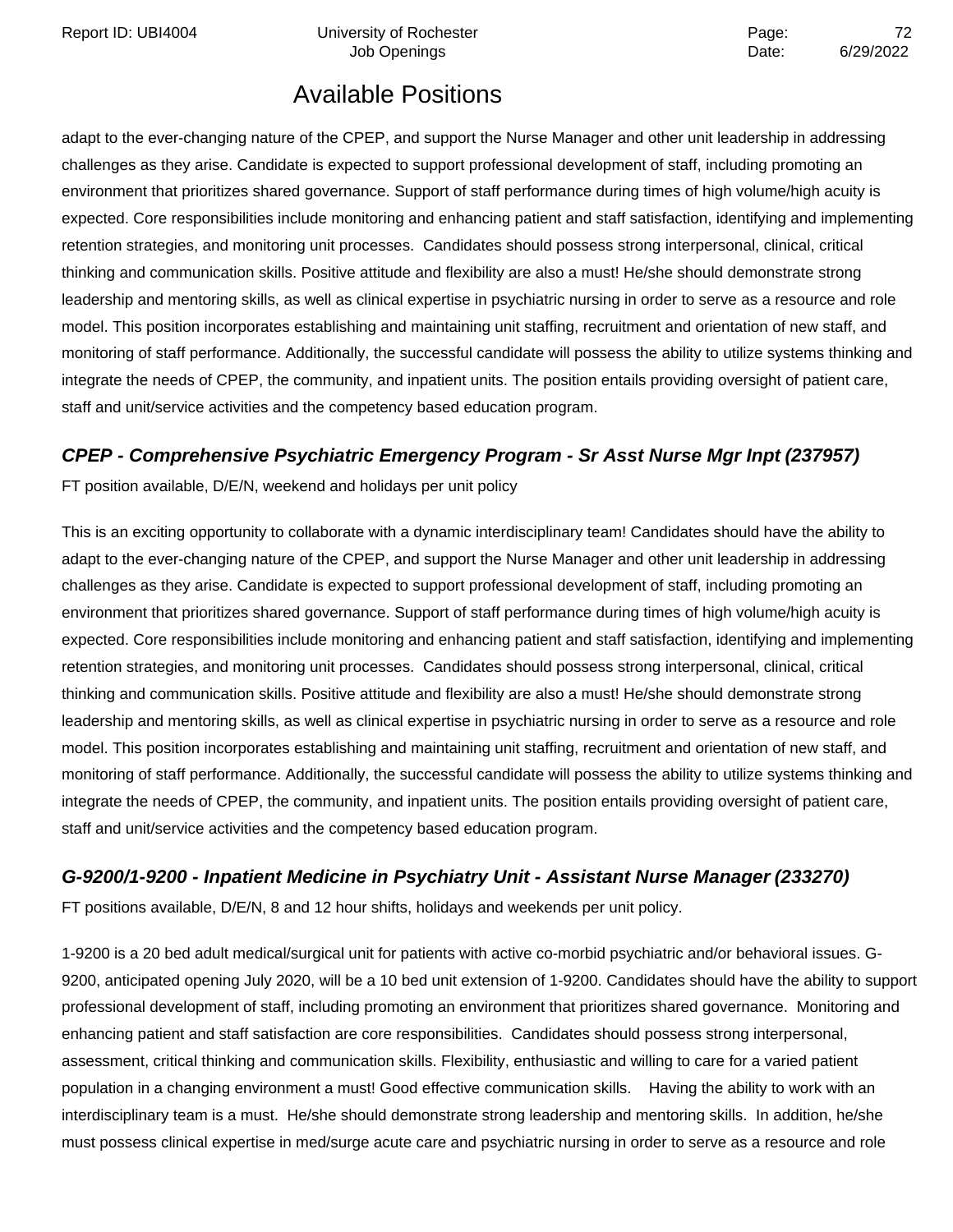## Available Positions

adapt to the ever-changing nature of the CPEP, and support the Nurse Manager and other unit leadership in addressing challenges as they arise. Candidate is expected to support professional development of staff, including promoting an environment that prioritizes shared governance. Support of staff performance during times of high volume/high acuity is expected. Core responsibilities include monitoring and enhancing patient and staff satisfaction, identifying and implementing retention strategies, and monitoring unit processes. Candidates should possess strong interpersonal, clinical, critical thinking and communication skills. Positive attitude and flexibility are also a must! He/she should demonstrate strong leadership and mentoring skills, as well as clinical expertise in psychiatric nursing in order to serve as a resource and role model. This position incorporates establishing and maintaining unit staffing, recruitment and orientation of new staff, and monitoring of staff performance. Additionally, the successful candidate will possess the ability to utilize systems thinking and integrate the needs of CPEP, the community, and inpatient units. The position entails providing oversight of patient care, staff and unit/service activities and the competency based education program.

### *CPEP - Comprehensive Psychiatric Emergency Program - Sr Asst Nurse Mgr Inpt (237957)*

FT position available, D/E/N, weekend and holidays per unit policy

This is an exciting opportunity to collaborate with a dynamic interdisciplinary team! Candidates should have the ability to adapt to the ever-changing nature of the CPEP, and support the Nurse Manager and other unit leadership in addressing challenges as they arise. Candidate is expected to support professional development of staff, including promoting an environment that prioritizes shared governance. Support of staff performance during times of high volume/high acuity is expected. Core responsibilities include monitoring and enhancing patient and staff satisfaction, identifying and implementing retention strategies, and monitoring unit processes. Candidates should possess strong interpersonal, clinical, critical thinking and communication skills. Positive attitude and flexibility are also a must! He/she should demonstrate strong leadership and mentoring skills, as well as clinical expertise in psychiatric nursing in order to serve as a resource and role model. This position incorporates establishing and maintaining unit staffing, recruitment and orientation of new staff, and monitoring of staff performance. Additionally, the successful candidate will possess the ability to utilize systems thinking and integrate the needs of CPEP, the community, and inpatient units. The position entails providing oversight of patient care, staff and unit/service activities and the competency based education program.

### *G-9200/1-9200 - Inpatient Medicine in Psychiatry Unit - Assistant Nurse Manager (233270)*

FT positions available, D/E/N, 8 and 12 hour shifts, holidays and weekends per unit policy.

1-9200 is a 20 bed adult medical/surgical unit for patients with active co-morbid psychiatric and/or behavioral issues. G-9200, anticipated opening July 2020, will be a 10 bed unit extension of 1-9200. Candidates should have the ability to support professional development of staff, including promoting an environment that prioritizes shared governance. Monitoring and enhancing patient and staff satisfaction are core responsibilities. Candidates should possess strong interpersonal, assessment, critical thinking and communication skills. Flexibility, enthusiastic and willing to care for a varied patient population in a changing environment a must! Good effective communication skills. Having the ability to work with an interdisciplinary team is a must. He/she should demonstrate strong leadership and mentoring skills. In addition, he/she must possess clinical expertise in med/surge acute care and psychiatric nursing in order to serve as a resource and role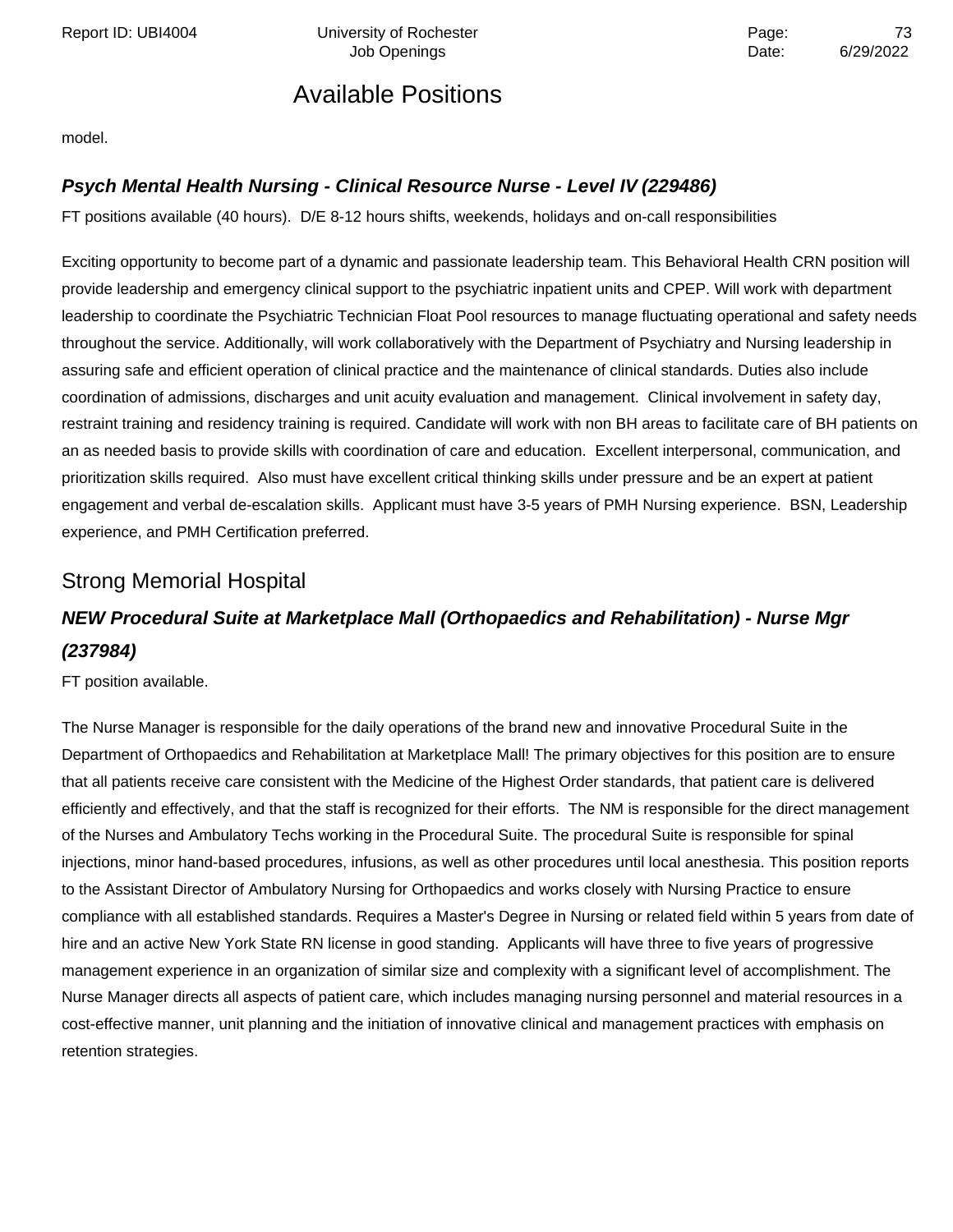# Available Positions

model.

### ***Psych Mental Health Nursing - Clinical Resource Nurse - Level IV (229486)***

FT positions available (40 hours). D/E 8-12 hours shifts, weekends, holidays and on-call responsibilities

Exciting opportunity to become part of a dynamic and passionate leadership team. This Behavioral Health CRN position will provide leadership and emergency clinical support to the psychiatric inpatient units and CPEP. Will work with department leadership to coordinate the Psychiatric Technician Float Pool resources to manage fluctuating operational and safety needs throughout the service. Additionally, will work collaboratively with the Department of Psychiatry and Nursing leadership in assuring safe and efficient operation of clinical practice and the maintenance of clinical standards. Duties also include coordination of admissions, discharges and unit acuity evaluation and management. Clinical involvement in safety day, restraint training and residency training is required. Candidate will work with non BH areas to facilitate care of BH patients on an as needed basis to provide skills with coordination of care and education. Excellent interpersonal, communication, and prioritization skills required. Also must have excellent critical thinking skills under pressure and be an expert at patient engagement and verbal de-escalation skills. Applicant must have 3-5 years of PMH Nursing experience. BSN, Leadership experience, and PMH Certification preferred.

## Strong Memorial Hospital

### ***NEW Procedural Suite at Marketplace Mall (Orthopaedics and Rehabilitation) - Nurse Mgr (237984)***

FT position available.

The Nurse Manager is responsible for the daily operations of the brand new and innovative Procedural Suite in the Department of Orthopaedics and Rehabilitation at Marketplace Mall! The primary objectives for this position are to ensure that all patients receive care consistent with the Medicine of the Highest Order standards, that patient care is delivered efficiently and effectively, and that the staff is recognized for their efforts. The NM is responsible for the direct management of the Nurses and Ambulatory Techs working in the Procedural Suite. The procedural Suite is responsible for spinal injections, minor hand-based procedures, infusions, as well as other procedures until local anesthesia. This position reports to the Assistant Director of Ambulatory Nursing for Orthopaedics and works closely with Nursing Practice to ensure compliance with all established standards. Requires a Master's Degree in Nursing or related field within 5 years from date of hire and an active New York State RN license in good standing. Applicants will have three to five years of progressive management experience in an organization of similar size and complexity with a significant level of accomplishment. The Nurse Manager directs all aspects of patient care, which includes managing nursing personnel and material resources in a cost-effective manner, unit planning and the initiation of innovative clinical and management practices with emphasis on retention strategies.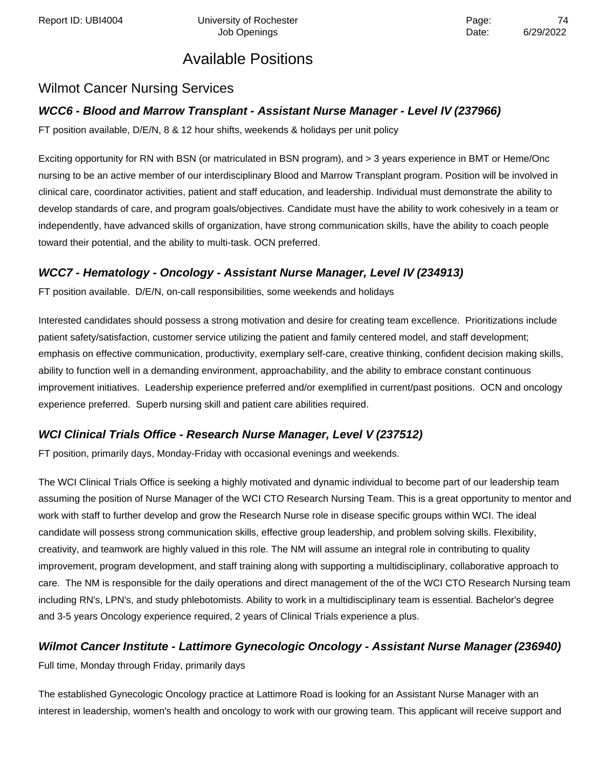# Available Positions

## Wilmot Cancer Nursing Services

### *WCC6 - Blood and Marrow Transplant - Assistant Nurse Manager - Level IV (237966)*

FT position available, D/E/N, 8 & 12 hour shifts, weekends & holidays per unit policy

Exciting opportunity for RN with BSN (or matriculated in BSN program), and > 3 years experience in BMT or Heme/Onc nursing to be an active member of our interdisciplinary Blood and Marrow Transplant program. Position will be involved in clinical care, coordinator activities, patient and staff education, and leadership. Individual must demonstrate the ability to develop standards of care, and program goals/objectives. Candidate must have the ability to work cohesively in a team or independently, have advanced skills of organization, have strong communication skills, have the ability to coach people toward their potential, and the ability to multi-task. OCN preferred.

### *WCC7 - Hematology - Oncology - Assistant Nurse Manager, Level IV (234913)*

FT position available. D/E/N, on-call responsibilities, some weekends and holidays

Interested candidates should possess a strong motivation and desire for creating team excellence. Prioritizations include patient safety/satisfaction, customer service utilizing the patient and family centered model, and staff development; emphasis on effective communication, productivity, exemplary self-care, creative thinking, confident decision making skills, ability to function well in a demanding environment, approachability, and the ability to embrace constant continuous improvement initiatives. Leadership experience preferred and/or exemplified in current/past positions. OCN and oncology experience preferred. Superb nursing skill and patient care abilities required.

### *WCI Clinical Trials Office - Research Nurse Manager, Level V (237512)*

FT position, primarily days, Monday-Friday with occasional evenings and weekends.

The WCI Clinical Trials Office is seeking a highly motivated and dynamic individual to become part of our leadership team assuming the position of Nurse Manager of the WCI CTO Research Nursing Team. This is a great opportunity to mentor and work with staff to further develop and grow the Research Nurse role in disease specific groups within WCI. The ideal candidate will possess strong communication skills, effective group leadership, and problem solving skills. Flexibility, creativity, and teamwork are highly valued in this role. The NM will assume an integral role in contributing to quality improvement, program development, and staff training along with supporting a multidisciplinary, collaborative approach to care. The NM is responsible for the daily operations and direct management of the of the WCI CTO Research Nursing team including RN's, LPN's, and study phlebotomists. Ability to work in a multidisciplinary team is essential. Bachelor's degree and 3-5 years Oncology experience required, 2 years of Clinical Trials experience a plus.

### *Wilmot Cancer Institute - Lattimore Gynecologic Oncology - Assistant Nurse Manager (236940)*

Full time, Monday through Friday, primarily days

The established Gynecologic Oncology practice at Lattimore Road is looking for an Assistant Nurse Manager with an interest in leadership, women's health and oncology to work with our growing team. This applicant will receive support and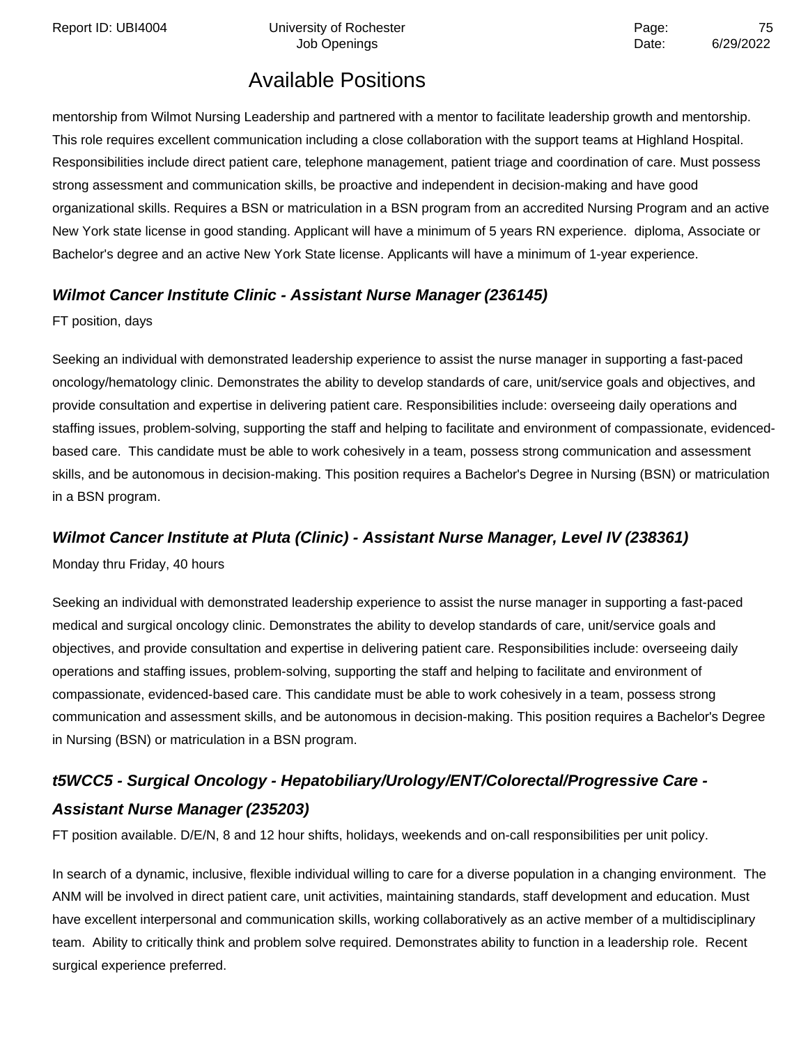## Available Positions

mentorship from Wilmot Nursing Leadership and partnered with a mentor to facilitate leadership growth and mentorship. This role requires excellent communication including a close collaboration with the support teams at Highland Hospital. Responsibilities include direct patient care, telephone management, patient triage and coordination of care. Must possess strong assessment and communication skills, be proactive and independent in decision-making and have good organizational skills. Requires a BSN or matriculation in a BSN program from an accredited Nursing Program and an active New York state license in good standing. Applicant will have a minimum of 5 years RN experience. diploma, Associate or Bachelor's degree and an active New York State license. Applicants will have a minimum of 1-year experience.

### *Wilmot Cancer Institute Clinic - Assistant Nurse Manager (236145)*

FT position, days

Seeking an individual with demonstrated leadership experience to assist the nurse manager in supporting a fast-paced oncology/hematology clinic. Demonstrates the ability to develop standards of care, unit/service goals and objectives, and provide consultation and expertise in delivering patient care. Responsibilities include: overseeing daily operations and staffing issues, problem-solving, supporting the staff and helping to facilitate and environment of compassionate, evidenced-based care. This candidate must be able to work cohesively in a team, possess strong communication and assessment skills, and be autonomous in decision-making. This position requires a Bachelor's Degree in Nursing (BSN) or matriculation in a BSN program.

### *Wilmot Cancer Institute at Pluta (Clinic) - Assistant Nurse Manager, Level IV (238361)*

Monday thru Friday, 40 hours

Seeking an individual with demonstrated leadership experience to assist the nurse manager in supporting a fast-paced medical and surgical oncology clinic. Demonstrates the ability to develop standards of care, unit/service goals and objectives, and provide consultation and expertise in delivering patient care. Responsibilities include: overseeing daily operations and staffing issues, problem-solving, supporting the staff and helping to facilitate and environment of compassionate, evidenced-based care. This candidate must be able to work cohesively in a team, possess strong communication and assessment skills, and be autonomous in decision-making. This position requires a Bachelor's Degree in Nursing (BSN) or matriculation in a BSN program.

### *t5WCC5 - Surgical Oncology - Hepatobiliary/Urology/ENT/Colorectal/Progressive Care - Assistant Nurse Manager (235203)*

FT position available. D/E/N, 8 and 12 hour shifts, holidays, weekends and on-call responsibilities per unit policy.

In search of a dynamic, inclusive, flexible individual willing to care for a diverse population in a changing environment. The ANM will be involved in direct patient care, unit activities, maintaining standards, staff development and education. Must have excellent interpersonal and communication skills, working collaboratively as an active member of a multidisciplinary team. Ability to critically think and problem solve required. Demonstrates ability to function in a leadership role. Recent surgical experience preferred.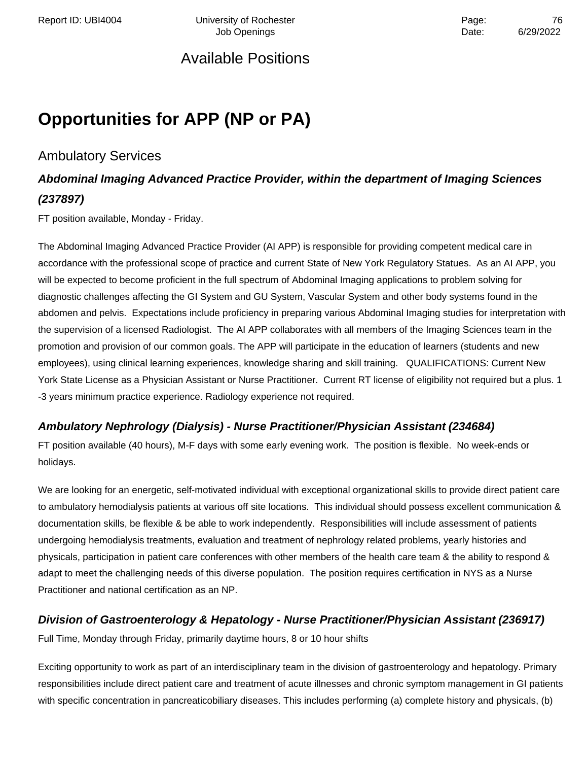## Available Positions

# Opportunities for APP (NP or PA)

## Ambulatory Services

### *Abdominal Imaging Advanced Practice Provider, within the department of Imaging Sciences (237897)*

FT position available, Monday - Friday.

The Abdominal Imaging Advanced Practice Provider (AI APP) is responsible for providing competent medical care in accordance with the professional scope of practice and current State of New York Regulatory Statues. As an AI APP, you will be expected to become proficient in the full spectrum of Abdominal Imaging applications to problem solving for diagnostic challenges affecting the GI System and GU System, Vascular System and other body systems found in the abdomen and pelvis. Expectations include proficiency in preparing various Abdominal Imaging studies for interpretation with the supervision of a licensed Radiologist. The AI APP collaborates with all members of the Imaging Sciences team in the promotion and provision of our common goals. The APP will participate in the education of learners (students and new employees), using clinical learning experiences, knowledge sharing and skill training. QUALIFICATIONS: Current New York State License as a Physician Assistant or Nurse Practitioner. Current RT license of eligibility not required but a plus. 1 -3 years minimum practice experience. Radiology experience not required.

### *Ambulatory Nephrology (Dialysis) - Nurse Practitioner/Physician Assistant (234684)*

FT position available (40 hours), M-F days with some early evening work. The position is flexible. No week-ends or holidays.

We are looking for an energetic, self-motivated individual with exceptional organizational skills to provide direct patient care to ambulatory hemodialysis patients at various off site locations. This individual should possess excellent communication & documentation skills, be flexible & be able to work independently. Responsibilities will include assessment of patients undergoing hemodialysis treatments, evaluation and treatment of nephrology related problems, yearly histories and physicals, participation in patient care conferences with other members of the health care team & the ability to respond & adapt to meet the challenging needs of this diverse population. The position requires certification in NYS as a Nurse Practitioner and national certification as an NP.

### *Division of Gastroenterology & Hepatology - Nurse Practitioner/Physician Assistant (236917)*

Full Time, Monday through Friday, primarily daytime hours, 8 or 10 hour shifts

Exciting opportunity to work as part of an interdisciplinary team in the division of gastroenterology and hepatology. Primary responsibilities include direct patient care and treatment of acute illnesses and chronic symptom management in GI patients with specific concentration in pancreaticobiliary diseases. This includes performing (a) complete history and physicals, (b)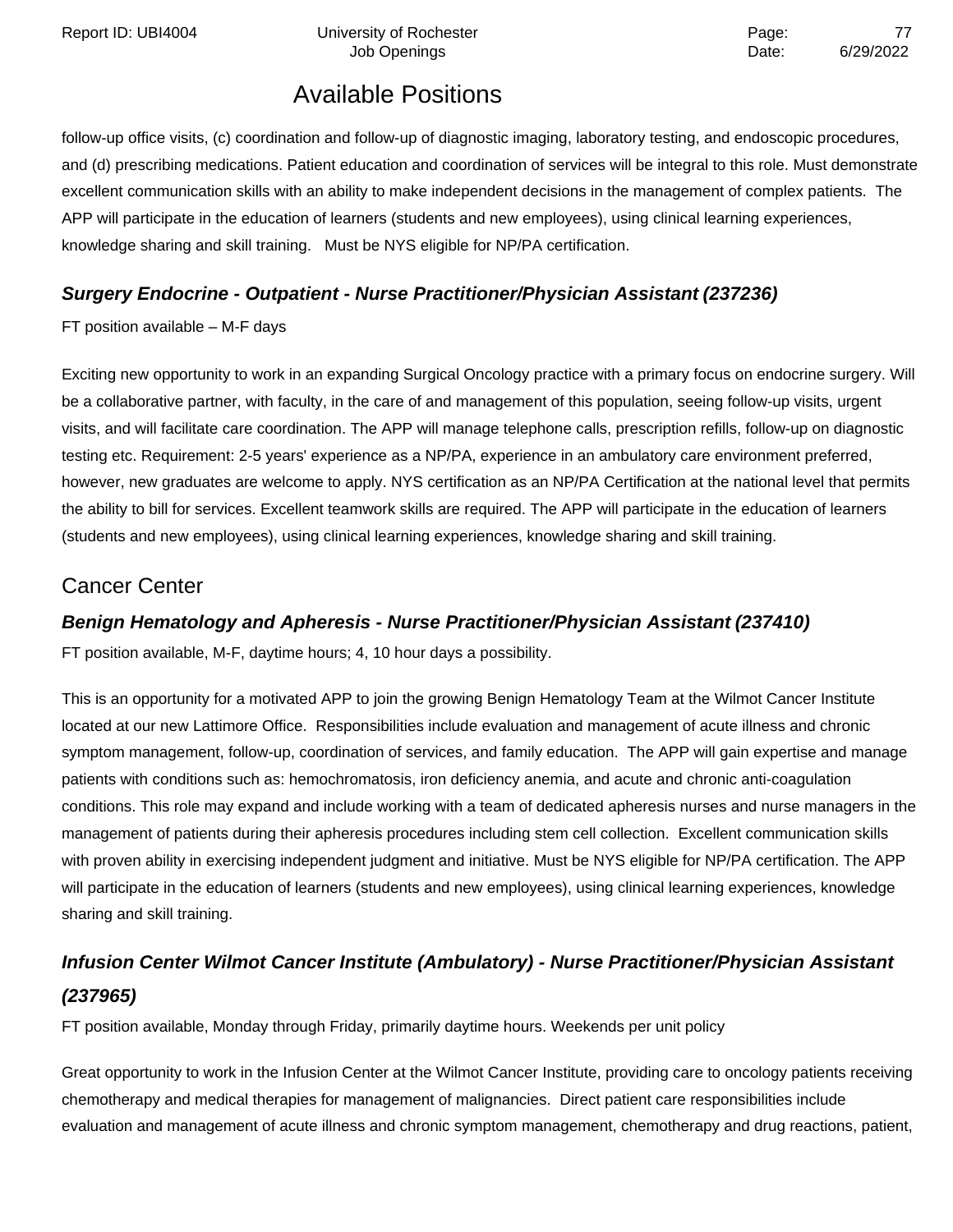## Available Positions

follow-up office visits, (c) coordination and follow-up of diagnostic imaging, laboratory testing, and endoscopic procedures, and (d) prescribing medications. Patient education and coordination of services will be integral to this role. Must demonstrate excellent communication skills with an ability to make independent decisions in the management of complex patients. The APP will participate in the education of learners (students and new employees), using clinical learning experiences, knowledge sharing and skill training. Must be NYS eligible for NP/PA certification.

### ***Surgery Endocrine - Outpatient - Nurse Practitioner/Physician Assistant (237236)***

FT position available – M-F days

Exciting new opportunity to work in an expanding Surgical Oncology practice with a primary focus on endocrine surgery. Will be a collaborative partner, with faculty, in the care of and management of this population, seeing follow-up visits, urgent visits, and will facilitate care coordination. The APP will manage telephone calls, prescription refills, follow-up on diagnostic testing etc. Requirement: 2-5 years' experience as a NP/PA, experience in an ambulatory care environment preferred, however, new graduates are welcome to apply. NYS certification as an NP/PA Certification at the national level that permits the ability to bill for services. Excellent teamwork skills are required. The APP will participate in the education of learners (students and new employees), using clinical learning experiences, knowledge sharing and skill training.

## Cancer Center

### ***Benign Hematology and Apheresis - Nurse Practitioner/Physician Assistant (237410)***

FT position available, M-F, daytime hours; 4, 10 hour days a possibility.

This is an opportunity for a motivated APP to join the growing Benign Hematology Team at the Wilmot Cancer Institute located at our new Lattimore Office. Responsibilities include evaluation and management of acute illness and chronic symptom management, follow-up, coordination of services, and family education. The APP will gain expertise and manage patients with conditions such as: hemochromatosis, iron deficiency anemia, and acute and chronic anti-coagulation conditions. This role may expand and include working with a team of dedicated apheresis nurses and nurse managers in the management of patients during their apheresis procedures including stem cell collection. Excellent communication skills with proven ability in exercising independent judgment and initiative. Must be NYS eligible for NP/PA certification. The APP will participate in the education of learners (students and new employees), using clinical learning experiences, knowledge sharing and skill training.

### ***Infusion Center Wilmot Cancer Institute (Ambulatory) - Nurse Practitioner/Physician Assistant (237965)***

FT position available, Monday through Friday, primarily daytime hours. Weekends per unit policy

Great opportunity to work in the Infusion Center at the Wilmot Cancer Institute, providing care to oncology patients receiving chemotherapy and medical therapies for management of malignancies. Direct patient care responsibilities include evaluation and management of acute illness and chronic symptom management, chemotherapy and drug reactions, patient,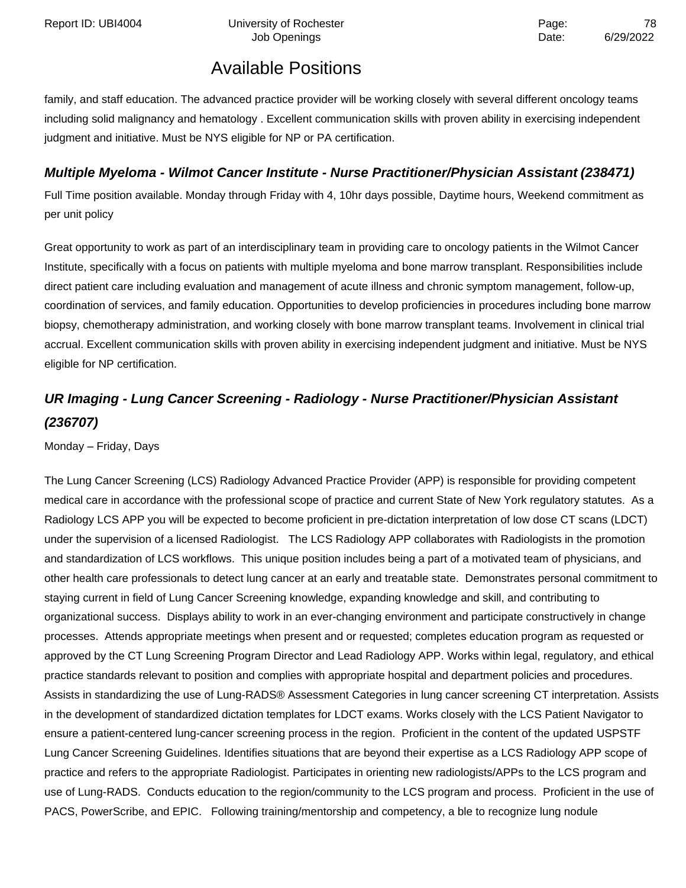family, and staff education. The advanced practice provider will be working closely with several different oncology teams including solid malignancy and hematology . Excellent communication skills with proven ability in exercising independent judgment and initiative. Must be NYS eligible for NP or PA certification.

### *Multiple Myeloma - Wilmot Cancer Institute - Nurse Practitioner/Physician Assistant (238471)*

Full Time position available. Monday through Friday with 4, 10hr days possible, Daytime hours, Weekend commitment as per unit policy

Great opportunity to work as part of an interdisciplinary team in providing care to oncology patients in the Wilmot Cancer Institute, specifically with a focus on patients with multiple myeloma and bone marrow transplant. Responsibilities include direct patient care including evaluation and management of acute illness and chronic symptom management, follow-up, coordination of services, and family education. Opportunities to develop proficiencies in procedures including bone marrow biopsy, chemotherapy administration, and working closely with bone marrow transplant teams. Involvement in clinical trial accrual. Excellent communication skills with proven ability in exercising independent judgment and initiative. Must be NYS eligible for NP certification.

### *UR Imaging - Lung Cancer Screening - Radiology - Nurse Practitioner/Physician Assistant (236707)*

Monday – Friday, Days

The Lung Cancer Screening (LCS) Radiology Advanced Practice Provider (APP) is responsible for providing competent medical care in accordance with the professional scope of practice and current State of New York regulatory statutes. As a Radiology LCS APP you will be expected to become proficient in pre-dictation interpretation of low dose CT scans (LDCT) under the supervision of a licensed Radiologist. The LCS Radiology APP collaborates with Radiologists in the promotion and standardization of LCS workflows. This unique position includes being a part of a motivated team of physicians, and other health care professionals to detect lung cancer at an early and treatable state. Demonstrates personal commitment to staying current in field of Lung Cancer Screening knowledge, expanding knowledge and skill, and contributing to organizational success. Displays ability to work in an ever-changing environment and participate constructively in change processes. Attends appropriate meetings when present and or requested; completes education program as requested or approved by the CT Lung Screening Program Director and Lead Radiology APP. Works within legal, regulatory, and ethical practice standards relevant to position and complies with appropriate hospital and department policies and procedures. Assists in standardizing the use of Lung-RADS® Assessment Categories in lung cancer screening CT interpretation. Assists in the development of standardized dictation templates for LDCT exams. Works closely with the LCS Patient Navigator to ensure a patient-centered lung-cancer screening process in the region. Proficient in the content of the updated USPSTF Lung Cancer Screening Guidelines. Identifies situations that are beyond their expertise as a LCS Radiology APP scope of practice and refers to the appropriate Radiologist. Participates in orienting new radiologists/APPs to the LCS program and use of Lung-RADS. Conducts education to the region/community to the LCS program and process. Proficient in the use of PACS, PowerScribe, and EPIC. Following training/mentorship and competency, a ble to recognize lung nodule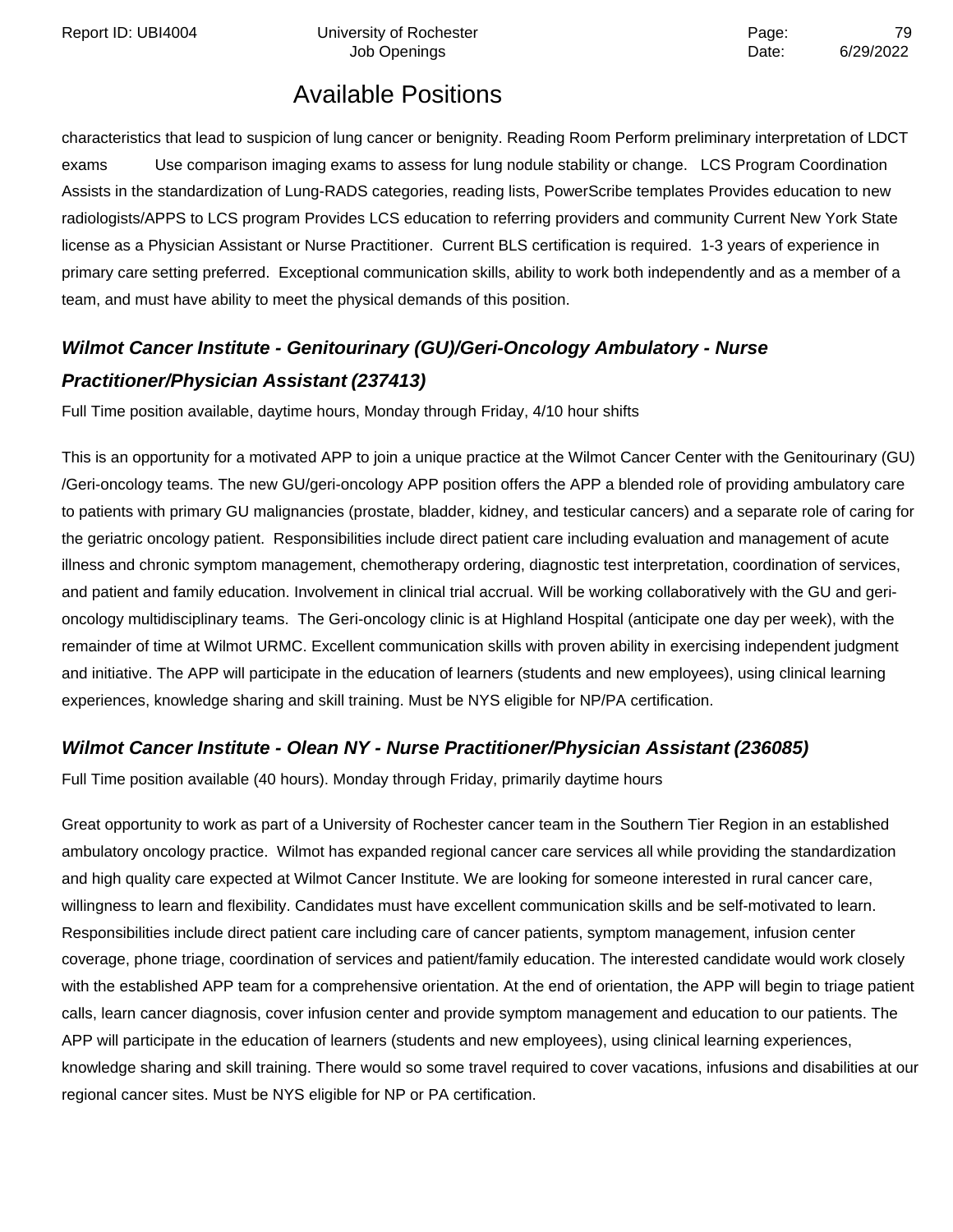## Available Positions

characteristics that lead to suspicion of lung cancer or benignity. Reading Room Perform preliminary interpretation of LDCT exams Use comparison imaging exams to assess for lung nodule stability or change. LCS Program Coordination Assists in the standardization of Lung-RADS categories, reading lists, PowerScribe templates Provides education to new radiologists/APPS to LCS program Provides LCS education to referring providers and community Current New York State license as a Physician Assistant or Nurse Practitioner. Current BLS certification is required. 1-3 years of experience in primary care setting preferred. Exceptional communication skills, ability to work both independently and as a member of a team, and must have ability to meet the physical demands of this position.

### *Wilmot Cancer Institute - Genitourinary (GU)/Geri-Oncology Ambulatory - Nurse Practitioner/Physician Assistant (237413)*

Full Time position available, daytime hours, Monday through Friday, 4/10 hour shifts

This is an opportunity for a motivated APP to join a unique practice at the Wilmot Cancer Center with the Genitourinary (GU) /Geri-oncology teams. The new GU/geri-oncology APP position offers the APP a blended role of providing ambulatory care to patients with primary GU malignancies (prostate, bladder, kidney, and testicular cancers) and a separate role of caring for the geriatric oncology patient. Responsibilities include direct patient care including evaluation and management of acute illness and chronic symptom management, chemotherapy ordering, diagnostic test interpretation, coordination of services, and patient and family education. Involvement in clinical trial accrual. Will be working collaboratively with the GU and geri-oncology multidisciplinary teams. The Geri-oncology clinic is at Highland Hospital (anticipate one day per week), with the remainder of time at Wilmot URMC. Excellent communication skills with proven ability in exercising independent judgment and initiative. The APP will participate in the education of learners (students and new employees), using clinical learning experiences, knowledge sharing and skill training. Must be NYS eligible for NP/PA certification.

### *Wilmot Cancer Institute - Olean NY - Nurse Practitioner/Physician Assistant (236085)*

Full Time position available (40 hours). Monday through Friday, primarily daytime hours

Great opportunity to work as part of a University of Rochester cancer team in the Southern Tier Region in an established ambulatory oncology practice. Wilmot has expanded regional cancer care services all while providing the standardization and high quality care expected at Wilmot Cancer Institute. We are looking for someone interested in rural cancer care, willingness to learn and flexibility. Candidates must have excellent communication skills and be self-motivated to learn. Responsibilities include direct patient care including care of cancer patients, symptom management, infusion center coverage, phone triage, coordination of services and patient/family education. The interested candidate would work closely with the established APP team for a comprehensive orientation. At the end of orientation, the APP will begin to triage patient calls, learn cancer diagnosis, cover infusion center and provide symptom management and education to our patients. The APP will participate in the education of learners (students and new employees), using clinical learning experiences, knowledge sharing and skill training. There would so some travel required to cover vacations, infusions and disabilities at our regional cancer sites. Must be NYS eligible for NP or PA certification.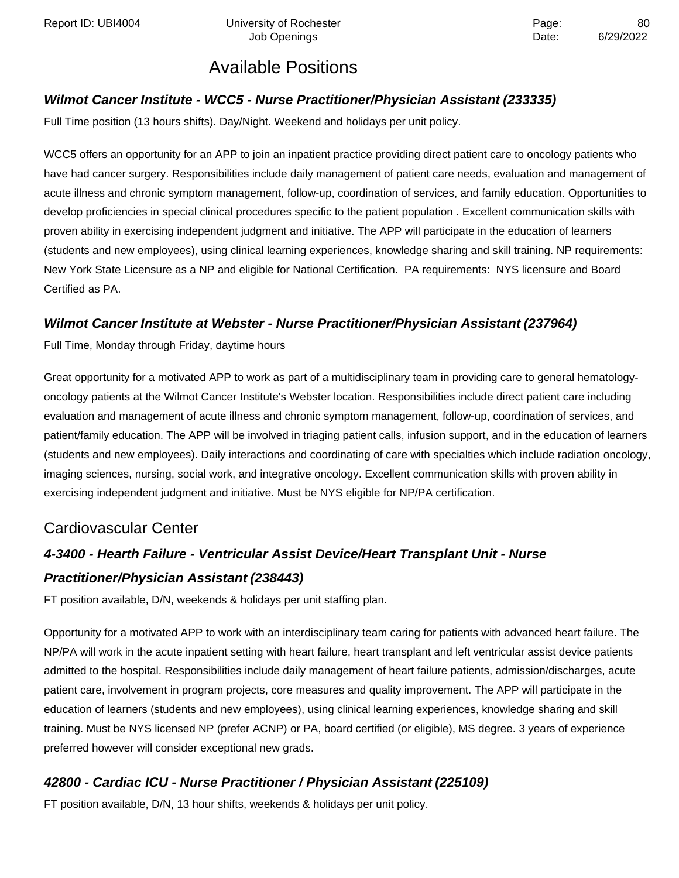# Available Positions

### *Wilmot Cancer Institute - WCC5 - Nurse Practitioner/Physician Assistant (233335)*

Full Time position (13 hours shifts). Day/Night. Weekend and holidays per unit policy.

WCC5 offers an opportunity for an APP to join an inpatient practice providing direct patient care to oncology patients who have had cancer surgery. Responsibilities include daily management of patient care needs, evaluation and management of acute illness and chronic symptom management, follow-up, coordination of services, and family education. Opportunities to develop proficiencies in special clinical procedures specific to the patient population . Excellent communication skills with proven ability in exercising independent judgment and initiative. The APP will participate in the education of learners (students and new employees), using clinical learning experiences, knowledge sharing and skill training. NP requirements: New York State Licensure as a NP and eligible for National Certification. PA requirements: NYS licensure and Board Certified as PA.

### *Wilmot Cancer Institute at Webster - Nurse Practitioner/Physician Assistant (237964)*

Full Time, Monday through Friday, daytime hours

Great opportunity for a motivated APP to work as part of a multidisciplinary team in providing care to general hematology-oncology patients at the Wilmot Cancer Institute's Webster location. Responsibilities include direct patient care including evaluation and management of acute illness and chronic symptom management, follow-up, coordination of services, and patient/family education. The APP will be involved in triaging patient calls, infusion support, and in the education of learners (students and new employees). Daily interactions and coordinating of care with specialties which include radiation oncology, imaging sciences, nursing, social work, and integrative oncology. Excellent communication skills with proven ability in exercising independent judgment and initiative. Must be NYS eligible for NP/PA certification.

## Cardiovascular Center

### *4-3400 - Hearth Failure - Ventricular Assist Device/Heart Transplant Unit - Nurse Practitioner/Physician Assistant (238443)*

FT position available, D/N, weekends & holidays per unit staffing plan.

Opportunity for a motivated APP to work with an interdisciplinary team caring for patients with advanced heart failure. The NP/PA will work in the acute inpatient setting with heart failure, heart transplant and left ventricular assist device patients admitted to the hospital. Responsibilities include daily management of heart failure patients, admission/discharges, acute patient care, involvement in program projects, core measures and quality improvement. The APP will participate in the education of learners (students and new employees), using clinical learning experiences, knowledge sharing and skill training. Must be NYS licensed NP (prefer ACNP) or PA, board certified (or eligible), MS degree. 3 years of experience preferred however will consider exceptional new grads.

### *42800 - Cardiac ICU - Nurse Practitioner / Physician Assistant (225109)*

FT position available, D/N, 13 hour shifts, weekends & holidays per unit policy.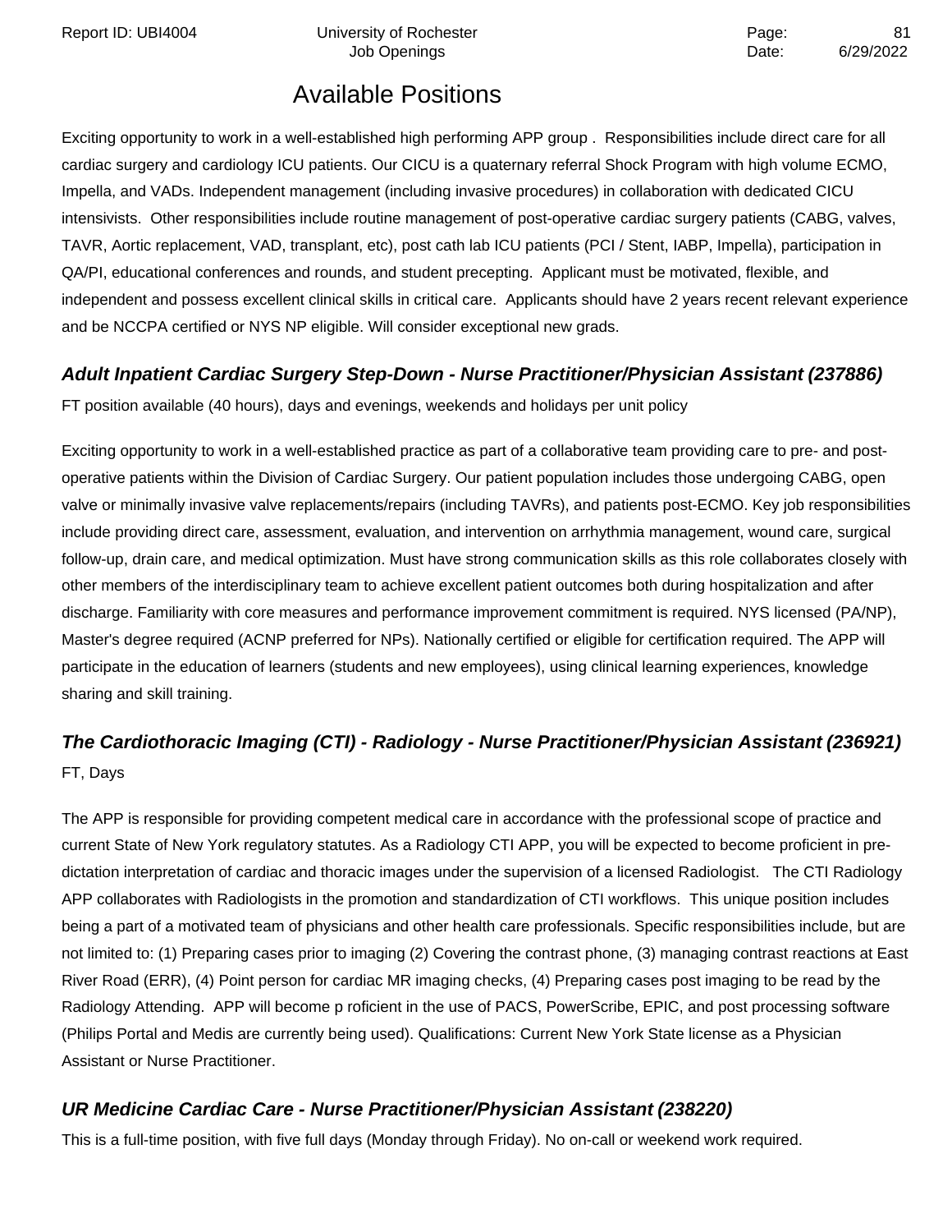## Available Positions

Exciting opportunity to work in a well-established high performing APP group . Responsibilities include direct care for all cardiac surgery and cardiology ICU patients. Our CICU is a quaternary referral Shock Program with high volume ECMO, Impella, and VADs. Independent management (including invasive procedures) in collaboration with dedicated CICU intensivists. Other responsibilities include routine management of post-operative cardiac surgery patients (CABG, valves, TAVR, Aortic replacement, VAD, transplant, etc), post cath lab ICU patients (PCI / Stent, IABP, Impella), participation in QA/PI, educational conferences and rounds, and student precepting. Applicant must be motivated, flexible, and independent and possess excellent clinical skills in critical care. Applicants should have 2 years recent relevant experience and be NCCPA certified or NYS NP eligible. Will consider exceptional new grads.

### *Adult Inpatient Cardiac Surgery Step-Down - Nurse Practitioner/Physician Assistant (237886)*

FT position available (40 hours), days and evenings, weekends and holidays per unit policy

Exciting opportunity to work in a well-established practice as part of a collaborative team providing care to pre- and post-operative patients within the Division of Cardiac Surgery. Our patient population includes those undergoing CABG, open valve or minimally invasive valve replacements/repairs (including TAVRs), and patients post-ECMO. Key job responsibilities include providing direct care, assessment, evaluation, and intervention on arrhythmia management, wound care, surgical follow-up, drain care, and medical optimization. Must have strong communication skills as this role collaborates closely with other members of the interdisciplinary team to achieve excellent patient outcomes both during hospitalization and after discharge. Familiarity with core measures and performance improvement commitment is required. NYS licensed (PA/NP), Master's degree required (ACNP preferred for NPs). Nationally certified or eligible for certification required. The APP will participate in the education of learners (students and new employees), using clinical learning experiences, knowledge sharing and skill training.

### *The Cardiothoracic Imaging (CTI) - Radiology - Nurse Practitioner/Physician Assistant (236921)*

FT, Days

The APP is responsible for providing competent medical care in accordance with the professional scope of practice and current State of New York regulatory statutes. As a Radiology CTI APP, you will be expected to become proficient in pre-dictation interpretation of cardiac and thoracic images under the supervision of a licensed Radiologist. The CTI Radiology APP collaborates with Radiologists in the promotion and standardization of CTI workflows. This unique position includes being a part of a motivated team of physicians and other health care professionals. Specific responsibilities include, but are not limited to: (1) Preparing cases prior to imaging (2) Covering the contrast phone, (3) managing contrast reactions at East River Road (ERR), (4) Point person for cardiac MR imaging checks, (4) Preparing cases post imaging to be read by the Radiology Attending. APP will become p roficient in the use of PACS, PowerScribe, EPIC, and post processing software (Philips Portal and Medis are currently being used). Qualifications: Current New York State license as a Physician Assistant or Nurse Practitioner.

### *UR Medicine Cardiac Care - Nurse Practitioner/Physician Assistant (238220)*

This is a full-time position, with five full days (Monday through Friday). No on-call or weekend work required.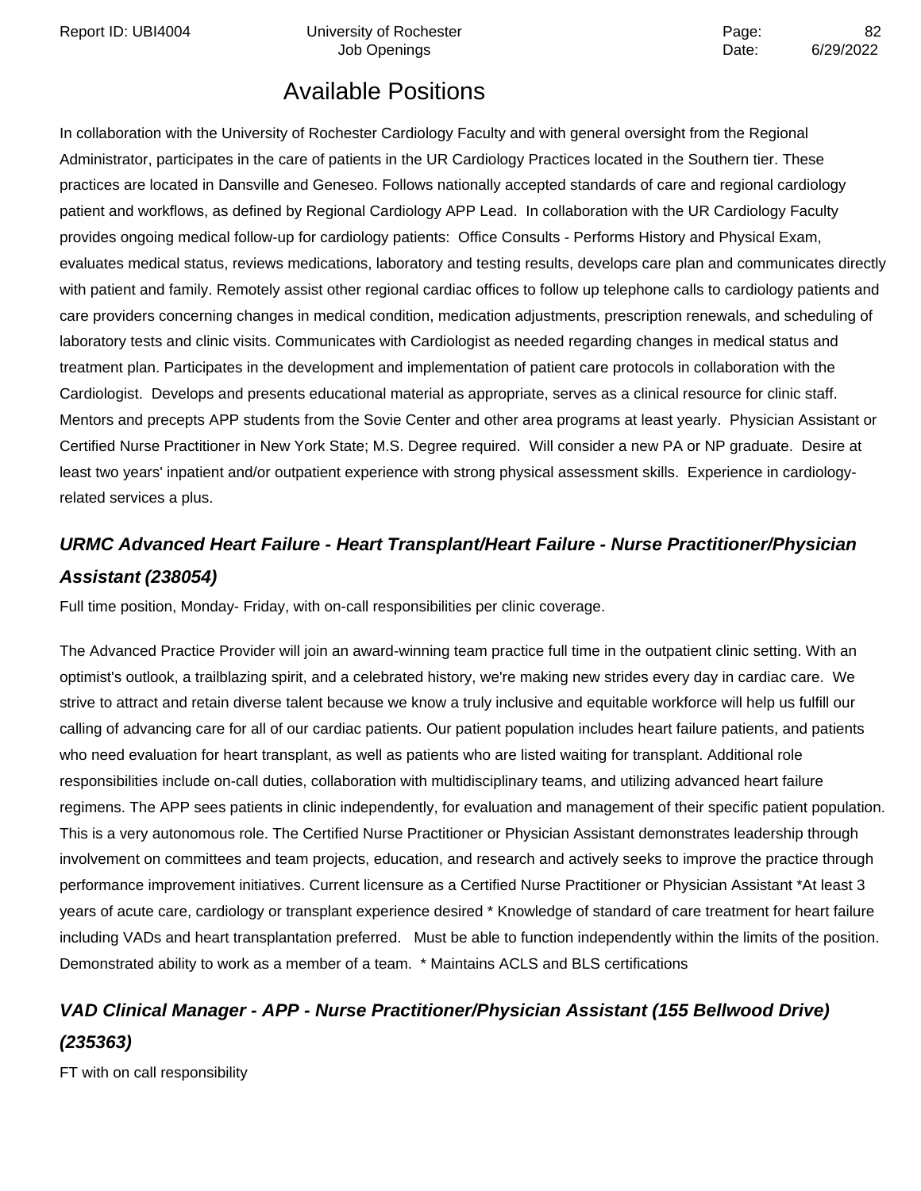## Available Positions

In collaboration with the University of Rochester Cardiology Faculty and with general oversight from the Regional Administrator, participates in the care of patients in the UR Cardiology Practices located in the Southern tier. These practices are located in Dansville and Geneseo. Follows nationally accepted standards of care and regional cardiology patient and workflows, as defined by Regional Cardiology APP Lead. In collaboration with the UR Cardiology Faculty provides ongoing medical follow-up for cardiology patients: Office Consults - Performs History and Physical Exam, evaluates medical status, reviews medications, laboratory and testing results, develops care plan and communicates directly with patient and family. Remotely assist other regional cardiac offices to follow up telephone calls to cardiology patients and care providers concerning changes in medical condition, medication adjustments, prescription renewals, and scheduling of laboratory tests and clinic visits. Communicates with Cardiologist as needed regarding changes in medical status and treatment plan. Participates in the development and implementation of patient care protocols in collaboration with the Cardiologist. Develops and presents educational material as appropriate, serves as a clinical resource for clinic staff. Mentors and precepts APP students from the Sovie Center and other area programs at least yearly. Physician Assistant or Certified Nurse Practitioner in New York State; M.S. Degree required. Will consider a new PA or NP graduate. Desire at least two years' inpatient and/or outpatient experience with strong physical assessment skills. Experience in cardiology-related services a plus.

### *URMC Advanced Heart Failure - Heart Transplant/Heart Failure - Nurse Practitioner/Physician Assistant (238054)*

Full time position, Monday- Friday, with on-call responsibilities per clinic coverage.

The Advanced Practice Provider will join an award-winning team practice full time in the outpatient clinic setting. With an optimist's outlook, a trailblazing spirit, and a celebrated history, we're making new strides every day in cardiac care. We strive to attract and retain diverse talent because we know a truly inclusive and equitable workforce will help us fulfill our calling of advancing care for all of our cardiac patients. Our patient population includes heart failure patients, and patients who need evaluation for heart transplant, as well as patients who are listed waiting for transplant. Additional role responsibilities include on-call duties, collaboration with multidisciplinary teams, and utilizing advanced heart failure regimens. The APP sees patients in clinic independently, for evaluation and management of their specific patient population. This is a very autonomous role. The Certified Nurse Practitioner or Physician Assistant demonstrates leadership through involvement on committees and team projects, education, and research and actively seeks to improve the practice through performance improvement initiatives. Current licensure as a Certified Nurse Practitioner or Physician Assistant *At least 3 years of acute care, cardiology or transplant experience desired * Knowledge of standard of care treatment for heart failure including VADs and heart transplantation preferred. Must be able to function independently within the limits of the position. Demonstrated ability to work as a member of a team. * Maintains ACLS and BLS certifications

### *VAD Clinical Manager - APP - Nurse Practitioner/Physician Assistant (155 Bellwood Drive) (235363)*

FT with on call responsibility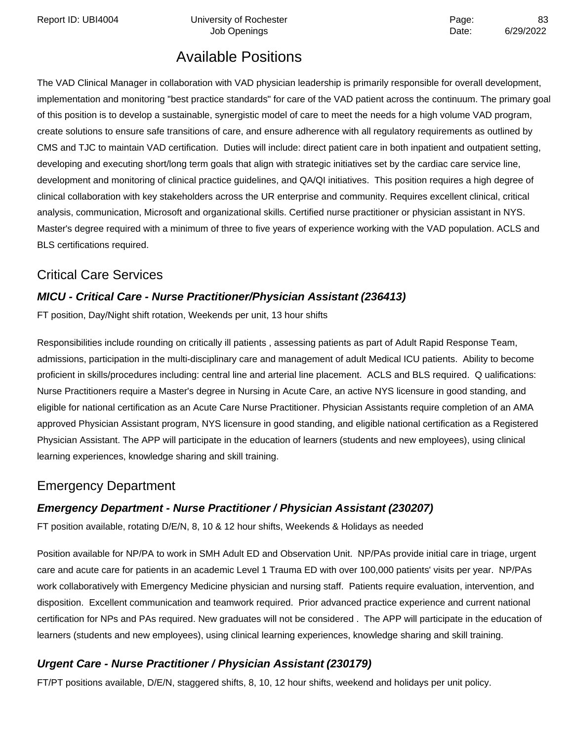# Available Positions

The VAD Clinical Manager in collaboration with VAD physician leadership is primarily responsible for overall development, implementation and monitoring "best practice standards" for care of the VAD patient across the continuum. The primary goal of this position is to develop a sustainable, synergistic model of care to meet the needs for a high volume VAD program, create solutions to ensure safe transitions of care, and ensure adherence with all regulatory requirements as outlined by CMS and TJC to maintain VAD certification. Duties will include: direct patient care in both inpatient and outpatient setting, developing and executing short/long term goals that align with strategic initiatives set by the cardiac care service line, development and monitoring of clinical practice guidelines, and QA/QI initiatives. This position requires a high degree of clinical collaboration with key stakeholders across the UR enterprise and community. Requires excellent clinical, critical analysis, communication, Microsoft and organizational skills. Certified nurse practitioner or physician assistant in NYS. Master's degree required with a minimum of three to five years of experience working with the VAD population. ACLS and BLS certifications required.

## Critical Care Services

### *MICU - Critical Care - Nurse Practitioner/Physician Assistant (236413)*

FT position, Day/Night shift rotation, Weekends per unit, 13 hour shifts

Responsibilities include rounding on critically ill patients , assessing patients as part of Adult Rapid Response Team, admissions, participation in the multi-disciplinary care and management of adult Medical ICU patients. Ability to become proficient in skills/procedures including: central line and arterial line placement. ACLS and BLS required. Q ualifications: Nurse Practitioners require a Master's degree in Nursing in Acute Care, an active NYS licensure in good standing, and eligible for national certification as an Acute Care Nurse Practitioner. Physician Assistants require completion of an AMA approved Physician Assistant program, NYS licensure in good standing, and eligible national certification as a Registered Physician Assistant. The APP will participate in the education of learners (students and new employees), using clinical learning experiences, knowledge sharing and skill training.

## Emergency Department

### *Emergency Department - Nurse Practitioner / Physician Assistant (230207)*

FT position available, rotating D/E/N, 8, 10 & 12 hour shifts, Weekends & Holidays as needed

Position available for NP/PA to work in SMH Adult ED and Observation Unit. NP/PAs provide initial care in triage, urgent care and acute care for patients in an academic Level 1 Trauma ED with over 100,000 patients' visits per year. NP/PAs work collaboratively with Emergency Medicine physician and nursing staff. Patients require evaluation, intervention, and disposition. Excellent communication and teamwork required. Prior advanced practice experience and current national certification for NPs and PAs required. New graduates will not be considered . The APP will participate in the education of learners (students and new employees), using clinical learning experiences, knowledge sharing and skill training.

### *Urgent Care - Nurse Practitioner / Physician Assistant (230179)*

FT/PT positions available, D/E/N, staggered shifts, 8, 10, 12 hour shifts, weekend and holidays per unit policy.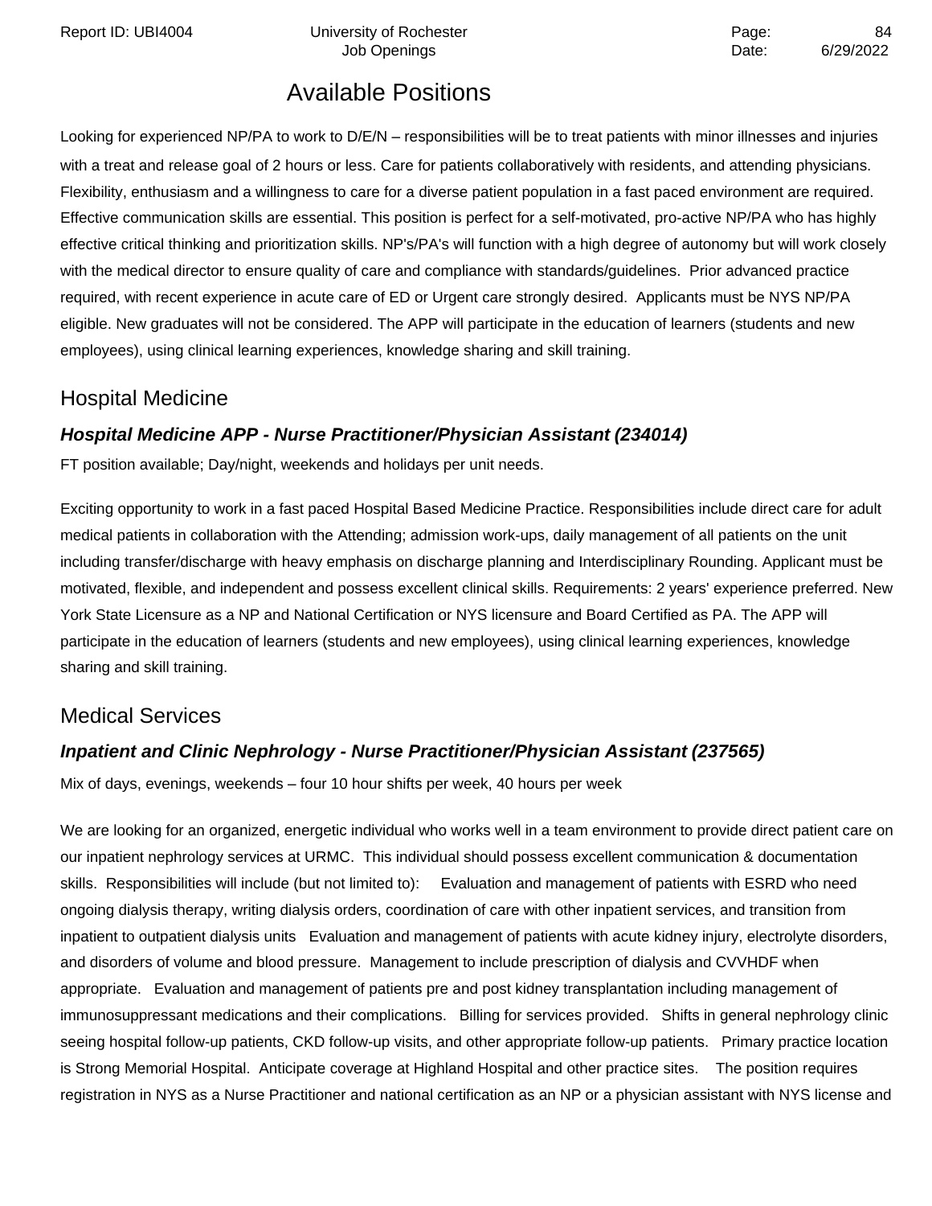## Available Positions

Looking for experienced NP/PA to work to D/E/N – responsibilities will be to treat patients with minor illnesses and injuries with a treat and release goal of 2 hours or less. Care for patients collaboratively with residents, and attending physicians. Flexibility, enthusiasm and a willingness to care for a diverse patient population in a fast paced environment are required. Effective communication skills are essential. This position is perfect for a self-motivated, pro-active NP/PA who has highly effective critical thinking and prioritization skills. NP's/PA's will function with a high degree of autonomy but will work closely with the medical director to ensure quality of care and compliance with standards/guidelines. Prior advanced practice required, with recent experience in acute care of ED or Urgent care strongly desired. Applicants must be NYS NP/PA eligible. New graduates will not be considered. The APP will participate in the education of learners (students and new employees), using clinical learning experiences, knowledge sharing and skill training.

## Hospital Medicine

### ***Hospital Medicine APP - Nurse Practitioner/Physician Assistant (234014)***

FT position available; Day/night, weekends and holidays per unit needs.

Exciting opportunity to work in a fast paced Hospital Based Medicine Practice. Responsibilities include direct care for adult medical patients in collaboration with the Attending; admission work-ups, daily management of all patients on the unit including transfer/discharge with heavy emphasis on discharge planning and Interdisciplinary Rounding. Applicant must be motivated, flexible, and independent and possess excellent clinical skills. Requirements: 2 years' experience preferred. New York State Licensure as a NP and National Certification or NYS licensure and Board Certified as PA. The APP will participate in the education of learners (students and new employees), using clinical learning experiences, knowledge sharing and skill training.

## Medical Services

### ***Inpatient and Clinic Nephrology - Nurse Practitioner/Physician Assistant (237565)***

Mix of days, evenings, weekends – four 10 hour shifts per week, 40 hours per week

We are looking for an organized, energetic individual who works well in a team environment to provide direct patient care on our inpatient nephrology services at URMC. This individual should possess excellent communication & documentation skills. Responsibilities will include (but not limited to): Evaluation and management of patients with ESRD who need ongoing dialysis therapy, writing dialysis orders, coordination of care with other inpatient services, and transition from inpatient to outpatient dialysis units Evaluation and management of patients with acute kidney injury, electrolyte disorders, and disorders of volume and blood pressure. Management to include prescription of dialysis and CVVHDF when appropriate. Evaluation and management of patients pre and post kidney transplantation including management of immunosuppressant medications and their complications. Billing for services provided. Shifts in general nephrology clinic seeing hospital follow-up patients, CKD follow-up visits, and other appropriate follow-up patients. Primary practice location is Strong Memorial Hospital. Anticipate coverage at Highland Hospital and other practice sites. The position requires registration in NYS as a Nurse Practitioner and national certification as an NP or a physician assistant with NYS license and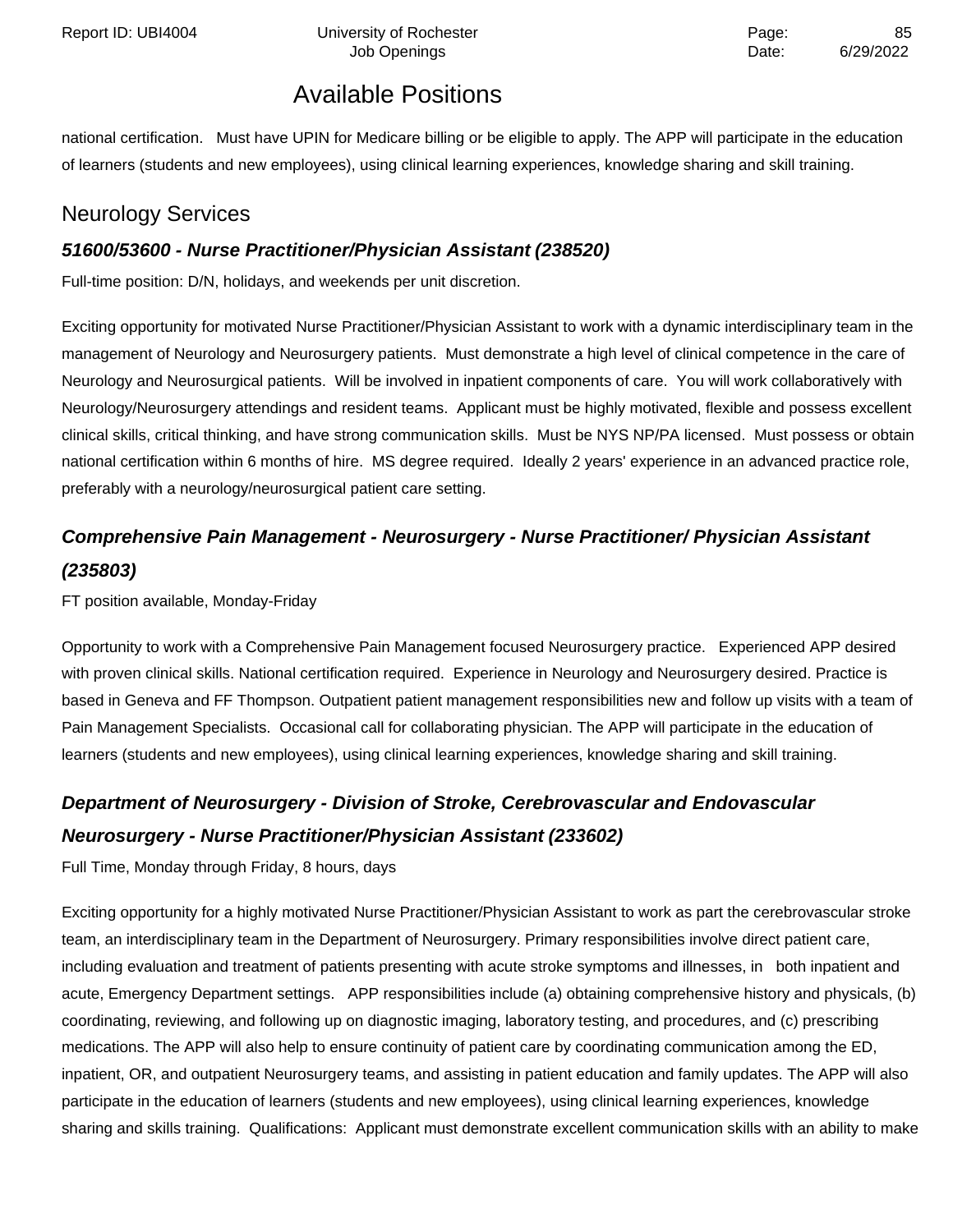national certification.   Must have UPIN for Medicare billing or be eligible to apply. The APP will participate in the education of learners (students and new employees), using clinical learning experiences, knowledge sharing and skill training.

## Neurology Services

### *51600/53600 - Nurse Practitioner/Physician Assistant (238520)*

Full-time position: D/N, holidays, and weekends per unit discretion.

Exciting opportunity for motivated Nurse Practitioner/Physician Assistant to work with a dynamic interdisciplinary team in the management of Neurology and Neurosurgery patients.  Must demonstrate a high level of clinical competence in the care of Neurology and Neurosurgical patients.  Will be involved in inpatient components of care.  You will work collaboratively with Neurology/Neurosurgery attendings and resident teams.  Applicant must be highly motivated, flexible and possess excellent clinical skills, critical thinking, and have strong communication skills.  Must be NYS NP/PA licensed.  Must possess or obtain national certification within 6 months of hire.  MS degree required.  Ideally 2 years' experience in an advanced practice role, preferably with a neurology/neurosurgical patient care setting.

### *Comprehensive Pain Management - Neurosurgery - Nurse Practitioner/ Physician Assistant (235803)*

FT position available, Monday-Friday

Opportunity to work with a Comprehensive Pain Management focused Neurosurgery practice.   Experienced APP desired with proven clinical skills. National certification required.  Experience in Neurology and Neurosurgery desired. Practice is based in Geneva and FF Thompson. Outpatient patient management responsibilities new and follow up visits with a team of Pain Management Specialists.  Occasional call for collaborating physician. The APP will participate in the education of learners (students and new employees), using clinical learning experiences, knowledge sharing and skill training.

### *Department of Neurosurgery - Division of Stroke, Cerebrovascular and Endovascular Neurosurgery - Nurse Practitioner/Physician Assistant (233602)*

Full Time, Monday through Friday, 8 hours, days

Exciting opportunity for a highly motivated Nurse Practitioner/Physician Assistant to work as part the cerebrovascular stroke team, an interdisciplinary team in the Department of Neurosurgery. Primary responsibilities involve direct patient care, including evaluation and treatment of patients presenting with acute stroke symptoms and illnesses, in   both inpatient and acute, Emergency Department settings.   APP responsibilities include (a) obtaining comprehensive history and physicals, (b) coordinating, reviewing, and following up on diagnostic imaging, laboratory testing, and procedures, and (c) prescribing medications. The APP will also help to ensure continuity of patient care by coordinating communication among the ED, inpatient, OR, and outpatient Neurosurgery teams, and assisting in patient education and family updates. The APP will also participate in the education of learners (students and new employees), using clinical learning experiences, knowledge sharing and skills training.  Qualifications:  Applicant must demonstrate excellent communication skills with an ability to make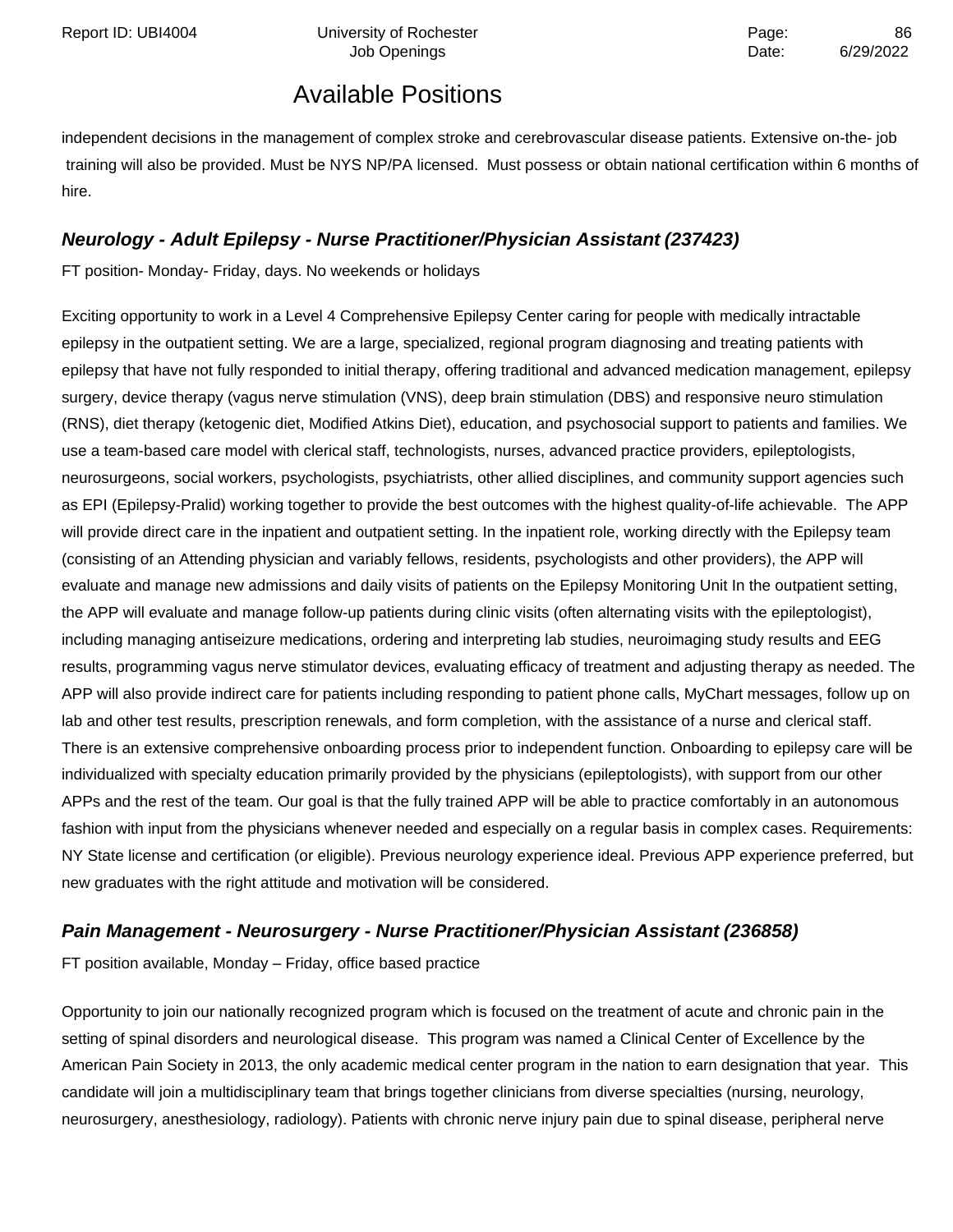independent decisions in the management of complex stroke and cerebrovascular disease patients. Extensive on-the- job training will also be provided. Must be NYS NP/PA licensed. Must possess or obtain national certification within 6 months of hire.

### ***Neurology - Adult Epilepsy - Nurse Practitioner/Physician Assistant (237423)***

FT position- Monday- Friday, days. No weekends or holidays

Exciting opportunity to work in a Level 4 Comprehensive Epilepsy Center caring for people with medically intractable epilepsy in the outpatient setting. We are a large, specialized, regional program diagnosing and treating patients with epilepsy that have not fully responded to initial therapy, offering traditional and advanced medication management, epilepsy surgery, device therapy (vagus nerve stimulation (VNS), deep brain stimulation (DBS) and responsive neuro stimulation (RNS), diet therapy (ketogenic diet, Modified Atkins Diet), education, and psychosocial support to patients and families. We use a team-based care model with clerical staff, technologists, nurses, advanced practice providers, epileptologists, neurosurgeons, social workers, psychologists, psychiatrists, other allied disciplines, and community support agencies such as EPI (Epilepsy-Pralid) working together to provide the best outcomes with the highest quality-of-life achievable. The APP will provide direct care in the inpatient and outpatient setting. In the inpatient role, working directly with the Epilepsy team (consisting of an Attending physician and variably fellows, residents, psychologists and other providers), the APP will evaluate and manage new admissions and daily visits of patients on the Epilepsy Monitoring Unit In the outpatient setting, the APP will evaluate and manage follow-up patients during clinic visits (often alternating visits with the epileptologist), including managing antiseizure medications, ordering and interpreting lab studies, neuroimaging study results and EEG results, programming vagus nerve stimulator devices, evaluating efficacy of treatment and adjusting therapy as needed. The APP will also provide indirect care for patients including responding to patient phone calls, MyChart messages, follow up on lab and other test results, prescription renewals, and form completion, with the assistance of a nurse and clerical staff. There is an extensive comprehensive onboarding process prior to independent function. Onboarding to epilepsy care will be individualized with specialty education primarily provided by the physicians (epileptologists), with support from our other APPs and the rest of the team. Our goal is that the fully trained APP will be able to practice comfortably in an autonomous fashion with input from the physicians whenever needed and especially on a regular basis in complex cases. Requirements: NY State license and certification (or eligible). Previous neurology experience ideal. Previous APP experience preferred, but new graduates with the right attitude and motivation will be considered.

### ***Pain Management - Neurosurgery - Nurse Practitioner/Physician Assistant (236858)***

FT position available, Monday – Friday, office based practice

Opportunity to join our nationally recognized program which is focused on the treatment of acute and chronic pain in the setting of spinal disorders and neurological disease. This program was named a Clinical Center of Excellence by the American Pain Society in 2013, the only academic medical center program in the nation to earn designation that year. This candidate will join a multidisciplinary team that brings together clinicians from diverse specialties (nursing, neurology, neurosurgery, anesthesiology, radiology). Patients with chronic nerve injury pain due to spinal disease, peripheral nerve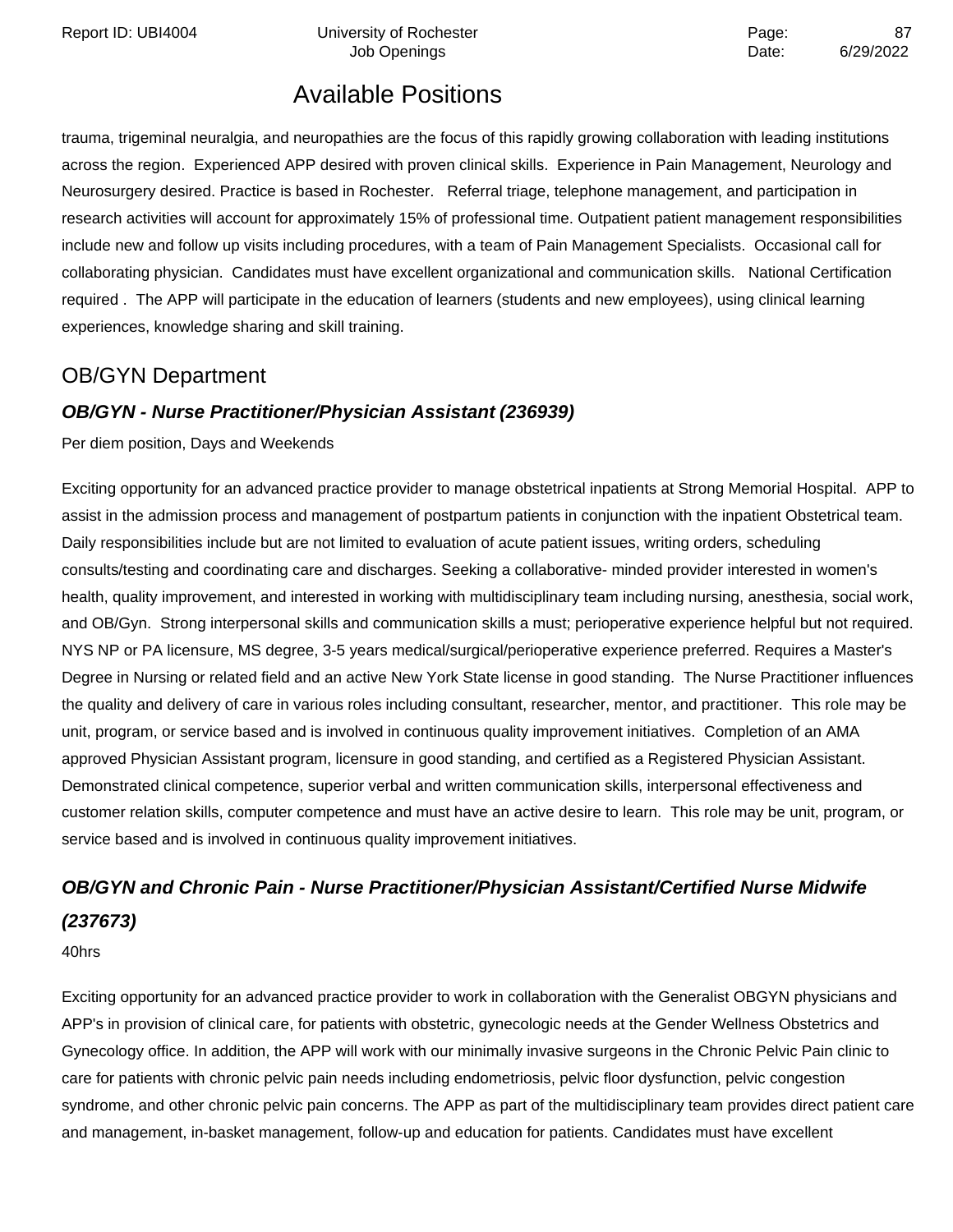trauma, trigeminal neuralgia, and neuropathies are the focus of this rapidly growing collaboration with leading institutions across the region. Experienced APP desired with proven clinical skills. Experience in Pain Management, Neurology and Neurosurgery desired. Practice is based in Rochester. Referral triage, telephone management, and participation in research activities will account for approximately 15% of professional time. Outpatient patient management responsibilities include new and follow up visits including procedures, with a team of Pain Management Specialists. Occasional call for collaborating physician. Candidates must have excellent organizational and communication skills. National Certification required . The APP will participate in the education of learners (students and new employees), using clinical learning experiences, knowledge sharing and skill training.

## OB/GYN Department

### *OB/GYN - Nurse Practitioner/Physician Assistant (236939)*

Per diem position, Days and Weekends

Exciting opportunity for an advanced practice provider to manage obstetrical inpatients at Strong Memorial Hospital. APP to assist in the admission process and management of postpartum patients in conjunction with the inpatient Obstetrical team. Daily responsibilities include but are not limited to evaluation of acute patient issues, writing orders, scheduling consults/testing and coordinating care and discharges. Seeking a collaborative- minded provider interested in women's health, quality improvement, and interested in working with multidisciplinary team including nursing, anesthesia, social work, and OB/Gyn. Strong interpersonal skills and communication skills a must; perioperative experience helpful but not required. NYS NP or PA licensure, MS degree, 3-5 years medical/surgical/perioperative experience preferred. Requires a Master's Degree in Nursing or related field and an active New York State license in good standing. The Nurse Practitioner influences the quality and delivery of care in various roles including consultant, researcher, mentor, and practitioner. This role may be unit, program, or service based and is involved in continuous quality improvement initiatives. Completion of an AMA approved Physician Assistant program, licensure in good standing, and certified as a Registered Physician Assistant. Demonstrated clinical competence, superior verbal and written communication skills, interpersonal effectiveness and customer relation skills, computer competence and must have an active desire to learn. This role may be unit, program, or service based and is involved in continuous quality improvement initiatives.

### *OB/GYN and Chronic Pain - Nurse Practitioner/Physician Assistant/Certified Nurse Midwife (237673)*

40hrs

Exciting opportunity for an advanced practice provider to work in collaboration with the Generalist OBGYN physicians and APP's in provision of clinical care, for patients with obstetric, gynecologic needs at the Gender Wellness Obstetrics and Gynecology office. In addition, the APP will work with our minimally invasive surgeons in the Chronic Pelvic Pain clinic to care for patients with chronic pelvic pain needs including endometriosis, pelvic floor dysfunction, pelvic congestion syndrome, and other chronic pelvic pain concerns. The APP as part of the multidisciplinary team provides direct patient care and management, in-basket management, follow-up and education for patients. Candidates must have excellent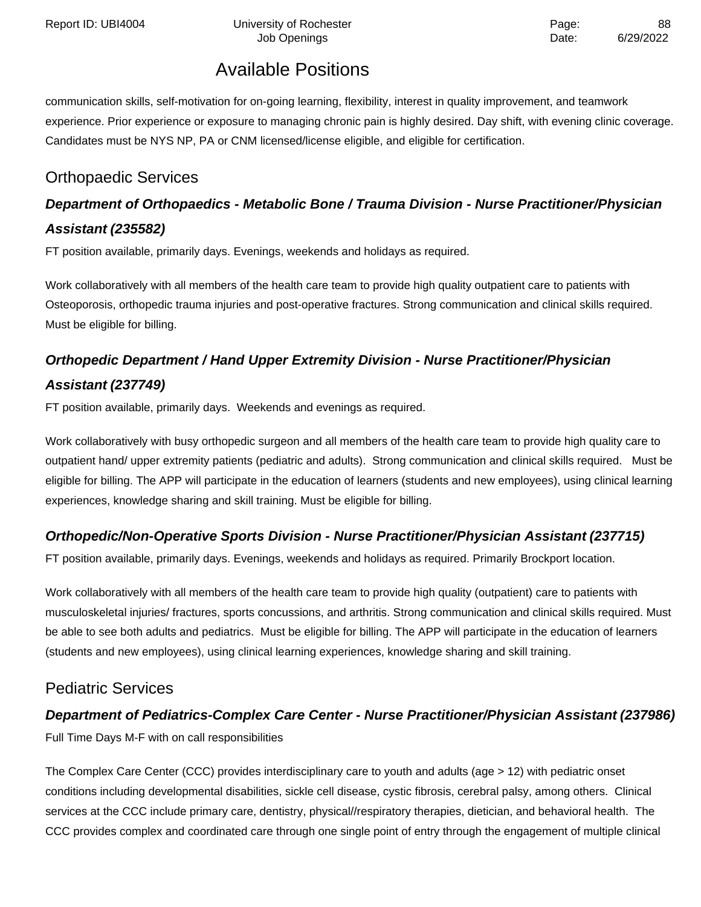communication skills, self-motivation for on-going learning, flexibility, interest in quality improvement, and teamwork experience. Prior experience or exposure to managing chronic pain is highly desired. Day shift, with evening clinic coverage. Candidates must be NYS NP, PA or CNM licensed/license eligible, and eligible for certification.

## Orthopaedic Services

### *Department of Orthopaedics - Metabolic Bone / Trauma Division - Nurse Practitioner/Physician Assistant (235582)*

FT position available, primarily days. Evenings, weekends and holidays as required.

Work collaboratively with all members of the health care team to provide high quality outpatient care to patients with Osteoporosis, orthopedic trauma injuries and post-operative fractures. Strong communication and clinical skills required. Must be eligible for billing.

### *Orthopedic Department / Hand Upper Extremity Division - Nurse Practitioner/Physician Assistant (237749)*

FT position available, primarily days. Weekends and evenings as required.

Work collaboratively with busy orthopedic surgeon and all members of the health care team to provide high quality care to outpatient hand/ upper extremity patients (pediatric and adults). Strong communication and clinical skills required. Must be eligible for billing. The APP will participate in the education of learners (students and new employees), using clinical learning experiences, knowledge sharing and skill training. Must be eligible for billing.

### *Orthopedic/Non-Operative Sports Division - Nurse Practitioner/Physician Assistant (237715)*

FT position available, primarily days. Evenings, weekends and holidays as required. Primarily Brockport location.

Work collaboratively with all members of the health care team to provide high quality (outpatient) care to patients with musculoskeletal injuries/ fractures, sports concussions, and arthritis. Strong communication and clinical skills required. Must be able to see both adults and pediatrics. Must be eligible for billing. The APP will participate in the education of learners (students and new employees), using clinical learning experiences, knowledge sharing and skill training.

## Pediatric Services

### *Department of Pediatrics-Complex Care Center - Nurse Practitioner/Physician Assistant (237986)*

Full Time Days M-F with on call responsibilities

The Complex Care Center (CCC) provides interdisciplinary care to youth and adults (age > 12) with pediatric onset conditions including developmental disabilities, sickle cell disease, cystic fibrosis, cerebral palsy, among others. Clinical services at the CCC include primary care, dentistry, physical//respiratory therapies, dietician, and behavioral health. The CCC provides complex and coordinated care through one single point of entry through the engagement of multiple clinical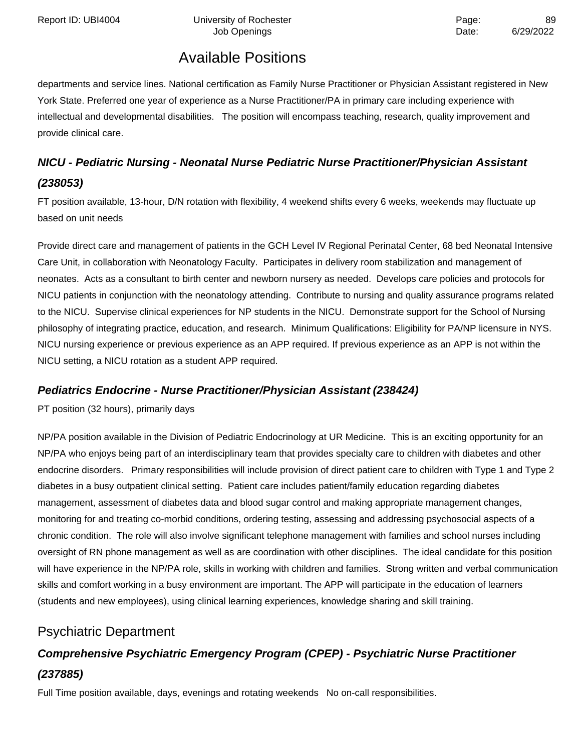departments and service lines. National certification as Family Nurse Practitioner or Physician Assistant registered in New York State. Preferred one year of experience as a Nurse Practitioner/PA in primary care including experience with intellectual and developmental disabilities. The position will encompass teaching, research, quality improvement and provide clinical care.

### *NICU - Pediatric Nursing - Neonatal Nurse Pediatric Nurse Practitioner/Physician Assistant (238053)*

FT position available, 13-hour, D/N rotation with flexibility, 4 weekend shifts every 6 weeks, weekends may fluctuate up based on unit needs

Provide direct care and management of patients in the GCH Level IV Regional Perinatal Center, 68 bed Neonatal Intensive Care Unit, in collaboration with Neonatology Faculty. Participates in delivery room stabilization and management of neonates. Acts as a consultant to birth center and newborn nursery as needed. Develops care policies and protocols for NICU patients in conjunction with the neonatology attending. Contribute to nursing and quality assurance programs related to the NICU. Supervise clinical experiences for NP students in the NICU. Demonstrate support for the School of Nursing philosophy of integrating practice, education, and research. Minimum Qualifications: Eligibility for PA/NP licensure in NYS. NICU nursing experience or previous experience as an APP required. If previous experience as an APP is not within the NICU setting, a NICU rotation as a student APP required.

### *Pediatrics Endocrine - Nurse Practitioner/Physician Assistant (238424)*

PT position (32 hours), primarily days

NP/PA position available in the Division of Pediatric Endocrinology at UR Medicine. This is an exciting opportunity for an NP/PA who enjoys being part of an interdisciplinary team that provides specialty care to children with diabetes and other endocrine disorders. Primary responsibilities will include provision of direct patient care to children with Type 1 and Type 2 diabetes in a busy outpatient clinical setting. Patient care includes patient/family education regarding diabetes management, assessment of diabetes data and blood sugar control and making appropriate management changes, monitoring for and treating co-morbid conditions, ordering testing, assessing and addressing psychosocial aspects of a chronic condition. The role will also involve significant telephone management with families and school nurses including oversight of RN phone management as well as are coordination with other disciplines. The ideal candidate for this position will have experience in the NP/PA role, skills in working with children and families. Strong written and verbal communication skills and comfort working in a busy environment are important. The APP will participate in the education of learners (students and new employees), using clinical learning experiences, knowledge sharing and skill training.

## Psychiatric Department

### *Comprehensive Psychiatric Emergency Program (CPEP) - Psychiatric Nurse Practitioner (237885)*

Full Time position available, days, evenings and rotating weekends No on-call responsibilities.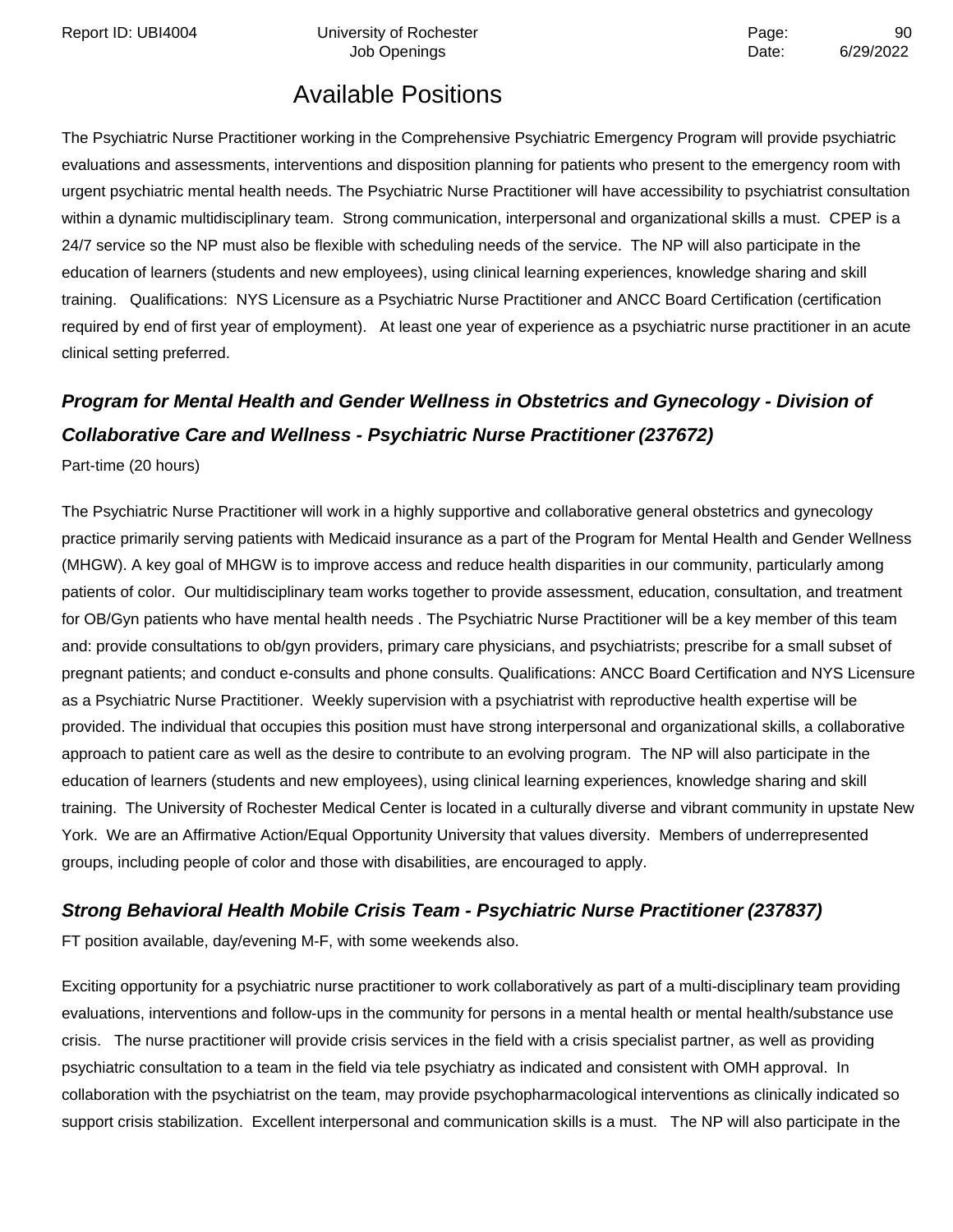## Available Positions

The Psychiatric Nurse Practitioner working in the Comprehensive Psychiatric Emergency Program will provide psychiatric evaluations and assessments, interventions and disposition planning for patients who present to the emergency room with urgent psychiatric mental health needs. The Psychiatric Nurse Practitioner will have accessibility to psychiatrist consultation within a dynamic multidisciplinary team. Strong communication, interpersonal and organizational skills a must. CPEP is a 24/7 service so the NP must also be flexible with scheduling needs of the service. The NP will also participate in the education of learners (students and new employees), using clinical learning experiences, knowledge sharing and skill training. Qualifications: NYS Licensure as a Psychiatric Nurse Practitioner and ANCC Board Certification (certification required by end of first year of employment). At least one year of experience as a psychiatric nurse practitioner in an acute clinical setting preferred.

### *Program for Mental Health and Gender Wellness in Obstetrics and Gynecology - Division of Collaborative Care and Wellness - Psychiatric Nurse Practitioner (237672)*

Part-time (20 hours)

The Psychiatric Nurse Practitioner will work in a highly supportive and collaborative general obstetrics and gynecology practice primarily serving patients with Medicaid insurance as a part of the Program for Mental Health and Gender Wellness (MHGW). A key goal of MHGW is to improve access and reduce health disparities in our community, particularly among patients of color. Our multidisciplinary team works together to provide assessment, education, consultation, and treatment for OB/Gyn patients who have mental health needs . The Psychiatric Nurse Practitioner will be a key member of this team and: provide consultations to ob/gyn providers, primary care physicians, and psychiatrists; prescribe for a small subset of pregnant patients; and conduct e-consults and phone consults. Qualifications: ANCC Board Certification and NYS Licensure as a Psychiatric Nurse Practitioner. Weekly supervision with a psychiatrist with reproductive health expertise will be provided. The individual that occupies this position must have strong interpersonal and organizational skills, a collaborative approach to patient care as well as the desire to contribute to an evolving program. The NP will also participate in the education of learners (students and new employees), using clinical learning experiences, knowledge sharing and skill training. The University of Rochester Medical Center is located in a culturally diverse and vibrant community in upstate New York. We are an Affirmative Action/Equal Opportunity University that values diversity. Members of underrepresented groups, including people of color and those with disabilities, are encouraged to apply.

### *Strong Behavioral Health Mobile Crisis Team - Psychiatric Nurse Practitioner (237837)*

FT position available, day/evening M-F, with some weekends also.

Exciting opportunity for a psychiatric nurse practitioner to work collaboratively as part of a multi-disciplinary team providing evaluations, interventions and follow-ups in the community for persons in a mental health or mental health/substance use crisis. The nurse practitioner will provide crisis services in the field with a crisis specialist partner, as well as providing psychiatric consultation to a team in the field via tele psychiatry as indicated and consistent with OMH approval. In collaboration with the psychiatrist on the team, may provide psychopharmacological interventions as clinically indicated so support crisis stabilization. Excellent interpersonal and communication skills is a must. The NP will also participate in the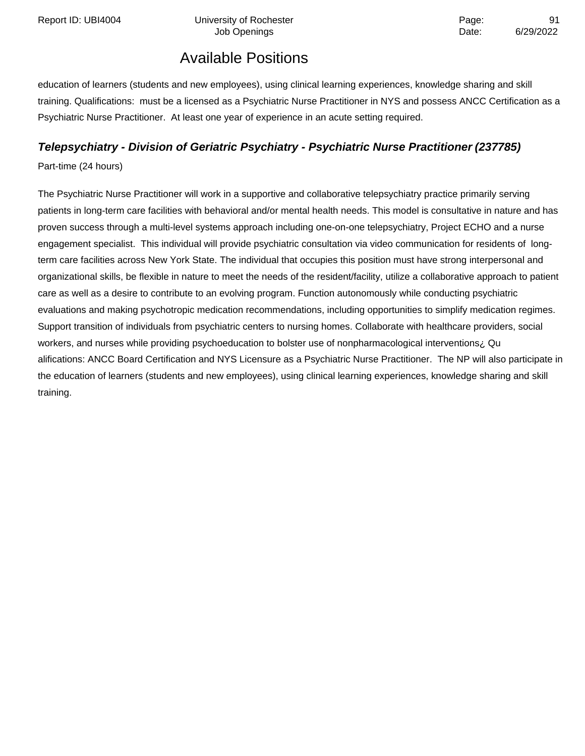## Available Positions

education of learners (students and new employees), using clinical learning experiences, knowledge sharing and skill training. Qualifications: must be a licensed as a Psychiatric Nurse Practitioner in NYS and possess ANCC Certification as a Psychiatric Nurse Practitioner. At least one year of experience in an acute setting required.

### *Telepsychiatry - Division of Geriatric Psychiatry - Psychiatric Nurse Practitioner (237785)*

Part-time (24 hours)

The Psychiatric Nurse Practitioner will work in a supportive and collaborative telepsychiatry practice primarily serving patients in long-term care facilities with behavioral and/or mental health needs. This model is consultative in nature and has proven success through a multi-level systems approach including one-on-one telepsychiatry, Project ECHO and a nurse engagement specialist. This individual will provide psychiatric consultation via video communication for residents of long-term care facilities across New York State. The individual that occupies this position must have strong interpersonal and organizational skills, be flexible in nature to meet the needs of the resident/facility, utilize a collaborative approach to patient care as well as a desire to contribute to an evolving program. Function autonomously while conducting psychiatric evaluations and making psychotropic medication recommendations, including opportunities to simplify medication regimes. Support transition of individuals from psychiatric centers to nursing homes. Collaborate with healthcare providers, social workers, and nurses while providing psychoeducation to bolster use of nonpharmacological interventions¿ Qu alifications: ANCC Board Certification and NYS Licensure as a Psychiatric Nurse Practitioner. The NP will also participate in the education of learners (students and new employees), using clinical learning experiences, knowledge sharing and skill training.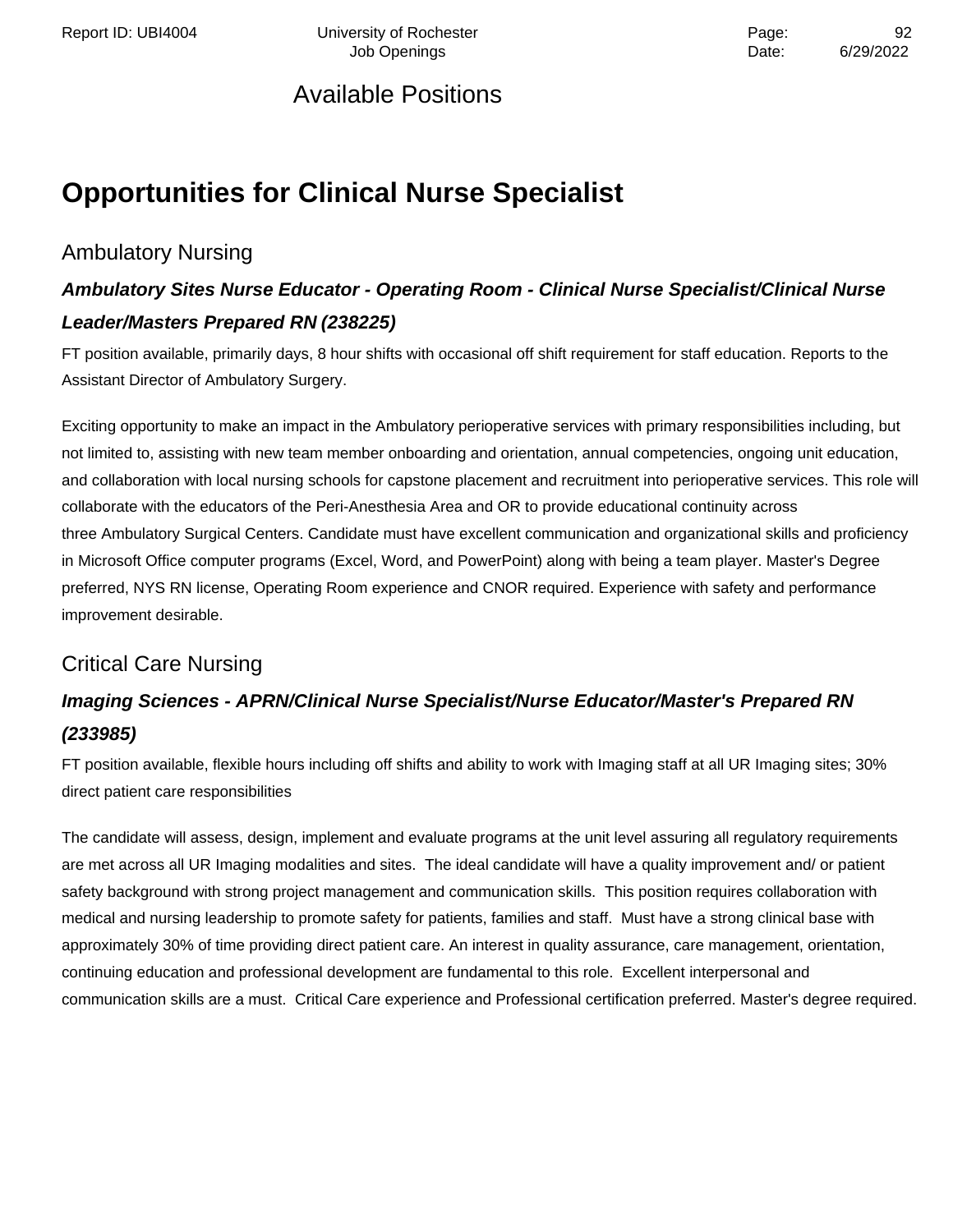# Available Positions

## Opportunities for Clinical Nurse Specialist

### Ambulatory Nursing

#### *Ambulatory Sites Nurse Educator - Operating Room - Clinical Nurse Specialist/Clinical Nurse Leader/Masters Prepared RN (238225)*

FT position available, primarily days, 8 hour shifts with occasional off shift requirement for staff education. Reports to the Assistant Director of Ambulatory Surgery.

Exciting opportunity to make an impact in the Ambulatory perioperative services with primary responsibilities including, but not limited to, assisting with new team member onboarding and orientation, annual competencies, ongoing unit education, and collaboration with local nursing schools for capstone placement and recruitment into perioperative services. This role will collaborate with the educators of the Peri-Anesthesia Area and OR to provide educational continuity across three Ambulatory Surgical Centers. Candidate must have excellent communication and organizational skills and proficiency in Microsoft Office computer programs (Excel, Word, and PowerPoint) along with being a team player. Master's Degree preferred, NYS RN license, Operating Room experience and CNOR required. Experience with safety and performance improvement desirable.

### Critical Care Nursing

#### *Imaging Sciences - APRN/Clinical Nurse Specialist/Nurse Educator/Master's Prepared RN (233985)*

FT position available, flexible hours including off shifts and ability to work with Imaging staff at all UR Imaging sites; 30% direct patient care responsibilities

The candidate will assess, design, implement and evaluate programs at the unit level assuring all regulatory requirements are met across all UR Imaging modalities and sites. The ideal candidate will have a quality improvement and/ or patient safety background with strong project management and communication skills. This position requires collaboration with medical and nursing leadership to promote safety for patients, families and staff. Must have a strong clinical base with approximately 30% of time providing direct patient care. An interest in quality assurance, care management, orientation, continuing education and professional development are fundamental to this role. Excellent interpersonal and communication skills are a must. Critical Care experience and Professional certification preferred. Master's degree required.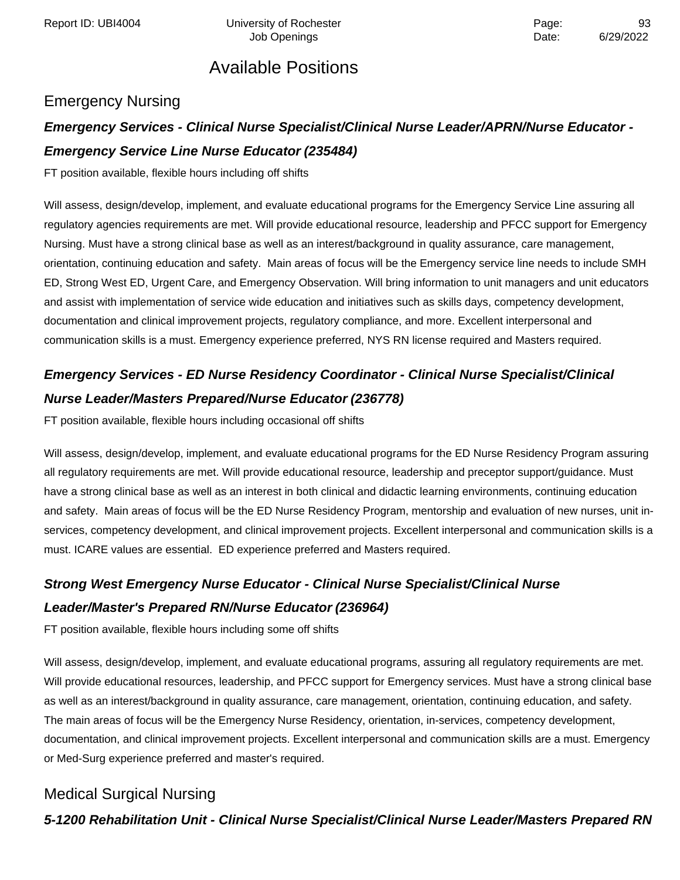# Available Positions

## Emergency Nursing

### *Emergency Services - Clinical Nurse Specialist/Clinical Nurse Leader/APRN/Nurse Educator - Emergency Service Line Nurse Educator (235484)*

FT position available, flexible hours including off shifts

Will assess, design/develop, implement, and evaluate educational programs for the Emergency Service Line assuring all regulatory agencies requirements are met. Will provide educational resource, leadership and PFCC support for Emergency Nursing. Must have a strong clinical base as well as an interest/background in quality assurance, care management, orientation, continuing education and safety. Main areas of focus will be the Emergency service line needs to include SMH ED, Strong West ED, Urgent Care, and Emergency Observation. Will bring information to unit managers and unit educators and assist with implementation of service wide education and initiatives such as skills days, competency development, documentation and clinical improvement projects, regulatory compliance, and more. Excellent interpersonal and communication skills is a must. Emergency experience preferred, NYS RN license required and Masters required.

### *Emergency Services - ED Nurse Residency Coordinator - Clinical Nurse Specialist/Clinical Nurse Leader/Masters Prepared/Nurse Educator (236778)*

FT position available, flexible hours including occasional off shifts

Will assess, design/develop, implement, and evaluate educational programs for the ED Nurse Residency Program assuring all regulatory requirements are met. Will provide educational resource, leadership and preceptor support/guidance. Must have a strong clinical base as well as an interest in both clinical and didactic learning environments, continuing education and safety. Main areas of focus will be the ED Nurse Residency Program, mentorship and evaluation of new nurses, unit in-services, competency development, and clinical improvement projects. Excellent interpersonal and communication skills is a must. ICARE values are essential. ED experience preferred and Masters required.

### *Strong West Emergency Nurse Educator - Clinical Nurse Specialist/Clinical Nurse Leader/Master's Prepared RN/Nurse Educator (236964)*

FT position available, flexible hours including some off shifts

Will assess, design/develop, implement, and evaluate educational programs, assuring all regulatory requirements are met. Will provide educational resources, leadership, and PFCC support for Emergency services. Must have a strong clinical base as well as an interest/background in quality assurance, care management, orientation, continuing education, and safety. The main areas of focus will be the Emergency Nurse Residency, orientation, in-services, competency development, documentation, and clinical improvement projects. Excellent interpersonal and communication skills are a must. Emergency or Med-Surg experience preferred and master's required.

## Medical Surgical Nursing

### *5-1200 Rehabilitation Unit - Clinical Nurse Specialist/Clinical Nurse Leader/Masters Prepared RN*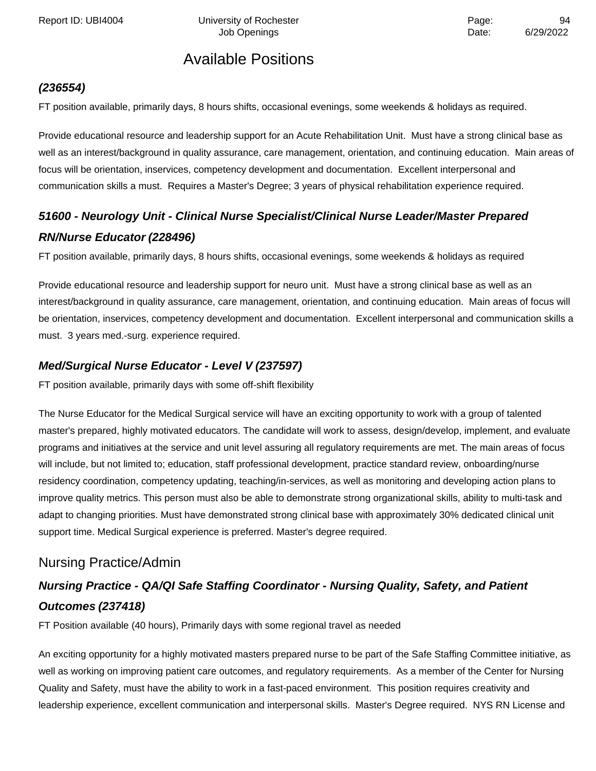# Available Positions

### *(236554)*

FT position available, primarily days, 8 hours shifts, occasional evenings, some weekends & holidays as required.

Provide educational resource and leadership support for an Acute Rehabilitation Unit.  Must have a strong clinical base as well as an interest/background in quality assurance, care management, orientation, and continuing education.  Main areas of focus will be orientation, inservices, competency development and documentation.  Excellent interpersonal and communication skills a must.  Requires a Master's Degree; 3 years of physical rehabilitation experience required.

### *51600 - Neurology Unit - Clinical Nurse Specialist/Clinical Nurse Leader/Master Prepared RN/Nurse Educator (228496)*

FT position available, primarily days, 8 hours shifts, occasional evenings, some weekends & holidays as required

Provide educational resource and leadership support for neuro unit.  Must have a strong clinical base as well as an interest/background in quality assurance, care management, orientation, and continuing education.  Main areas of focus will be orientation, inservices, competency development and documentation.  Excellent interpersonal and communication skills a must.  3 years med.-surg. experience required.

### *Med/Surgical Nurse Educator - Level V (237597)*

FT position available, primarily days with some off-shift flexibility

The Nurse Educator for the Medical Surgical service will have an exciting opportunity to work with a group of talented master's prepared, highly motivated educators. The candidate will work to assess, design/develop, implement, and evaluate programs and initiatives at the service and unit level assuring all regulatory requirements are met. The main areas of focus will include, but not limited to; education, staff professional development, practice standard review, onboarding/nurse residency coordination, competency updating, teaching/in-services, as well as monitoring and developing action plans to improve quality metrics. This person must also be able to demonstrate strong organizational skills, ability to multi-task and adapt to changing priorities. Must have demonstrated strong clinical base with approximately 30% dedicated clinical unit support time. Medical Surgical experience is preferred. Master's degree required.

## Nursing Practice/Admin

### *Nursing Practice - QA/QI Safe Staffing Coordinator - Nursing Quality, Safety, and Patient Outcomes (237418)*

FT Position available (40 hours), Primarily days with some regional travel as needed

An exciting opportunity for a highly motivated masters prepared nurse to be part of the Safe Staffing Committee initiative, as well as working on improving patient care outcomes, and regulatory requirements.  As a member of the Center for Nursing Quality and Safety, must have the ability to work in a fast-paced environment.  This position requires creativity and leadership experience, excellent communication and interpersonal skills.  Master's Degree required.  NYS RN License and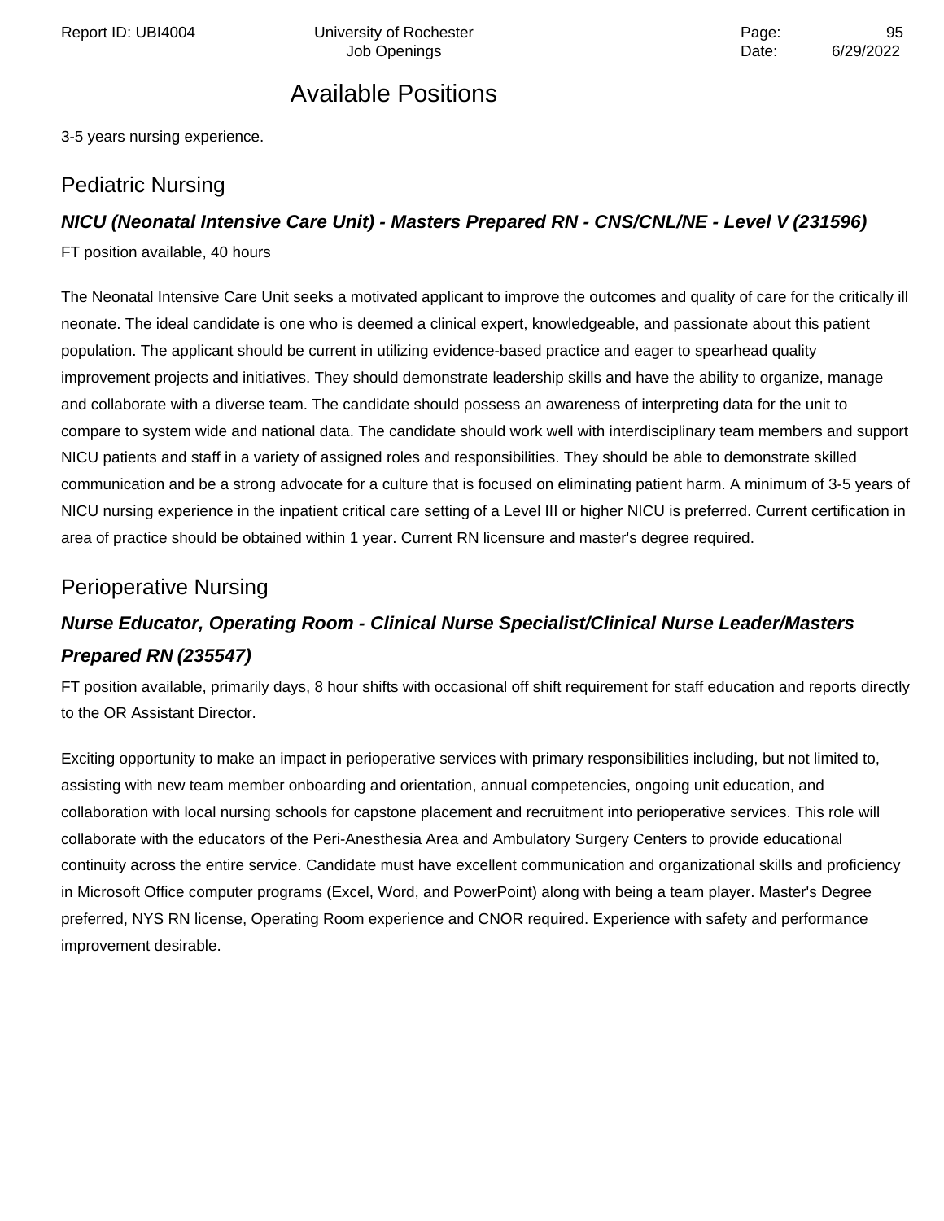## Available Positions

3-5 years nursing experience.

### Pediatric Nursing

#### ***NICU (Neonatal Intensive Care Unit) - Masters Prepared RN - CNS/CNL/NE - Level V (231596)***

FT position available, 40 hours

The Neonatal Intensive Care Unit seeks a motivated applicant to improve the outcomes and quality of care for the critically ill neonate. The ideal candidate is one who is deemed a clinical expert, knowledgeable, and passionate about this patient population. The applicant should be current in utilizing evidence-based practice and eager to spearhead quality improvement projects and initiatives. They should demonstrate leadership skills and have the ability to organize, manage and collaborate with a diverse team. The candidate should possess an awareness of interpreting data for the unit to compare to system wide and national data. The candidate should work well with interdisciplinary team members and support NICU patients and staff in a variety of assigned roles and responsibilities. They should be able to demonstrate skilled communication and be a strong advocate for a culture that is focused on eliminating patient harm. A minimum of 3-5 years of NICU nursing experience in the inpatient critical care setting of a Level III or higher NICU is preferred. Current certification in area of practice should be obtained within 1 year. Current RN licensure and master's degree required.

### Perioperative Nursing

#### ***Nurse Educator, Operating Room - Clinical Nurse Specialist/Clinical Nurse Leader/Masters Prepared RN (235547)***

FT position available, primarily days, 8 hour shifts with occasional off shift requirement for staff education and reports directly to the OR Assistant Director.

Exciting opportunity to make an impact in perioperative services with primary responsibilities including, but not limited to, assisting with new team member onboarding and orientation, annual competencies, ongoing unit education, and collaboration with local nursing schools for capstone placement and recruitment into perioperative services. This role will collaborate with the educators of the Peri-Anesthesia Area and Ambulatory Surgery Centers to provide educational continuity across the entire service. Candidate must have excellent communication and organizational skills and proficiency in Microsoft Office computer programs (Excel, Word, and PowerPoint) along with being a team player. Master's Degree preferred, NYS RN license, Operating Room experience and CNOR required. Experience with safety and performance improvement desirable.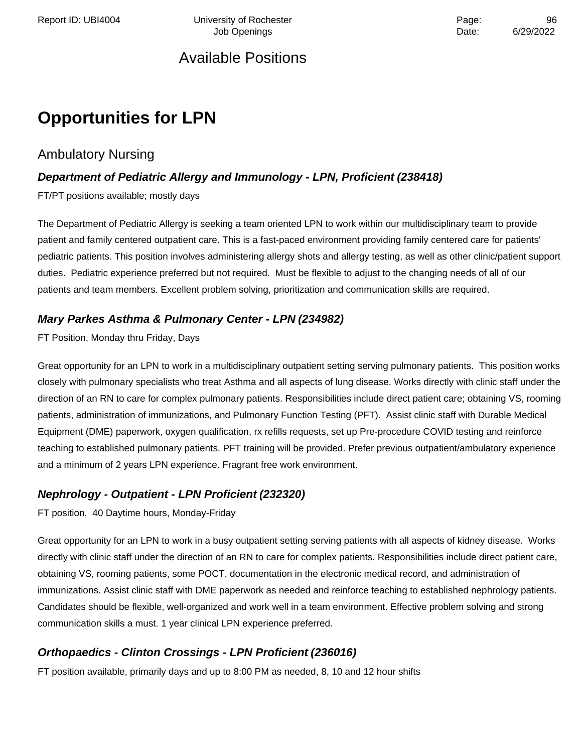# Available Positions

# Opportunities for LPN

## Ambulatory Nursing

### *Department of Pediatric Allergy and Immunology - LPN, Proficient (238418)*

FT/PT positions available; mostly days

The Department of Pediatric Allergy is seeking a team oriented LPN to work within our multidisciplinary team to provide patient and family centered outpatient care. This is a fast-paced environment providing family centered care for patients' pediatric patients. This position involves administering allergy shots and allergy testing, as well as other clinic/patient support duties. Pediatric experience preferred but not required. Must be flexible to adjust to the changing needs of all of our patients and team members. Excellent problem solving, prioritization and communication skills are required.

### *Mary Parkes Asthma & Pulmonary Center - LPN (234982)*

FT Position, Monday thru Friday, Days

Great opportunity for an LPN to work in a multidisciplinary outpatient setting serving pulmonary patients. This position works closely with pulmonary specialists who treat Asthma and all aspects of lung disease. Works directly with clinic staff under the direction of an RN to care for complex pulmonary patients. Responsibilities include direct patient care; obtaining VS, rooming patients, administration of immunizations, and Pulmonary Function Testing (PFT). Assist clinic staff with Durable Medical Equipment (DME) paperwork, oxygen qualification, rx refills requests, set up Pre-procedure COVID testing and reinforce teaching to established pulmonary patients. PFT training will be provided. Prefer previous outpatient/ambulatory experience and a minimum of 2 years LPN experience. Fragrant free work environment.

### *Nephrology - Outpatient - LPN Proficient (232320)*

FT position, 40 Daytime hours, Monday-Friday

Great opportunity for an LPN to work in a busy outpatient setting serving patients with all aspects of kidney disease. Works directly with clinic staff under the direction of an RN to care for complex patients. Responsibilities include direct patient care, obtaining VS, rooming patients, some POCT, documentation in the electronic medical record, and administration of immunizations. Assist clinic staff with DME paperwork as needed and reinforce teaching to established nephrology patients. Candidates should be flexible, well-organized and work well in a team environment. Effective problem solving and strong communication skills a must. 1 year clinical LPN experience preferred.

### *Orthopaedics - Clinton Crossings - LPN Proficient (236016)*

FT position available, primarily days and up to 8:00 PM as needed, 8, 10 and 12 hour shifts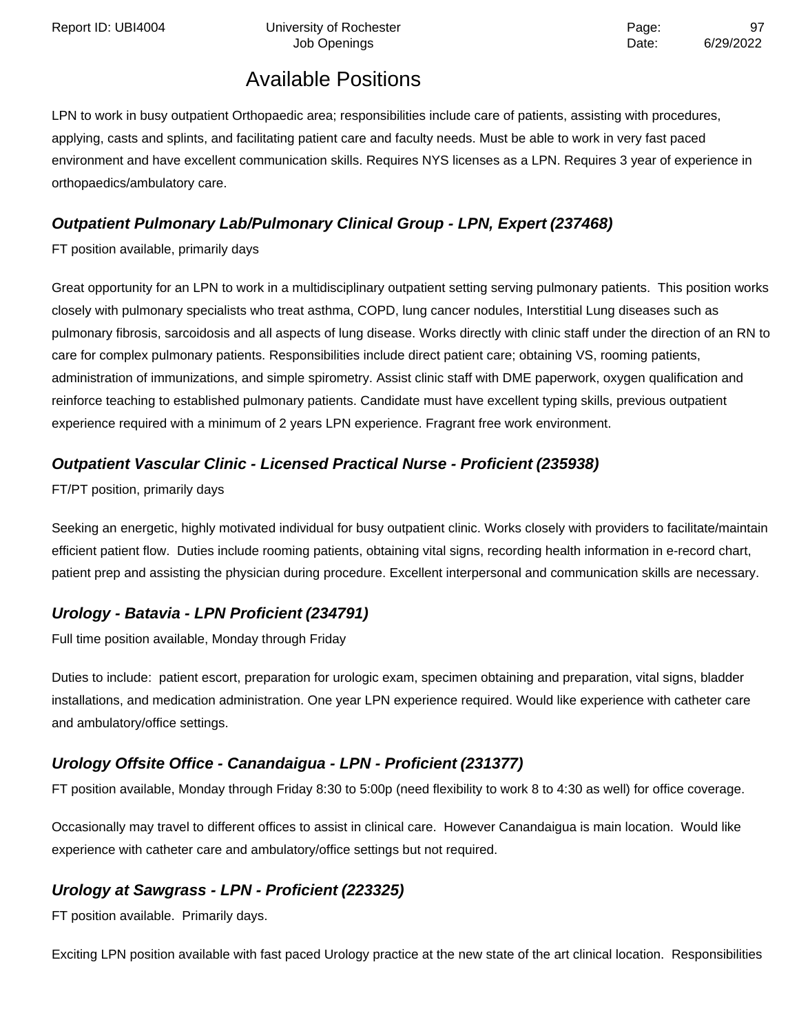## Available Positions

LPN to work in busy outpatient Orthopaedic area; responsibilities include care of patients, assisting with procedures, applying, casts and splints, and facilitating patient care and faculty needs. Must be able to work in very fast paced environment and have excellent communication skills. Requires NYS licenses as a LPN. Requires 3 year of experience in orthopaedics/ambulatory care.

### *Outpatient Pulmonary Lab/Pulmonary Clinical Group - LPN, Expert (237468)*

FT position available, primarily days

Great opportunity for an LPN to work in a multidisciplinary outpatient setting serving pulmonary patients. This position works closely with pulmonary specialists who treat asthma, COPD, lung cancer nodules, Interstitial Lung diseases such as pulmonary fibrosis, sarcoidosis and all aspects of lung disease. Works directly with clinic staff under the direction of an RN to care for complex pulmonary patients. Responsibilities include direct patient care; obtaining VS, rooming patients, administration of immunizations, and simple spirometry. Assist clinic staff with DME paperwork, oxygen qualification and reinforce teaching to established pulmonary patients. Candidate must have excellent typing skills, previous outpatient experience required with a minimum of 2 years LPN experience. Fragrant free work environment.

### *Outpatient Vascular Clinic - Licensed Practical Nurse - Proficient (235938)*

FT/PT position, primarily days

Seeking an energetic, highly motivated individual for busy outpatient clinic. Works closely with providers to facilitate/maintain efficient patient flow. Duties include rooming patients, obtaining vital signs, recording health information in e-record chart, patient prep and assisting the physician during procedure. Excellent interpersonal and communication skills are necessary.

### *Urology - Batavia - LPN Proficient (234791)*

Full time position available, Monday through Friday

Duties to include: patient escort, preparation for urologic exam, specimen obtaining and preparation, vital signs, bladder installations, and medication administration. One year LPN experience required. Would like experience with catheter care and ambulatory/office settings.

### *Urology Offsite Office - Canandaigua - LPN - Proficient (231377)*

FT position available, Monday through Friday 8:30 to 5:00p (need flexibility to work 8 to 4:30 as well) for office coverage.

Occasionally may travel to different offices to assist in clinical care. However Canandaigua is main location. Would like experience with catheter care and ambulatory/office settings but not required.

### *Urology at Sawgrass - LPN - Proficient (223325)*

FT position available. Primarily days.

Exciting LPN position available with fast paced Urology practice at the new state of the art clinical location. Responsibilities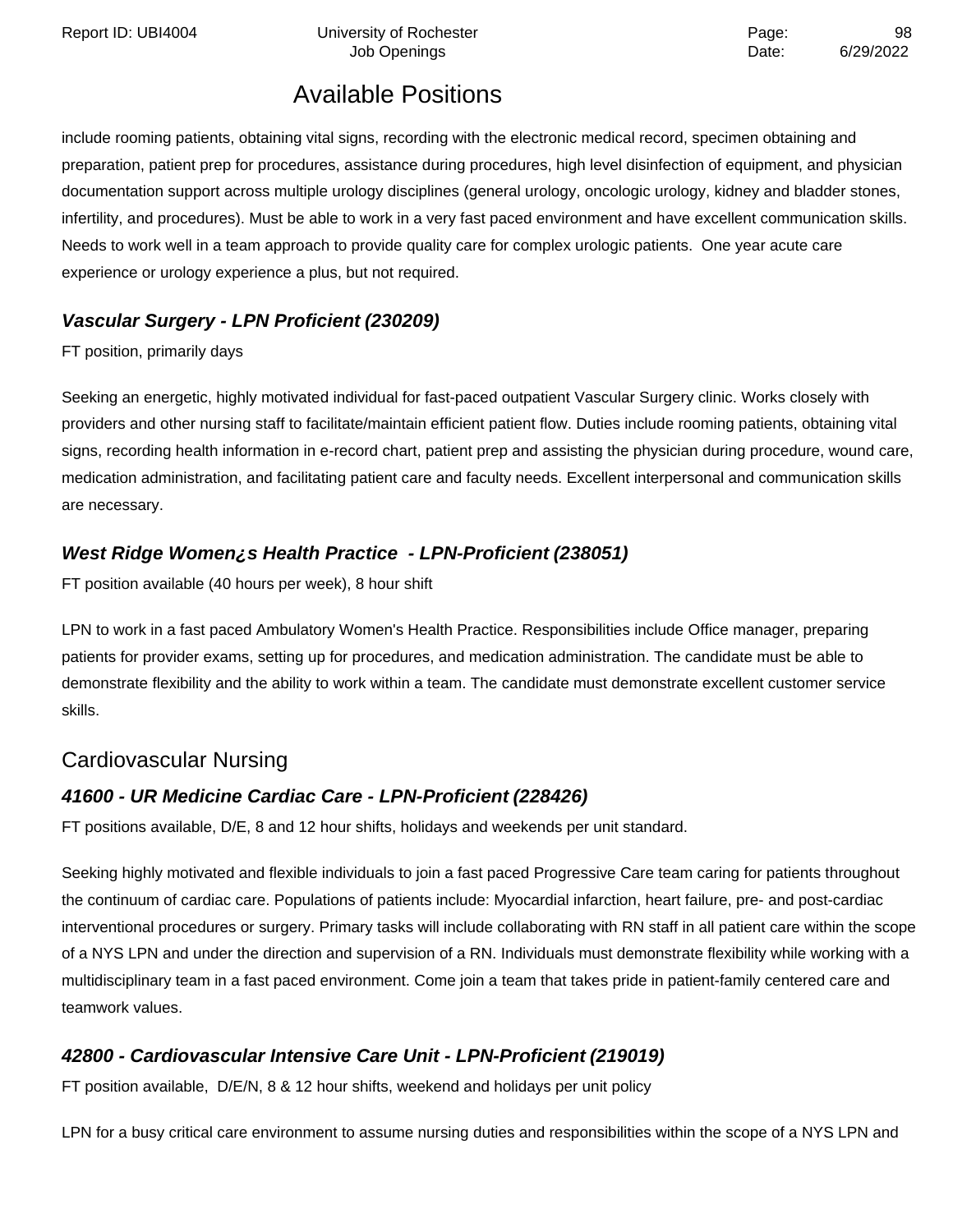## Available Positions

include rooming patients, obtaining vital signs, recording with the electronic medical record, specimen obtaining and preparation, patient prep for procedures, assistance during procedures, high level disinfection of equipment, and physician documentation support across multiple urology disciplines (general urology, oncologic urology, kidney and bladder stones, infertility, and procedures). Must be able to work in a very fast paced environment and have excellent communication skills. Needs to work well in a team approach to provide quality care for complex urologic patients. One year acute care experience or urology experience a plus, but not required.

### *Vascular Surgery - LPN Proficient (230209)*

FT position, primarily days

Seeking an energetic, highly motivated individual for fast-paced outpatient Vascular Surgery clinic. Works closely with providers and other nursing staff to facilitate/maintain efficient patient flow. Duties include rooming patients, obtaining vital signs, recording health information in e-record chart, patient prep and assisting the physician during procedure, wound care, medication administration, and facilitating patient care and faculty needs. Excellent interpersonal and communication skills are necessary.

### *West Ridge Women¿s Health Practice - LPN-Proficient (238051)*

FT position available (40 hours per week), 8 hour shift

LPN to work in a fast paced Ambulatory Women's Health Practice. Responsibilities include Office manager, preparing patients for provider exams, setting up for procedures, and medication administration. The candidate must be able to demonstrate flexibility and the ability to work within a team. The candidate must demonstrate excellent customer service skills.

## Cardiovascular Nursing

### *41600 - UR Medicine Cardiac Care - LPN-Proficient (228426)*

FT positions available, D/E, 8 and 12 hour shifts, holidays and weekends per unit standard.

Seeking highly motivated and flexible individuals to join a fast paced Progressive Care team caring for patients throughout the continuum of cardiac care. Populations of patients include: Myocardial infarction, heart failure, pre- and post-cardiac interventional procedures or surgery. Primary tasks will include collaborating with RN staff in all patient care within the scope of a NYS LPN and under the direction and supervision of a RN. Individuals must demonstrate flexibility while working with a multidisciplinary team in a fast paced environment. Come join a team that takes pride in patient-family centered care and teamwork values.

### *42800 - Cardiovascular Intensive Care Unit - LPN-Proficient (219019)*

FT position available, D/E/N, 8 & 12 hour shifts, weekend and holidays per unit policy

LPN for a busy critical care environment to assume nursing duties and responsibilities within the scope of a NYS LPN and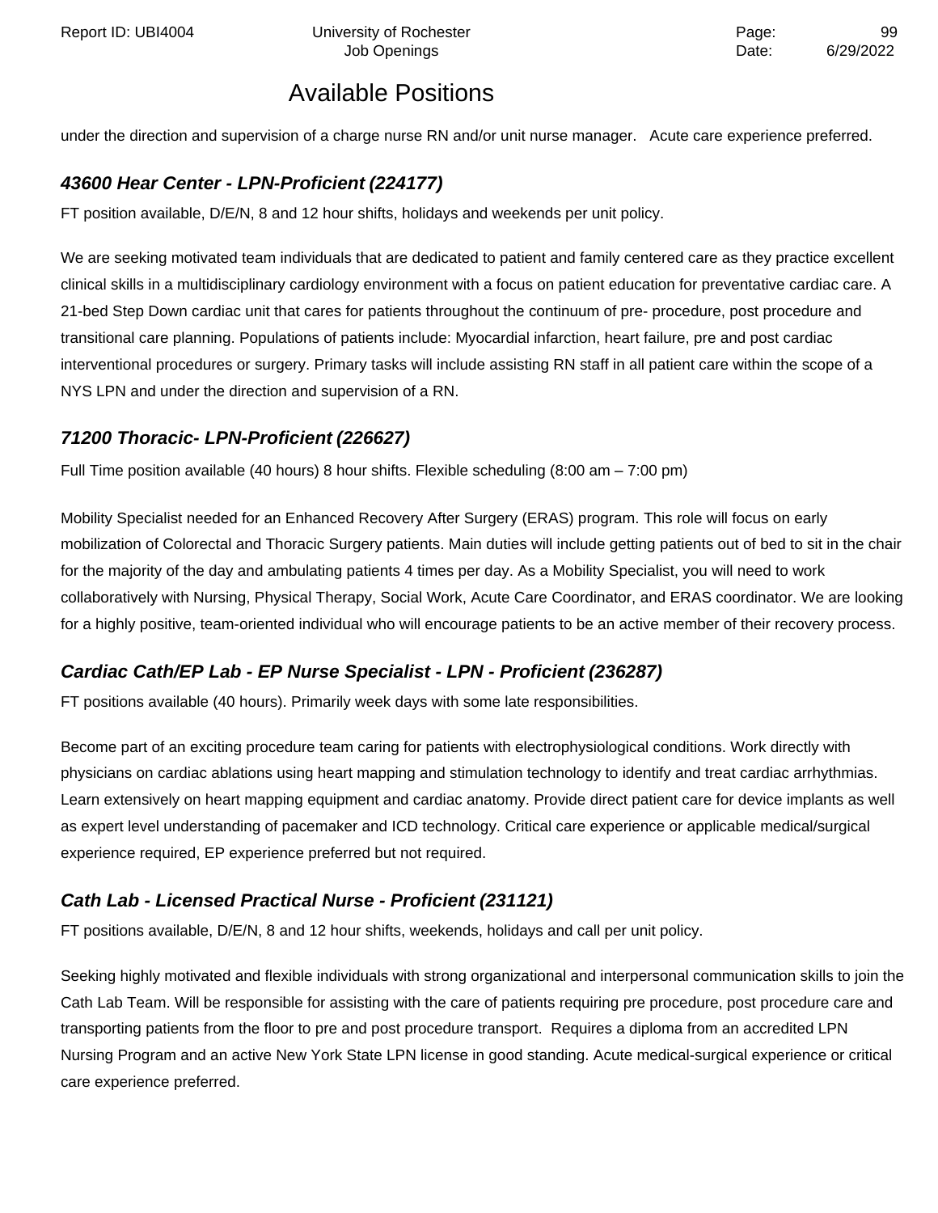## Available Positions

under the direction and supervision of a charge nurse RN and/or unit nurse manager. Acute care experience preferred.

### *43600 Hear Center - LPN-Proficient (224177)*

FT position available, D/E/N, 8 and 12 hour shifts, holidays and weekends per unit policy.

We are seeking motivated team individuals that are dedicated to patient and family centered care as they practice excellent clinical skills in a multidisciplinary cardiology environment with a focus on patient education for preventative cardiac care. A 21-bed Step Down cardiac unit that cares for patients throughout the continuum of pre- procedure, post procedure and transitional care planning. Populations of patients include: Myocardial infarction, heart failure, pre and post cardiac interventional procedures or surgery. Primary tasks will include assisting RN staff in all patient care within the scope of a NYS LPN and under the direction and supervision of a RN.

### *71200 Thoracic- LPN-Proficient (226627)*

Full Time position available (40 hours) 8 hour shifts. Flexible scheduling (8:00 am – 7:00 pm)

Mobility Specialist needed for an Enhanced Recovery After Surgery (ERAS) program. This role will focus on early mobilization of Colorectal and Thoracic Surgery patients. Main duties will include getting patients out of bed to sit in the chair for the majority of the day and ambulating patients 4 times per day. As a Mobility Specialist, you will need to work collaboratively with Nursing, Physical Therapy, Social Work, Acute Care Coordinator, and ERAS coordinator. We are looking for a highly positive, team-oriented individual who will encourage patients to be an active member of their recovery process.

### *Cardiac Cath/EP Lab - EP Nurse Specialist - LPN - Proficient (236287)*

FT positions available (40 hours). Primarily week days with some late responsibilities.

Become part of an exciting procedure team caring for patients with electrophysiological conditions. Work directly with physicians on cardiac ablations using heart mapping and stimulation technology to identify and treat cardiac arrhythmias. Learn extensively on heart mapping equipment and cardiac anatomy. Provide direct patient care for device implants as well as expert level understanding of pacemaker and ICD technology. Critical care experience or applicable medical/surgical experience required, EP experience preferred but not required.

### *Cath Lab - Licensed Practical Nurse - Proficient (231121)*

FT positions available, D/E/N, 8 and 12 hour shifts, weekends, holidays and call per unit policy.

Seeking highly motivated and flexible individuals with strong organizational and interpersonal communication skills to join the Cath Lab Team. Will be responsible for assisting with the care of patients requiring pre procedure, post procedure care and transporting patients from the floor to pre and post procedure transport. Requires a diploma from an accredited LPN Nursing Program and an active New York State LPN license in good standing. Acute medical-surgical experience or critical care experience preferred.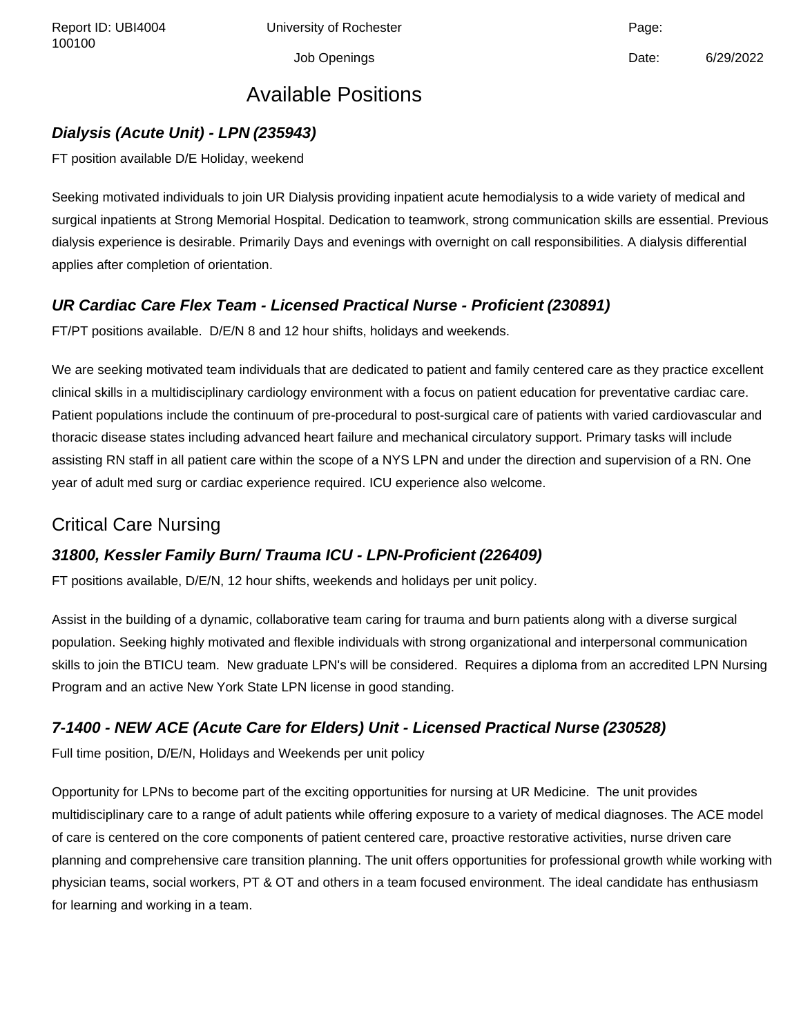## Available Positions

### ***Dialysis (Acute Unit) - LPN (235943)***

FT position available D/E Holiday, weekend

Seeking motivated individuals to join UR Dialysis providing inpatient acute hemodialysis to a wide variety of medical and surgical inpatients at Strong Memorial Hospital. Dedication to teamwork, strong communication skills are essential. Previous dialysis experience is desirable. Primarily Days and evenings with overnight on call responsibilities. A dialysis differential applies after completion of orientation.

### ***UR Cardiac Care Flex Team - Licensed Practical Nurse - Proficient (230891)***

FT/PT positions available. D/E/N 8 and 12 hour shifts, holidays and weekends.

We are seeking motivated team individuals that are dedicated to patient and family centered care as they practice excellent clinical skills in a multidisciplinary cardiology environment with a focus on patient education for preventative cardiac care. Patient populations include the continuum of pre-procedural to post-surgical care of patients with varied cardiovascular and thoracic disease states including advanced heart failure and mechanical circulatory support. Primary tasks will include assisting RN staff in all patient care within the scope of a NYS LPN and under the direction and supervision of a RN. One year of adult med surg or cardiac experience required. ICU experience also welcome.

## Critical Care Nursing

### ***31800, Kessler Family Burn/ Trauma ICU - LPN-Proficient (226409)***

FT positions available, D/E/N, 12 hour shifts, weekends and holidays per unit policy.

Assist in the building of a dynamic, collaborative team caring for trauma and burn patients along with a diverse surgical population. Seeking highly motivated and flexible individuals with strong organizational and interpersonal communication skills to join the BTICU team. New graduate LPN's will be considered. Requires a diploma from an accredited LPN Nursing Program and an active New York State LPN license in good standing.

### ***7-1400 - NEW ACE (Acute Care for Elders) Unit - Licensed Practical Nurse (230528)***

Full time position, D/E/N, Holidays and Weekends per unit policy

Opportunity for LPNs to become part of the exciting opportunities for nursing at UR Medicine. The unit provides multidisciplinary care to a range of adult patients while offering exposure to a variety of medical diagnoses. The ACE model of care is centered on the core components of patient centered care, proactive restorative activities, nurse driven care planning and comprehensive care transition planning. The unit offers opportunities for professional growth while working with physician teams, social workers, PT & OT and others in a team focused environment. The ideal candidate has enthusiasm for learning and working in a team.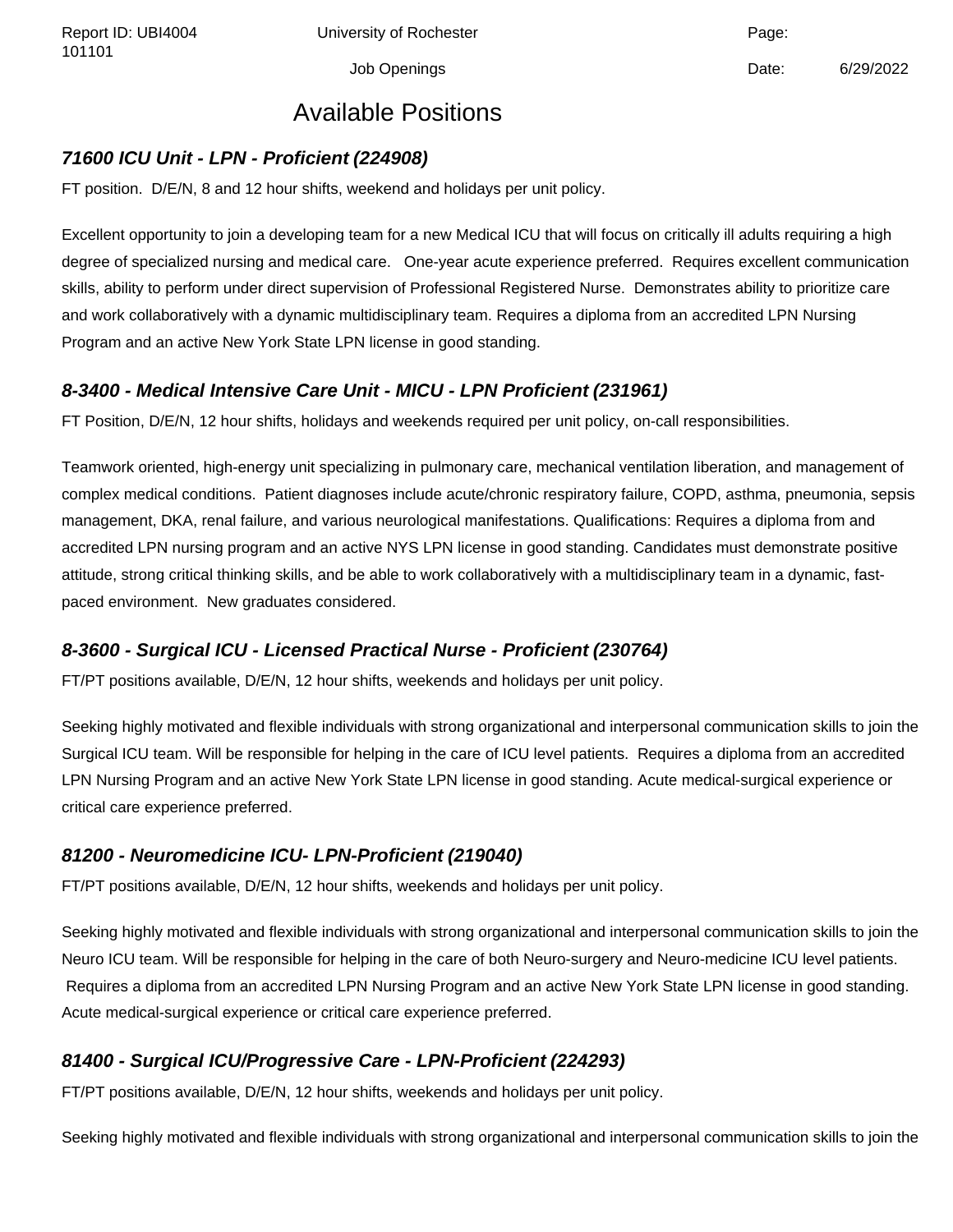# Available Positions

### *71600 ICU Unit - LPN - Proficient (224908)*

FT position. D/E/N, 8 and 12 hour shifts, weekend and holidays per unit policy.

Excellent opportunity to join a developing team for a new Medical ICU that will focus on critically ill adults requiring a high degree of specialized nursing and medical care. One-year acute experience preferred. Requires excellent communication skills, ability to perform under direct supervision of Professional Registered Nurse. Demonstrates ability to prioritize care and work collaboratively with a dynamic multidisciplinary team. Requires a diploma from an accredited LPN Nursing Program and an active New York State LPN license in good standing.

### *8-3400 - Medical Intensive Care Unit - MICU - LPN Proficient (231961)*

FT Position, D/E/N, 12 hour shifts, holidays and weekends required per unit policy, on-call responsibilities.

Teamwork oriented, high-energy unit specializing in pulmonary care, mechanical ventilation liberation, and management of complex medical conditions. Patient diagnoses include acute/chronic respiratory failure, COPD, asthma, pneumonia, sepsis management, DKA, renal failure, and various neurological manifestations. Qualifications: Requires a diploma from and accredited LPN nursing program and an active NYS LPN license in good standing. Candidates must demonstrate positive attitude, strong critical thinking skills, and be able to work collaboratively with a multidisciplinary team in a dynamic, fast-paced environment. New graduates considered.

### *8-3600 - Surgical ICU - Licensed Practical Nurse - Proficient (230764)*

FT/PT positions available, D/E/N, 12 hour shifts, weekends and holidays per unit policy.

Seeking highly motivated and flexible individuals with strong organizational and interpersonal communication skills to join the Surgical ICU team. Will be responsible for helping in the care of ICU level patients. Requires a diploma from an accredited LPN Nursing Program and an active New York State LPN license in good standing. Acute medical-surgical experience or critical care experience preferred.

### *81200 - Neuromedicine ICU- LPN-Proficient (219040)*

FT/PT positions available, D/E/N, 12 hour shifts, weekends and holidays per unit policy.

Seeking highly motivated and flexible individuals with strong organizational and interpersonal communication skills to join the Neuro ICU team. Will be responsible for helping in the care of both Neuro-surgery and Neuro-medicine ICU level patients. Requires a diploma from an accredited LPN Nursing Program and an active New York State LPN license in good standing. Acute medical-surgical experience or critical care experience preferred.

### *81400 - Surgical ICU/Progressive Care - LPN-Proficient (224293)*

FT/PT positions available, D/E/N, 12 hour shifts, weekends and holidays per unit policy.

Seeking highly motivated and flexible individuals with strong organizational and interpersonal communication skills to join the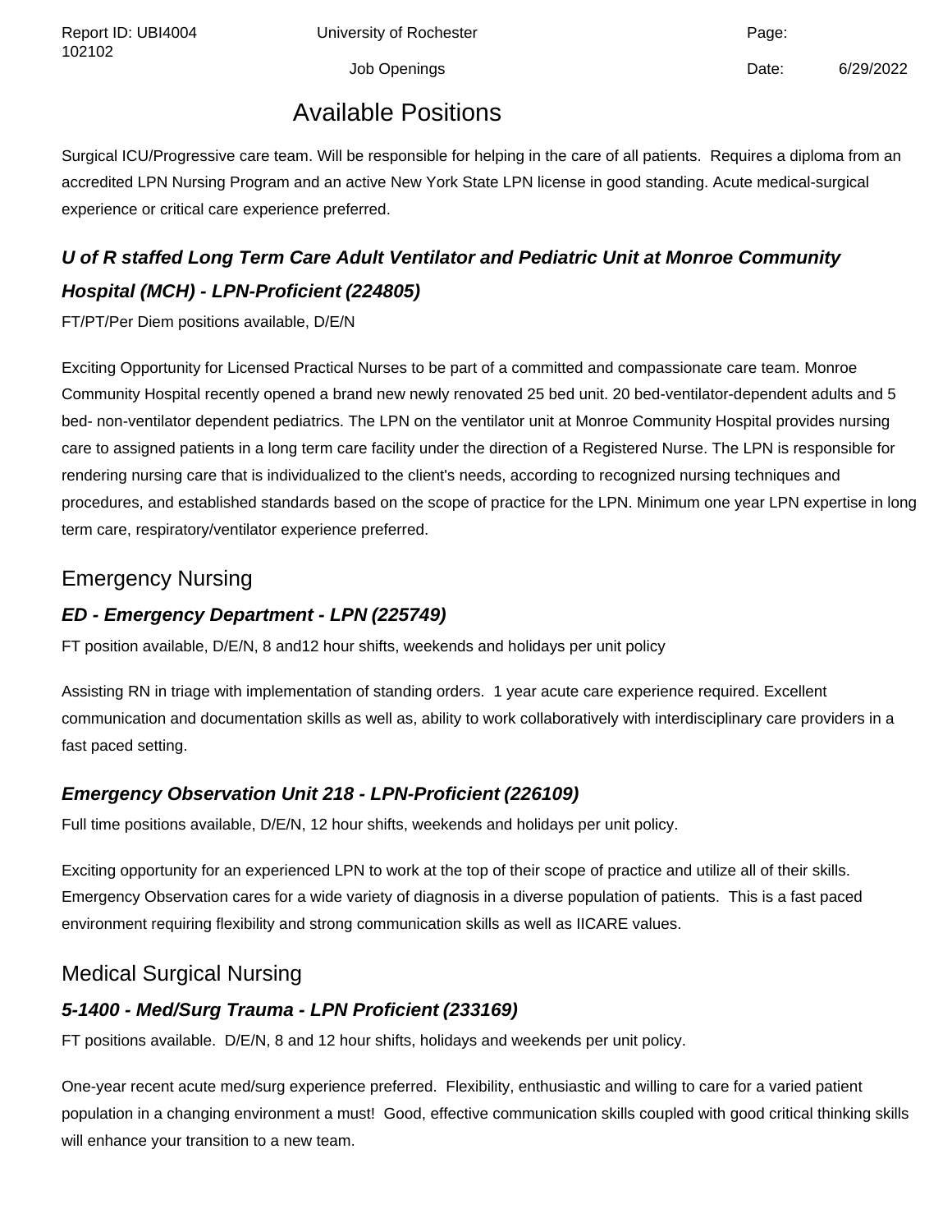## Available Positions

Surgical ICU/Progressive care team. Will be responsible for helping in the care of all patients. Requires a diploma from an accredited LPN Nursing Program and an active New York State LPN license in good standing. Acute medical-surgical experience or critical care experience preferred.

### ***U of R staffed Long Term Care Adult Ventilator and Pediatric Unit at Monroe Community Hospital (MCH) - LPN-Proficient (224805)***

FT/PT/Per Diem positions available, D/E/N

Exciting Opportunity for Licensed Practical Nurses to be part of a committed and compassionate care team. Monroe Community Hospital recently opened a brand new newly renovated 25 bed unit. 20 bed-ventilator-dependent adults and 5 bed- non-ventilator dependent pediatrics. The LPN on the ventilator unit at Monroe Community Hospital provides nursing care to assigned patients in a long term care facility under the direction of a Registered Nurse. The LPN is responsible for rendering nursing care that is individualized to the client's needs, according to recognized nursing techniques and procedures, and established standards based on the scope of practice for the LPN. Minimum one year LPN expertise in long term care, respiratory/ventilator experience preferred.

## Emergency Nursing

### ***ED - Emergency Department - LPN (225749)***

FT position available, D/E/N, 8 and12 hour shifts, weekends and holidays per unit policy

Assisting RN in triage with implementation of standing orders. 1 year acute care experience required. Excellent communication and documentation skills as well as, ability to work collaboratively with interdisciplinary care providers in a fast paced setting.

### ***Emergency Observation Unit 218 - LPN-Proficient (226109)***

Full time positions available, D/E/N, 12 hour shifts, weekends and holidays per unit policy.

Exciting opportunity for an experienced LPN to work at the top of their scope of practice and utilize all of their skills. Emergency Observation cares for a wide variety of diagnosis in a diverse population of patients. This is a fast paced environment requiring flexibility and strong communication skills as well as IICARE values.

## Medical Surgical Nursing

### ***5-1400 - Med/Surg Trauma - LPN Proficient (233169)***

FT positions available. D/E/N, 8 and 12 hour shifts, holidays and weekends per unit policy.

One-year recent acute med/surg experience preferred. Flexibility, enthusiastic and willing to care for a varied patient population in a changing environment a must! Good, effective communication skills coupled with good critical thinking skills will enhance your transition to a new team.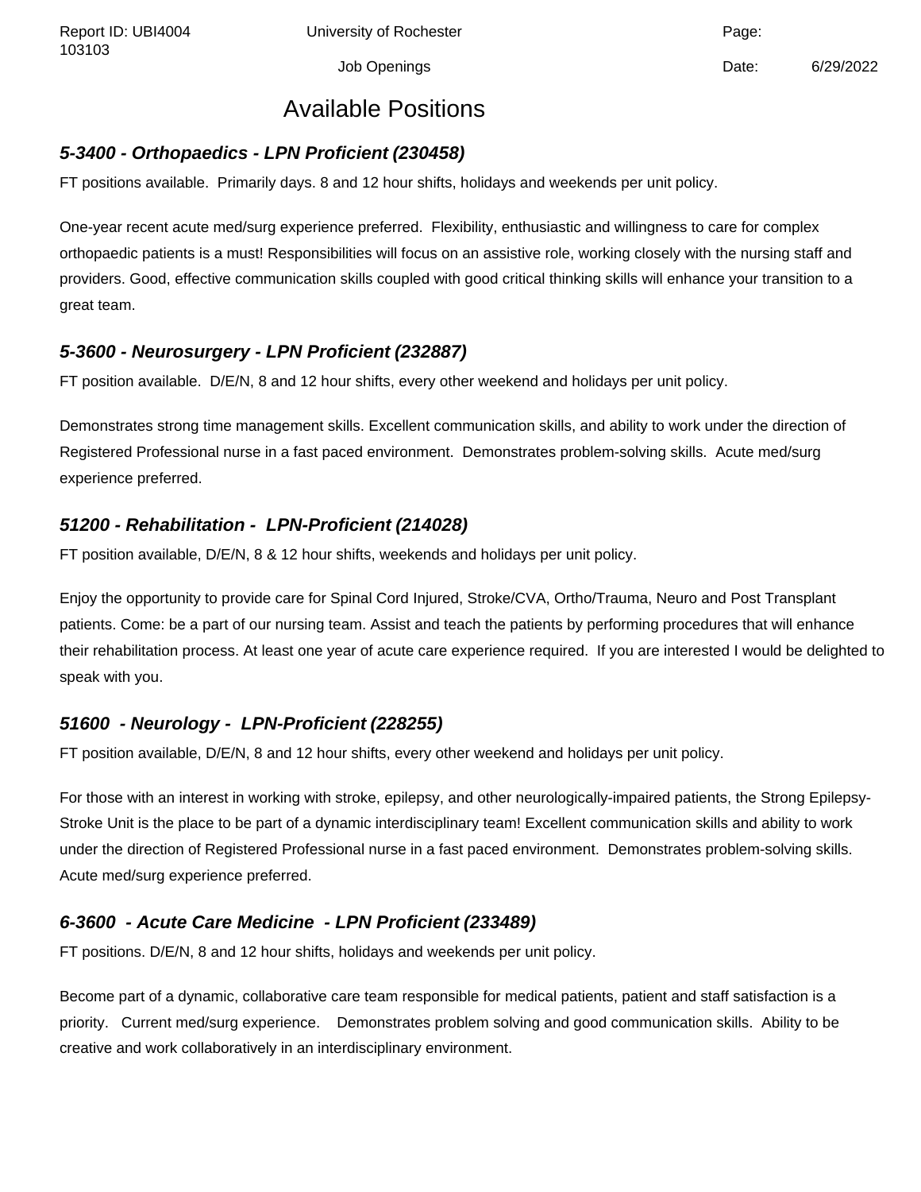# Available Positions

### *5-3400 - Orthopaedics - LPN Proficient (230458)*

FT positions available. Primarily days. 8 and 12 hour shifts, holidays and weekends per unit policy.

One-year recent acute med/surg experience preferred. Flexibility, enthusiastic and willingness to care for complex orthopaedic patients is a must! Responsibilities will focus on an assistive role, working closely with the nursing staff and providers. Good, effective communication skills coupled with good critical thinking skills will enhance your transition to a great team.

### *5-3600 - Neurosurgery - LPN Proficient (232887)*

FT position available. D/E/N, 8 and 12 hour shifts, every other weekend and holidays per unit policy.

Demonstrates strong time management skills. Excellent communication skills, and ability to work under the direction of Registered Professional nurse in a fast paced environment. Demonstrates problem-solving skills. Acute med/surg experience preferred.

### *51200 - Rehabilitation - LPN-Proficient (214028)*

FT position available, D/E/N, 8 & 12 hour shifts, weekends and holidays per unit policy.

Enjoy the opportunity to provide care for Spinal Cord Injured, Stroke/CVA, Ortho/Trauma, Neuro and Post Transplant patients. Come: be a part of our nursing team. Assist and teach the patients by performing procedures that will enhance their rehabilitation process. At least one year of acute care experience required. If you are interested I would be delighted to speak with you.

### *51600 - Neurology - LPN-Proficient (228255)*

FT position available, D/E/N, 8 and 12 hour shifts, every other weekend and holidays per unit policy.

For those with an interest in working with stroke, epilepsy, and other neurologically-impaired patients, the Strong Epilepsy-Stroke Unit is the place to be part of a dynamic interdisciplinary team! Excellent communication skills and ability to work under the direction of Registered Professional nurse in a fast paced environment. Demonstrates problem-solving skills. Acute med/surg experience preferred.

### *6-3600 - Acute Care Medicine - LPN Proficient (233489)*

FT positions. D/E/N, 8 and 12 hour shifts, holidays and weekends per unit policy.

Become part of a dynamic, collaborative care team responsible for medical patients, patient and staff satisfaction is a priority. Current med/surg experience. Demonstrates problem solving and good communication skills. Ability to be creative and work collaboratively in an interdisciplinary environment.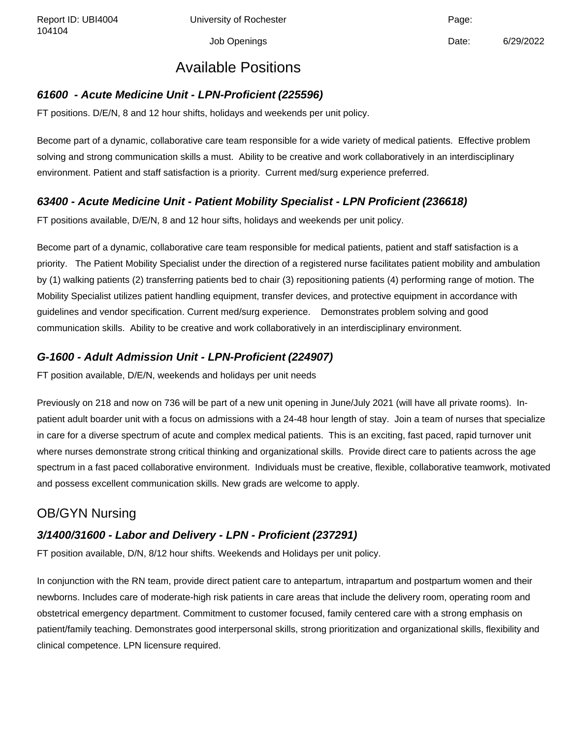# Available Positions

### *61600 - Acute Medicine Unit - LPN-Proficient (225596)*

FT positions. D/E/N, 8 and 12 hour shifts, holidays and weekends per unit policy.

Become part of a dynamic, collaborative care team responsible for a wide variety of medical patients. Effective problem solving and strong communication skills a must. Ability to be creative and work collaboratively in an interdisciplinary environment. Patient and staff satisfaction is a priority. Current med/surg experience preferred.

### *63400 - Acute Medicine Unit - Patient Mobility Specialist - LPN Proficient (236618)*

FT positions available, D/E/N, 8 and 12 hour sifts, holidays and weekends per unit policy.

Become part of a dynamic, collaborative care team responsible for medical patients, patient and staff satisfaction is a priority. The Patient Mobility Specialist under the direction of a registered nurse facilitates patient mobility and ambulation by (1) walking patients (2) transferring patients bed to chair (3) repositioning patients (4) performing range of motion. The Mobility Specialist utilizes patient handling equipment, transfer devices, and protective equipment in accordance with guidelines and vendor specification. Current med/surg experience. Demonstrates problem solving and good communication skills. Ability to be creative and work collaboratively in an interdisciplinary environment.

### *G-1600 - Adult Admission Unit - LPN-Proficient (224907)*

FT position available, D/E/N, weekends and holidays per unit needs

Previously on 218 and now on 736 will be part of a new unit opening in June/July 2021 (will have all private rooms). In-patient adult boarder unit with a focus on admissions with a 24-48 hour length of stay. Join a team of nurses that specialize in care for a diverse spectrum of acute and complex medical patients. This is an exciting, fast paced, rapid turnover unit where nurses demonstrate strong critical thinking and organizational skills. Provide direct care to patients across the age spectrum in a fast paced collaborative environment. Individuals must be creative, flexible, collaborative teamwork, motivated and possess excellent communication skills. New grads are welcome to apply.

## OB/GYN Nursing

### *3/1400/31600 - Labor and Delivery - LPN - Proficient (237291)*

FT position available, D/N, 8/12 hour shifts. Weekends and Holidays per unit policy.

In conjunction with the RN team, provide direct patient care to antepartum, intrapartum and postpartum women and their newborns. Includes care of moderate-high risk patients in care areas that include the delivery room, operating room and obstetrical emergency department. Commitment to customer focused, family centered care with a strong emphasis on patient/family teaching. Demonstrates good interpersonal skills, strong prioritization and organizational skills, flexibility and clinical competence. LPN licensure required.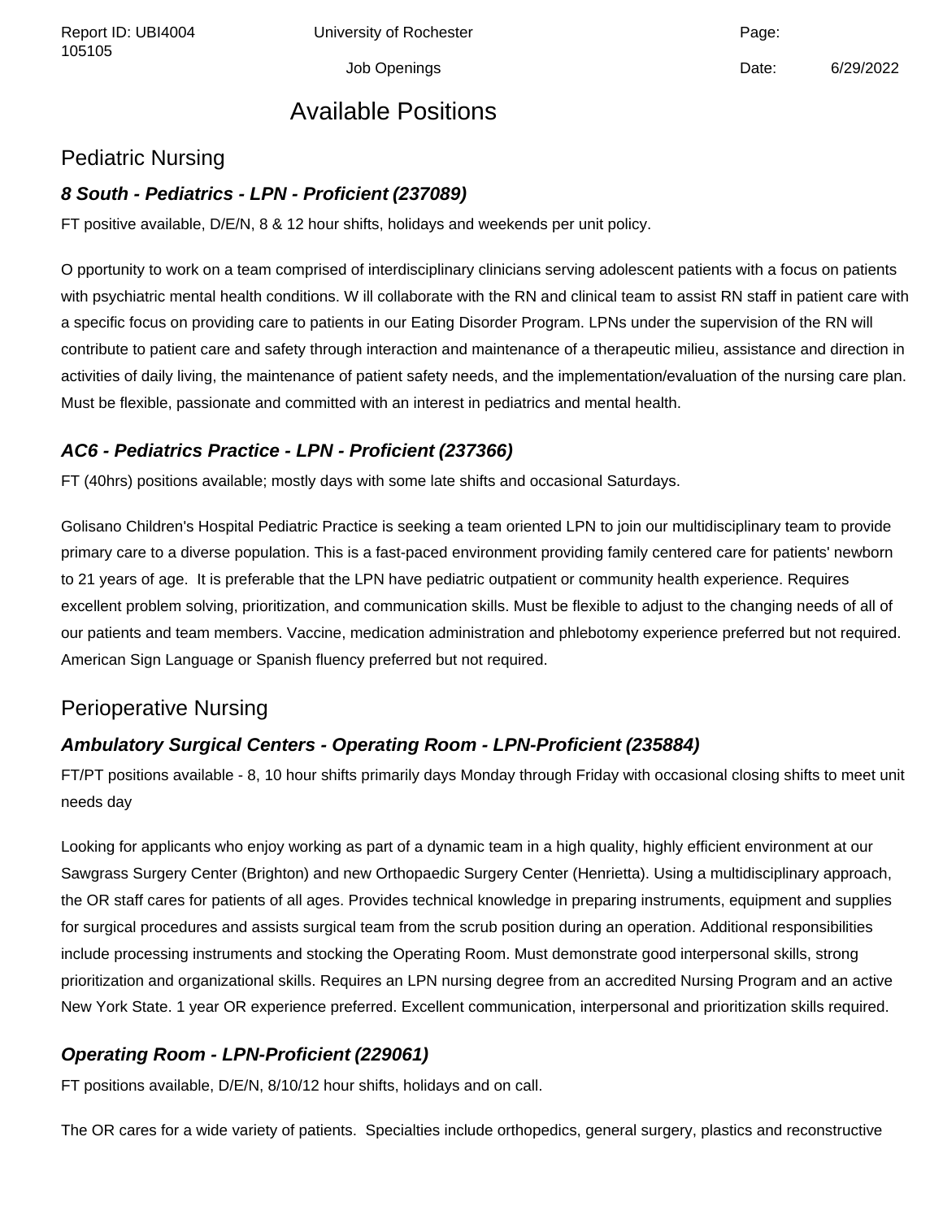# Available Positions

## Pediatric Nursing

### *8 South - Pediatrics - LPN - Proficient (237089)*

FT positive available, D/E/N, 8 & 12 hour shifts, holidays and weekends per unit policy.

O pportunity to work on a team comprised of interdisciplinary clinicians serving adolescent patients with a focus on patients with psychiatric mental health conditions. W ill collaborate with the RN and clinical team to assist RN staff in patient care with a specific focus on providing care to patients in our Eating Disorder Program. LPNs under the supervision of the RN will contribute to patient care and safety through interaction and maintenance of a therapeutic milieu, assistance and direction in activities of daily living, the maintenance of patient safety needs, and the implementation/evaluation of the nursing care plan. Must be flexible, passionate and committed with an interest in pediatrics and mental health.

### *AC6 - Pediatrics Practice - LPN - Proficient (237366)*

FT (40hrs) positions available; mostly days with some late shifts and occasional Saturdays.

Golisano Children's Hospital Pediatric Practice is seeking a team oriented LPN to join our multidisciplinary team to provide primary care to a diverse population. This is a fast-paced environment providing family centered care for patients' newborn to 21 years of age. It is preferable that the LPN have pediatric outpatient or community health experience. Requires excellent problem solving, prioritization, and communication skills. Must be flexible to adjust to the changing needs of all of our patients and team members. Vaccine, medication administration and phlebotomy experience preferred but not required. American Sign Language or Spanish fluency preferred but not required.

## Perioperative Nursing

### *Ambulatory Surgical Centers - Operating Room - LPN-Proficient (235884)*

FT/PT positions available - 8, 10 hour shifts primarily days Monday through Friday with occasional closing shifts to meet unit needs day

Looking for applicants who enjoy working as part of a dynamic team in a high quality, highly efficient environment at our Sawgrass Surgery Center (Brighton) and new Orthopaedic Surgery Center (Henrietta). Using a multidisciplinary approach, the OR staff cares for patients of all ages. Provides technical knowledge in preparing instruments, equipment and supplies for surgical procedures and assists surgical team from the scrub position during an operation. Additional responsibilities include processing instruments and stocking the Operating Room. Must demonstrate good interpersonal skills, strong prioritization and organizational skills. Requires an LPN nursing degree from an accredited Nursing Program and an active New York State. 1 year OR experience preferred. Excellent communication, interpersonal and prioritization skills required.

### *Operating Room - LPN-Proficient (229061)*

FT positions available, D/E/N, 8/10/12 hour shifts, holidays and on call.

The OR cares for a wide variety of patients. Specialties include orthopedics, general surgery, plastics and reconstructive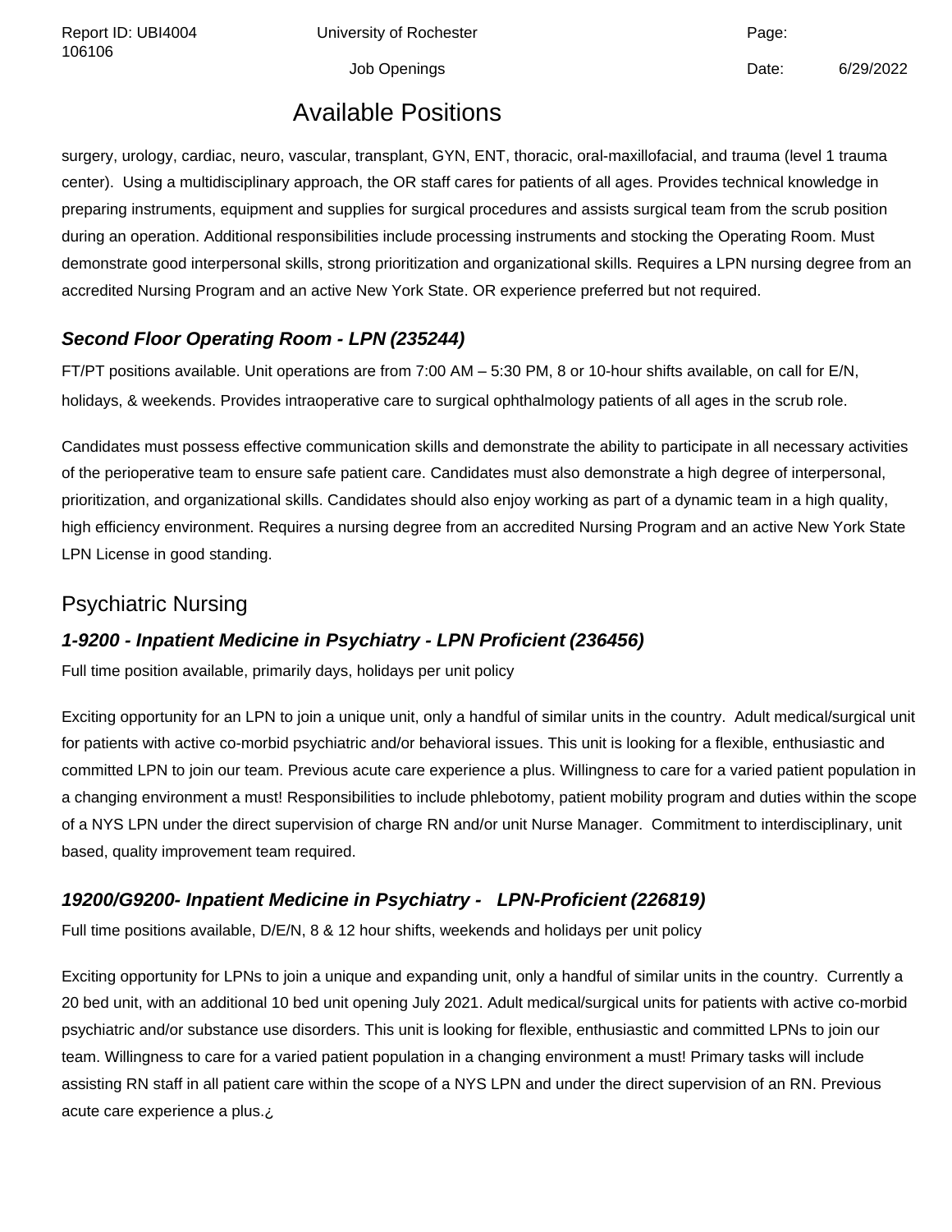surgery, urology, cardiac, neuro, vascular, transplant, GYN, ENT, thoracic, oral-maxillofacial, and trauma (level 1 trauma center). Using a multidisciplinary approach, the OR staff cares for patients of all ages. Provides technical knowledge in preparing instruments, equipment and supplies for surgical procedures and assists surgical team from the scrub position during an operation. Additional responsibilities include processing instruments and stocking the Operating Room. Must demonstrate good interpersonal skills, strong prioritization and organizational skills. Requires a LPN nursing degree from an accredited Nursing Program and an active New York State. OR experience preferred but not required.

### *Second Floor Operating Room - LPN (235244)*

FT/PT positions available. Unit operations are from 7:00 AM – 5:30 PM, 8 or 10-hour shifts available, on call for E/N, holidays, & weekends. Provides intraoperative care to surgical ophthalmology patients of all ages in the scrub role.

Candidates must possess effective communication skills and demonstrate the ability to participate in all necessary activities of the perioperative team to ensure safe patient care. Candidates must also demonstrate a high degree of interpersonal, prioritization, and organizational skills. Candidates should also enjoy working as part of a dynamic team in a high quality, high efficiency environment. Requires a nursing degree from an accredited Nursing Program and an active New York State LPN License in good standing.

## Psychiatric Nursing

### *1-9200 - Inpatient Medicine in Psychiatry - LPN Proficient (236456)*

Full time position available, primarily days, holidays per unit policy

Exciting opportunity for an LPN to join a unique unit, only a handful of similar units in the country. Adult medical/surgical unit for patients with active co-morbid psychiatric and/or behavioral issues. This unit is looking for a flexible, enthusiastic and committed LPN to join our team. Previous acute care experience a plus. Willingness to care for a varied patient population in a changing environment a must! Responsibilities to include phlebotomy, patient mobility program and duties within the scope of a NYS LPN under the direct supervision of charge RN and/or unit Nurse Manager. Commitment to interdisciplinary, unit based, quality improvement team required.

### *19200/G9200- Inpatient Medicine in Psychiatry - LPN-Proficient (226819)*

Full time positions available, D/E/N, 8 & 12 hour shifts, weekends and holidays per unit policy

Exciting opportunity for LPNs to join a unique and expanding unit, only a handful of similar units in the country. Currently a 20 bed unit, with an additional 10 bed unit opening July 2021. Adult medical/surgical units for patients with active co-morbid psychiatric and/or substance use disorders. This unit is looking for flexible, enthusiastic and committed LPNs to join our team. Willingness to care for a varied patient population in a changing environment a must! Primary tasks will include assisting RN staff in all patient care within the scope of a NYS LPN and under the direct supervision of an RN. Previous acute care experience a plus.¿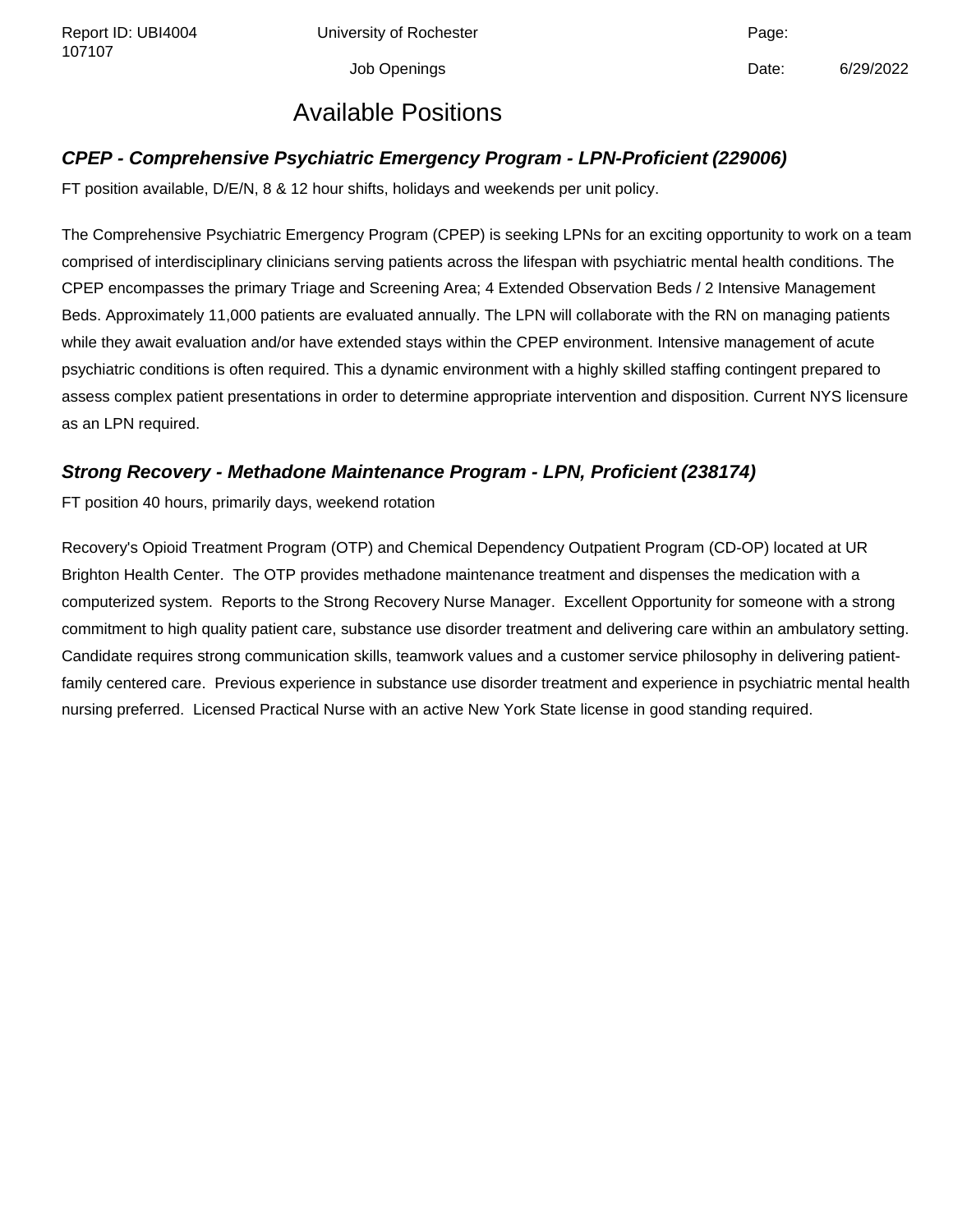# Available Positions

### ***CPEP - Comprehensive Psychiatric Emergency Program - LPN-Proficient (229006)***

FT position available, D/E/N, 8 & 12 hour shifts, holidays and weekends per unit policy.

The Comprehensive Psychiatric Emergency Program (CPEP) is seeking LPNs for an exciting opportunity to work on a team comprised of interdisciplinary clinicians serving patients across the lifespan with psychiatric mental health conditions. The CPEP encompasses the primary Triage and Screening Area; 4 Extended Observation Beds / 2 Intensive Management Beds. Approximately 11,000 patients are evaluated annually. The LPN will collaborate with the RN on managing patients while they await evaluation and/or have extended stays within the CPEP environment. Intensive management of acute psychiatric conditions is often required. This a dynamic environment with a highly skilled staffing contingent prepared to assess complex patient presentations in order to determine appropriate intervention and disposition. Current NYS licensure as an LPN required.

### ***Strong Recovery - Methadone Maintenance Program - LPN, Proficient (238174)***

FT position 40 hours, primarily days, weekend rotation

Recovery's Opioid Treatment Program (OTP) and Chemical Dependency Outpatient Program (CD-OP) located at UR Brighton Health Center. The OTP provides methadone maintenance treatment and dispenses the medication with a computerized system. Reports to the Strong Recovery Nurse Manager. Excellent Opportunity for someone with a strong commitment to high quality patient care, substance use disorder treatment and delivering care within an ambulatory setting. Candidate requires strong communication skills, teamwork values and a customer service philosophy in delivering patient-family centered care. Previous experience in substance use disorder treatment and experience in psychiatric mental health nursing preferred. Licensed Practical Nurse with an active New York State license in good standing required.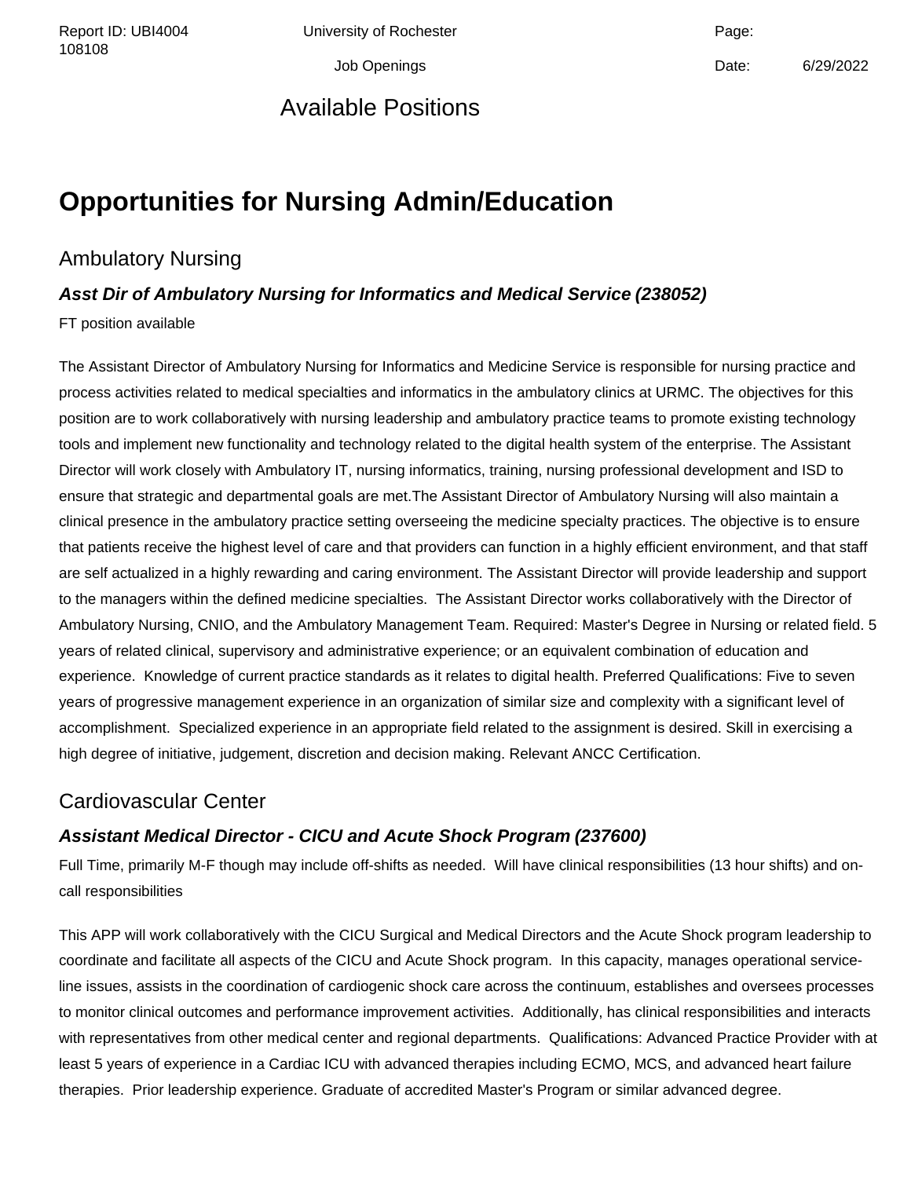# Available Positions

## Opportunities for Nursing Admin/Education

### Ambulatory Nursing

#### *Asst Dir of Ambulatory Nursing for Informatics and Medical Service (238052)*

FT position available

The Assistant Director of Ambulatory Nursing for Informatics and Medicine Service is responsible for nursing practice and process activities related to medical specialties and informatics in the ambulatory clinics at URMC. The objectives for this position are to work collaboratively with nursing leadership and ambulatory practice teams to promote existing technology tools and implement new functionality and technology related to the digital health system of the enterprise. The Assistant Director will work closely with Ambulatory IT, nursing informatics, training, nursing professional development and ISD to ensure that strategic and departmental goals are met.The Assistant Director of Ambulatory Nursing will also maintain a clinical presence in the ambulatory practice setting overseeing the medicine specialty practices. The objective is to ensure that patients receive the highest level of care and that providers can function in a highly efficient environment, and that staff are self actualized in a highly rewarding and caring environment. The Assistant Director will provide leadership and support to the managers within the defined medicine specialties. The Assistant Director works collaboratively with the Director of Ambulatory Nursing, CNIO, and the Ambulatory Management Team. Required: Master's Degree in Nursing or related field. 5 years of related clinical, supervisory and administrative experience; or an equivalent combination of education and experience. Knowledge of current practice standards as it relates to digital health. Preferred Qualifications: Five to seven years of progressive management experience in an organization of similar size and complexity with a significant level of accomplishment. Specialized experience in an appropriate field related to the assignment is desired. Skill in exercising a high degree of initiative, judgement, discretion and decision making. Relevant ANCC Certification.

### Cardiovascular Center

#### *Assistant Medical Director - CICU and Acute Shock Program (237600)*

Full Time, primarily M-F though may include off-shifts as needed. Will have clinical responsibilities (13 hour shifts) and on-call responsibilities

This APP will work collaboratively with the CICU Surgical and Medical Directors and the Acute Shock program leadership to coordinate and facilitate all aspects of the CICU and Acute Shock program. In this capacity, manages operational service-line issues, assists in the coordination of cardiogenic shock care across the continuum, establishes and oversees processes to monitor clinical outcomes and performance improvement activities. Additionally, has clinical responsibilities and interacts with representatives from other medical center and regional departments. Qualifications: Advanced Practice Provider with at least 5 years of experience in a Cardiac ICU with advanced therapies including ECMO, MCS, and advanced heart failure therapies. Prior leadership experience. Graduate of accredited Master's Program or similar advanced degree.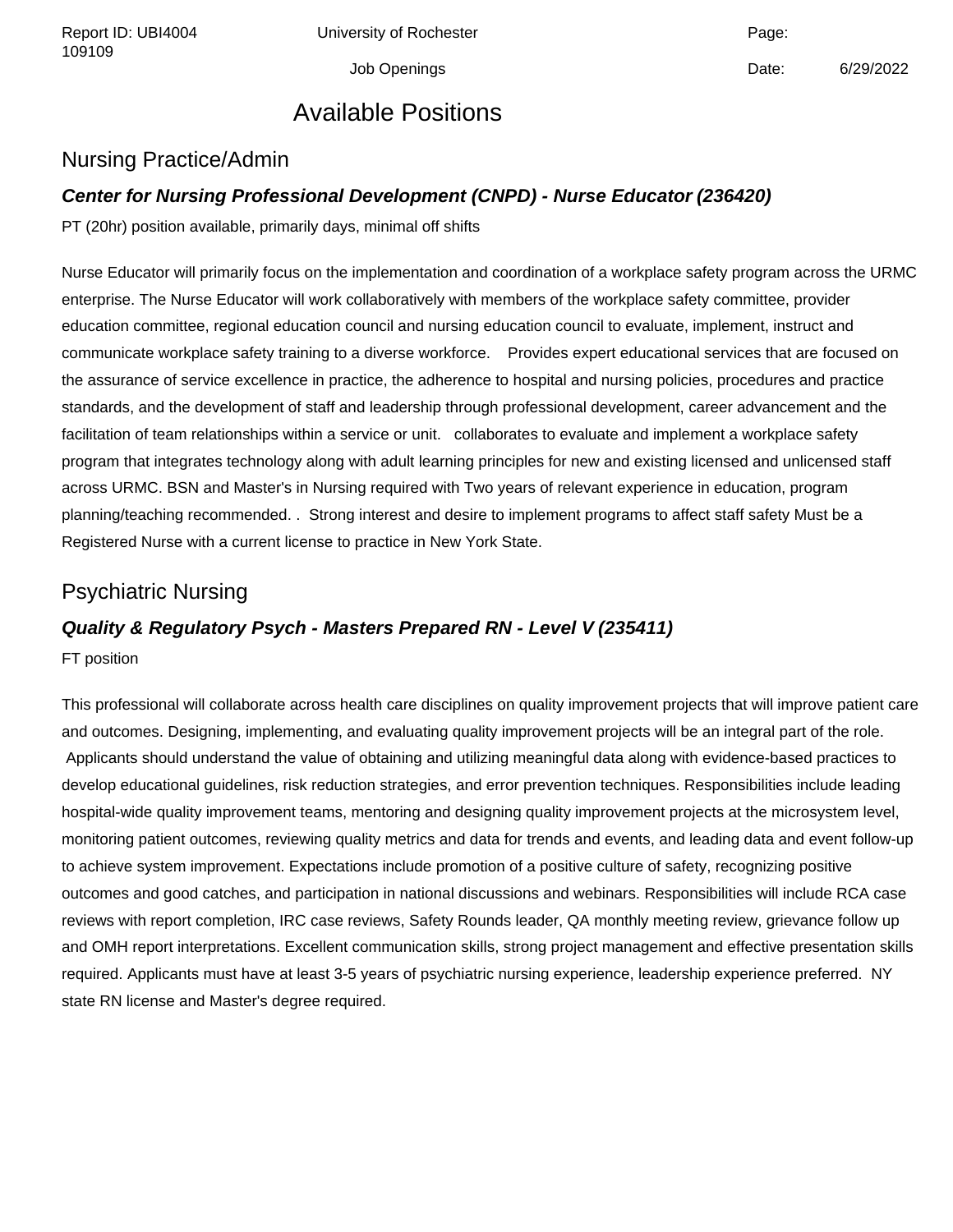# Available Positions

## Nursing Practice/Admin

### ***Center for Nursing Professional Development (CNPD) - Nurse Educator (236420)***

PT (20hr) position available, primarily days, minimal off shifts

Nurse Educator will primarily focus on the implementation and coordination of a workplace safety program across the URMC enterprise. The Nurse Educator will work collaboratively with members of the workplace safety committee, provider education committee, regional education council and nursing education council to evaluate, implement, instruct and communicate workplace safety training to a diverse workforce. Provides expert educational services that are focused on the assurance of service excellence in practice, the adherence to hospital and nursing policies, procedures and practice standards, and the development of staff and leadership through professional development, career advancement and the facilitation of team relationships within a service or unit. collaborates to evaluate and implement a workplace safety program that integrates technology along with adult learning principles for new and existing licensed and unlicensed staff across URMC. BSN and Master's in Nursing required with Two years of relevant experience in education, program planning/teaching recommended. . Strong interest and desire to implement programs to affect staff safety Must be a Registered Nurse with a current license to practice in New York State.

## Psychiatric Nursing

### ***Quality & Regulatory Psych - Masters Prepared RN - Level V (235411)***

FT position

This professional will collaborate across health care disciplines on quality improvement projects that will improve patient care and outcomes. Designing, implementing, and evaluating quality improvement projects will be an integral part of the role. Applicants should understand the value of obtaining and utilizing meaningful data along with evidence-based practices to develop educational guidelines, risk reduction strategies, and error prevention techniques. Responsibilities include leading hospital-wide quality improvement teams, mentoring and designing quality improvement projects at the microsystem level, monitoring patient outcomes, reviewing quality metrics and data for trends and events, and leading data and event follow-up to achieve system improvement. Expectations include promotion of a positive culture of safety, recognizing positive outcomes and good catches, and participation in national discussions and webinars. Responsibilities will include RCA case reviews with report completion, IRC case reviews, Safety Rounds leader, QA monthly meeting review, grievance follow up and OMH report interpretations. Excellent communication skills, strong project management and effective presentation skills required. Applicants must have at least 3-5 years of psychiatric nursing experience, leadership experience preferred. NY state RN license and Master's degree required.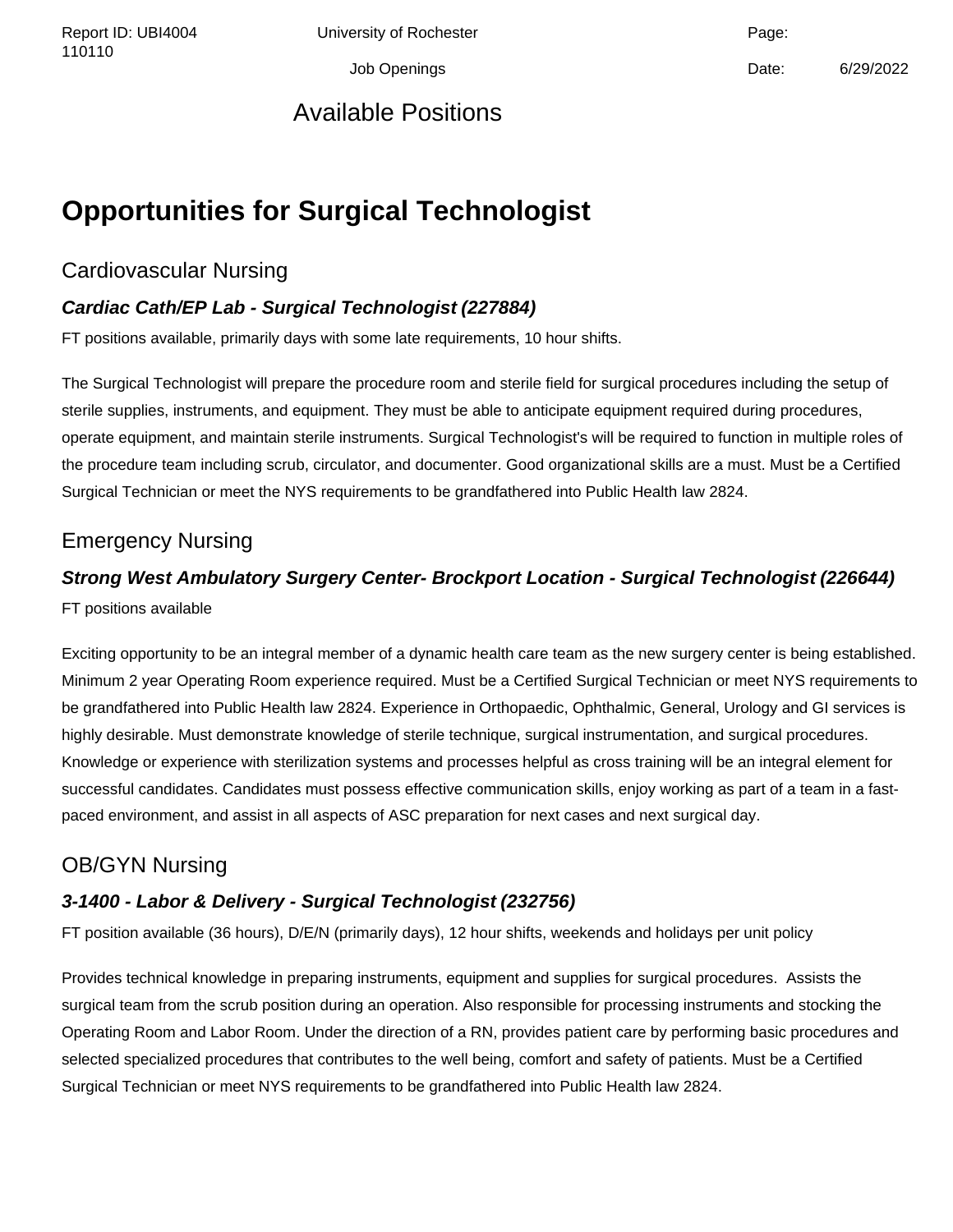# Available Positions

## Opportunities for Surgical Technologist

### Cardiovascular Nursing

#### ***Cardiac Cath/EP Lab - Surgical Technologist (227884)***

FT positions available, primarily days with some late requirements, 10 hour shifts.

The Surgical Technologist will prepare the procedure room and sterile field for surgical procedures including the setup of sterile supplies, instruments, and equipment. They must be able to anticipate equipment required during procedures, operate equipment, and maintain sterile instruments. Surgical Technologist's will be required to function in multiple roles of the procedure team including scrub, circulator, and documenter. Good organizational skills are a must. Must be a Certified Surgical Technician or meet the NYS requirements to be grandfathered into Public Health law 2824.

### Emergency Nursing

#### ***Strong West Ambulatory Surgery Center- Brockport Location - Surgical Technologist (226644)***

FT positions available

Exciting opportunity to be an integral member of a dynamic health care team as the new surgery center is being established. Minimum 2 year Operating Room experience required. Must be a Certified Surgical Technician or meet NYS requirements to be grandfathered into Public Health law 2824. Experience in Orthopaedic, Ophthalmic, General, Urology and GI services is highly desirable. Must demonstrate knowledge of sterile technique, surgical instrumentation, and surgical procedures. Knowledge or experience with sterilization systems and processes helpful as cross training will be an integral element for successful candidates. Candidates must possess effective communication skills, enjoy working as part of a team in a fast-paced environment, and assist in all aspects of ASC preparation for next cases and next surgical day.

### OB/GYN Nursing

#### ***3-1400 - Labor & Delivery - Surgical Technologist (232756)***

FT position available (36 hours), D/E/N (primarily days), 12 hour shifts, weekends and holidays per unit policy

Provides technical knowledge in preparing instruments, equipment and supplies for surgical procedures. Assists the surgical team from the scrub position during an operation. Also responsible for processing instruments and stocking the Operating Room and Labor Room. Under the direction of a RN, provides patient care by performing basic procedures and selected specialized procedures that contributes to the well being, comfort and safety of patients. Must be a Certified Surgical Technician or meet NYS requirements to be grandfathered into Public Health law 2824.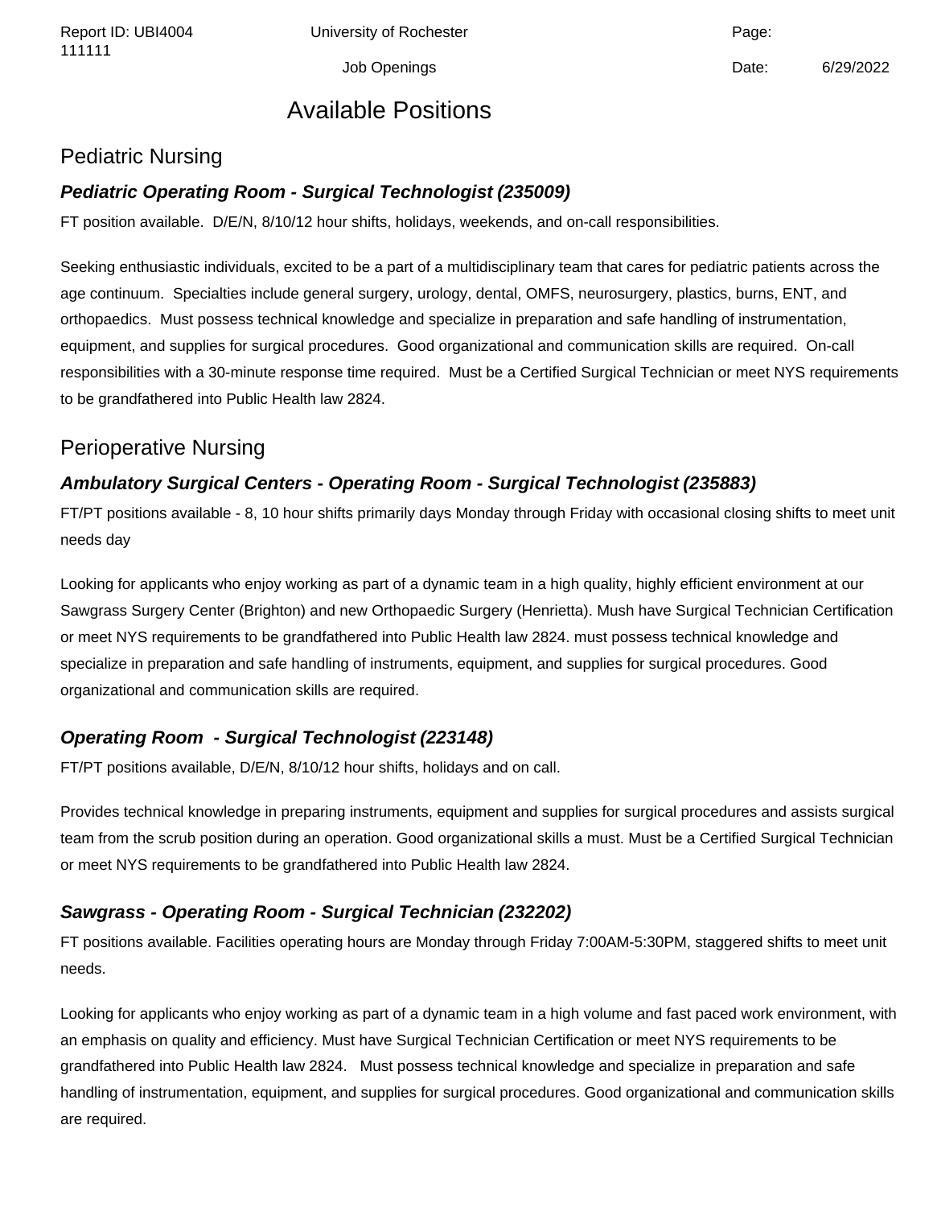# Available Positions

## Pediatric Nursing

### ***Pediatric Operating Room - Surgical Technologist (235009)***

FT position available.  D/E/N, 8/10/12 hour shifts, holidays, weekends, and on-call responsibilities.

Seeking enthusiastic individuals, excited to be a part of a multidisciplinary team that cares for pediatric patients across the age continuum.  Specialties include general surgery, urology, dental, OMFS, neurosurgery, plastics, burns, ENT, and orthopaedics.  Must possess technical knowledge and specialize in preparation and safe handling of instrumentation, equipment, and supplies for surgical procedures.  Good organizational and communication skills are required.  On-call responsibilities with a 30-minute response time required.  Must be a Certified Surgical Technician or meet NYS requirements to be grandfathered into Public Health law 2824.

## Perioperative Nursing

### ***Ambulatory Surgical Centers - Operating Room - Surgical Technologist (235883)***

FT/PT positions available - 8, 10 hour shifts primarily days Monday through Friday with occasional closing shifts to meet unit needs day

Looking for applicants who enjoy working as part of a dynamic team in a high quality, highly efficient environment at our Sawgrass Surgery Center (Brighton) and new Orthopaedic Surgery (Henrietta). Mush have Surgical Technician Certification or meet NYS requirements to be grandfathered into Public Health law 2824. must possess technical knowledge and specialize in preparation and safe handling of instruments, equipment, and supplies for surgical procedures. Good organizational and communication skills are required.

### ***Operating Room  - Surgical Technologist (223148)***

FT/PT positions available, D/E/N, 8/10/12 hour shifts, holidays and on call.

Provides technical knowledge in preparing instruments, equipment and supplies for surgical procedures and assists surgical team from the scrub position during an operation. Good organizational skills a must. Must be a Certified Surgical Technician or meet NYS requirements to be grandfathered into Public Health law 2824.

### ***Sawgrass - Operating Room - Surgical Technician (232202)***

FT positions available. Facilities operating hours are Monday through Friday 7:00AM-5:30PM, staggered shifts to meet unit needs.

Looking for applicants who enjoy working as part of a dynamic team in a high volume and fast paced work environment, with an emphasis on quality and efficiency. Must have Surgical Technician Certification or meet NYS requirements to be grandfathered into Public Health law 2824.   Must possess technical knowledge and specialize in preparation and safe handling of instrumentation, equipment, and supplies for surgical procedures. Good organizational and communication skills are required.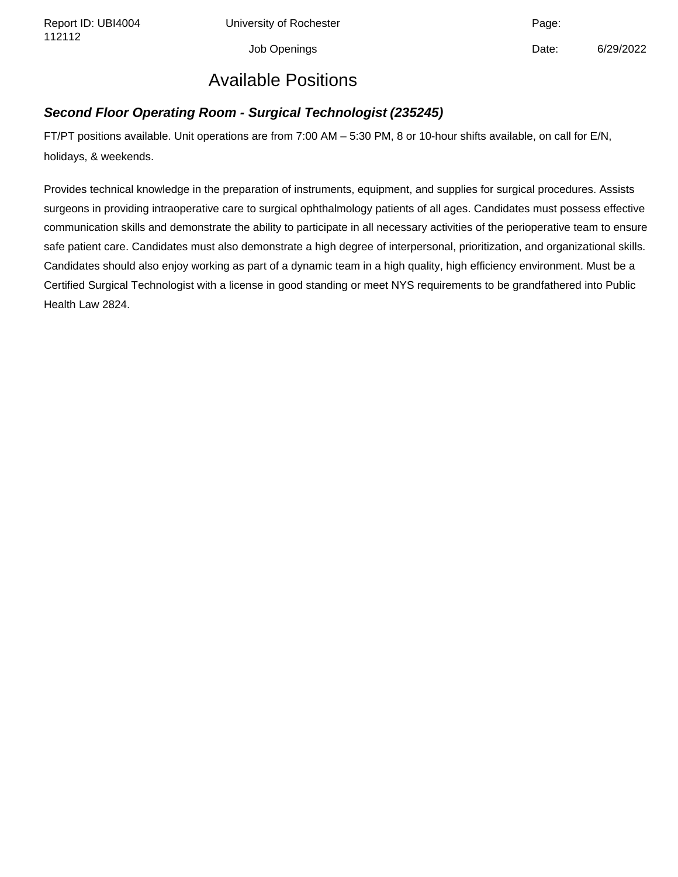# Available Positions

### ***Second Floor Operating Room - Surgical Technologist (235245)***

FT/PT positions available. Unit operations are from 7:00 AM – 5:30 PM, 8 or 10-hour shifts available, on call for E/N, holidays, & weekends.

Provides technical knowledge in the preparation of instruments, equipment, and supplies for surgical procedures. Assists surgeons in providing intraoperative care to surgical ophthalmology patients of all ages. Candidates must possess effective communication skills and demonstrate the ability to participate in all necessary activities of the perioperative team to ensure safe patient care. Candidates must also demonstrate a high degree of interpersonal, prioritization, and organizational skills. Candidates should also enjoy working as part of a dynamic team in a high quality, high efficiency environment. Must be a Certified Surgical Technologist with a license in good standing or meet NYS requirements to be grandfathered into Public Health Law 2824.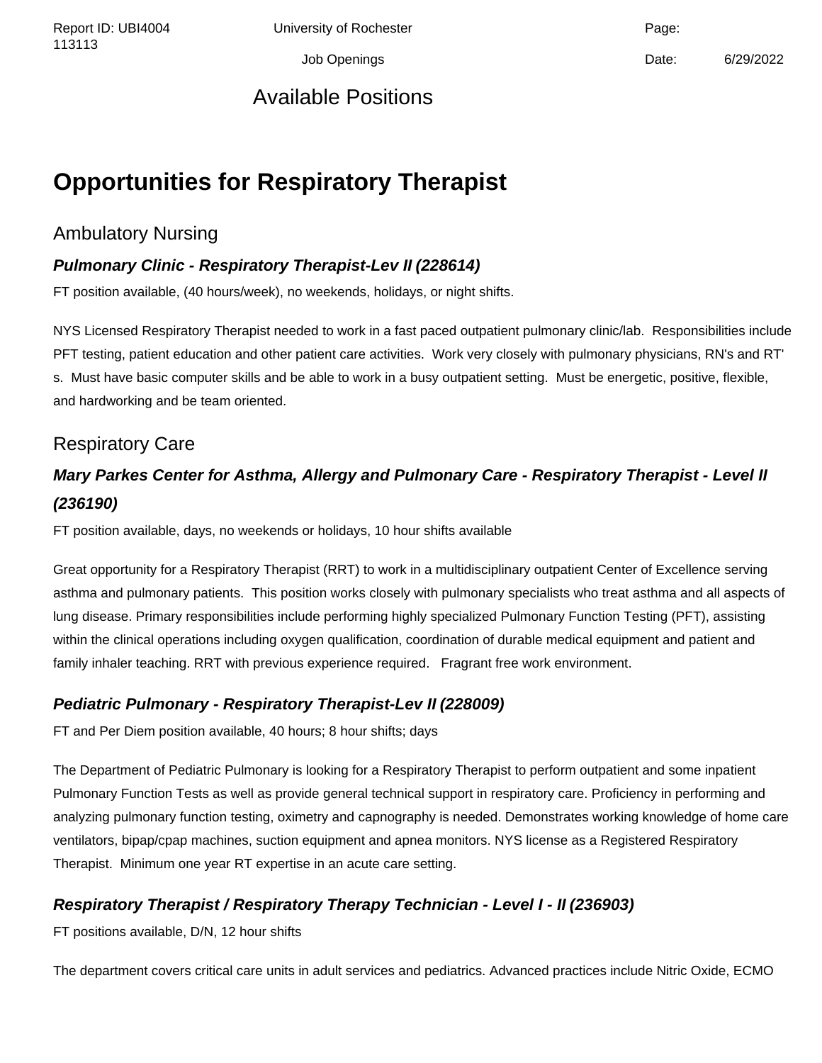Available Positions

# Opportunities for Respiratory Therapist

## Ambulatory Nursing

### ***Pulmonary Clinic - Respiratory Therapist-Lev II (228614)***

FT position available, (40 hours/week), no weekends, holidays, or night shifts.

NYS Licensed Respiratory Therapist needed to work in a fast paced outpatient pulmonary clinic/lab. Responsibilities include PFT testing, patient education and other patient care activities. Work very closely with pulmonary physicians, RN's and RT's. Must have basic computer skills and be able to work in a busy outpatient setting. Must be energetic, positive, flexible, and hardworking and be team oriented.

## Respiratory Care

### ***Mary Parkes Center for Asthma, Allergy and Pulmonary Care - Respiratory Therapist - Level II (236190)***

FT position available, days, no weekends or holidays, 10 hour shifts available

Great opportunity for a Respiratory Therapist (RRT) to work in a multidisciplinary outpatient Center of Excellence serving asthma and pulmonary patients. This position works closely with pulmonary specialists who treat asthma and all aspects of lung disease. Primary responsibilities include performing highly specialized Pulmonary Function Testing (PFT), assisting within the clinical operations including oxygen qualification, coordination of durable medical equipment and patient and family inhaler teaching. RRT with previous experience required. Fragrant free work environment.

### ***Pediatric Pulmonary - Respiratory Therapist-Lev II (228009)***

FT and Per Diem position available, 40 hours; 8 hour shifts; days

The Department of Pediatric Pulmonary is looking for a Respiratory Therapist to perform outpatient and some inpatient Pulmonary Function Tests as well as provide general technical support in respiratory care. Proficiency in performing and analyzing pulmonary function testing, oximetry and capnography is needed. Demonstrates working knowledge of home care ventilators, bipap/cpap machines, suction equipment and apnea monitors. NYS license as a Registered Respiratory Therapist. Minimum one year RT expertise in an acute care setting.

### ***Respiratory Therapist / Respiratory Therapy Technician - Level I - II (236903)***

FT positions available, D/N, 12 hour shifts

The department covers critical care units in adult services and pediatrics. Advanced practices include Nitric Oxide, ECMO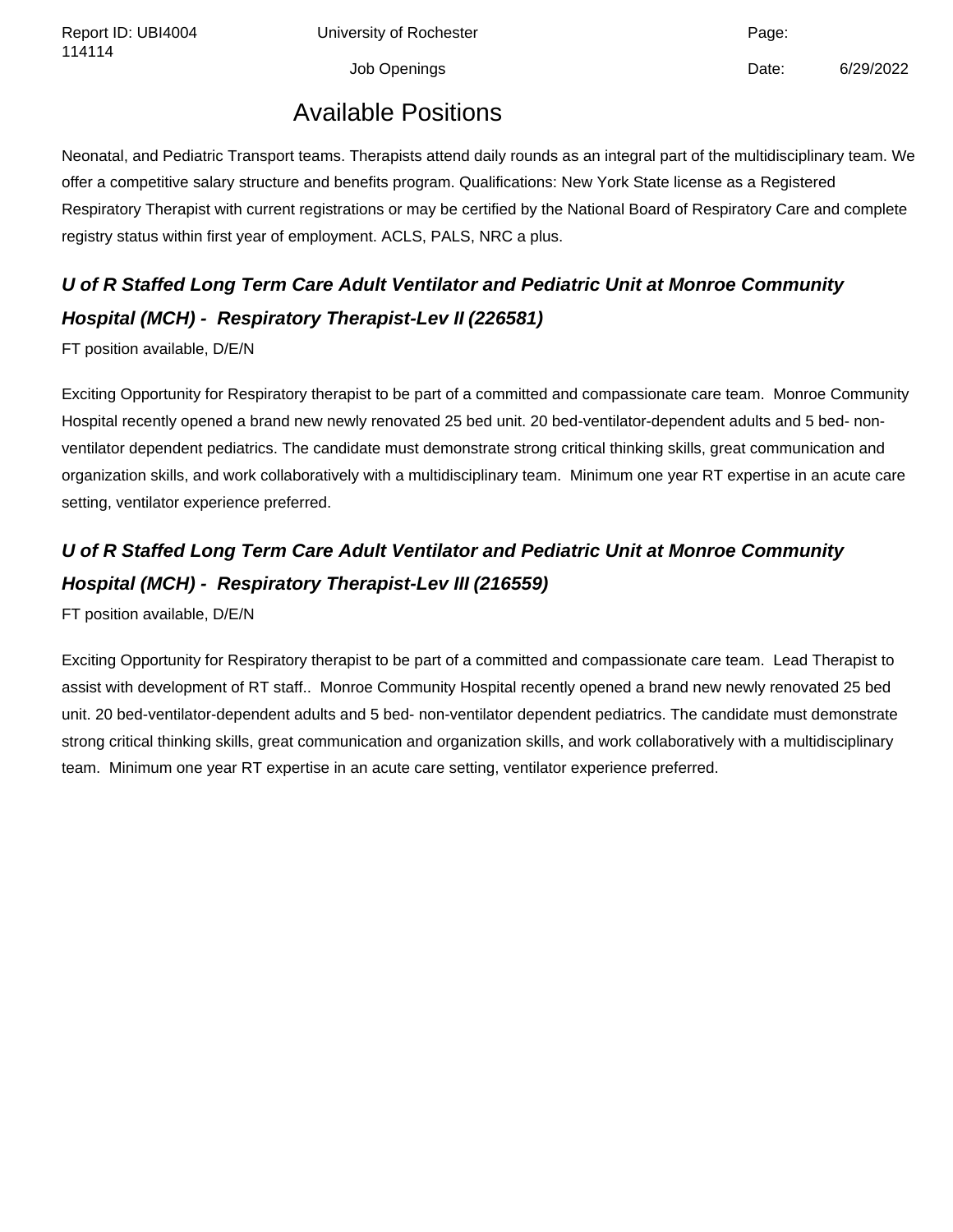## Available Positions

Neonatal, and Pediatric Transport teams. Therapists attend daily rounds as an integral part of the multidisciplinary team. We offer a competitive salary structure and benefits program. Qualifications: New York State license as a Registered Respiratory Therapist with current registrations or may be certified by the National Board of Respiratory Care and complete registry status within first year of employment. ACLS, PALS, NRC a plus.

### *U of R Staffed Long Term Care Adult Ventilator and Pediatric Unit at Monroe Community Hospital (MCH) -  Respiratory Therapist-Lev II (226581)*

FT position available, D/E/N

Exciting Opportunity for Respiratory therapist to be part of a committed and compassionate care team.  Monroe Community Hospital recently opened a brand new newly renovated 25 bed unit. 20 bed-ventilator-dependent adults and 5 bed- non-ventilator dependent pediatrics. The candidate must demonstrate strong critical thinking skills, great communication and organization skills, and work collaboratively with a multidisciplinary team.  Minimum one year RT expertise in an acute care setting, ventilator experience preferred.

### *U of R Staffed Long Term Care Adult Ventilator and Pediatric Unit at Monroe Community Hospital (MCH) -  Respiratory Therapist-Lev III (216559)*

FT position available, D/E/N

Exciting Opportunity for Respiratory therapist to be part of a committed and compassionate care team.  Lead Therapist to assist with development of RT staff..  Monroe Community Hospital recently opened a brand new newly renovated 25 bed unit. 20 bed-ventilator-dependent adults and 5 bed- non-ventilator dependent pediatrics. The candidate must demonstrate strong critical thinking skills, great communication and organization skills, and work collaboratively with a multidisciplinary team.  Minimum one year RT expertise in an acute care setting, ventilator experience preferred.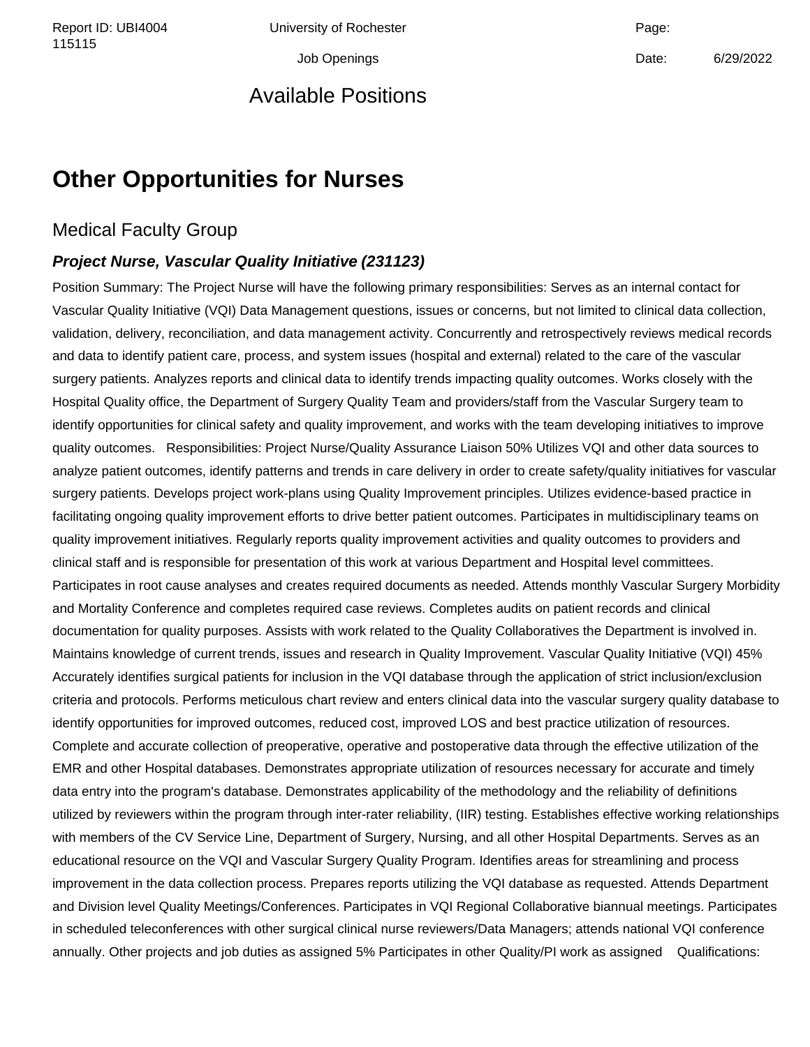## Available Positions

# Other Opportunities for Nurses

## Medical Faculty Group

### ***Project Nurse, Vascular Quality Initiative (231123)***

Position Summary: The Project Nurse will have the following primary responsibilities: Serves as an internal contact for Vascular Quality Initiative (VQI) Data Management questions, issues or concerns, but not limited to clinical data collection, validation, delivery, reconciliation, and data management activity. Concurrently and retrospectively reviews medical records and data to identify patient care, process, and system issues (hospital and external) related to the care of the vascular surgery patients. Analyzes reports and clinical data to identify trends impacting quality outcomes. Works closely with the Hospital Quality office, the Department of Surgery Quality Team and providers/staff from the Vascular Surgery team to identify opportunities for clinical safety and quality improvement, and works with the team developing initiatives to improve quality outcomes. Responsibilities: Project Nurse/Quality Assurance Liaison 50% Utilizes VQI and other data sources to analyze patient outcomes, identify patterns and trends in care delivery in order to create safety/quality initiatives for vascular surgery patients. Develops project work-plans using Quality Improvement principles. Utilizes evidence-based practice in facilitating ongoing quality improvement efforts to drive better patient outcomes. Participates in multidisciplinary teams on quality improvement initiatives. Regularly reports quality improvement activities and quality outcomes to providers and clinical staff and is responsible for presentation of this work at various Department and Hospital level committees. Participates in root cause analyses and creates required documents as needed. Attends monthly Vascular Surgery Morbidity and Mortality Conference and completes required case reviews. Completes audits on patient records and clinical documentation for quality purposes. Assists with work related to the Quality Collaboratives the Department is involved in. Maintains knowledge of current trends, issues and research in Quality Improvement. Vascular Quality Initiative (VQI) 45% Accurately identifies surgical patients for inclusion in the VQI database through the application of strict inclusion/exclusion criteria and protocols. Performs meticulous chart review and enters clinical data into the vascular surgery quality database to identify opportunities for improved outcomes, reduced cost, improved LOS and best practice utilization of resources. Complete and accurate collection of preoperative, operative and postoperative data through the effective utilization of the EMR and other Hospital databases. Demonstrates appropriate utilization of resources necessary for accurate and timely data entry into the program's database. Demonstrates applicability of the methodology and the reliability of definitions utilized by reviewers within the program through inter-rater reliability, (IIR) testing. Establishes effective working relationships with members of the CV Service Line, Department of Surgery, Nursing, and all other Hospital Departments. Serves as an educational resource on the VQI and Vascular Surgery Quality Program. Identifies areas for streamlining and process improvement in the data collection process. Prepares reports utilizing the VQI database as requested. Attends Department and Division level Quality Meetings/Conferences. Participates in VQI Regional Collaborative biannual meetings. Participates in scheduled teleconferences with other surgical clinical nurse reviewers/Data Managers; attends national VQI conference annually. Other projects and job duties as assigned 5% Participates in other Quality/PI work as assigned Qualifications: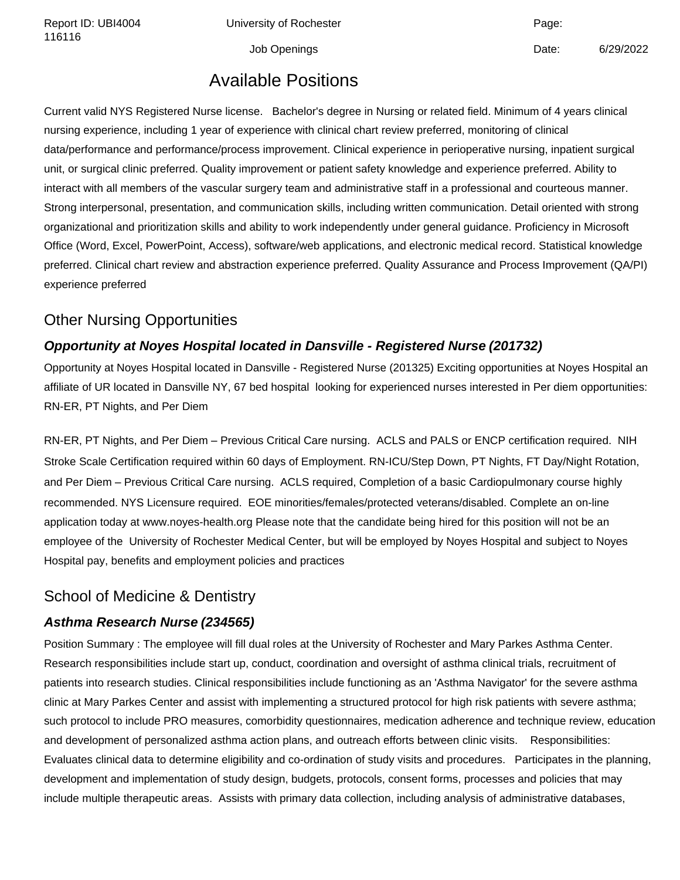# Available Positions

Current valid NYS Registered Nurse license. Bachelor's degree in Nursing or related field. Minimum of 4 years clinical nursing experience, including 1 year of experience with clinical chart review preferred, monitoring of clinical data/performance and performance/process improvement. Clinical experience in perioperative nursing, inpatient surgical unit, or surgical clinic preferred. Quality improvement or patient safety knowledge and experience preferred. Ability to interact with all members of the vascular surgery team and administrative staff in a professional and courteous manner. Strong interpersonal, presentation, and communication skills, including written communication. Detail oriented with strong organizational and prioritization skills and ability to work independently under general guidance. Proficiency in Microsoft Office (Word, Excel, PowerPoint, Access), software/web applications, and electronic medical record. Statistical knowledge preferred. Clinical chart review and abstraction experience preferred. Quality Assurance and Process Improvement (QA/PI) experience preferred

## Other Nursing Opportunities

### *Opportunity at Noyes Hospital located in Dansville - Registered Nurse (201732)*

Opportunity at Noyes Hospital located in Dansville - Registered Nurse (201325) Exciting opportunities at Noyes Hospital an affiliate of UR located in Dansville NY, 67 bed hospital looking for experienced nurses interested in Per diem opportunities: RN-ER, PT Nights, and Per Diem

RN-ER, PT Nights, and Per Diem – Previous Critical Care nursing. ACLS and PALS or ENCP certification required. NIH Stroke Scale Certification required within 60 days of Employment. RN-ICU/Step Down, PT Nights, FT Day/Night Rotation, and Per Diem – Previous Critical Care nursing. ACLS required, Completion of a basic Cardiopulmonary course highly recommended. NYS Licensure required. EOE minorities/females/protected veterans/disabled. Complete an on-line application today at www.noyes-health.org Please note that the candidate being hired for this position will not be an employee of the University of Rochester Medical Center, but will be employed by Noyes Hospital and subject to Noyes Hospital pay, benefits and employment policies and practices

## School of Medicine & Dentistry

### *Asthma Research Nurse (234565)*

Position Summary : The employee will fill dual roles at the University of Rochester and Mary Parkes Asthma Center. Research responsibilities include start up, conduct, coordination and oversight of asthma clinical trials, recruitment of patients into research studies. Clinical responsibilities include functioning as an 'Asthma Navigator' for the severe asthma clinic at Mary Parkes Center and assist with implementing a structured protocol for high risk patients with severe asthma; such protocol to include PRO measures, comorbidity questionnaires, medication adherence and technique review, education and development of personalized asthma action plans, and outreach efforts between clinic visits. Responsibilities: Evaluates clinical data to determine eligibility and co-ordination of study visits and procedures. Participates in the planning, development and implementation of study design, budgets, protocols, consent forms, processes and policies that may include multiple therapeutic areas. Assists with primary data collection, including analysis of administrative databases,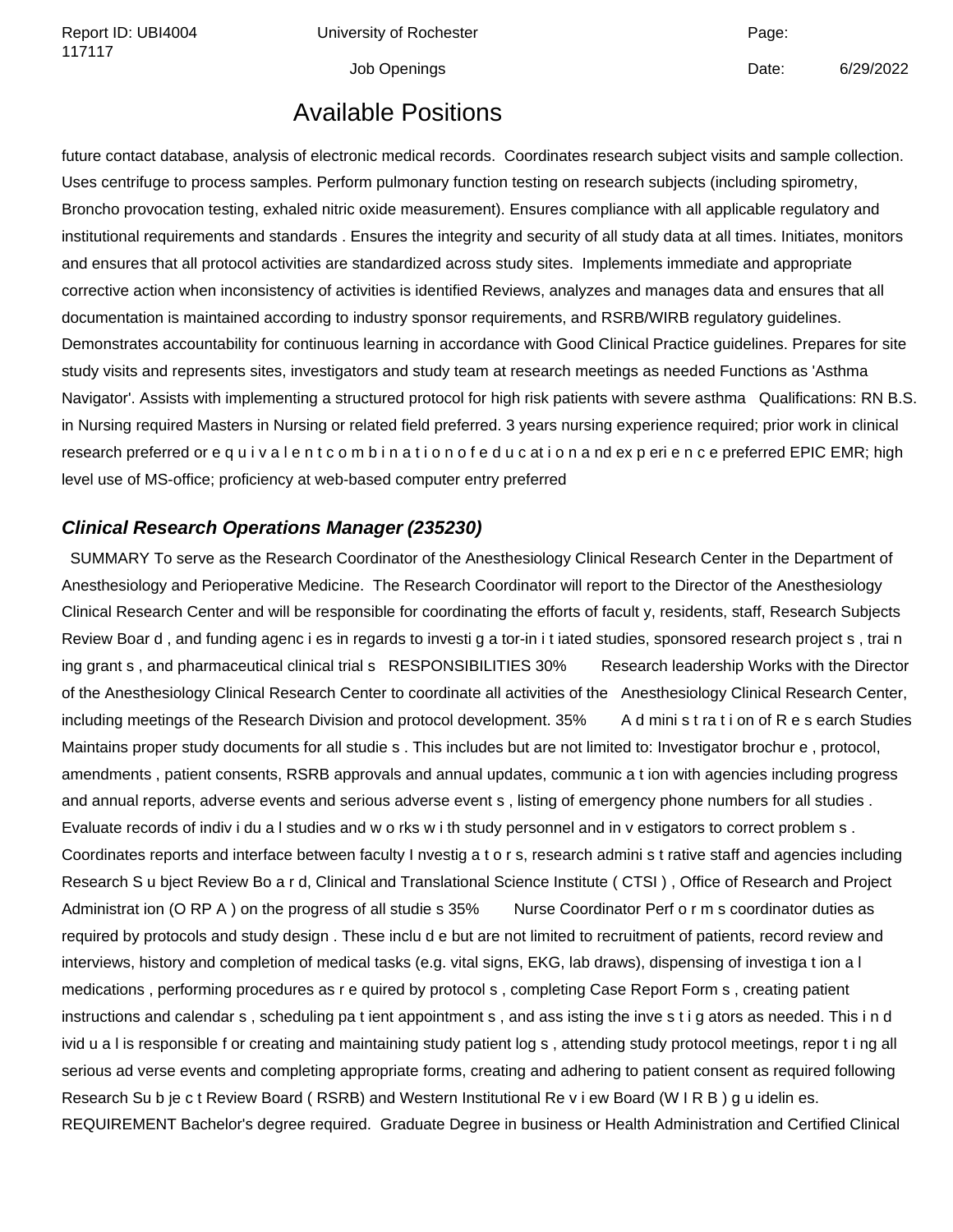## Available Positions

future contact database, analysis of electronic medical records. Coordinates research subject visits and sample collection. Uses centrifuge to process samples. Perform pulmonary function testing on research subjects (including spirometry, Broncho provocation testing, exhaled nitric oxide measurement). Ensures compliance with all applicable regulatory and institutional requirements and standards . Ensures the integrity and security of all study data at all times. Initiates, monitors and ensures that all protocol activities are standardized across study sites. Implements immediate and appropriate corrective action when inconsistency of activities is identified Reviews, analyzes and manages data and ensures that all documentation is maintained according to industry sponsor requirements, and RSRB/WIRB regulatory guidelines. Demonstrates accountability for continuous learning in accordance with Good Clinical Practice guidelines. Prepares for site study visits and represents sites, investigators and study team at research meetings as needed Functions as 'Asthma Navigator'. Assists with implementing a structured protocol for high risk patients with severe asthma Qualifications: RN B.S. in Nursing required Masters in Nursing or related field preferred. 3 years nursing experience required; prior work in clinical research preferred or e q u i v a l e n t c o m b i n a t i o n o f e d u c at i o n a nd ex p eri e n c e preferred EPIC EMR; high level use of MS-office; proficiency at web-based computer entry preferred

### *Clinical Research Operations Manager (235230)*

SUMMARY To serve as the Research Coordinator of the Anesthesiology Clinical Research Center in the Department of Anesthesiology and Perioperative Medicine. The Research Coordinator will report to the Director of the Anesthesiology Clinical Research Center and will be responsible for coordinating the efforts of facult y, residents, staff, Research Subjects Review Boar d , and funding agenc i es in regards to investi g a tor-in i t iated studies, sponsored research project s , trai n ing grant s , and pharmaceutical clinical trial s RESPONSIBILITIES 30% Research leadership Works with the Director of the Anesthesiology Clinical Research Center to coordinate all activities of the Anesthesiology Clinical Research Center, including meetings of the Research Division and protocol development. 35% A d mini s t ra t i on of R e s earch Studies Maintains proper study documents for all studie s . This includes but are not limited to: Investigator brochur e , protocol, amendments , patient consents, RSRB approvals and annual updates, communic a t ion with agencies including progress and annual reports, adverse events and serious adverse event s , listing of emergency phone numbers for all studies . Evaluate records of indiv i du a l studies and w o rks w i th study personnel and in v estigators to correct problem s . Coordinates reports and interface between faculty I nvestig a t o r s, research admini s t rative staff and agencies including Research S u bject Review Bo a r d, Clinical and Translational Science Institute ( CTSI ) , Office of Research and Project Administrat ion (O RP A ) on the progress of all studie s 35% Nurse Coordinator Perf o r m s coordinator duties as required by protocols and study design . These inclu d e but are not limited to recruitment of patients, record review and interviews, history and completion of medical tasks (e.g. vital signs, EKG, lab draws), dispensing of investiga t ion a l medications , performing procedures as r e quired by protocol s , completing Case Report Form s , creating patient instructions and calendar s , scheduling pa t ient appointment s , and ass isting the inve s t i g ators as needed. This i n d ivid u a l is responsible f or creating and maintaining study patient log s , attending study protocol meetings, repor t i ng all serious ad verse events and completing appropriate forms, creating and adhering to patient consent as required following Research Su b je c t Review Board ( RSRB) and Western Institutional Re v i ew Board (W I R B ) g u idelin es. REQUIREMENT Bachelor's degree required. Graduate Degree in business or Health Administration and Certified Clinical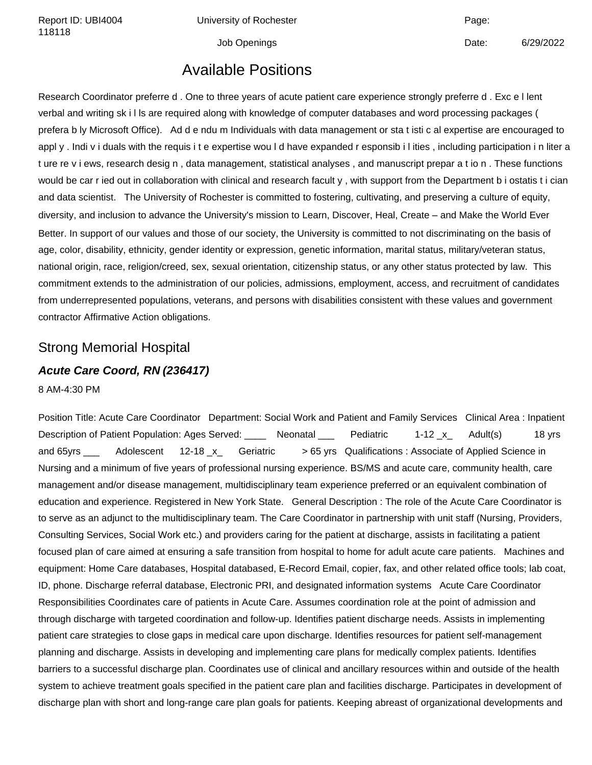# Available Positions

Research Coordinator preferre d . One to three years of acute patient care experience strongly preferre d . Exc e l lent verbal and writing sk i l ls are required along with knowledge of computer databases and word processing packages ( prefera b ly Microsoft Office). Ad d e ndu m Individuals with data management or sta t isti c al expertise are encouraged to appl y . Indi v i duals with the requis i t e expertise wou l d have expanded r esponsib i l ities , including participation i n liter a t ure re v i ews, research desig n , data management, statistical analyses , and manuscript prepar a t io n . These functions would be car r ied out in collaboration with clinical and research facult y , with support from the Department b i ostatis t i cian and data scientist. The University of Rochester is committed to fostering, cultivating, and preserving a culture of equity, diversity, and inclusion to advance the University's mission to Learn, Discover, Heal, Create – and Make the World Ever Better. In support of our values and those of our society, the University is committed to not discriminating on the basis of age, color, disability, ethnicity, gender identity or expression, genetic information, marital status, military/veteran status, national origin, race, religion/creed, sex, sexual orientation, citizenship status, or any other status protected by law. This commitment extends to the administration of our policies, admissions, employment, access, and recruitment of candidates from underrepresented populations, veterans, and persons with disabilities consistent with these values and government contractor Affirmative Action obligations.

## Strong Memorial Hospital

### *Acute Care Coord, RN (236417)*

8 AM-4:30 PM

Position Title: Acute Care Coordinator Department: Social Work and Patient and Family Services Clinical Area : Inpatient Description of Patient Population: Ages Served: ____ Neonatal ___ Pediatric 1-12 _x_ Adult(s) 18 yrs and 65yrs ___ Adolescent 12-18 _x_ Geriatric > 65 yrs Qualifications : Associate of Applied Science in Nursing and a minimum of five years of professional nursing experience. BS/MS and acute care, community health, care management and/or disease management, multidisciplinary team experience preferred or an equivalent combination of education and experience. Registered in New York State. General Description : The role of the Acute Care Coordinator is to serve as an adjunct to the multidisciplinary team. The Care Coordinator in partnership with unit staff (Nursing, Providers, Consulting Services, Social Work etc.) and providers caring for the patient at discharge, assists in facilitating a patient focused plan of care aimed at ensuring a safe transition from hospital to home for adult acute care patients. Machines and equipment: Home Care databases, Hospital databased, E-Record Email, copier, fax, and other related office tools; lab coat, ID, phone. Discharge referral database, Electronic PRI, and designated information systems Acute Care Coordinator Responsibilities Coordinates care of patients in Acute Care. Assumes coordination role at the point of admission and through discharge with targeted coordination and follow-up. Identifies patient discharge needs. Assists in implementing patient care strategies to close gaps in medical care upon discharge. Identifies resources for patient self-management planning and discharge. Assists in developing and implementing care plans for medically complex patients. Identifies barriers to a successful discharge plan. Coordinates use of clinical and ancillary resources within and outside of the health system to achieve treatment goals specified in the patient care plan and facilities discharge. Participates in development of discharge plan with short and long-range care plan goals for patients. Keeping abreast of organizational developments and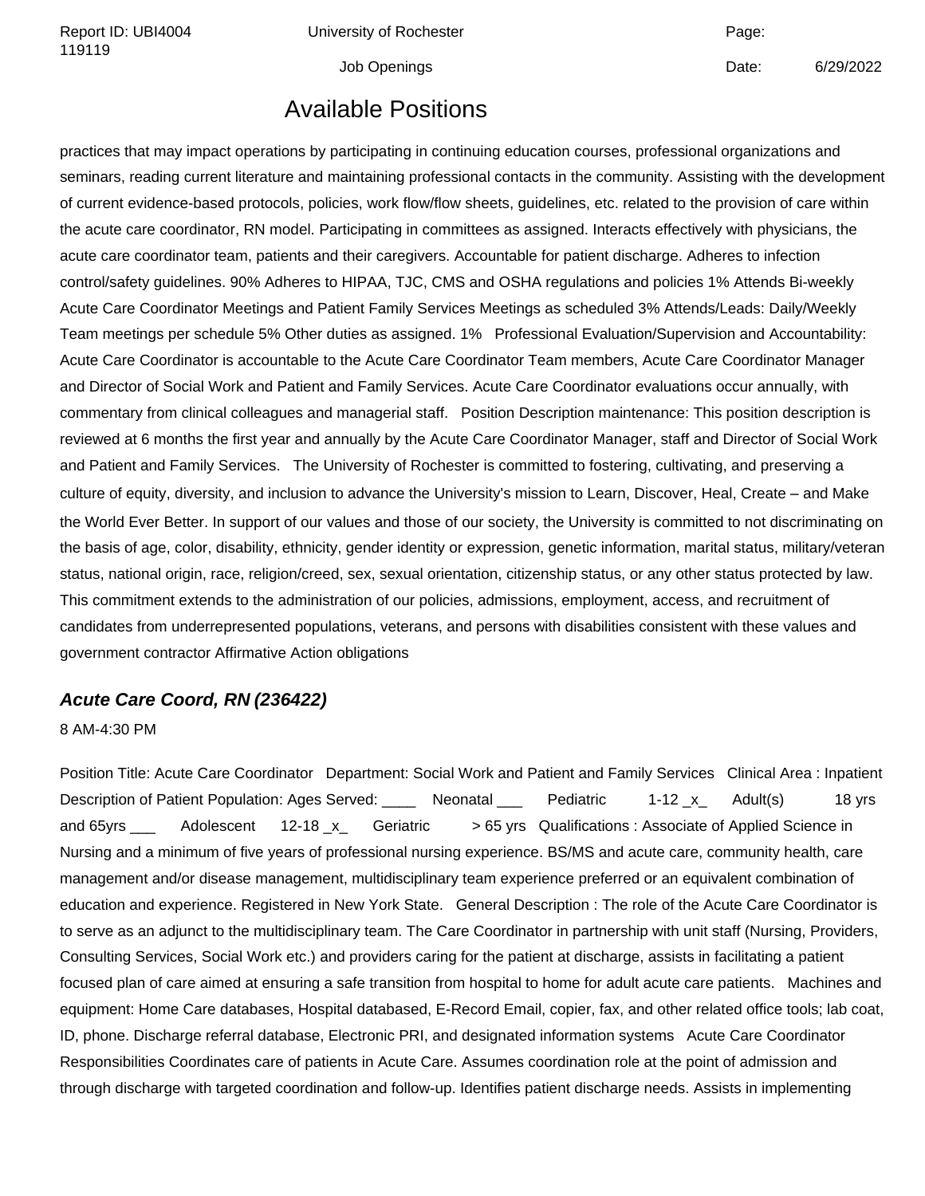## Available Positions

practices that may impact operations by participating in continuing education courses, professional organizations and seminars, reading current literature and maintaining professional contacts in the community. Assisting with the development of current evidence-based protocols, policies, work flow/flow sheets, guidelines, etc. related to the provision of care within the acute care coordinator, RN model. Participating in committees as assigned. Interacts effectively with physicians, the acute care coordinator team, patients and their caregivers. Accountable for patient discharge. Adheres to infection control/safety guidelines. 90% Adheres to HIPAA, TJC, CMS and OSHA regulations and policies 1% Attends Bi-weekly Acute Care Coordinator Meetings and Patient Family Services Meetings as scheduled 3% Attends/Leads: Daily/Weekly Team meetings per schedule 5% Other duties as assigned. 1%   Professional Evaluation/Supervision and Accountability: Acute Care Coordinator is accountable to the Acute Care Coordinator Team members, Acute Care Coordinator Manager and Director of Social Work and Patient and Family Services. Acute Care Coordinator evaluations occur annually, with commentary from clinical colleagues and managerial staff.   Position Description maintenance: This position description is reviewed at 6 months the first year and annually by the Acute Care Coordinator Manager, staff and Director of Social Work and Patient and Family Services.   The University of Rochester is committed to fostering, cultivating, and preserving a culture of equity, diversity, and inclusion to advance the University's mission to Learn, Discover, Heal, Create – and Make the World Ever Better. In support of our values and those of our society, the University is committed to not discriminating on the basis of age, color, disability, ethnicity, gender identity or expression, genetic information, marital status, military/veteran status, national origin, race, religion/creed, sex, sexual orientation, citizenship status, or any other status protected by law. This commitment extends to the administration of our policies, admissions, employment, access, and recruitment of candidates from underrepresented populations, veterans, and persons with disabilities consistent with these values and government contractor Affirmative Action obligations

### *Acute Care Coord, RN (236422)*

8 AM-4:30 PM

Position Title: Acute Care Coordinator   Department: Social Work and Patient and Family Services   Clinical Area : Inpatient Description of Patient Population: Ages Served: ____   Neonatal ___   Pediatric   1-12 _x_   Adult(s)   18 yrs and 65yrs ___   Adolescent   12-18 _x_   Geriatric   > 65 yrs   Qualifications : Associate of Applied Science in Nursing and a minimum of five years of professional nursing experience. BS/MS and acute care, community health, care management and/or disease management, multidisciplinary team experience preferred or an equivalent combination of education and experience. Registered in New York State.   General Description : The role of the Acute Care Coordinator is to serve as an adjunct to the multidisciplinary team. The Care Coordinator in partnership with unit staff (Nursing, Providers, Consulting Services, Social Work etc.) and providers caring for the patient at discharge, assists in facilitating a patient focused plan of care aimed at ensuring a safe transition from hospital to home for adult acute care patients.   Machines and equipment: Home Care databases, Hospital databased, E-Record Email, copier, fax, and other related office tools; lab coat, ID, phone. Discharge referral database, Electronic PRI, and designated information systems   Acute Care Coordinator Responsibilities Coordinates care of patients in Acute Care. Assumes coordination role at the point of admission and through discharge with targeted coordination and follow-up. Identifies patient discharge needs. Assists in implementing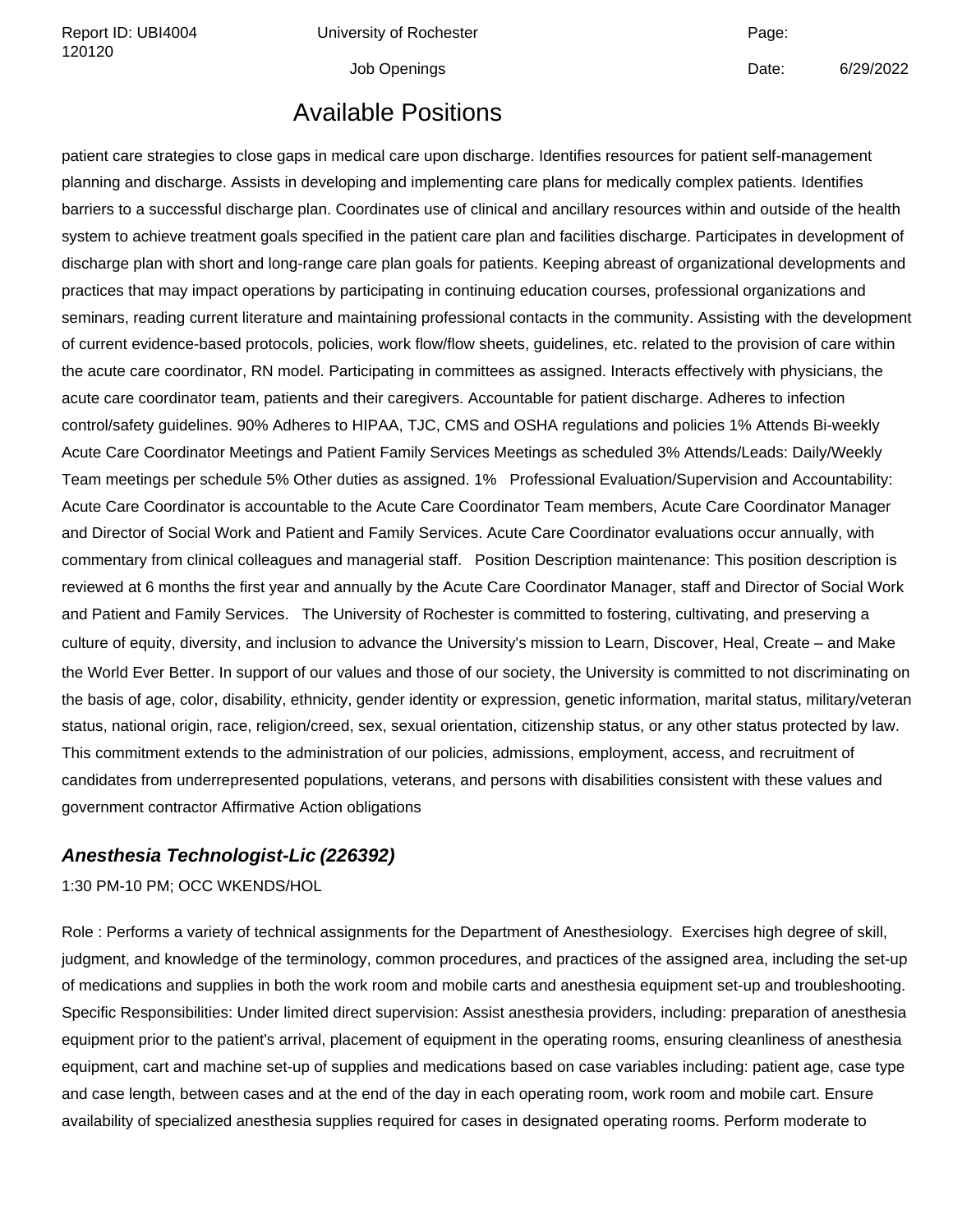## Available Positions

patient care strategies to close gaps in medical care upon discharge. Identifies resources for patient self-management planning and discharge. Assists in developing and implementing care plans for medically complex patients. Identifies barriers to a successful discharge plan. Coordinates use of clinical and ancillary resources within and outside of the health system to achieve treatment goals specified in the patient care plan and facilities discharge. Participates in development of discharge plan with short and long-range care plan goals for patients. Keeping abreast of organizational developments and practices that may impact operations by participating in continuing education courses, professional organizations and seminars, reading current literature and maintaining professional contacts in the community. Assisting with the development of current evidence-based protocols, policies, work flow/flow sheets, guidelines, etc. related to the provision of care within the acute care coordinator, RN model. Participating in committees as assigned. Interacts effectively with physicians, the acute care coordinator team, patients and their caregivers. Accountable for patient discharge. Adheres to infection control/safety guidelines. 90% Adheres to HIPAA, TJC, CMS and OSHA regulations and policies 1% Attends Bi-weekly Acute Care Coordinator Meetings and Patient Family Services Meetings as scheduled 3% Attends/Leads: Daily/Weekly Team meetings per schedule 5% Other duties as assigned. 1%   Professional Evaluation/Supervision and Accountability: Acute Care Coordinator is accountable to the Acute Care Coordinator Team members, Acute Care Coordinator Manager and Director of Social Work and Patient and Family Services. Acute Care Coordinator evaluations occur annually, with commentary from clinical colleagues and managerial staff.   Position Description maintenance: This position description is reviewed at 6 months the first year and annually by the Acute Care Coordinator Manager, staff and Director of Social Work and Patient and Family Services.   The University of Rochester is committed to fostering, cultivating, and preserving a culture of equity, diversity, and inclusion to advance the University's mission to Learn, Discover, Heal, Create – and Make the World Ever Better. In support of our values and those of our society, the University is committed to not discriminating on the basis of age, color, disability, ethnicity, gender identity or expression, genetic information, marital status, military/veteran status, national origin, race, religion/creed, sex, sexual orientation, citizenship status, or any other status protected by law. This commitment extends to the administration of our policies, admissions, employment, access, and recruitment of candidates from underrepresented populations, veterans, and persons with disabilities consistent with these values and government contractor Affirmative Action obligations

### ***Anesthesia Technologist-Lic (226392)***

1:30 PM-10 PM; OCC WKENDS/HOL

Role : Performs a variety of technical assignments for the Department of Anesthesiology.  Exercises high degree of skill, judgment, and knowledge of the terminology, common procedures, and practices of the assigned area, including the set-up of medications and supplies in both the work room and mobile carts and anesthesia equipment set-up and troubleshooting. Specific Responsibilities: Under limited direct supervision: Assist anesthesia providers, including: preparation of anesthesia equipment prior to the patient's arrival, placement of equipment in the operating rooms, ensuring cleanliness of anesthesia equipment, cart and machine set-up of supplies and medications based on case variables including: patient age, case type and case length, between cases and at the end of the day in each operating room, work room and mobile cart. Ensure availability of specialized anesthesia supplies required for cases in designated operating rooms. Perform moderate to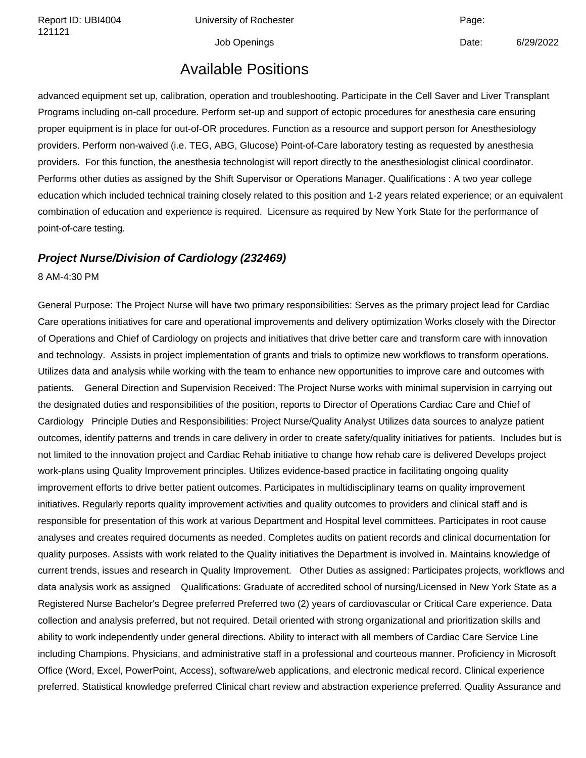advanced equipment set up, calibration, operation and troubleshooting. Participate in the Cell Saver and Liver Transplant Programs including on-call procedure. Perform set-up and support of ectopic procedures for anesthesia care ensuring proper equipment is in place for out-of-OR procedures. Function as a resource and support person for Anesthesiology providers. Perform non-waived (i.e. TEG, ABG, Glucose) Point-of-Care laboratory testing as requested by anesthesia providers. For this function, the anesthesia technologist will report directly to the anesthesiologist clinical coordinator. Performs other duties as assigned by the Shift Supervisor or Operations Manager. Qualifications : A two year college education which included technical training closely related to this position and 1-2 years related experience; or an equivalent combination of education and experience is required. Licensure as required by New York State for the performance of point-of-care testing.

### ***Project Nurse/Division of Cardiology (232469)***

8 AM-4:30 PM

General Purpose: The Project Nurse will have two primary responsibilities: Serves as the primary project lead for Cardiac Care operations initiatives for care and operational improvements and delivery optimization Works closely with the Director of Operations and Chief of Cardiology on projects and initiatives that drive better care and transform care with innovation and technology. Assists in project implementation of grants and trials to optimize new workflows to transform operations. Utilizes data and analysis while working with the team to enhance new opportunities to improve care and outcomes with patients. General Direction and Supervision Received: The Project Nurse works with minimal supervision in carrying out the designated duties and responsibilities of the position, reports to Director of Operations Cardiac Care and Chief of Cardiology Principle Duties and Responsibilities: Project Nurse/Quality Analyst Utilizes data sources to analyze patient outcomes, identify patterns and trends in care delivery in order to create safety/quality initiatives for patients. Includes but is not limited to the innovation project and Cardiac Rehab initiative to change how rehab care is delivered Develops project work-plans using Quality Improvement principles. Utilizes evidence-based practice in facilitating ongoing quality improvement efforts to drive better patient outcomes. Participates in multidisciplinary teams on quality improvement initiatives. Regularly reports quality improvement activities and quality outcomes to providers and clinical staff and is responsible for presentation of this work at various Department and Hospital level committees. Participates in root cause analyses and creates required documents as needed. Completes audits on patient records and clinical documentation for quality purposes. Assists with work related to the Quality initiatives the Department is involved in. Maintains knowledge of current trends, issues and research in Quality Improvement. Other Duties as assigned: Participates projects, workflows and data analysis work as assigned Qualifications: Graduate of accredited school of nursing/Licensed in New York State as a Registered Nurse Bachelor's Degree preferred Preferred two (2) years of cardiovascular or Critical Care experience. Data collection and analysis preferred, but not required. Detail oriented with strong organizational and prioritization skills and ability to work independently under general directions. Ability to interact with all members of Cardiac Care Service Line including Champions, Physicians, and administrative staff in a professional and courteous manner. Proficiency in Microsoft Office (Word, Excel, PowerPoint, Access), software/web applications, and electronic medical record. Clinical experience preferred. Statistical knowledge preferred Clinical chart review and abstraction experience preferred. Quality Assurance and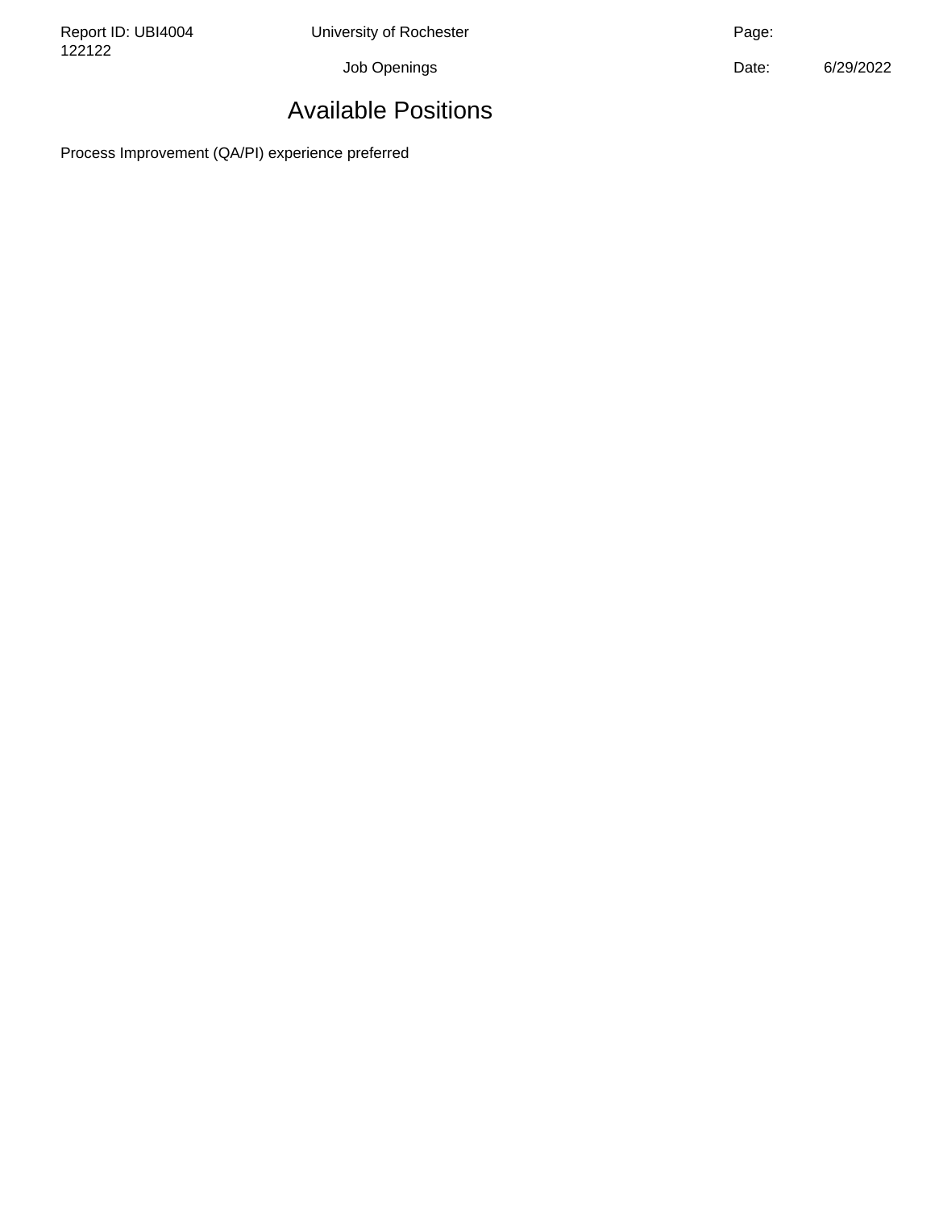# Available Positions

Process Improvement (QA/PI) experience preferred